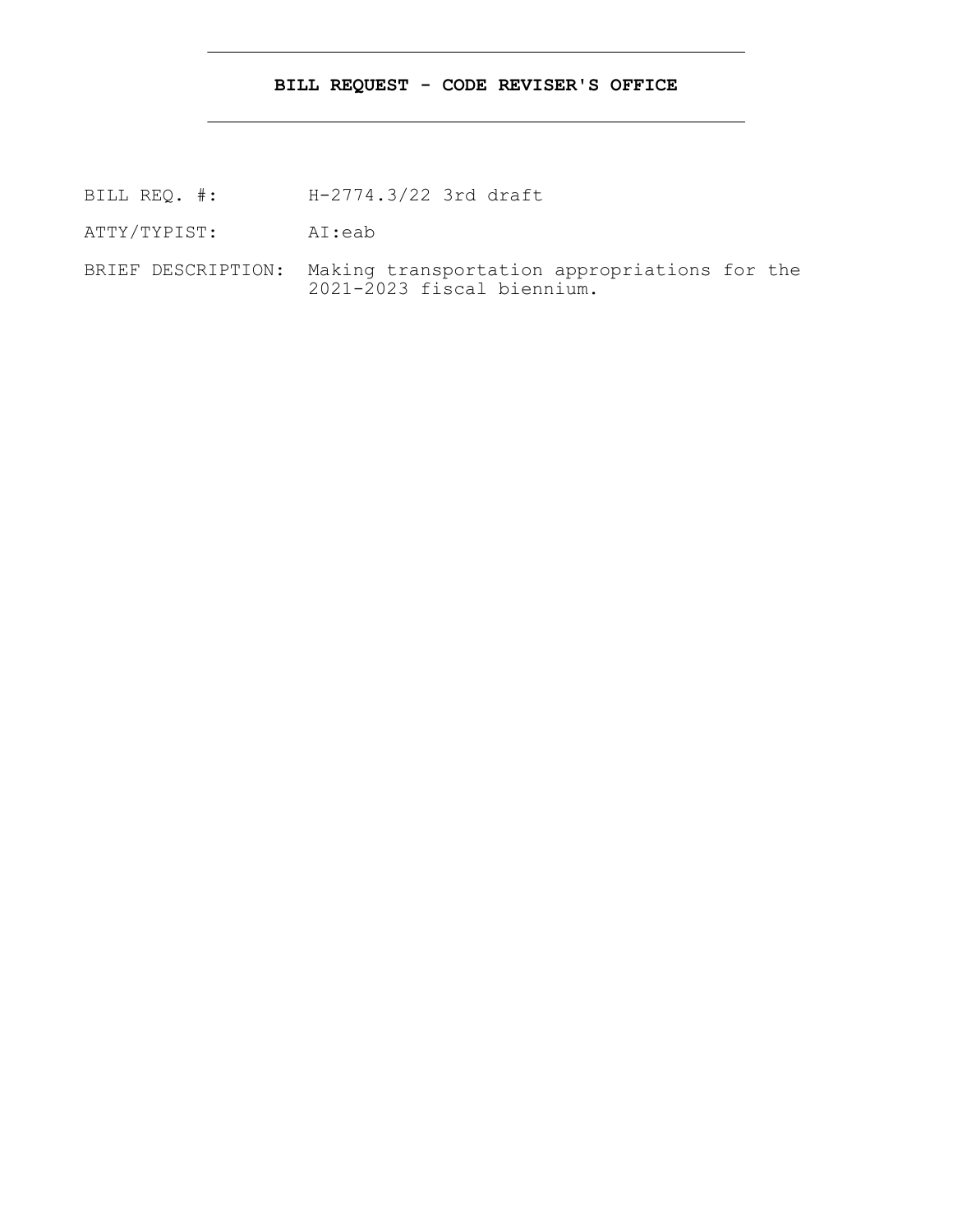**BILL REQUEST - CODE REVISER'S OFFICE**

---

BILL REQ. #: H-2774.3/22 3rd draft

ATTY/TYPIST: AI:eab

BRIEF DESCRIPTION: Making transportation appropriations for the 2021-2023 fiscal biennium.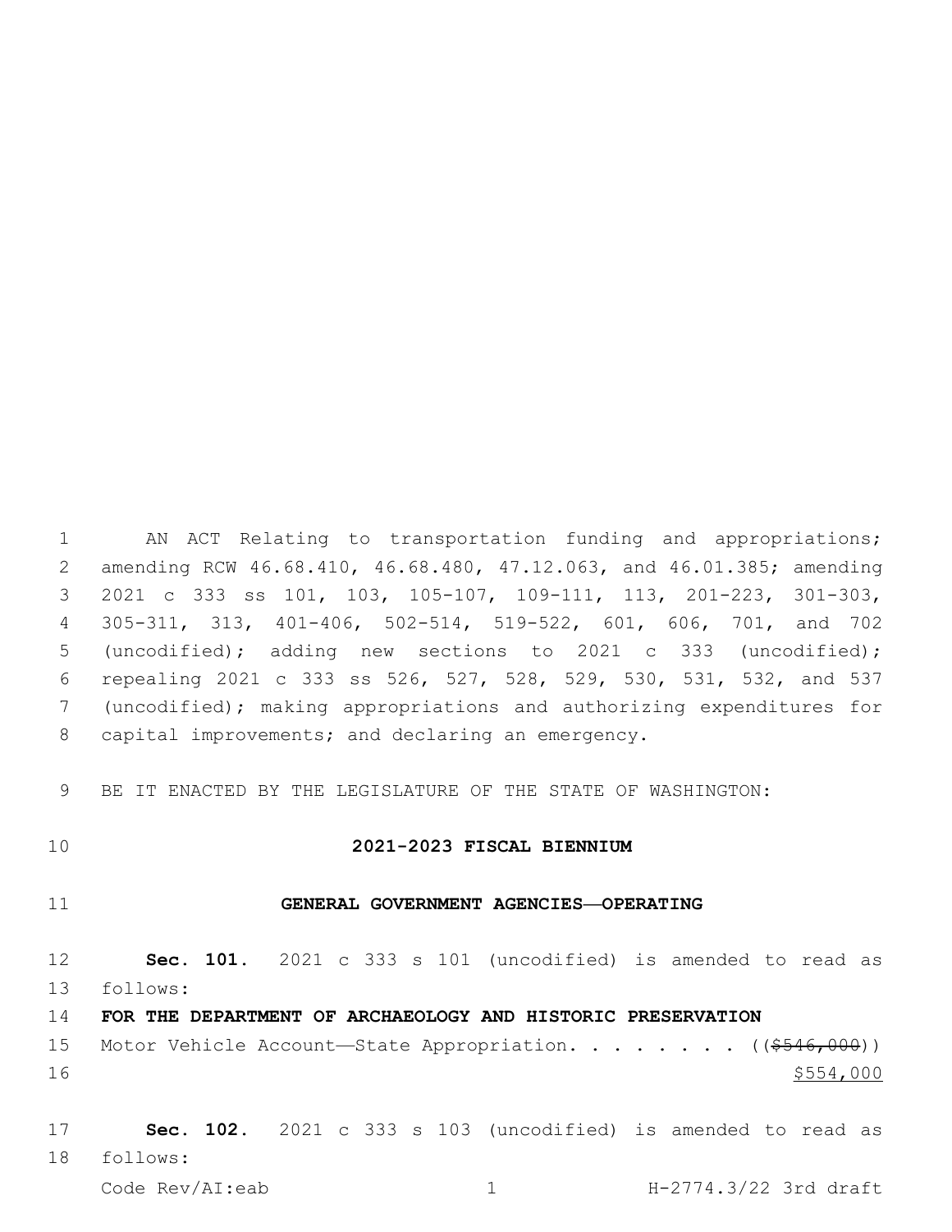AN ACT Relating to transportation funding and appropriations; amending RCW 46.68.410, 46.68.480, 47.12.063, and 46.01.385; amending 2021 c 333 ss 101, 103, 105-107, 109-111, 113, 201-223, 301-303, 305-311, 313, 401-406, 502-514, 519-522, 601, 606, 701, and 702 (uncodified); adding new sections to 2021 c 333 (uncodified); repealing 2021 c 333 ss 526, 527, 528, 529, 530, 531, 532, and 537 (uncodified); making appropriations and authorizing expenditures for capital improvements; and declaring an emergency.

BE IT ENACTED BY THE LEGISLATURE OF THE STATE OF WASHINGTON:

## 2021-2023 FISCAL BIENNIUM

## GENERAL GOVERNMENT AGENCIES—OPERATING

**Sec. 101.** 2021 c 333 s 101 (uncodified) is amended to read as follows:

**FOR THE DEPARTMENT OF ARCHAEOLOGY AND HISTORIC PRESERVATION**

Motor Vehicle Account—State Appropriation. . . . . . . . ((~~$546,000~~))
$554,000

**Sec. 102.** 2021 c 333 s 103 (uncodified) is amended to read as follows: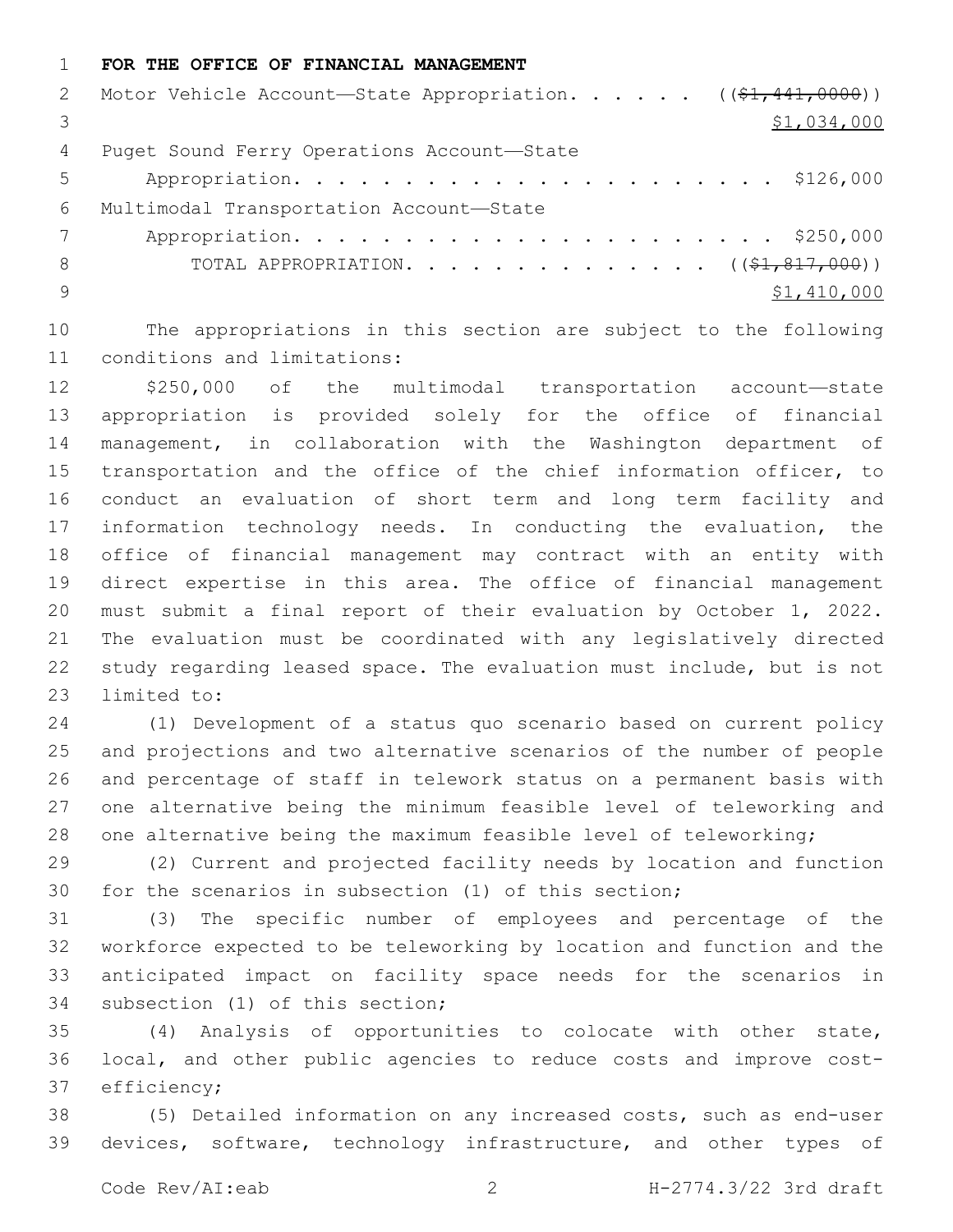**FOR THE OFFICE OF FINANCIAL MANAGEMENT**

Motor Vehicle Account—State Appropriation. . . . . . ((~~$1,441,0000~~))
$1,034,000

Puget Sound Ferry Operations Account—State Appropriation. . . . . . . . . . . . . . . . . . . . . . . $126,000

Multimodal Transportation Account—State Appropriation. . . . . . . . . . . . . . . . . . . . . . . $250,000

TOTAL APPROPRIATION. . . . . . . . . . . . . . . ((~~$1,817,000~~))
$1,410,000

The appropriations in this section are subject to the following conditions and limitations:

$250,000 of the multimodal transportation account—state appropriation is provided solely for the office of financial management, in collaboration with the Washington department of transportation and the office of the chief information officer, to conduct an evaluation of short term and long term facility and information technology needs. In conducting the evaluation, the office of financial management may contract with an entity with direct expertise in this area. The office of financial management must submit a final report of their evaluation by October 1, 2022. The evaluation must be coordinated with any legislatively directed study regarding leased space. The evaluation must include, but is not limited to:

(1) Development of a status quo scenario based on current policy and projections and two alternative scenarios of the number of people and percentage of staff in telework status on a permanent basis with one alternative being the minimum feasible level of teleworking and one alternative being the maximum feasible level of teleworking;

(2) Current and projected facility needs by location and function for the scenarios in subsection (1) of this section;

(3) The specific number of employees and percentage of the workforce expected to be teleworking by location and function and the anticipated impact on facility space needs for the scenarios in subsection (1) of this section;

(4) Analysis of opportunities to colocate with other state, local, and other public agencies to reduce costs and improve cost-efficiency;

(5) Detailed information on any increased costs, such as end-user devices, software, technology infrastructure, and other types of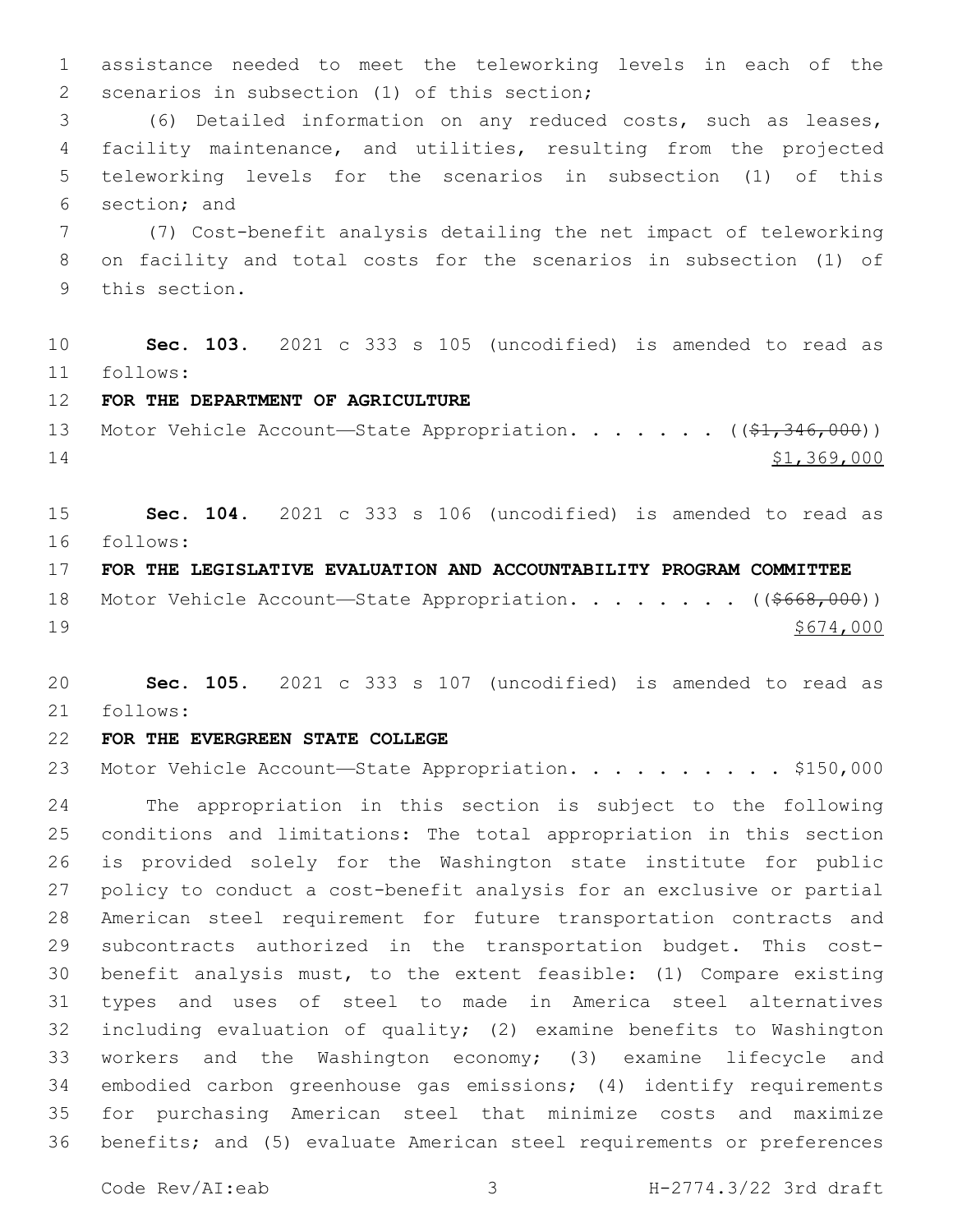assistance needed to meet the teleworking levels in each of the scenarios in subsection (1) of this section;

(6) Detailed information on any reduced costs, such as leases, facility maintenance, and utilities, resulting from the projected teleworking levels for the scenarios in subsection (1) of this section; and

(7) Cost-benefit analysis detailing the net impact of teleworking on facility and total costs for the scenarios in subsection (1) of this section.

**Sec. 103.** 2021 c 333 s 105 (uncodified) is amended to read as follows:

**FOR THE DEPARTMENT OF AGRICULTURE**

Motor Vehicle Account—State Appropriation. . . . . . . ((~~$1,346,000~~)) <u>$1,369,000</u>

**Sec. 104.** 2021 c 333 s 106 (uncodified) is amended to read as follows:

**FOR THE LEGISLATIVE EVALUATION AND ACCOUNTABILITY PROGRAM COMMITTEE**

Motor Vehicle Account—State Appropriation. . . . . . . . ((~~$668,000~~)) <u>$674,000</u>

**Sec. 105.** 2021 c 333 s 107 (uncodified) is amended to read as follows:

**FOR THE EVERGREEN STATE COLLEGE**

Motor Vehicle Account—State Appropriation. . . . . . . . . . $150,000

The appropriation in this section is subject to the following conditions and limitations: The total appropriation in this section is provided solely for the Washington state institute for public policy to conduct a cost-benefit analysis for an exclusive or partial American steel requirement for future transportation contracts and subcontracts authorized in the transportation budget. This cost-benefit analysis must, to the extent feasible: (1) Compare existing types and uses of steel to made in America steel alternatives including evaluation of quality; (2) examine benefits to Washington workers and the Washington economy; (3) examine lifecycle and embodied carbon greenhouse gas emissions; (4) identify requirements for purchasing American steel that minimize costs and maximize benefits; and (5) evaluate American steel requirements or preferences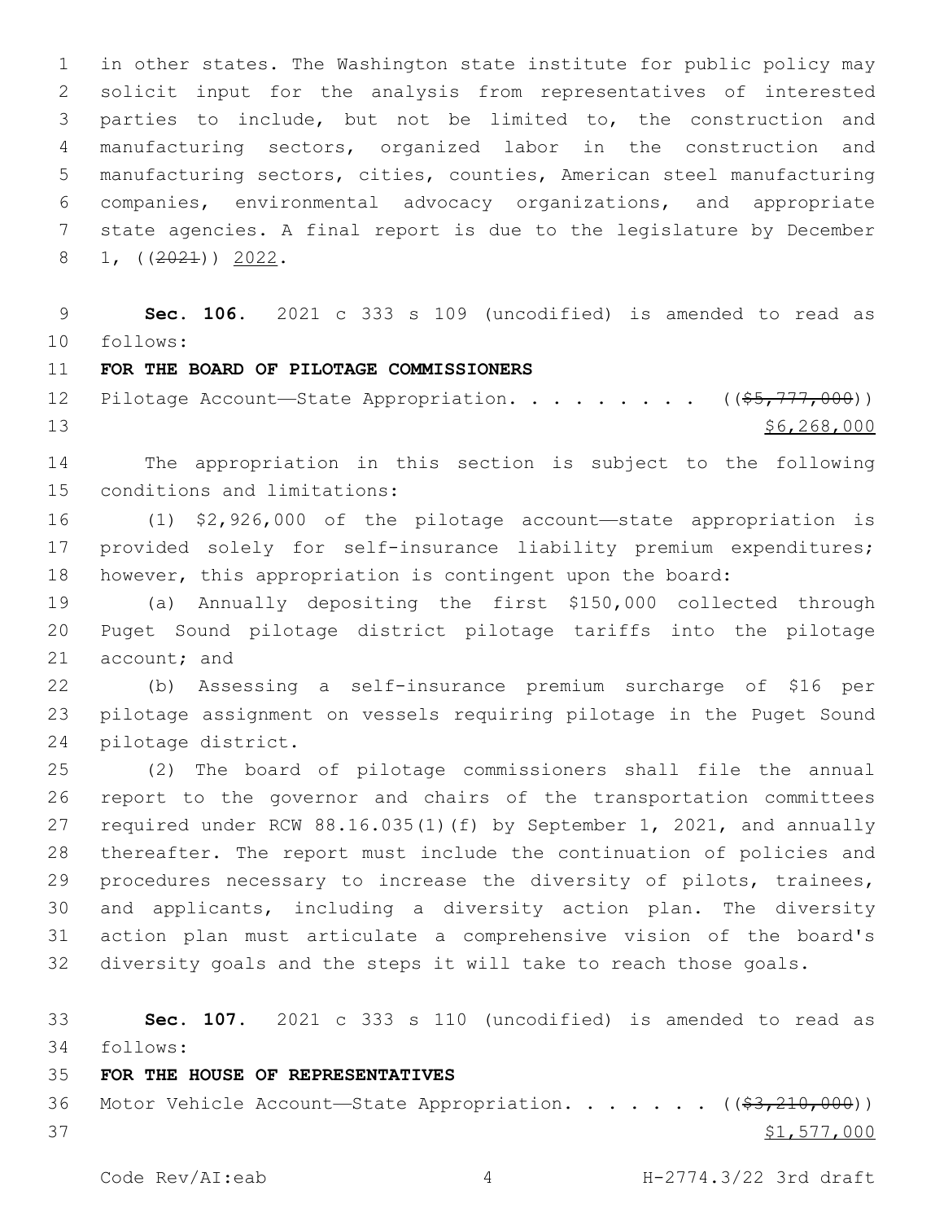in other states. The Washington state institute for public policy may solicit input for the analysis from representatives of interested parties to include, but not be limited to, the construction and manufacturing sectors, organized labor in the construction and manufacturing sectors, cities, counties, American steel manufacturing companies, environmental advocacy organizations, and appropriate state agencies. A final report is due to the legislature by December 1, ((~~2021~~)) 2022.

**Sec. 106.** 2021 c 333 s 109 (uncodified) is amended to read as follows:

**FOR THE BOARD OF PILOTAGE COMMISSIONERS**

Pilotage Account—State Appropriation. . . . . . . . . ((~~$5,777,000~~)) $6,268,000

The appropriation in this section is subject to the following conditions and limitations:

(1) $2,926,000 of the pilotage account—state appropriation is provided solely for self-insurance liability premium expenditures; however, this appropriation is contingent upon the board:

(a) Annually depositing the first $150,000 collected through Puget Sound pilotage district pilotage tariffs into the pilotage account; and

(b) Assessing a self-insurance premium surcharge of $16 per pilotage assignment on vessels requiring pilotage in the Puget Sound pilotage district.

(2) The board of pilotage commissioners shall file the annual report to the governor and chairs of the transportation committees required under RCW 88.16.035(1)(f) by September 1, 2021, and annually thereafter. The report must include the continuation of policies and procedures necessary to increase the diversity of pilots, trainees, and applicants, including a diversity action plan. The diversity action plan must articulate a comprehensive vision of the board's diversity goals and the steps it will take to reach those goals.

**Sec. 107.** 2021 c 333 s 110 (uncodified) is amended to read as follows:

**FOR THE HOUSE OF REPRESENTATIVES**

Motor Vehicle Account—State Appropriation. . . . . . . ((~~$3,210,000~~)) $1,577,000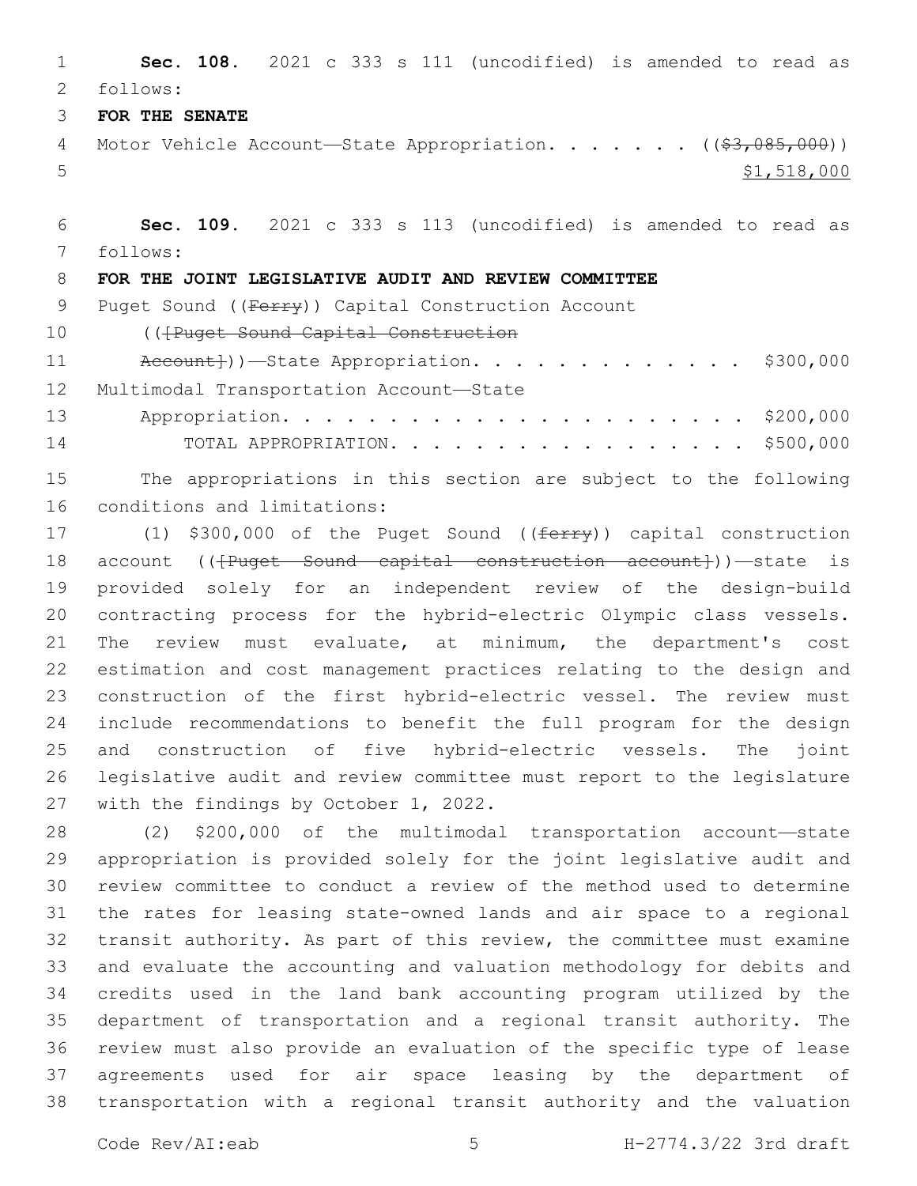**Sec. 108.** 2021 c 333 s 111 (uncodified) is amended to read as follows:

**FOR THE SENATE**

Motor Vehicle Account—State Appropriation. . . . . . . ((~~$3,085,000~~))
$1,518,000

**Sec. 109.** 2021 c 333 s 113 (uncodified) is amended to read as follows:

**FOR THE JOINT LEGISLATIVE AUDIT AND REVIEW COMMITTEE**

Puget Sound ((~~Ferry~~)) Capital Construction Account
((~~[Puget Sound Capital Construction Account]~~))—State Appropriation. . . . . . . . . . . . . $300,000

Multimodal Transportation Account—State Appropriation. . . . . . . . . . . . . . . . . . . . . . $200,000

TOTAL APPROPRIATION. . . . . . . . . . . . . . . . . . $500,000

The appropriations in this section are subject to the following conditions and limitations:

(1) $300,000 of the Puget Sound ((~~ferry~~)) capital construction account ((~~[Puget Sound capital construction account]~~))—state is provided solely for an independent review of the design-build contracting process for the hybrid-electric Olympic class vessels. The review must evaluate, at minimum, the department's cost estimation and cost management practices relating to the design and construction of the first hybrid-electric vessel. The review must include recommendations to benefit the full program for the design and construction of five hybrid-electric vessels. The joint legislative audit and review committee must report to the legislature with the findings by October 1, 2022.

(2) $200,000 of the multimodal transportation account—state appropriation is provided solely for the joint legislative audit and review committee to conduct a review of the method used to determine the rates for leasing state-owned lands and air space to a regional transit authority. As part of this review, the committee must examine and evaluate the accounting and valuation methodology for debits and credits used in the land bank accounting program utilized by the department of transportation and a regional transit authority. The review must also provide an evaluation of the specific type of lease agreements used for air space leasing by the department of transportation with a regional transit authority and the valuation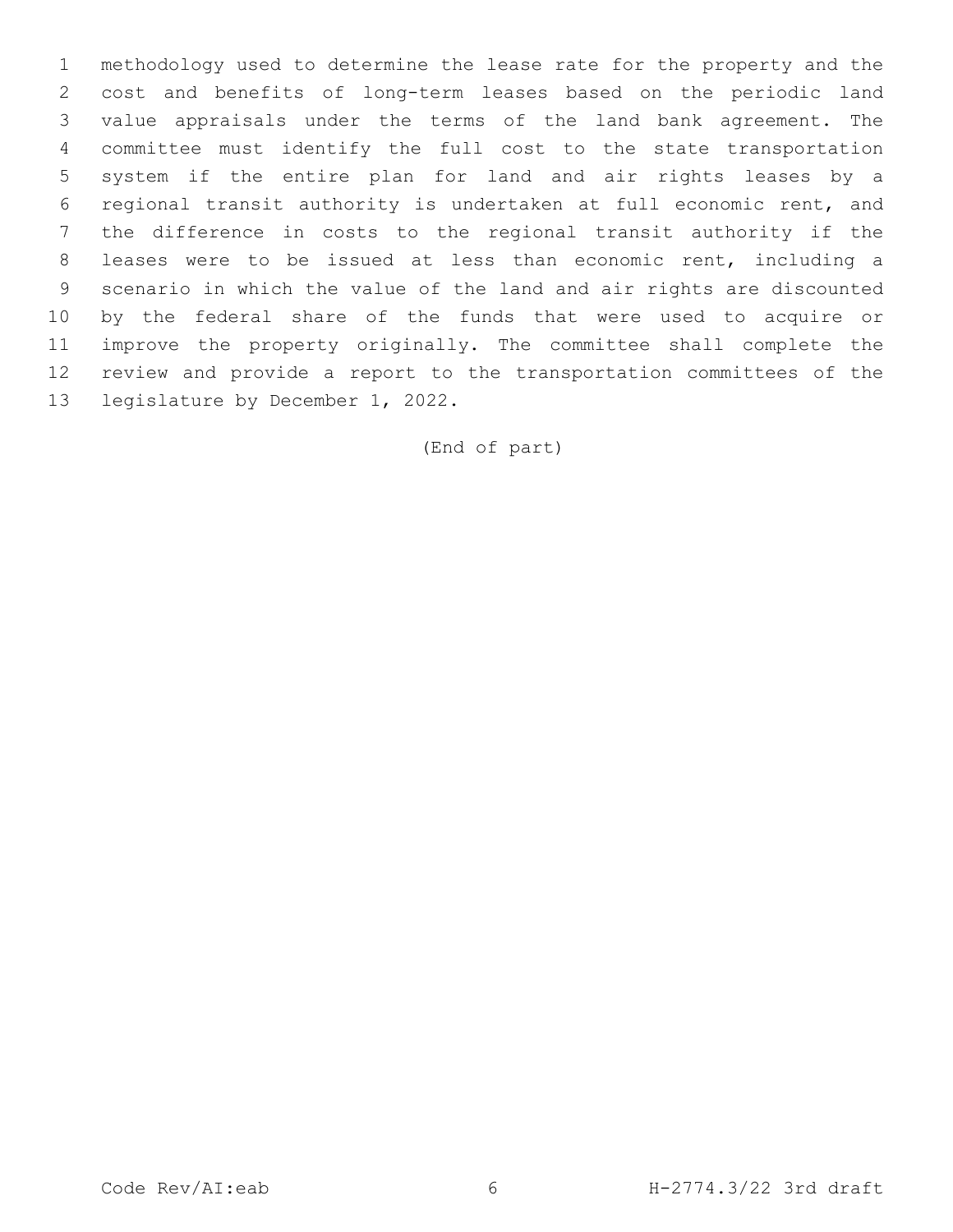methodology used to determine the lease rate for the property and the cost and benefits of long-term leases based on the periodic land value appraisals under the terms of the land bank agreement. The committee must identify the full cost to the state transportation system if the entire plan for land and air rights leases by a regional transit authority is undertaken at full economic rent, and the difference in costs to the regional transit authority if the leases were to be issued at less than economic rent, including a scenario in which the value of the land and air rights are discounted by the federal share of the funds that were used to acquire or improve the property originally. The committee shall complete the review and provide a report to the transportation committees of the legislature by December 1, 2022.

(End of part)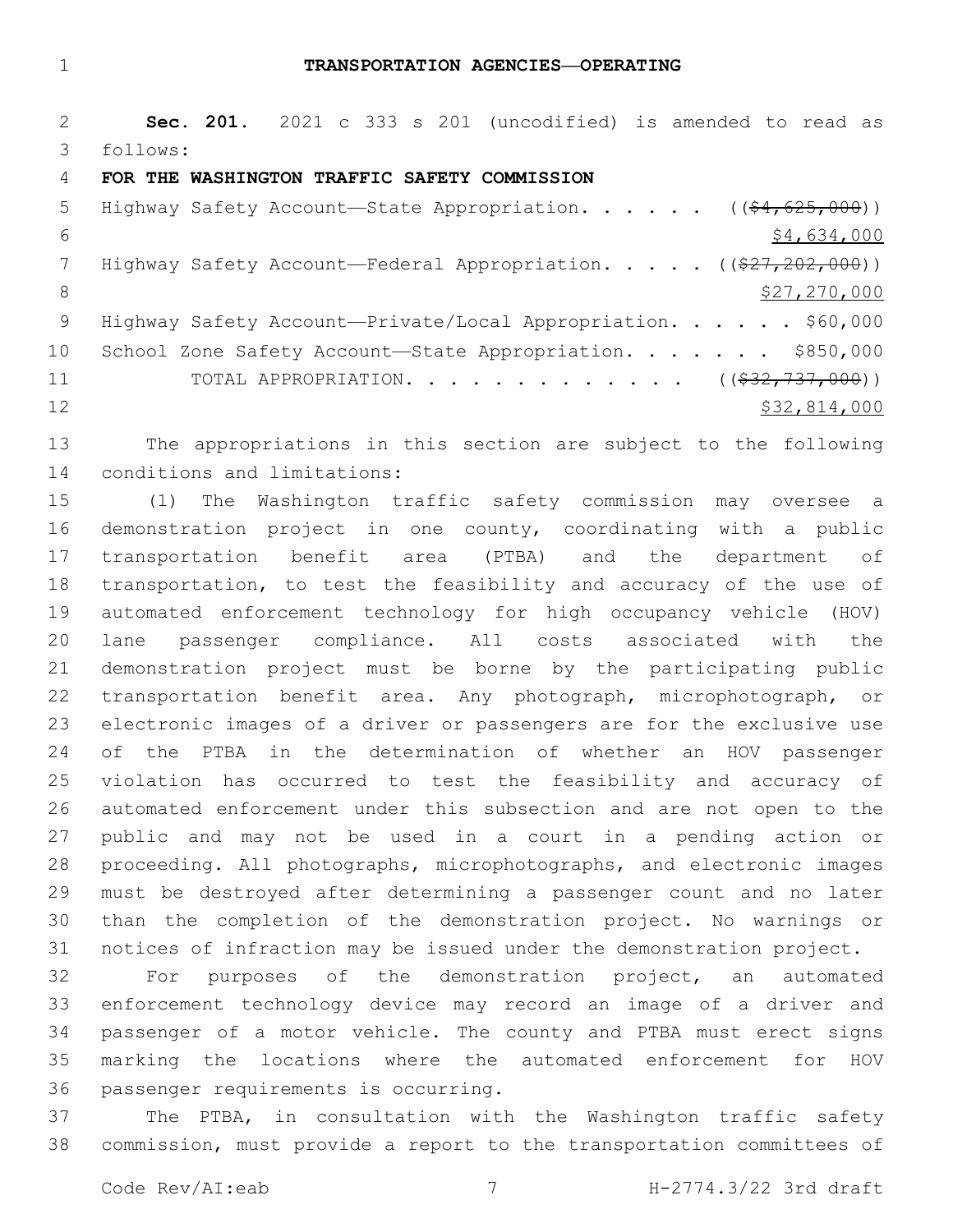**TRANSPORTATION AGENCIES—OPERATING**

**Sec. 201.** 2021 c 333 s 201 (uncodified) is amended to read as follows:

**FOR THE WASHINGTON TRAFFIC SAFETY COMMISSION**

Highway Safety Account—State Appropriation. . . . . . ((~~$4,625,000~~))
<u>$4,634,000</u>

Highway Safety Account—Federal Appropriation. . . . . ((~~$27,202,000~~))
<u>$27,270,000</u>

Highway Safety Account—Private/Local Appropriation. . . . . . $60,000

School Zone Safety Account—State Appropriation. . . . . . . $850,000

TOTAL APPROPRIATION. . . . . . . . . . . . . ((~~$32,737,000~~))
<u>$32,814,000</u>

The appropriations in this section are subject to the following conditions and limitations:

(1) The Washington traffic safety commission may oversee a demonstration project in one county, coordinating with a public transportation benefit area (PTBA) and the department of transportation, to test the feasibility and accuracy of the use of automated enforcement technology for high occupancy vehicle (HOV) lane passenger compliance. All costs associated with the demonstration project must be borne by the participating public transportation benefit area. Any photograph, microphotograph, or electronic images of a driver or passengers are for the exclusive use of the PTBA in the determination of whether an HOV passenger violation has occurred to test the feasibility and accuracy of automated enforcement under this subsection and are not open to the public and may not be used in a court in a pending action or proceeding. All photographs, microphotographs, and electronic images must be destroyed after determining a passenger count and no later than the completion of the demonstration project. No warnings or notices of infraction may be issued under the demonstration project.

For purposes of the demonstration project, an automated enforcement technology device may record an image of a driver and passenger of a motor vehicle. The county and PTBA must erect signs marking the locations where the automated enforcement for HOV passenger requirements is occurring.

The PTBA, in consultation with the Washington traffic safety commission, must provide a report to the transportation committees of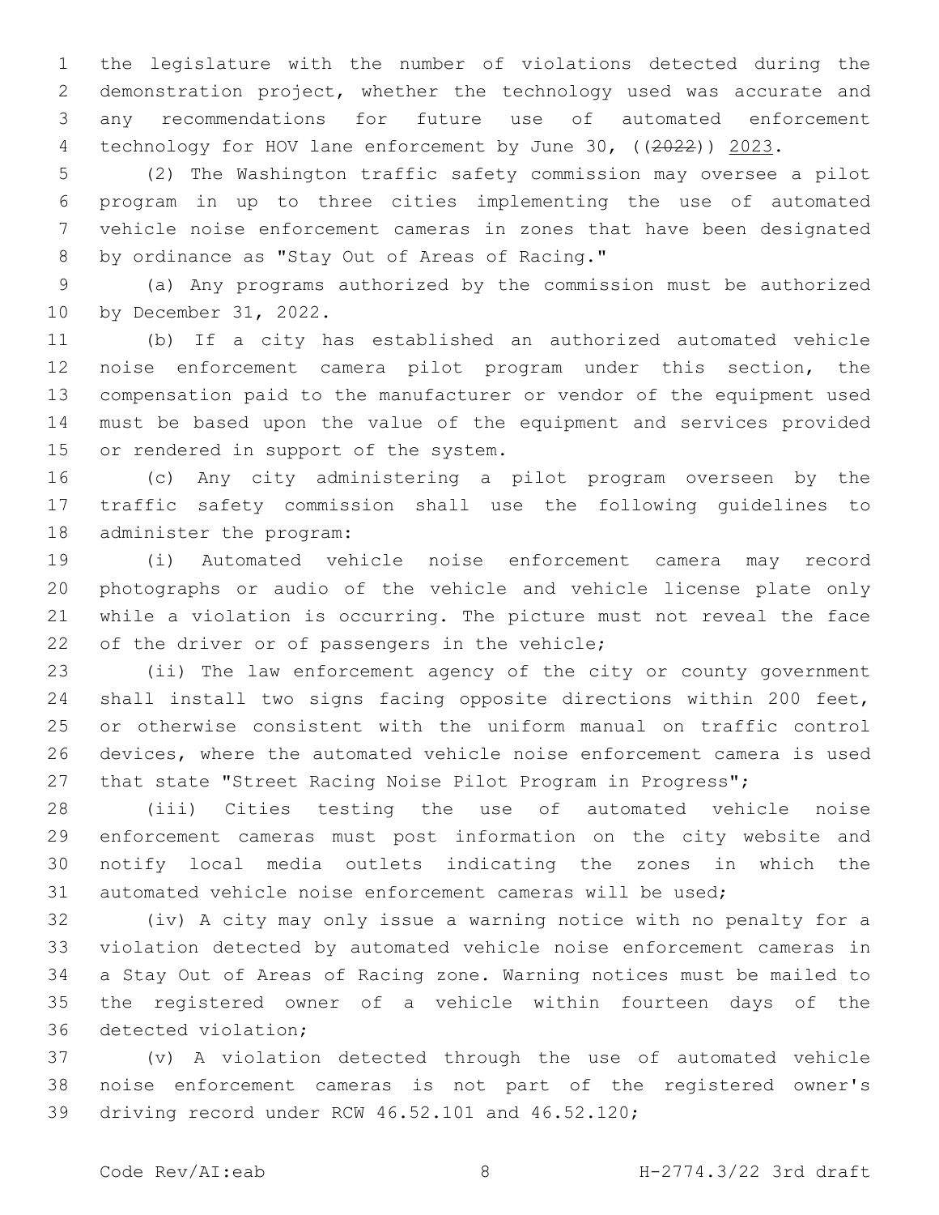the legislature with the number of violations detected during the demonstration project, whether the technology used was accurate and any recommendations for future use of automated enforcement technology for HOV lane enforcement by June 30, ((~~2022~~)) 2023.

(2) The Washington traffic safety commission may oversee a pilot program in up to three cities implementing the use of automated vehicle noise enforcement cameras in zones that have been designated by ordinance as "Stay Out of Areas of Racing."

(a) Any programs authorized by the commission must be authorized by December 31, 2022.

(b) If a city has established an authorized automated vehicle noise enforcement camera pilot program under this section, the compensation paid to the manufacturer or vendor of the equipment used must be based upon the value of the equipment and services provided or rendered in support of the system.

(c) Any city administering a pilot program overseen by the traffic safety commission shall use the following guidelines to administer the program:

(i) Automated vehicle noise enforcement camera may record photographs or audio of the vehicle and vehicle license plate only while a violation is occurring. The picture must not reveal the face of the driver or of passengers in the vehicle;

(ii) The law enforcement agency of the city or county government shall install two signs facing opposite directions within 200 feet, or otherwise consistent with the uniform manual on traffic control devices, where the automated vehicle noise enforcement camera is used that state "Street Racing Noise Pilot Program in Progress";

(iii) Cities testing the use of automated vehicle noise enforcement cameras must post information on the city website and notify local media outlets indicating the zones in which the automated vehicle noise enforcement cameras will be used;

(iv) A city may only issue a warning notice with no penalty for a violation detected by automated vehicle noise enforcement cameras in a Stay Out of Areas of Racing zone. Warning notices must be mailed to the registered owner of a vehicle within fourteen days of the detected violation;

(v) A violation detected through the use of automated vehicle noise enforcement cameras is not part of the registered owner's driving record under RCW 46.52.101 and 46.52.120;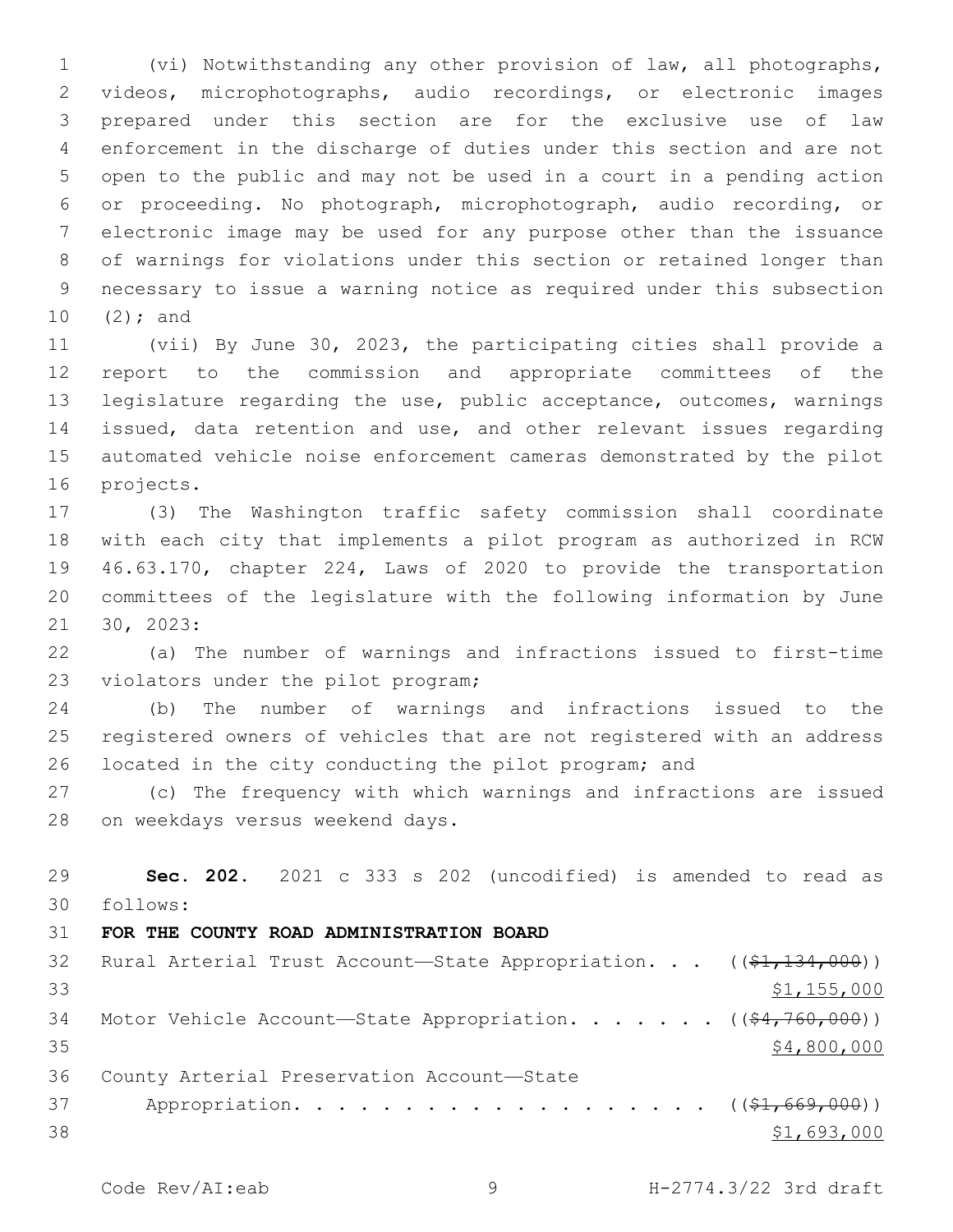(vi) Notwithstanding any other provision of law, all photographs, videos, microphotographs, audio recordings, or electronic images prepared under this section are for the exclusive use of law enforcement in the discharge of duties under this section and are not open to the public and may not be used in a court in a pending action or proceeding. No photograph, microphotograph, audio recording, or electronic image may be used for any purpose other than the issuance of warnings for violations under this section or retained longer than necessary to issue a warning notice as required under this subsection (2); and

(vii) By June 30, 2023, the participating cities shall provide a report to the commission and appropriate committees of the legislature regarding the use, public acceptance, outcomes, warnings issued, data retention and use, and other relevant issues regarding automated vehicle noise enforcement cameras demonstrated by the pilot projects.

(3) The Washington traffic safety commission shall coordinate with each city that implements a pilot program as authorized in RCW 46.63.170, chapter 224, Laws of 2020 to provide the transportation committees of the legislature with the following information by June 30, 2023:

(a) The number of warnings and infractions issued to first-time violators under the pilot program;

(b) The number of warnings and infractions issued to the registered owners of vehicles that are not registered with an address located in the city conducting the pilot program; and

(c) The frequency with which warnings and infractions are issued on weekdays versus weekend days.

**Sec. 202.** 2021 c 333 s 202 (uncodified) is amended to read as follows:

**FOR THE COUNTY ROAD ADMINISTRATION BOARD**

Rural Arterial Trust Account—State Appropriation. . . ((~~$1,134,000~~))
<u>$1,155,000</u>

Motor Vehicle Account—State Appropriation. . . . . . . ((~~$4,760,000~~))
<u>$4,800,000</u>

County Arterial Preservation Account—State Appropriation. . . . . . . . . . . . . . . . . . . ((~~$1,669,000~~))
<u>$1,693,000</u>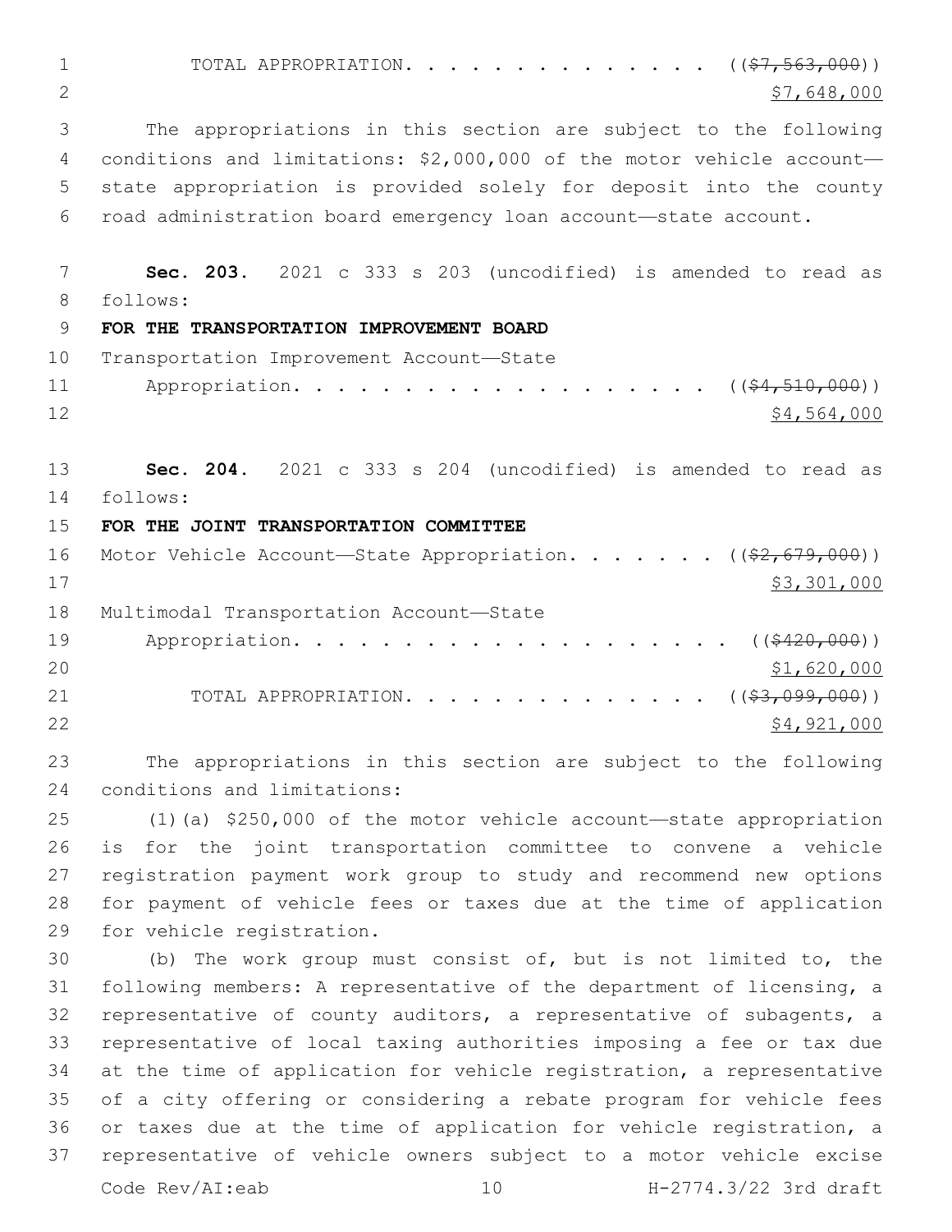TOTAL APPROPRIATION. . . . . . . . . . . . . . . ((~~$7,563,000~~))
<u>$7,648,000</u>

The appropriations in this section are subject to the following conditions and limitations: $2,000,000 of the motor vehicle account—state appropriation is provided solely for deposit into the county road administration board emergency loan account—state account.

**Sec. 203.** 2021 c 333 s 203 (uncodified) is amended to read as follows:

**FOR THE TRANSPORTATION IMPROVEMENT BOARD**

Transportation Improvement Account—State
Appropriation. . . . . . . . . . . . . . . . . . . . ((~~$4,510,000~~))
<u>$4,564,000</u>

**Sec. 204.** 2021 c 333 s 204 (uncodified) is amended to read as follows:

**FOR THE JOINT TRANSPORTATION COMMITTEE**

Motor Vehicle Account—State Appropriation. . . . . . . ((~~$2,679,000~~))
<u>$3,301,000</u>

Multimodal Transportation Account—State
Appropriation. . . . . . . . . . . . . . . . . . . . ((~~$420,000~~))
<u>$1,620,000</u>

TOTAL APPROPRIATION. . . . . . . . . . . . . . . ((~~$3,099,000~~))
<u>$4,921,000</u>

The appropriations in this section are subject to the following conditions and limitations:

(1)(a) $250,000 of the motor vehicle account—state appropriation is for the joint transportation committee to convene a vehicle registration payment work group to study and recommend new options for payment of vehicle fees or taxes due at the time of application for vehicle registration.

(b) The work group must consist of, but is not limited to, the following members: A representative of the department of licensing, a representative of county auditors, a representative of subagents, a representative of local taxing authorities imposing a fee or tax due at the time of application for vehicle registration, a representative of a city offering or considering a rebate program for vehicle fees or taxes due at the time of application for vehicle registration, a representative of vehicle owners subject to a motor vehicle excise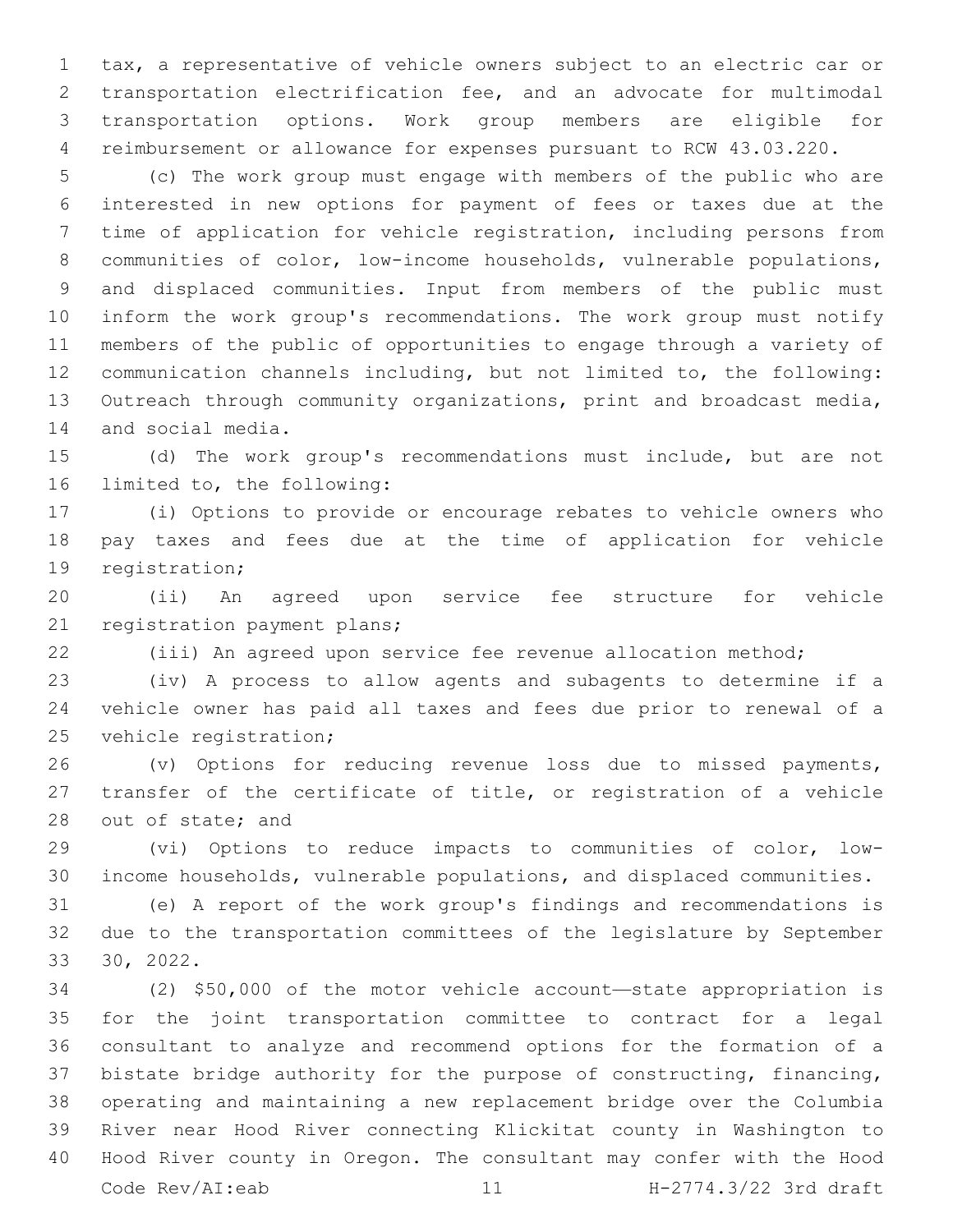tax, a representative of vehicle owners subject to an electric car or transportation electrification fee, and an advocate for multimodal transportation options. Work group members are eligible for reimbursement or allowance for expenses pursuant to RCW 43.03.220.

(c) The work group must engage with members of the public who are interested in new options for payment of fees or taxes due at the time of application for vehicle registration, including persons from communities of color, low-income households, vulnerable populations, and displaced communities. Input from members of the public must inform the work group's recommendations. The work group must notify members of the public of opportunities to engage through a variety of communication channels including, but not limited to, the following: Outreach through community organizations, print and broadcast media, and social media.

(d) The work group's recommendations must include, but are not limited to, the following:

(i) Options to provide or encourage rebates to vehicle owners who pay taxes and fees due at the time of application for vehicle registration;

(ii) An agreed upon service fee structure for vehicle registration payment plans;

(iii) An agreed upon service fee revenue allocation method;

(iv) A process to allow agents and subagents to determine if a vehicle owner has paid all taxes and fees due prior to renewal of a vehicle registration;

(v) Options for reducing revenue loss due to missed payments, transfer of the certificate of title, or registration of a vehicle out of state; and

(vi) Options to reduce impacts to communities of color, low-income households, vulnerable populations, and displaced communities.

(e) A report of the work group's findings and recommendations is due to the transportation committees of the legislature by September 30, 2022.

(2) $50,000 of the motor vehicle account—state appropriation is for the joint transportation committee to contract for a legal consultant to analyze and recommend options for the formation of a bistate bridge authority for the purpose of constructing, financing, operating and maintaining a new replacement bridge over the Columbia River near Hood River connecting Klickitat county in Washington to Hood River county in Oregon. The consultant may confer with the Hood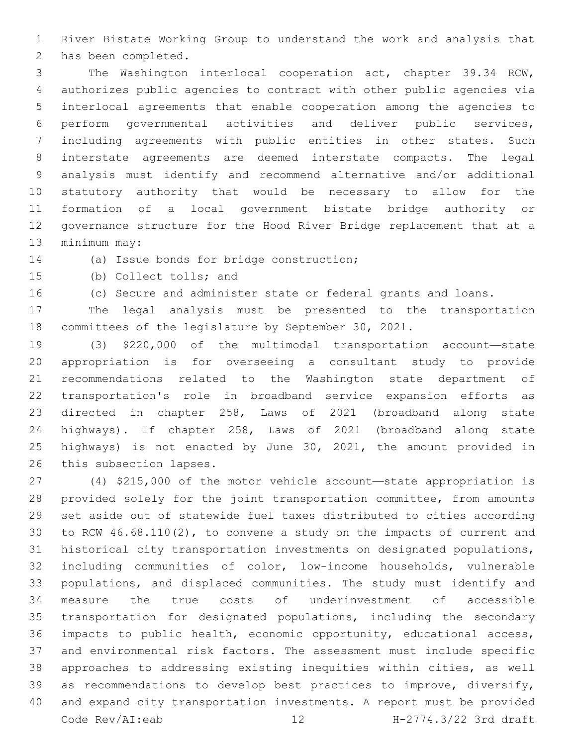River Bistate Working Group to understand the work and analysis that has been completed.

The Washington interlocal cooperation act, chapter 39.34 RCW, authorizes public agencies to contract with other public agencies via interlocal agreements that enable cooperation among the agencies to perform governmental activities and deliver public services, including agreements with public entities in other states. Such interstate agreements are deemed interstate compacts. The legal analysis must identify and recommend alternative and/or additional statutory authority that would be necessary to allow for the formation of a local government bistate bridge authority or governance structure for the Hood River Bridge replacement that at a minimum may:

(a) Issue bonds for bridge construction;

(b) Collect tolls; and

(c) Secure and administer state or federal grants and loans.

The legal analysis must be presented to the transportation committees of the legislature by September 30, 2021.

(3) $220,000 of the multimodal transportation account—state appropriation is for overseeing a consultant study to provide recommendations related to the Washington state department of transportation's role in broadband service expansion efforts as directed in chapter 258, Laws of 2021 (broadband along state highways). If chapter 258, Laws of 2021 (broadband along state highways) is not enacted by June 30, 2021, the amount provided in this subsection lapses.

(4) $215,000 of the motor vehicle account—state appropriation is provided solely for the joint transportation committee, from amounts set aside out of statewide fuel taxes distributed to cities according to RCW 46.68.110(2), to convene a study on the impacts of current and historical city transportation investments on designated populations, including communities of color, low-income households, vulnerable populations, and displaced communities. The study must identify and measure the true costs of underinvestment of accessible transportation for designated populations, including the secondary impacts to public health, economic opportunity, educational access, and environmental risk factors. The assessment must include specific approaches to addressing existing inequities within cities, as well as recommendations to develop best practices to improve, diversify, and expand city transportation investments. A report must be provided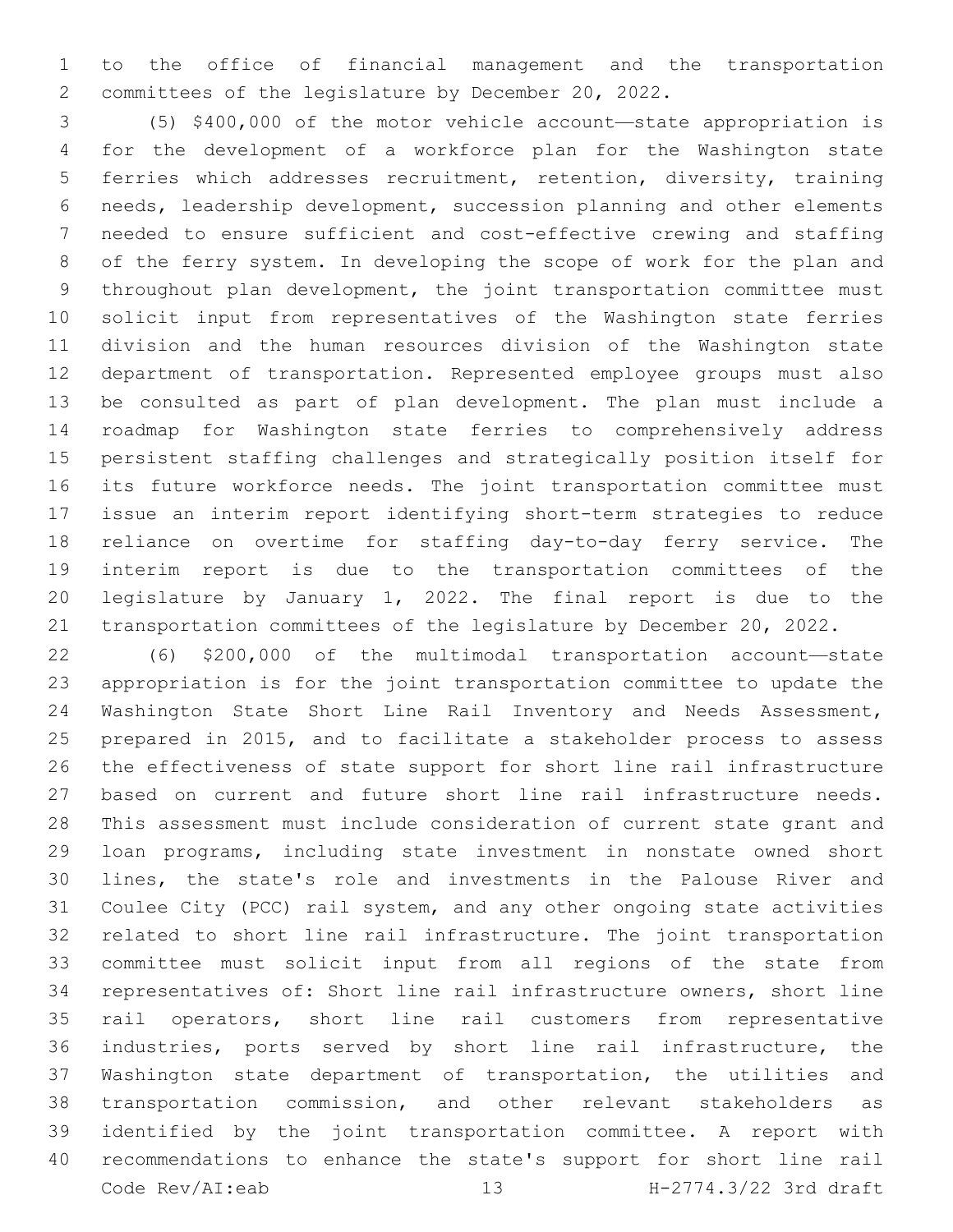to the office of financial management and the transportation committees of the legislature by December 20, 2022.

(5) $400,000 of the motor vehicle account—state appropriation is for the development of a workforce plan for the Washington state ferries which addresses recruitment, retention, diversity, training needs, leadership development, succession planning and other elements needed to ensure sufficient and cost-effective crewing and staffing of the ferry system. In developing the scope of work for the plan and throughout plan development, the joint transportation committee must solicit input from representatives of the Washington state ferries division and the human resources division of the Washington state department of transportation. Represented employee groups must also be consulted as part of plan development. The plan must include a roadmap for Washington state ferries to comprehensively address persistent staffing challenges and strategically position itself for its future workforce needs. The joint transportation committee must issue an interim report identifying short-term strategies to reduce reliance on overtime for staffing day-to-day ferry service. The interim report is due to the transportation committees of the legislature by January 1, 2022. The final report is due to the transportation committees of the legislature by December 20, 2022.

(6) $200,000 of the multimodal transportation account—state appropriation is for the joint transportation committee to update the Washington State Short Line Rail Inventory and Needs Assessment, prepared in 2015, and to facilitate a stakeholder process to assess the effectiveness of state support for short line rail infrastructure based on current and future short line rail infrastructure needs. This assessment must include consideration of current state grant and loan programs, including state investment in nonstate owned short lines, the state's role and investments in the Palouse River and Coulee City (PCC) rail system, and any other ongoing state activities related to short line rail infrastructure. The joint transportation committee must solicit input from all regions of the state from representatives of: Short line rail infrastructure owners, short line rail operators, short line rail customers from representative industries, ports served by short line rail infrastructure, the Washington state department of transportation, the utilities and transportation commission, and other relevant stakeholders as identified by the joint transportation committee. A report with recommendations to enhance the state's support for short line rail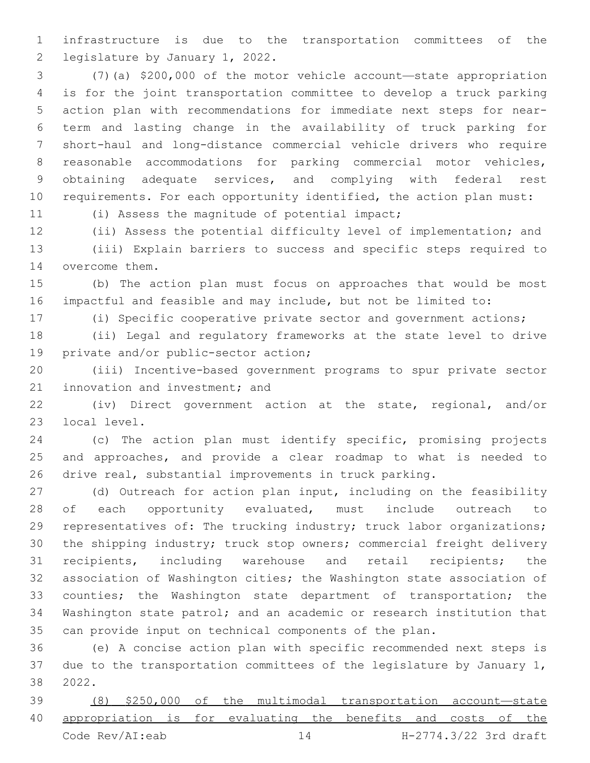infrastructure is due to the transportation committees of the legislature by January 1, 2022.

(7)(a) $200,000 of the motor vehicle account—state appropriation is for the joint transportation committee to develop a truck parking action plan with recommendations for immediate next steps for near-term and lasting change in the availability of truck parking for short-haul and long-distance commercial vehicle drivers who require reasonable accommodations for parking commercial motor vehicles, obtaining adequate services, and complying with federal rest requirements. For each opportunity identified, the action plan must:

(i) Assess the magnitude of potential impact;

(ii) Assess the potential difficulty level of implementation; and

(iii) Explain barriers to success and specific steps required to overcome them.

(b) The action plan must focus on approaches that would be most impactful and feasible and may include, but not be limited to:

(i) Specific cooperative private sector and government actions;

(ii) Legal and regulatory frameworks at the state level to drive private and/or public-sector action;

(iii) Incentive-based government programs to spur private sector innovation and investment; and

(iv) Direct government action at the state, regional, and/or local level.

(c) The action plan must identify specific, promising projects and approaches, and provide a clear roadmap to what is needed to drive real, substantial improvements in truck parking.

(d) Outreach for action plan input, including on the feasibility of each opportunity evaluated, must include outreach to representatives of: The trucking industry; truck labor organizations; the shipping industry; truck stop owners; commercial freight delivery recipients, including warehouse and retail recipients; the association of Washington cities; the Washington state association of counties; the Washington state department of transportation; the Washington state patrol; and an academic or research institution that can provide input on technical components of the plan.

(e) A concise action plan with specific recommended next steps is due to the transportation committees of the legislature by January 1, 2022.

<u>(8) $250,000 of the multimodal transportation account—state appropriation is for evaluating the benefits and costs of the</u>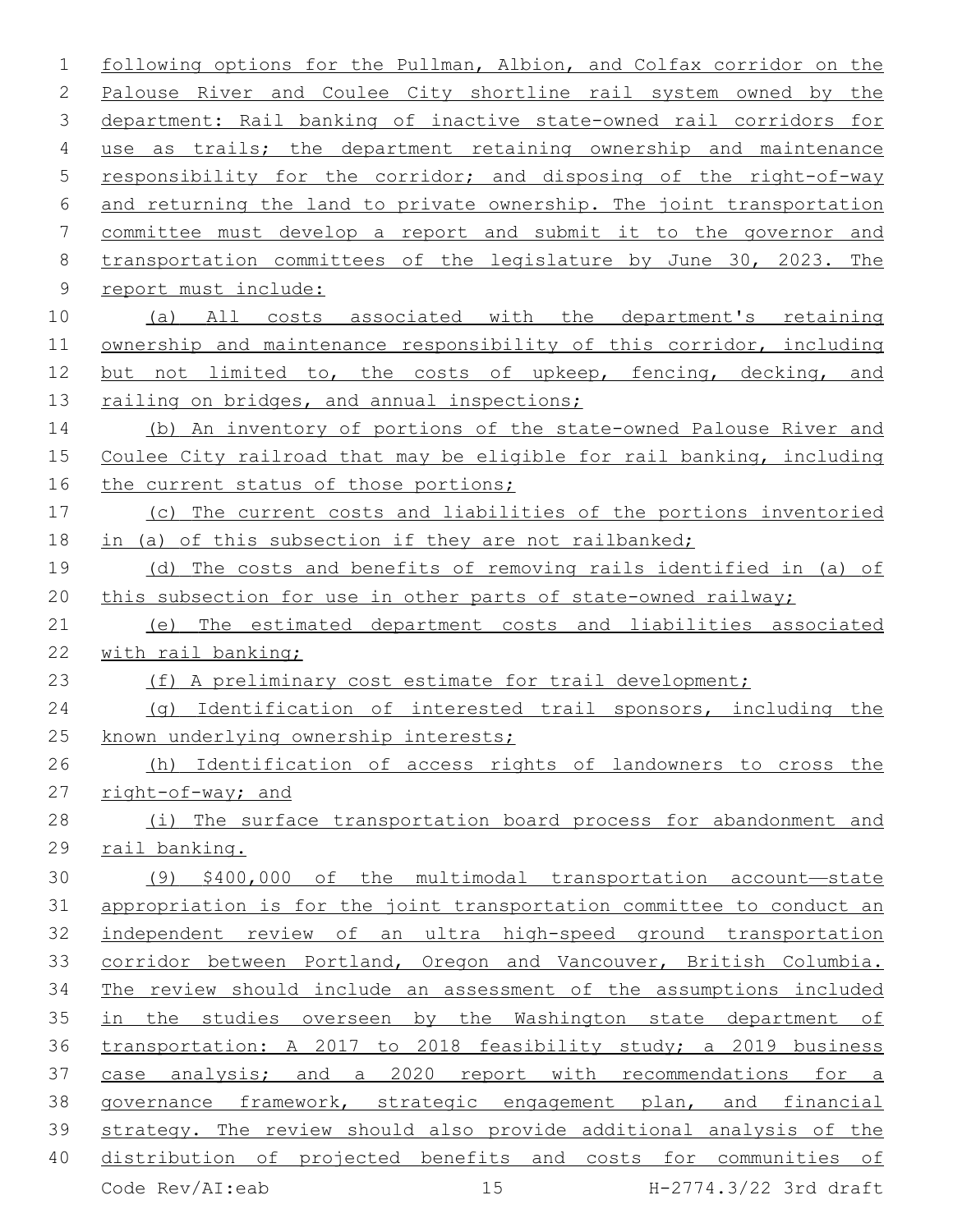following options for the Pullman, Albion, and Colfax corridor on the Palouse River and Coulee City shortline rail system owned by the department: Rail banking of inactive state-owned rail corridors for use as trails; the department retaining ownership and maintenance responsibility for the corridor; and disposing of the right-of-way and returning the land to private ownership. The joint transportation committee must develop a report and submit it to the governor and transportation committees of the legislature by June 30, 2023. The report must include:

(a) All costs associated with the department's retaining ownership and maintenance responsibility of this corridor, including but not limited to, the costs of upkeep, fencing, decking, and railing on bridges, and annual inspections;

(b) An inventory of portions of the state-owned Palouse River and Coulee City railroad that may be eligible for rail banking, including the current status of those portions;

(c) The current costs and liabilities of the portions inventoried in (a) of this subsection if they are not railbanked;

(d) The costs and benefits of removing rails identified in (a) of this subsection for use in other parts of state-owned railway;

(e) The estimated department costs and liabilities associated with rail banking;

(f) A preliminary cost estimate for trail development;

(g) Identification of interested trail sponsors, including the known underlying ownership interests;

(h) Identification of access rights of landowners to cross the right-of-way; and

(i) The surface transportation board process for abandonment and rail banking.

(9) $400,000 of the multimodal transportation account—state appropriation is for the joint transportation committee to conduct an independent review of an ultra high-speed ground transportation corridor between Portland, Oregon and Vancouver, British Columbia. The review should include an assessment of the assumptions included in the studies overseen by the Washington state department of transportation: A 2017 to 2018 feasibility study; a 2019 business case analysis; and a 2020 report with recommendations for a governance framework, strategic engagement plan, and financial strategy. The review should also provide additional analysis of the distribution of projected benefits and costs for communities of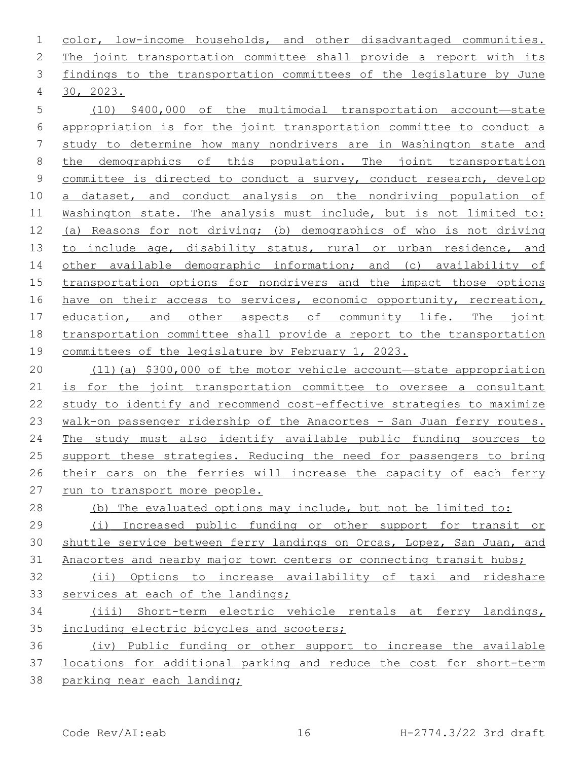color, low-income households, and other disadvantaged communities. The joint transportation committee shall provide a report with its findings to the transportation committees of the legislature by June 30, 2023.

(10) $400,000 of the multimodal transportation account—state appropriation is for the joint transportation committee to conduct a study to determine how many nondrivers are in Washington state and the demographics of this population. The joint transportation committee is directed to conduct a survey, conduct research, develop a dataset, and conduct analysis on the nondriving population of Washington state. The analysis must include, but is not limited to: (a) Reasons for not driving; (b) demographics of who is not driving to include age, disability status, rural or urban residence, and other available demographic information; and (c) availability of transportation options for nondrivers and the impact those options have on their access to services, economic opportunity, recreation, education, and other aspects of community life. The joint transportation committee shall provide a report to the transportation committees of the legislature by February 1, 2023.

(11)(a) $300,000 of the motor vehicle account—state appropriation is for the joint transportation committee to oversee a consultant study to identify and recommend cost-effective strategies to maximize walk-on passenger ridership of the Anacortes - San Juan ferry routes. The study must also identify available public funding sources to support these strategies. Reducing the need for passengers to bring their cars on the ferries will increase the capacity of each ferry run to transport more people.

(b) The evaluated options may include, but not be limited to:

(i) Increased public funding or other support for transit or shuttle service between ferry landings on Orcas, Lopez, San Juan, and Anacortes and nearby major town centers or connecting transit hubs;

(ii) Options to increase availability of taxi and rideshare services at each of the landings;

(iii) Short-term electric vehicle rentals at ferry landings, including electric bicycles and scooters;

(iv) Public funding or other support to increase the available locations for additional parking and reduce the cost for short-term parking near each landing;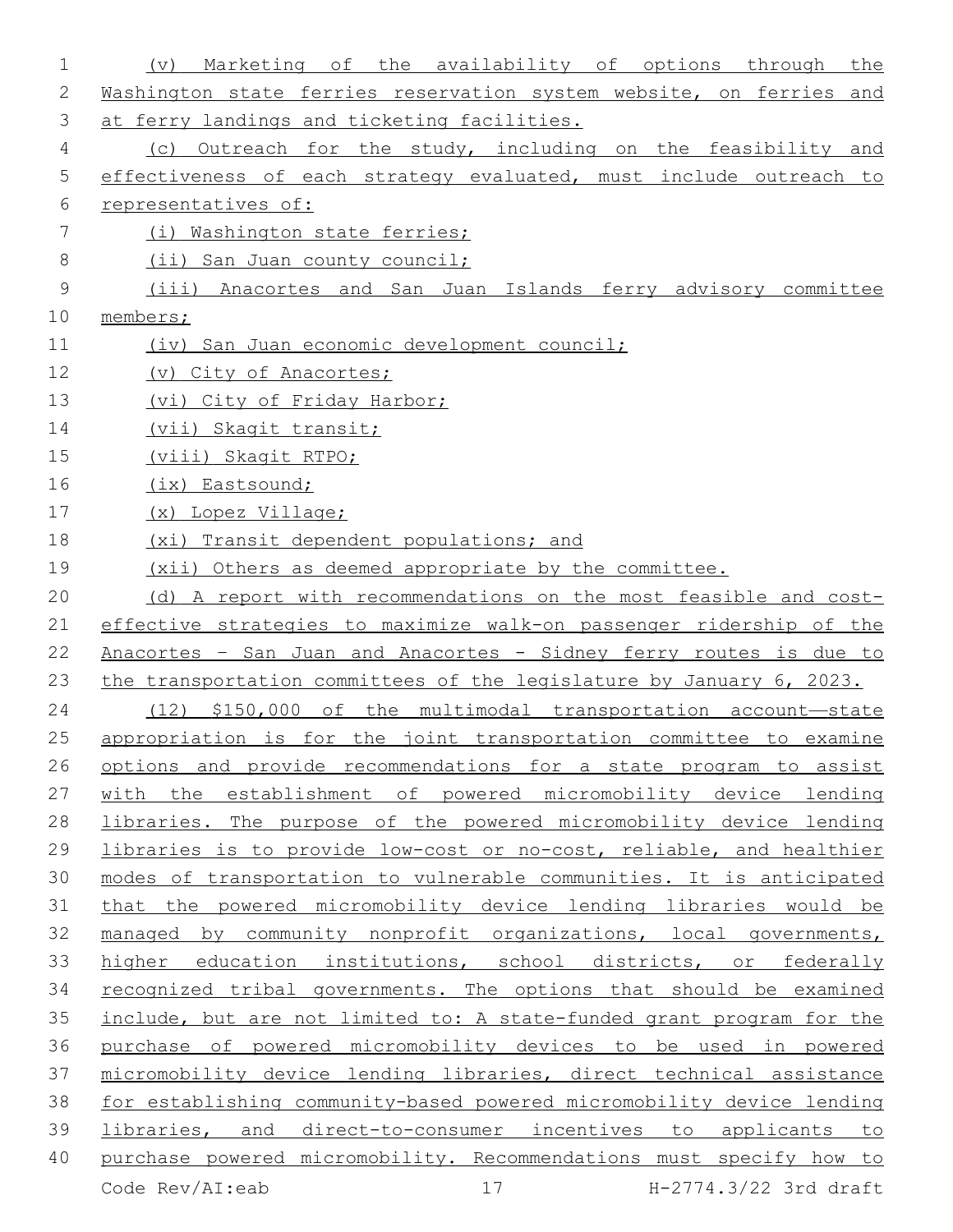(v) Marketing of the availability of options through the Washington state ferries reservation system website, on ferries and at ferry landings and ticketing facilities.

(c) Outreach for the study, including on the feasibility and effectiveness of each strategy evaluated, must include outreach to representatives of:

(i) Washington state ferries;

(ii) San Juan county council;

(iii) Anacortes and San Juan Islands ferry advisory committee members;

(iv) San Juan economic development council;

(v) City of Anacortes;

(vi) City of Friday Harbor;

(vii) Skagit transit;

(viii) Skagit RTPO;

(ix) Eastsound;

(x) Lopez Village;

(xi) Transit dependent populations; and

(xii) Others as deemed appropriate by the committee.

(d) A report with recommendations on the most feasible and cost-effective strategies to maximize walk-on passenger ridership of the Anacortes - San Juan and Anacortes - Sidney ferry routes is due to the transportation committees of the legislature by January 6, 2023.

(12) $150,000 of the multimodal transportation account—state appropriation is for the joint transportation committee to examine options and provide recommendations for a state program to assist with the establishment of powered micromobility device lending libraries. The purpose of the powered micromobility device lending libraries is to provide low-cost or no-cost, reliable, and healthier modes of transportation to vulnerable communities. It is anticipated that the powered micromobility device lending libraries would be managed by community nonprofit organizations, local governments, higher education institutions, school districts, or federally recognized tribal governments. The options that should be examined include, but are not limited to: A state-funded grant program for the purchase of powered micromobility devices to be used in powered micromobility device lending libraries, direct technical assistance for establishing community-based powered micromobility device lending libraries, and direct-to-consumer incentives to applicants to purchase powered micromobility. Recommendations must specify how to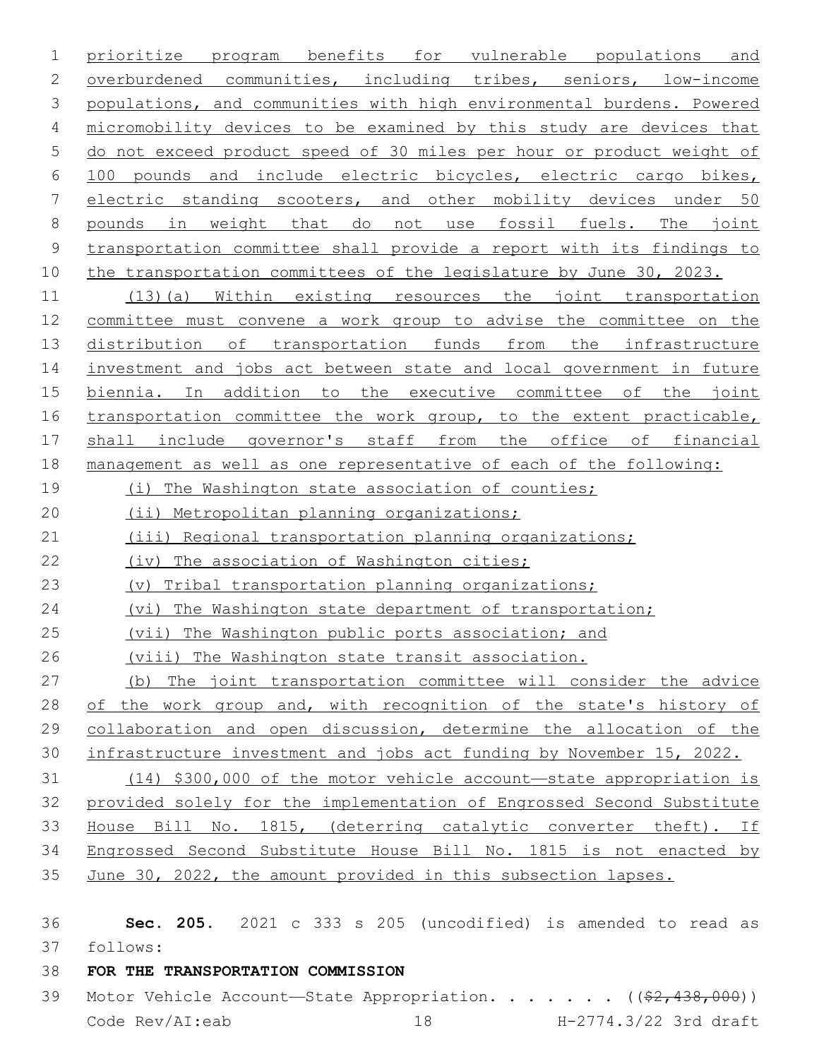prioritize program benefits for vulnerable populations and overburdened communities, including tribes, seniors, low-income populations, and communities with high environmental burdens. Powered micromobility devices to be examined by this study are devices that do not exceed product speed of 30 miles per hour or product weight of 100 pounds and include electric bicycles, electric cargo bikes, electric standing scooters, and other mobility devices under 50 pounds in weight that do not use fossil fuels. The joint transportation committee shall provide a report with its findings to the transportation committees of the legislature by June 30, 2023.

(13)(a) Within existing resources the joint transportation committee must convene a work group to advise the committee on the distribution of transportation funds from the infrastructure investment and jobs act between state and local government in future biennia. In addition to the executive committee of the joint transportation committee the work group, to the extent practicable, shall include governor's staff from the office of financial management as well as one representative of each of the following:

(i) The Washington state association of counties;

(ii) Metropolitan planning organizations;

(iii) Regional transportation planning organizations;

(iv) The association of Washington cities;

(v) Tribal transportation planning organizations;

(vi) The Washington state department of transportation;

(vii) The Washington public ports association; and

(viii) The Washington state transit association.

(b) The joint transportation committee will consider the advice of the work group and, with recognition of the state's history of collaboration and open discussion, determine the allocation of the infrastructure investment and jobs act funding by November 15, 2022.

(14) $300,000 of the motor vehicle account—state appropriation is provided solely for the implementation of Engrossed Second Substitute House Bill No. 1815, (deterring catalytic converter theft). If Engrossed Second Substitute House Bill No. 1815 is not enacted by June 30, 2022, the amount provided in this subsection lapses.

**Sec. 205.** 2021 c 333 s 205 (uncodified) is amended to read as follows:

**FOR THE TRANSPORTATION COMMISSION**

Motor Vehicle Account—State Appropriation. . . . . . . ((~~$2,438,000~~))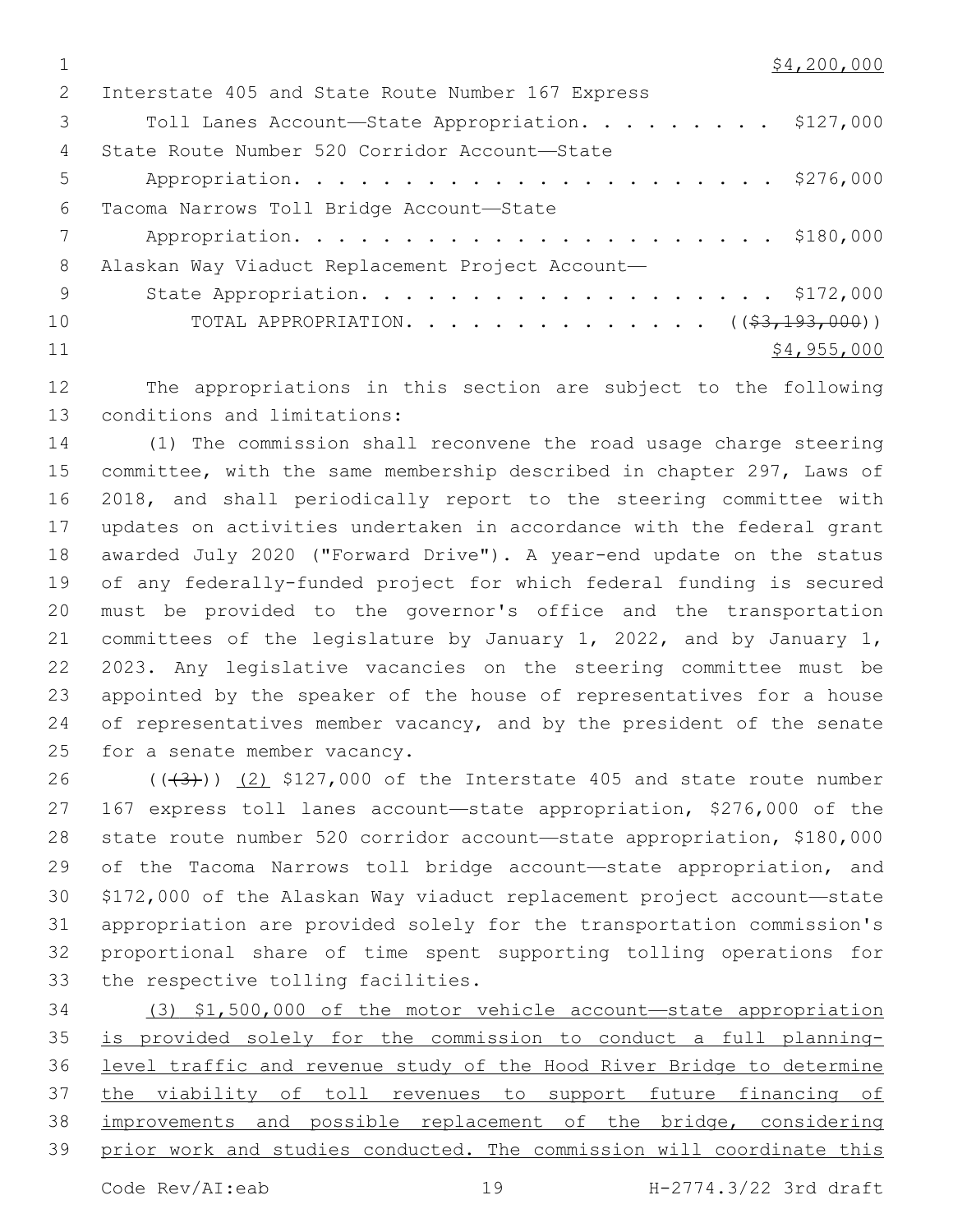$4,200,000

Interstate 405 and State Route Number 167 Express
Toll Lanes Account—State Appropriation. . . . . . . . . $127,000

State Route Number 520 Corridor Account—State
Appropriation. . . . . . . . . . . . . . . . . . . . . . $276,000

Tacoma Narrows Toll Bridge Account—State
Appropriation. . . . . . . . . . . . . . . . . . . . . . $180,000

Alaskan Way Viaduct Replacement Project Account—
State Appropriation. . . . . . . . . . . . . . . . . . . $172,000

TOTAL APPROPRIATION. . . . . . . . . . . . . . ~~(($3,193,000))~~
$4,955,000

The appropriations in this section are subject to the following conditions and limitations:

(1) The commission shall reconvene the road usage charge steering committee, with the same membership described in chapter 297, Laws of 2018, and shall periodically report to the steering committee with updates on activities undertaken in accordance with the federal grant awarded July 2020 ("Forward Drive"). A year-end update on the status of any federally-funded project for which federal funding is secured must be provided to the governor's office and the transportation committees of the legislature by January 1, 2022, and by January 1, 2023. Any legislative vacancies on the steering committee must be appointed by the speaker of the house of representatives for a house of representatives member vacancy, and by the president of the senate for a senate member vacancy.

((~~(3)~~)) (2) $127,000 of the Interstate 405 and state route number 167 express toll lanes account—state appropriation, $276,000 of the state route number 520 corridor account—state appropriation, $180,000 of the Tacoma Narrows toll bridge account—state appropriation, and $172,000 of the Alaskan Way viaduct replacement project account—state appropriation are provided solely for the transportation commission's proportional share of time spent supporting tolling operations for the respective tolling facilities.

(3) $1,500,000 of the motor vehicle account—state appropriation is provided solely for the commission to conduct a full planning-level traffic and revenue study of the Hood River Bridge to determine the viability of toll revenues to support future financing of improvements and possible replacement of the bridge, considering prior work and studies conducted. The commission will coordinate this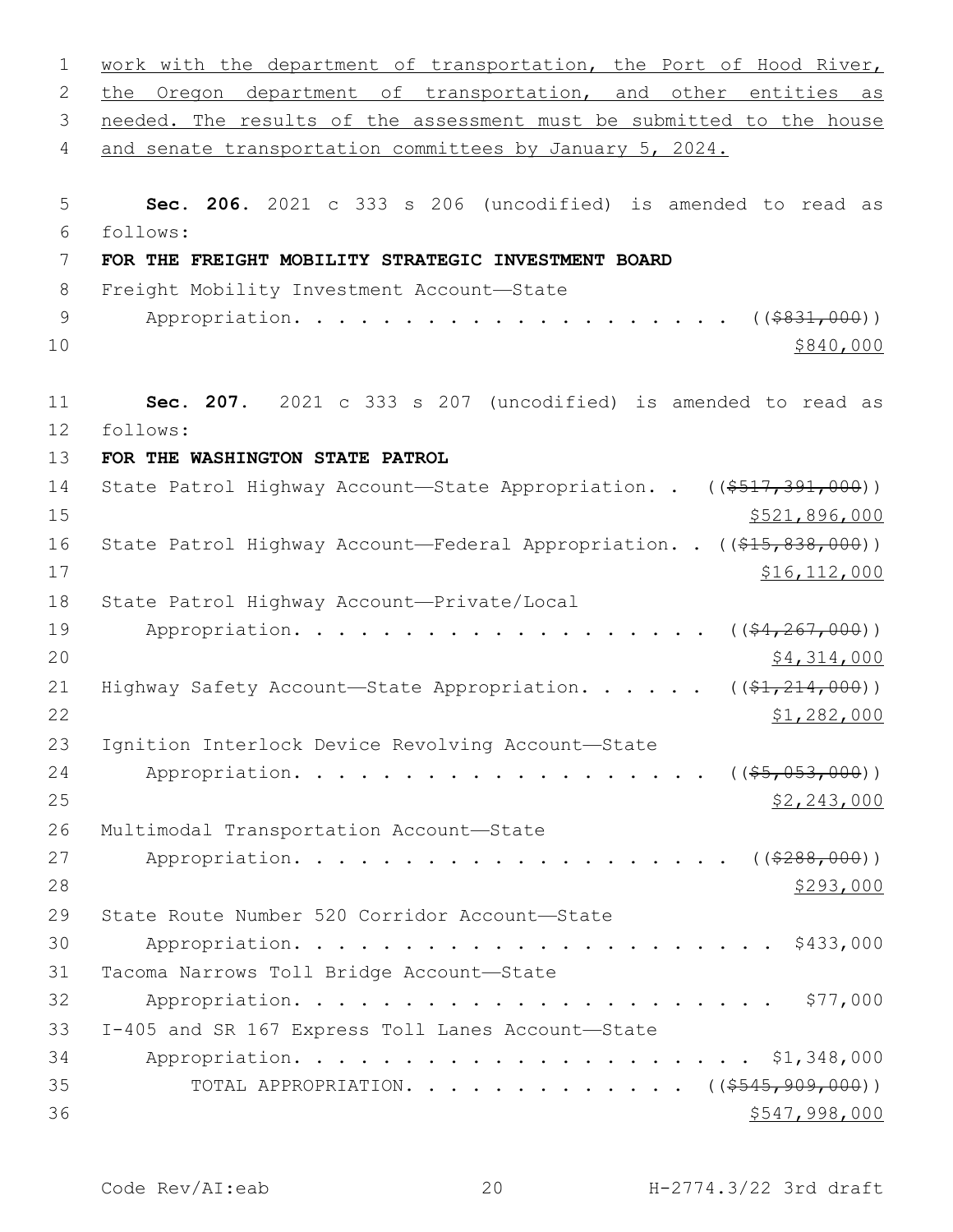work with the department of transportation, the Port of Hood River, the Oregon department of transportation, and other entities as needed. The results of the assessment must be submitted to the house and senate transportation committees by January 5, 2024.

**Sec. 206.** 2021 c 333 s 206 (uncodified) is amended to read as follows:

**FOR THE FREIGHT MOBILITY STRATEGIC INVESTMENT BOARD**

Freight Mobility Investment Account—State Appropriation. . . . . . . . . . . . . . . . . . . . ((~~$831,000~~)) $840,000

**Sec. 207.** 2021 c 333 s 207 (uncodified) is amended to read as follows:

**FOR THE WASHINGTON STATE PATROL**

State Patrol Highway Account—State Appropriation. . ((~~$517,391,000~~)) $521,896,000

State Patrol Highway Account—Federal Appropriation. . ((~~$15,838,000~~)) $16,112,000

State Patrol Highway Account—Private/Local Appropriation. . . . . . . . . . . . . . . . . . . . ((~~$4,267,000~~)) $4,314,000

Highway Safety Account—State Appropriation. . . . . . ((~~$1,214,000~~)) $1,282,000

Ignition Interlock Device Revolving Account—State Appropriation. . . . . . . . . . . . . . . . . . . . ((~~$5,053,000~~)) $2,243,000

Multimodal Transportation Account—State Appropriation. . . . . . . . . . . . . . . . . . . . ((~~$288,000~~)) $293,000

State Route Number 520 Corridor Account—State Appropriation. . . . . . . . . . . . . . . . . . . . . . . . $433,000

Tacoma Narrows Toll Bridge Account—State Appropriation. . . . . . . . . . . . . . . . . . . . . . . . $77,000

I-405 and SR 167 Express Toll Lanes Account—State Appropriation. . . . . . . . . . . . . . . . . . . . . . . $1,348,000

TOTAL APPROPRIATION. . . . . . . . . . . . . . ((~~$545,909,000~~)) $547,998,000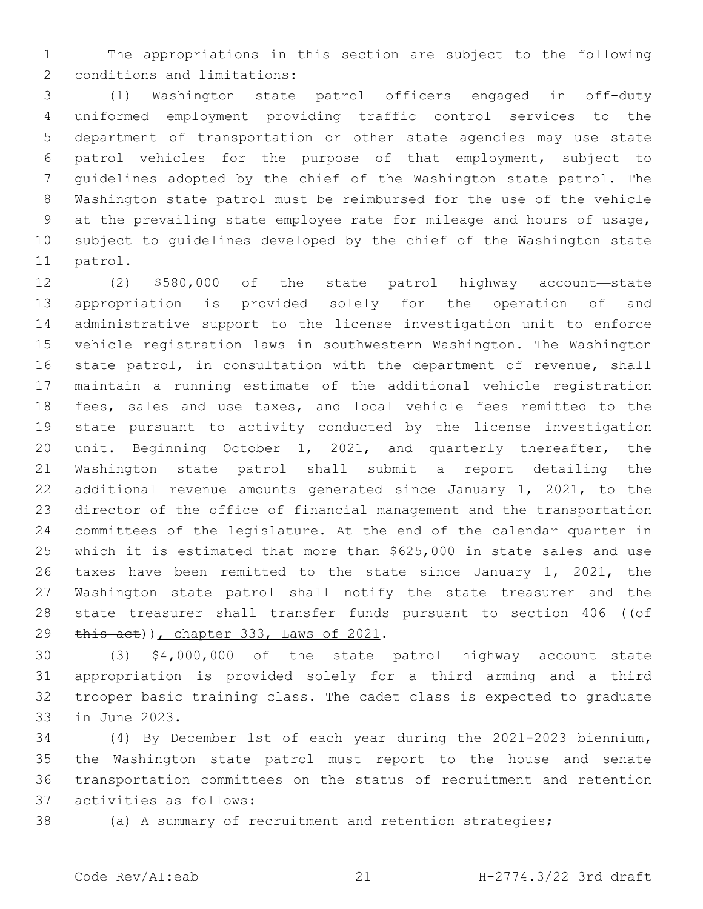The appropriations in this section are subject to the following conditions and limitations:

(1) Washington state patrol officers engaged in off-duty uniformed employment providing traffic control services to the department of transportation or other state agencies may use state patrol vehicles for the purpose of that employment, subject to guidelines adopted by the chief of the Washington state patrol. The Washington state patrol must be reimbursed for the use of the vehicle at the prevailing state employee rate for mileage and hours of usage, subject to guidelines developed by the chief of the Washington state patrol.

(2) $580,000 of the state patrol highway account—state appropriation is provided solely for the operation of and administrative support to the license investigation unit to enforce vehicle registration laws in southwestern Washington. The Washington state patrol, in consultation with the department of revenue, shall maintain a running estimate of the additional vehicle registration fees, sales and use taxes, and local vehicle fees remitted to the state pursuant to activity conducted by the license investigation unit. Beginning October 1, 2021, and quarterly thereafter, the Washington state patrol shall submit a report detailing the additional revenue amounts generated since January 1, 2021, to the director of the office of financial management and the transportation committees of the legislature. At the end of the calendar quarter in which it is estimated that more than $625,000 in state sales and use taxes have been remitted to the state since January 1, 2021, the Washington state patrol shall notify the state treasurer and the state treasurer shall transfer funds pursuant to section 406 ((~~of this act~~)), chapter 333, Laws of 2021.

(3) $4,000,000 of the state patrol highway account—state appropriation is provided solely for a third arming and a third trooper basic training class. The cadet class is expected to graduate in June 2023.

(4) By December 1st of each year during the 2021-2023 biennium, the Washington state patrol must report to the house and senate transportation committees on the status of recruitment and retention activities as follows:

(a) A summary of recruitment and retention strategies;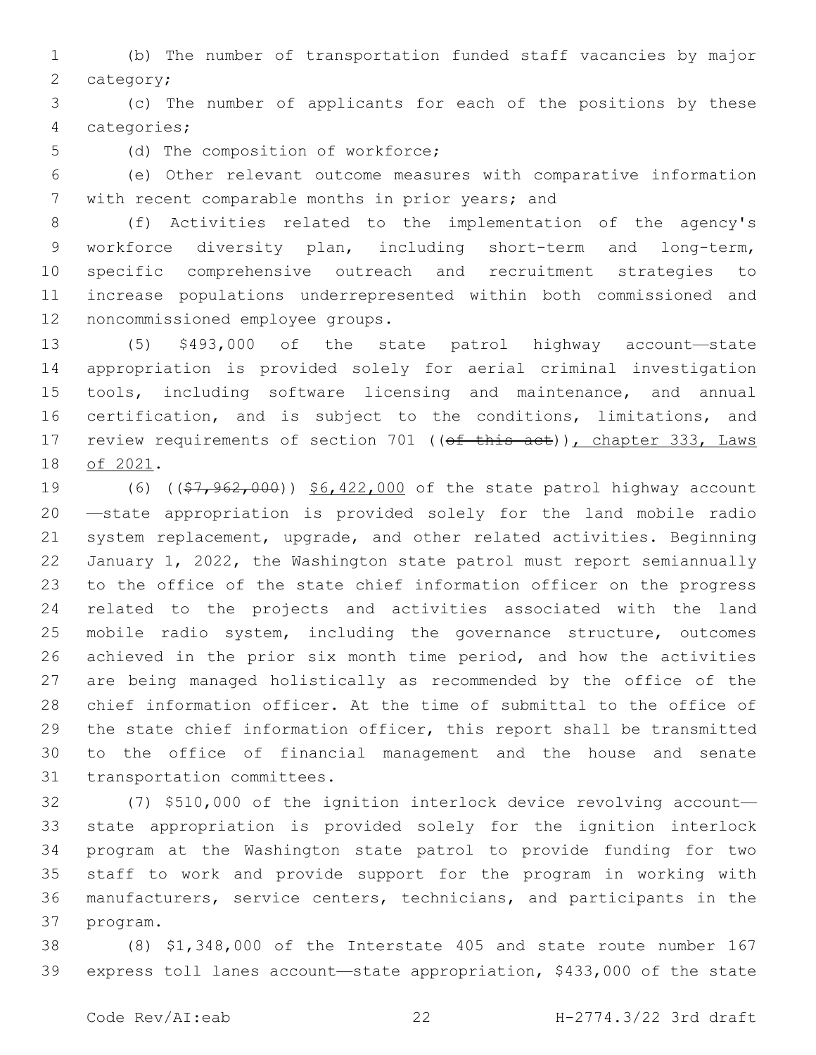(b) The number of transportation funded staff vacancies by major category;

(c) The number of applicants for each of the positions by these categories;

(d) The composition of workforce;

(e) Other relevant outcome measures with comparative information with recent comparable months in prior years; and

(f) Activities related to the implementation of the agency's workforce diversity plan, including short-term and long-term, specific comprehensive outreach and recruitment strategies to increase populations underrepresented within both commissioned and noncommissioned employee groups.

(5) $493,000 of the state patrol highway account—state appropriation is provided solely for aerial criminal investigation tools, including software licensing and maintenance, and annual certification, and is subject to the conditions, limitations, and review requirements of section 701 ((~~of this act~~)), chapter 333, Laws of 2021.

(6) ((~~$7,962,000~~)) $6,422,000 of the state patrol highway account—state appropriation is provided solely for the land mobile radio system replacement, upgrade, and other related activities. Beginning January 1, 2022, the Washington state patrol must report semiannually to the office of the state chief information officer on the progress related to the projects and activities associated with the land mobile radio system, including the governance structure, outcomes achieved in the prior six month time period, and how the activities are being managed holistically as recommended by the office of the chief information officer. At the time of submittal to the office of the state chief information officer, this report shall be transmitted to the office of financial management and the house and senate transportation committees.

(7) $510,000 of the ignition interlock device revolving account—state appropriation is provided solely for the ignition interlock program at the Washington state patrol to provide funding for two staff to work and provide support for the program in working with manufacturers, service centers, technicians, and participants in the program.

(8) $1,348,000 of the Interstate 405 and state route number 167 express toll lanes account—state appropriation, $433,000 of the state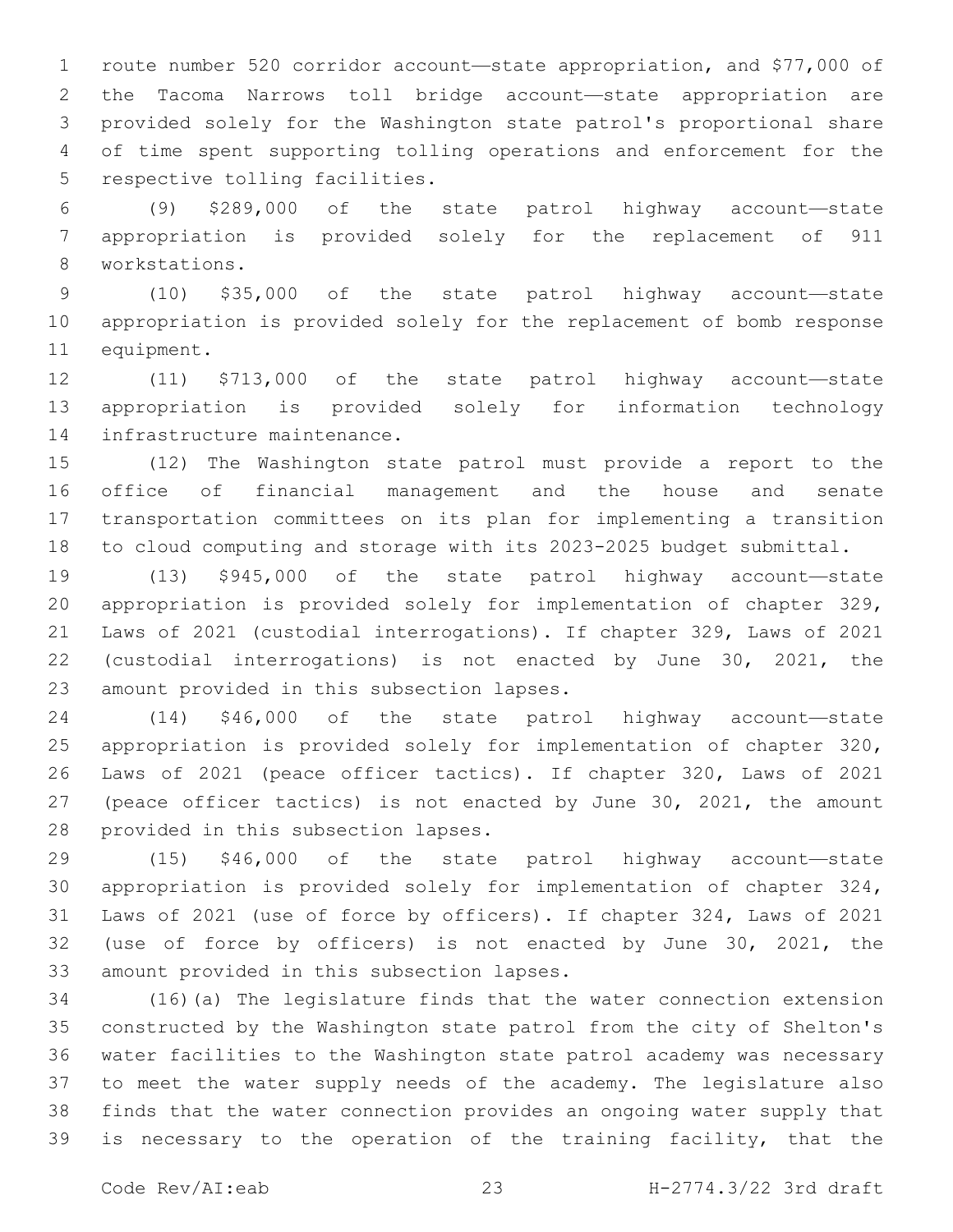route number 520 corridor account—state appropriation, and $77,000 of the Tacoma Narrows toll bridge account—state appropriation are provided solely for the Washington state patrol's proportional share of time spent supporting tolling operations and enforcement for the respective tolling facilities.

(9) $289,000 of the state patrol highway account—state appropriation is provided solely for the replacement of 911 workstations.

(10) $35,000 of the state patrol highway account—state appropriation is provided solely for the replacement of bomb response equipment.

(11) $713,000 of the state patrol highway account—state appropriation is provided solely for information technology infrastructure maintenance.

(12) The Washington state patrol must provide a report to the office of financial management and the house and senate transportation committees on its plan for implementing a transition to cloud computing and storage with its 2023-2025 budget submittal.

(13) $945,000 of the state patrol highway account—state appropriation is provided solely for implementation of chapter 329, Laws of 2021 (custodial interrogations). If chapter 329, Laws of 2021 (custodial interrogations) is not enacted by June 30, 2021, the amount provided in this subsection lapses.

(14) $46,000 of the state patrol highway account—state appropriation is provided solely for implementation of chapter 320, Laws of 2021 (peace officer tactics). If chapter 320, Laws of 2021 (peace officer tactics) is not enacted by June 30, 2021, the amount provided in this subsection lapses.

(15) $46,000 of the state patrol highway account—state appropriation is provided solely for implementation of chapter 324, Laws of 2021 (use of force by officers). If chapter 324, Laws of 2021 (use of force by officers) is not enacted by June 30, 2021, the amount provided in this subsection lapses.

(16)(a) The legislature finds that the water connection extension constructed by the Washington state patrol from the city of Shelton's water facilities to the Washington state patrol academy was necessary to meet the water supply needs of the academy. The legislature also finds that the water connection provides an ongoing water supply that is necessary to the operation of the training facility, that the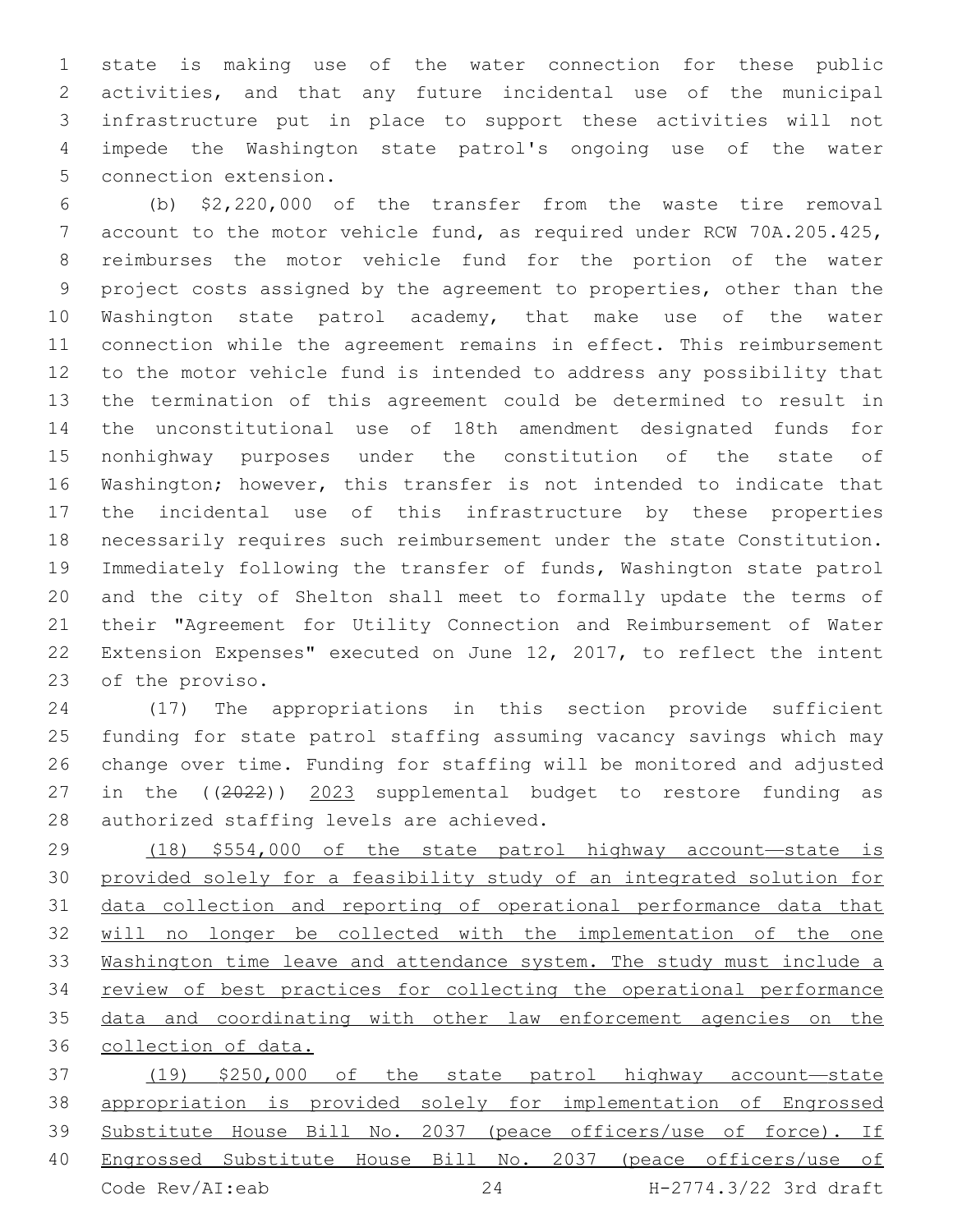state is making use of the water connection for these public activities, and that any future incidental use of the municipal infrastructure put in place to support these activities will not impede the Washington state patrol's ongoing use of the water connection extension.

(b) $2,220,000 of the transfer from the waste tire removal account to the motor vehicle fund, as required under RCW 70A.205.425, reimburses the motor vehicle fund for the portion of the water project costs assigned by the agreement to properties, other than the Washington state patrol academy, that make use of the water connection while the agreement remains in effect. This reimbursement to the motor vehicle fund is intended to address any possibility that the termination of this agreement could be determined to result in the unconstitutional use of 18th amendment designated funds for nonhighway purposes under the constitution of the state of Washington; however, this transfer is not intended to indicate that the incidental use of this infrastructure by these properties necessarily requires such reimbursement under the state Constitution. Immediately following the transfer of funds, Washington state patrol and the city of Shelton shall meet to formally update the terms of their "Agreement for Utility Connection and Reimbursement of Water Extension Expenses" executed on June 12, 2017, to reflect the intent of the proviso.

(17) The appropriations in this section provide sufficient funding for state patrol staffing assuming vacancy savings which may change over time. Funding for staffing will be monitored and adjusted in the ((~~2022~~)) <u>2023</u> supplemental budget to restore funding as authorized staffing levels are achieved.

<u>(18) $554,000 of the state patrol highway account—state is provided solely for a feasibility study of an integrated solution for data collection and reporting of operational performance data that will no longer be collected with the implementation of the one Washington time leave and attendance system. The study must include a review of best practices for collecting the operational performance data and coordinating with other law enforcement agencies on the collection of data.</u>

<u>(19) $250,000 of the state patrol highway account—state appropriation is provided solely for implementation of Engrossed Substitute House Bill No. 2037 (peace officers/use of force). If Engrossed Substitute House Bill No. 2037 (peace officers/use of</u>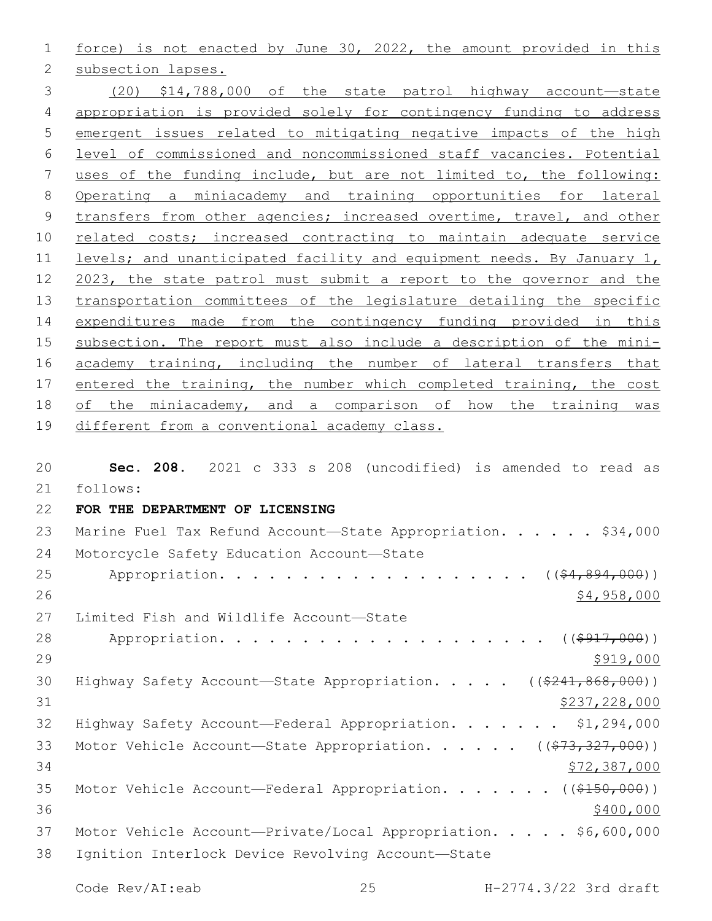force) is not enacted by June 30, 2022, the amount provided in this subsection lapses.

(20) $14,788,000 of the state patrol highway account—state appropriation is provided solely for contingency funding to address emergent issues related to mitigating negative impacts of the high level of commissioned and noncommissioned staff vacancies. Potential uses of the funding include, but are not limited to, the following: Operating a miniacademy and training opportunities for lateral transfers from other agencies; increased overtime, travel, and other related costs; increased contracting to maintain adequate service levels; and unanticipated facility and equipment needs. By January 1, 2023, the state patrol must submit a report to the governor and the transportation committees of the legislature detailing the specific expenditures made from the contingency funding provided in this subsection. The report must also include a description of the mini-academy training, including the number of lateral transfers that entered the training, the number which completed training, the cost of the miniacademy, and a comparison of how the training was different from a conventional academy class.

**Sec. 208.** 2021 c 333 s 208 (uncodified) is amended to read as follows:

**FOR THE DEPARTMENT OF LICENSING**

Marine Fuel Tax Refund Account—State Appropriation. . . . . . $34,000

Motorcycle Safety Education Account—State Appropriation. . . . . . . . . . . . . . . . . . . ((~~$4,894,000~~)) $4,958,000

Limited Fish and Wildlife Account—State Appropriation. . . . . . . . . . . . . . . . . . . . ((~~$917,000~~)) $919,000

Highway Safety Account—State Appropriation. . . . . ((~~$241,868,000~~)) $237,228,000

Highway Safety Account—Federal Appropriation. . . . . . . $1,294,000

Motor Vehicle Account—State Appropriation. . . . . . ((~~$73,327,000~~)) $72,387,000

Motor Vehicle Account—Federal Appropriation. . . . . . . ((~~$150,000~~)) $400,000

Motor Vehicle Account—Private/Local Appropriation. . . . . $6,600,000

Ignition Interlock Device Revolving Account—State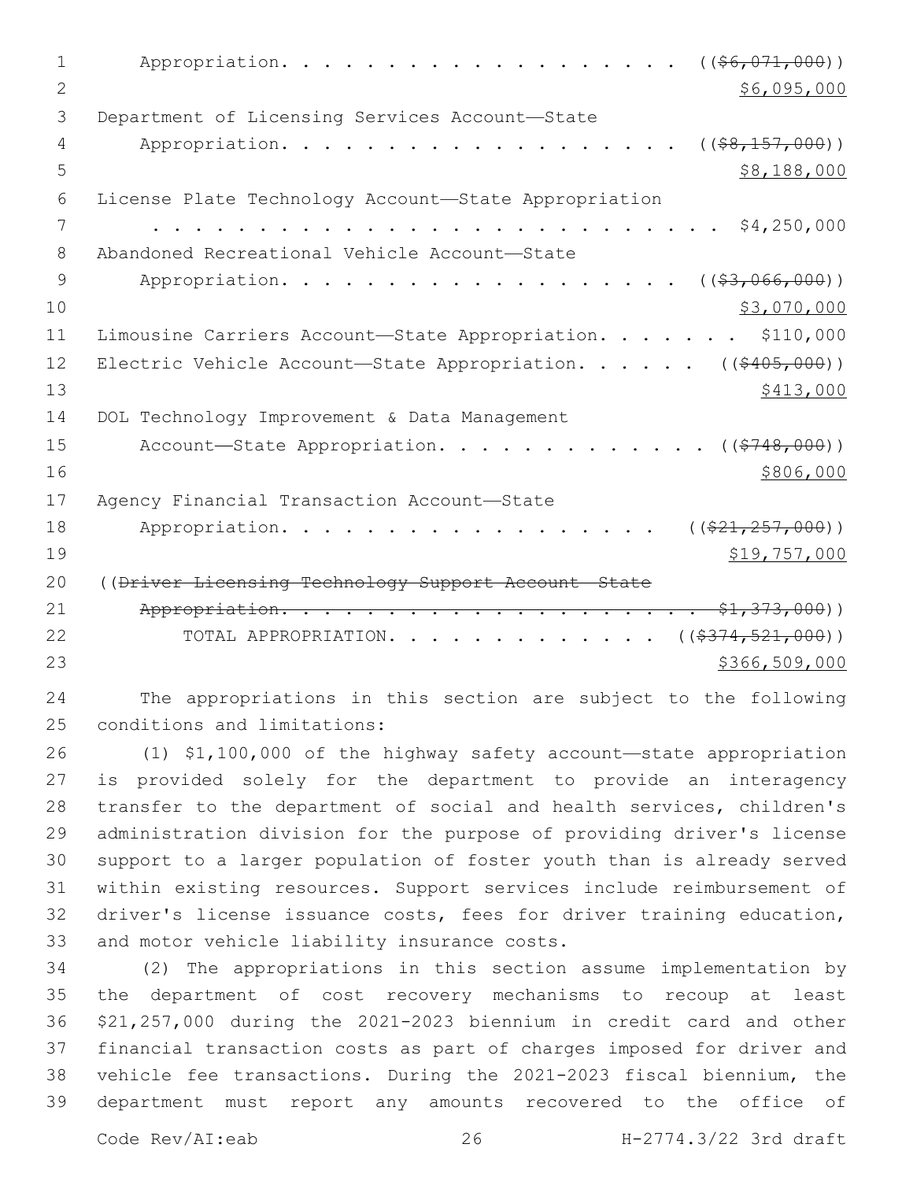Appropriation. . . . . . . . . . . . . . . . . . . . ((~~$6,071,000~~))
$6,095,000

Department of Licensing Services Account—State
Appropriation. . . . . . . . . . . . . . . . . . . . ((~~$8,157,000~~))
$8,188,000

License Plate Technology Account—State Appropriation
. . . . . . . . . . . . . . . . . . . . . . . . . . . . $4,250,000

Abandoned Recreational Vehicle Account—State
Appropriation. . . . . . . . . . . . . . . . . . . . ((~~$3,066,000~~))
$3,070,000

Limousine Carriers Account—State Appropriation. . . . . . . $110,000

Electric Vehicle Account—State Appropriation. . . . . . ((~~$405,000~~))
$413,000

DOL Technology Improvement & Data Management
Account—State Appropriation. . . . . . . . . . . . . ((~~$748,000~~))
$806,000

Agency Financial Transaction Account—State
Appropriation. . . . . . . . . . . . . . . . . . ((~~$21,257,000~~))
$19,757,000

((~~Driver Licensing Technology Support Account—State~~
~~Appropriation. . . . . . . . . . . . . . . . . . . . . $1,373,000~~))

TOTAL APPROPRIATION. . . . . . . . . . . . . ((~~$374,521,000~~))
$366,509,000

The appropriations in this section are subject to the following conditions and limitations:

(1) $1,100,000 of the highway safety account—state appropriation is provided solely for the department to provide an interagency transfer to the department of social and health services, children's administration division for the purpose of providing driver's license support to a larger population of foster youth than is already served within existing resources. Support services include reimbursement of driver's license issuance costs, fees for driver training education, and motor vehicle liability insurance costs.

(2) The appropriations in this section assume implementation by the department of cost recovery mechanisms to recoup at least $21,257,000 during the 2021-2023 biennium in credit card and other financial transaction costs as part of charges imposed for driver and vehicle fee transactions. During the 2021-2023 fiscal biennium, the department must report any amounts recovered to the office of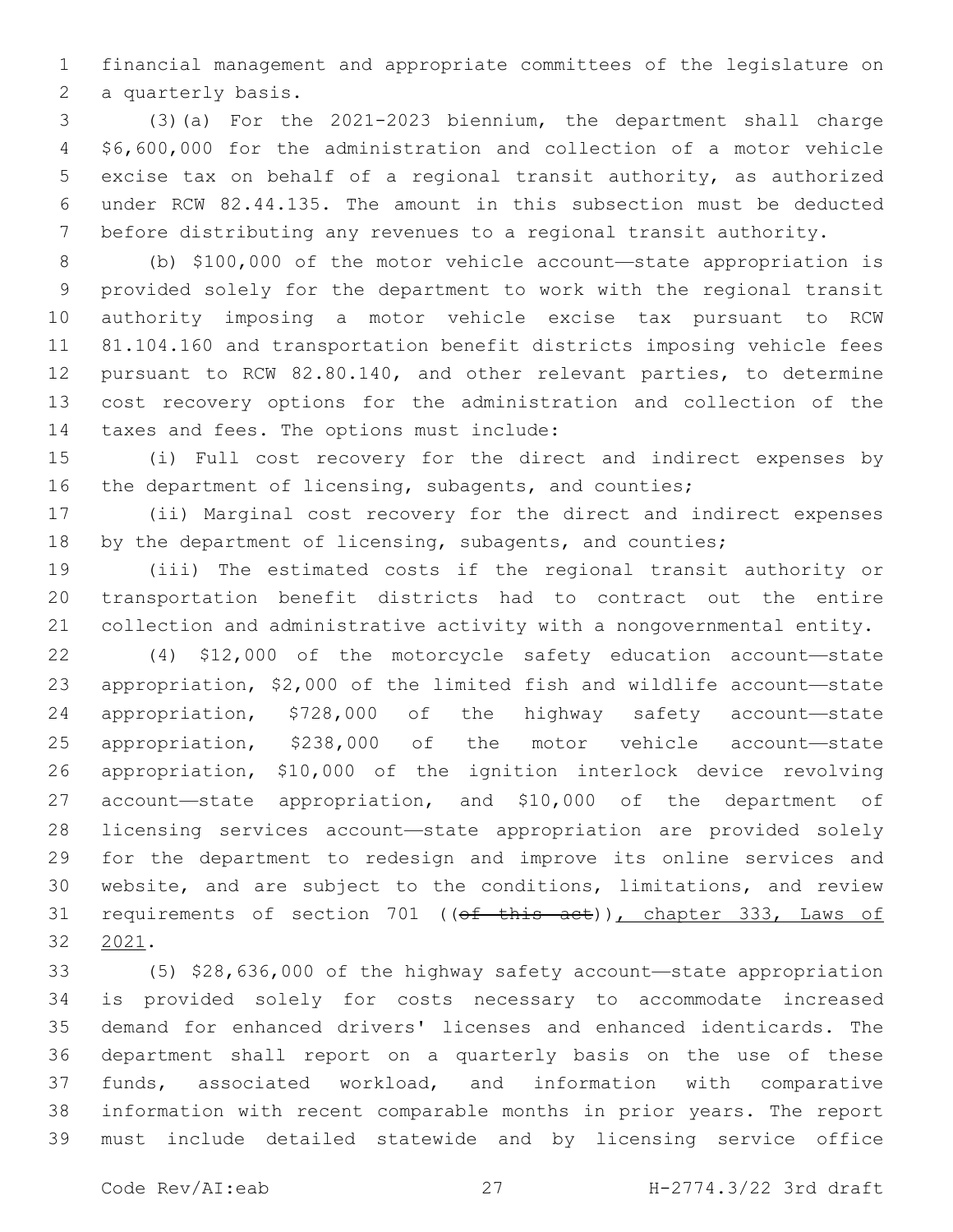financial management and appropriate committees of the legislature on a quarterly basis.

(3)(a) For the 2021-2023 biennium, the department shall charge $6,600,000 for the administration and collection of a motor vehicle excise tax on behalf of a regional transit authority, as authorized under RCW 82.44.135. The amount in this subsection must be deducted before distributing any revenues to a regional transit authority.

(b) $100,000 of the motor vehicle account—state appropriation is provided solely for the department to work with the regional transit authority imposing a motor vehicle excise tax pursuant to RCW 81.104.160 and transportation benefit districts imposing vehicle fees pursuant to RCW 82.80.140, and other relevant parties, to determine cost recovery options for the administration and collection of the taxes and fees. The options must include:

(i) Full cost recovery for the direct and indirect expenses by the department of licensing, subagents, and counties;

(ii) Marginal cost recovery for the direct and indirect expenses by the department of licensing, subagents, and counties;

(iii) The estimated costs if the regional transit authority or transportation benefit districts had to contract out the entire collection and administrative activity with a nongovernmental entity.

(4) $12,000 of the motorcycle safety education account—state appropriation, $2,000 of the limited fish and wildlife account—state appropriation, $728,000 of the highway safety account—state appropriation, $238,000 of the motor vehicle account—state appropriation, $10,000 of the ignition interlock device revolving account—state appropriation, and $10,000 of the department of licensing services account—state appropriation are provided solely for the department to redesign and improve its online services and website, and are subject to the conditions, limitations, and review requirements of section 701 ((~~of this act~~)), chapter 333, Laws of 2021.

(5) $28,636,000 of the highway safety account—state appropriation is provided solely for costs necessary to accommodate increased demand for enhanced drivers' licenses and enhanced identicards. The department shall report on a quarterly basis on the use of these funds, associated workload, and information with comparative information with recent comparable months in prior years. The report must include detailed statewide and by licensing service office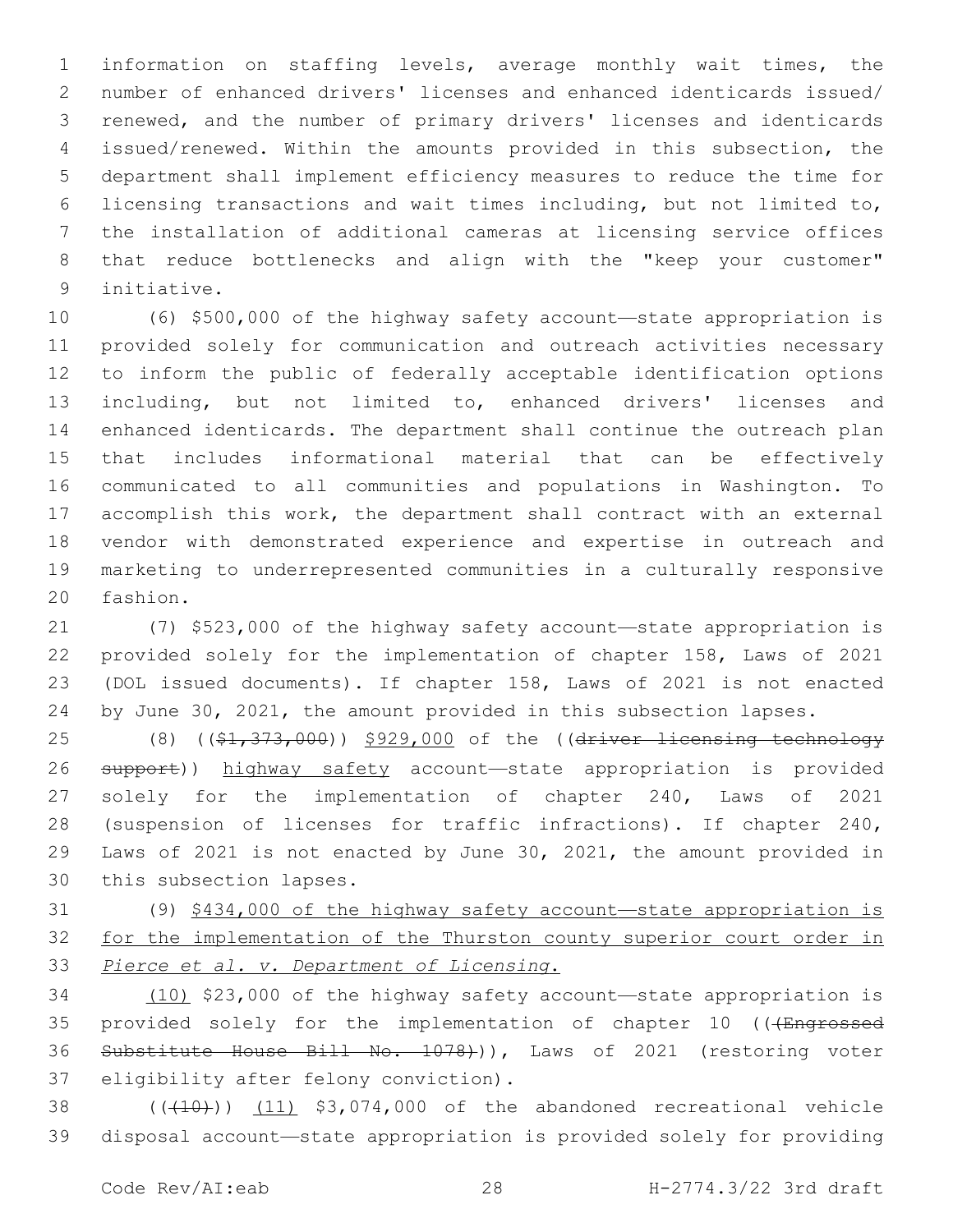information on staffing levels, average monthly wait times, the number of enhanced drivers' licenses and enhanced identicards issued/renewed, and the number of primary drivers' licenses and identicards issued/renewed. Within the amounts provided in this subsection, the department shall implement efficiency measures to reduce the time for licensing transactions and wait times including, but not limited to, the installation of additional cameras at licensing service offices that reduce bottlenecks and align with the "keep your customer" initiative.

(6) $500,000 of the highway safety account—state appropriation is provided solely for communication and outreach activities necessary to inform the public of federally acceptable identification options including, but not limited to, enhanced drivers' licenses and enhanced identicards. The department shall continue the outreach plan that includes informational material that can be effectively communicated to all communities and populations in Washington. To accomplish this work, the department shall contract with an external vendor with demonstrated experience and expertise in outreach and marketing to underrepresented communities in a culturally responsive fashion.

(7) $523,000 of the highway safety account—state appropriation is provided solely for the implementation of chapter 158, Laws of 2021 (DOL issued documents). If chapter 158, Laws of 2021 is not enacted by June 30, 2021, the amount provided in this subsection lapses.

(8) ((~~$1,373,000~~)) $929,000 of the ((~~driver licensing technology support~~)) highway safety account—state appropriation is provided solely for the implementation of chapter 240, Laws of 2021 (suspension of licenses for traffic infractions). If chapter 240, Laws of 2021 is not enacted by June 30, 2021, the amount provided in this subsection lapses.

(9) $434,000 of the highway safety account—state appropriation is for the implementation of the Thurston county superior court order in *Pierce et al. v. Department of Licensing*.

(10) $23,000 of the highway safety account—state appropriation is provided solely for the implementation of chapter 10 ((~~(Engrossed Substitute House Bill No. 1078)~~)), Laws of 2021 (restoring voter eligibility after felony conviction).

((~~(10)~~)) (11) $3,074,000 of the abandoned recreational vehicle disposal account—state appropriation is provided solely for providing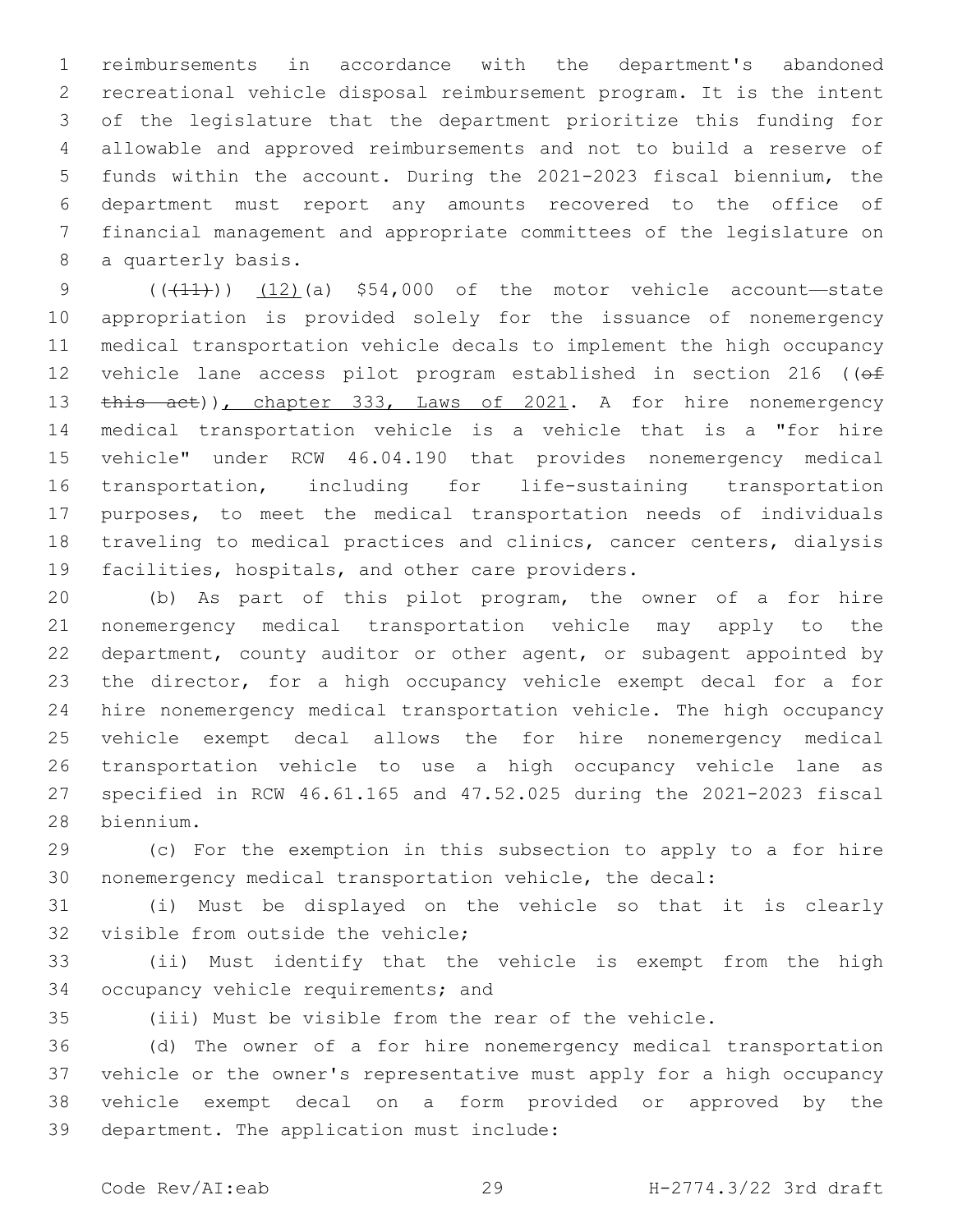reimbursements in accordance with the department's abandoned recreational vehicle disposal reimbursement program. It is the intent of the legislature that the department prioritize this funding for allowable and approved reimbursements and not to build a reserve of funds within the account. During the 2021-2023 fiscal biennium, the department must report any amounts recovered to the office of financial management and appropriate committees of the legislature on a quarterly basis.

(((~~11~~))) <u>(12)</u>(a) $54,000 of the motor vehicle account—state appropriation is provided solely for the issuance of nonemergency medical transportation vehicle decals to implement the high occupancy vehicle lane access pilot program established in section 216 ((~~of this act~~))<u>, chapter 333, Laws of 2021</u>. A for hire nonemergency medical transportation vehicle is a vehicle that is a "for hire vehicle" under RCW 46.04.190 that provides nonemergency medical transportation, including for life-sustaining transportation purposes, to meet the medical transportation needs of individuals traveling to medical practices and clinics, cancer centers, dialysis facilities, hospitals, and other care providers.

(b) As part of this pilot program, the owner of a for hire nonemergency medical transportation vehicle may apply to the department, county auditor or other agent, or subagent appointed by the director, for a high occupancy vehicle exempt decal for a for hire nonemergency medical transportation vehicle. The high occupancy vehicle exempt decal allows the for hire nonemergency medical transportation vehicle to use a high occupancy vehicle lane as specified in RCW 46.61.165 and 47.52.025 during the 2021-2023 fiscal biennium.

(c) For the exemption in this subsection to apply to a for hire nonemergency medical transportation vehicle, the decal:

(i) Must be displayed on the vehicle so that it is clearly visible from outside the vehicle;

(ii) Must identify that the vehicle is exempt from the high occupancy vehicle requirements; and

(iii) Must be visible from the rear of the vehicle.

(d) The owner of a for hire nonemergency medical transportation vehicle or the owner's representative must apply for a high occupancy vehicle exempt decal on a form provided or approved by the department. The application must include: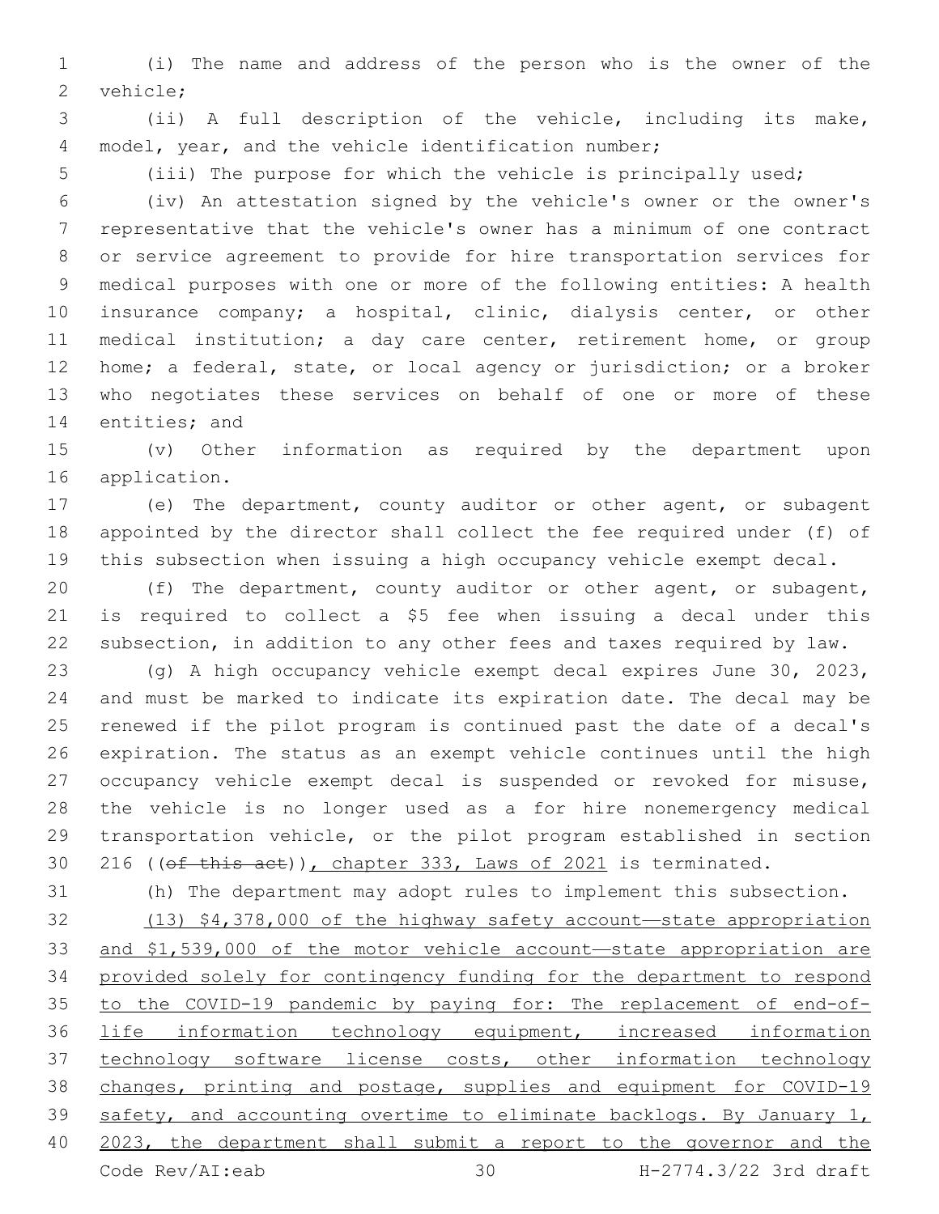(i) The name and address of the person who is the owner of the vehicle;

(ii) A full description of the vehicle, including its make, model, year, and the vehicle identification number;

(iii) The purpose for which the vehicle is principally used;

(iv) An attestation signed by the vehicle's owner or the owner's representative that the vehicle's owner has a minimum of one contract or service agreement to provide for hire transportation services for medical purposes with one or more of the following entities: A health insurance company; a hospital, clinic, dialysis center, or other medical institution; a day care center, retirement home, or group home; a federal, state, or local agency or jurisdiction; or a broker who negotiates these services on behalf of one or more of these entities; and

(v) Other information as required by the department upon application.

(e) The department, county auditor or other agent, or subagent appointed by the director shall collect the fee required under (f) of this subsection when issuing a high occupancy vehicle exempt decal.

(f) The department, county auditor or other agent, or subagent, is required to collect a $5 fee when issuing a decal under this subsection, in addition to any other fees and taxes required by law.

(g) A high occupancy vehicle exempt decal expires June 30, 2023, and must be marked to indicate its expiration date. The decal may be renewed if the pilot program is continued past the date of a decal's expiration. The status as an exempt vehicle continues until the high occupancy vehicle exempt decal is suspended or revoked for misuse, the vehicle is no longer used as a for hire nonemergency medical transportation vehicle, or the pilot program established in section 216 ((~~of this act~~)), chapter 333, Laws of 2021 is terminated.

(h) The department may adopt rules to implement this subsection.

(13) $4,378,000 of the highway safety account—state appropriation and $1,539,000 of the motor vehicle account—state appropriation are provided solely for contingency funding for the department to respond to the COVID-19 pandemic by paying for: The replacement of end-of-life information technology equipment, increased information technology software license costs, other information technology changes, printing and postage, supplies and equipment for COVID-19 safety, and accounting overtime to eliminate backlogs. By January 1, 2023, the department shall submit a report to the governor and the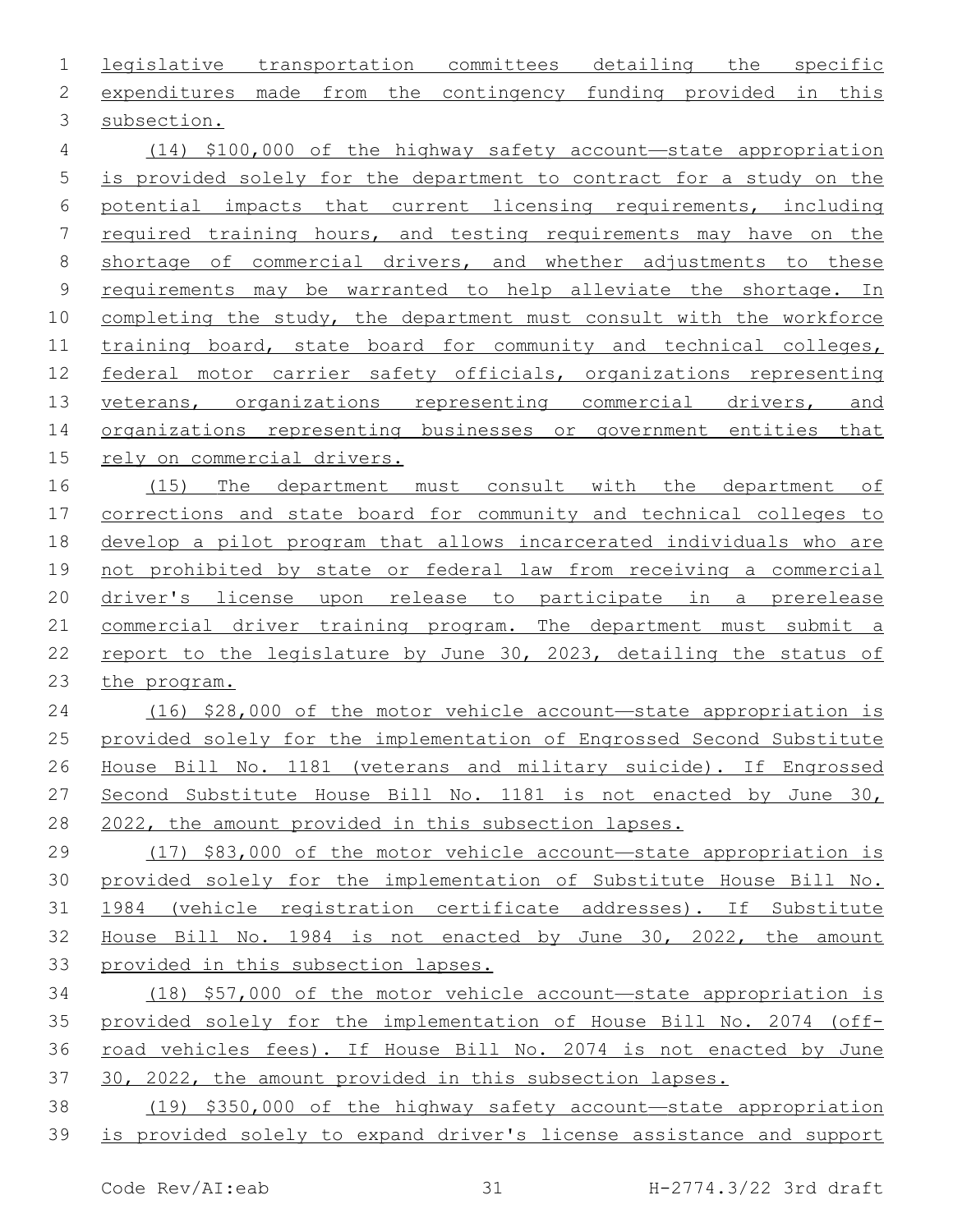legislative transportation committees detailing the specific expenditures made from the contingency funding provided in this subsection.

(14) $100,000 of the highway safety account—state appropriation is provided solely for the department to contract for a study on the potential impacts that current licensing requirements, including required training hours, and testing requirements may have on the shortage of commercial drivers, and whether adjustments to these requirements may be warranted to help alleviate the shortage. In completing the study, the department must consult with the workforce training board, state board for community and technical colleges, federal motor carrier safety officials, organizations representing veterans, organizations representing commercial drivers, and organizations representing businesses or government entities that rely on commercial drivers.

(15) The department must consult with the department of corrections and state board for community and technical colleges to develop a pilot program that allows incarcerated individuals who are not prohibited by state or federal law from receiving a commercial driver's license upon release to participate in a prerelease commercial driver training program. The department must submit a report to the legislature by June 30, 2023, detailing the status of the program.

(16) $28,000 of the motor vehicle account—state appropriation is provided solely for the implementation of Engrossed Second Substitute House Bill No. 1181 (veterans and military suicide). If Engrossed Second Substitute House Bill No. 1181 is not enacted by June 30, 2022, the amount provided in this subsection lapses.

(17) $83,000 of the motor vehicle account—state appropriation is provided solely for the implementation of Substitute House Bill No. 1984 (vehicle registration certificate addresses). If Substitute House Bill No. 1984 is not enacted by June 30, 2022, the amount provided in this subsection lapses.

(18) $57,000 of the motor vehicle account—state appropriation is provided solely for the implementation of House Bill No. 2074 (off-road vehicles fees). If House Bill No. 2074 is not enacted by June 30, 2022, the amount provided in this subsection lapses.

(19) $350,000 of the highway safety account—state appropriation is provided solely to expand driver's license assistance and support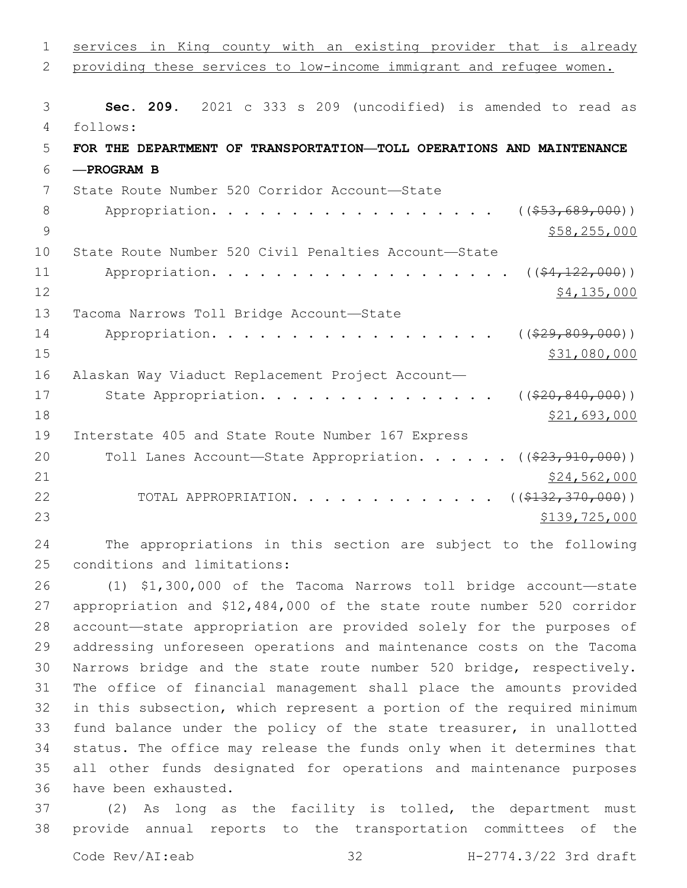services in King county with an existing provider that is already providing these services to low-income immigrant and refugee women.

**Sec. 209.** 2021 c 333 s 209 (uncodified) is amended to read as follows:

**FOR THE DEPARTMENT OF TRANSPORTATION—TOLL OPERATIONS AND MAINTENANCE —PROGRAM B**

State Route Number 520 Corridor Account—State Appropriation. . . . . . . . . . . . . . . . . . . ((~~$53,689,000~~)) $58,255,000

State Route Number 520 Civil Penalties Account—State Appropriation. . . . . . . . . . . . . . . . . . . ((~~$4,122,000~~)) $4,135,000

Tacoma Narrows Toll Bridge Account—State Appropriation. . . . . . . . . . . . . . . . . . . ((~~$29,809,000~~)) $31,080,000

Alaskan Way Viaduct Replacement Project Account—State Appropriation. . . . . . . . . . . . . . . ((~~$20,840,000~~)) $21,693,000

Interstate 405 and State Route Number 167 Express Toll Lanes Account—State Appropriation. . . . . . ((~~$23,910,000~~)) $24,562,000

TOTAL APPROPRIATION. . . . . . . . . . . . . ((~~$132,370,000~~)) $139,725,000

The appropriations in this section are subject to the following conditions and limitations:

(1) $1,300,000 of the Tacoma Narrows toll bridge account—state appropriation and $12,484,000 of the state route number 520 corridor account—state appropriation are provided solely for the purposes of addressing unforeseen operations and maintenance costs on the Tacoma Narrows bridge and the state route number 520 bridge, respectively. The office of financial management shall place the amounts provided in this subsection, which represent a portion of the required minimum fund balance under the policy of the state treasurer, in unallotted status. The office may release the funds only when it determines that all other funds designated for operations and maintenance purposes have been exhausted.

(2) As long as the facility is tolled, the department must provide annual reports to the transportation committees of the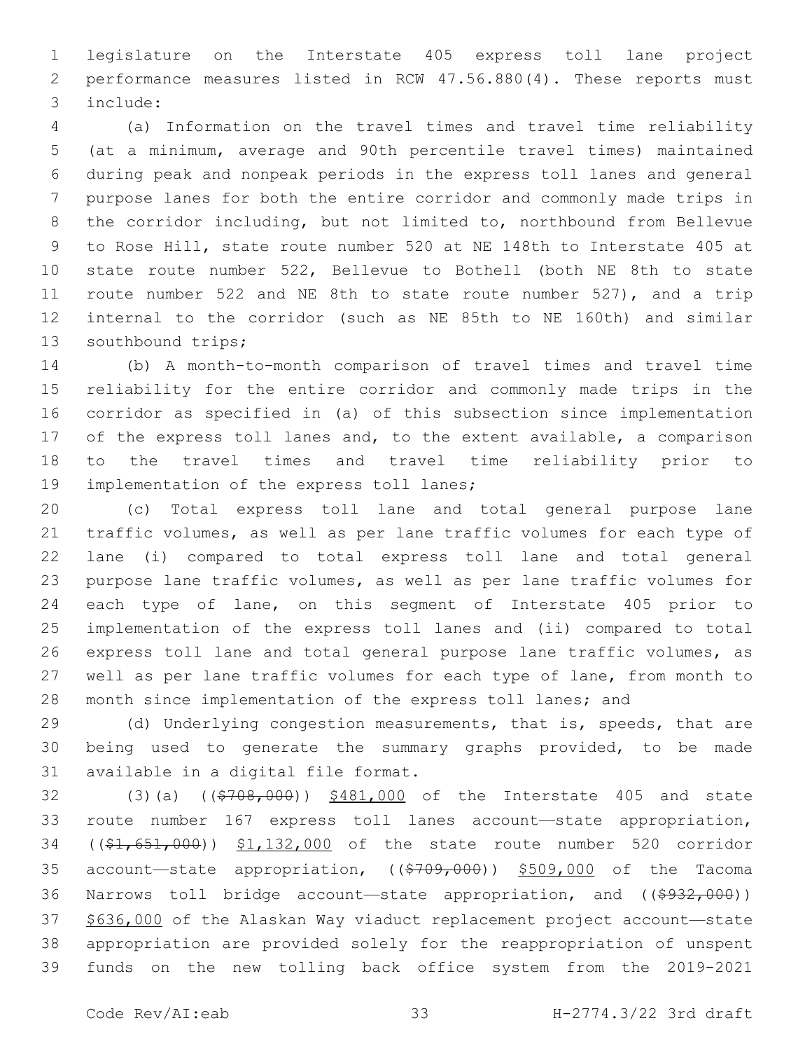legislature on the Interstate 405 express toll lane project performance measures listed in RCW 47.56.880(4). These reports must include:

(a) Information on the travel times and travel time reliability (at a minimum, average and 90th percentile travel times) maintained during peak and nonpeak periods in the express toll lanes and general purpose lanes for both the entire corridor and commonly made trips in the corridor including, but not limited to, northbound from Bellevue to Rose Hill, state route number 520 at NE 148th to Interstate 405 at state route number 522, Bellevue to Bothell (both NE 8th to state route number 522 and NE 8th to state route number 527), and a trip internal to the corridor (such as NE 85th to NE 160th) and similar southbound trips;

(b) A month-to-month comparison of travel times and travel time reliability for the entire corridor and commonly made trips in the corridor as specified in (a) of this subsection since implementation of the express toll lanes and, to the extent available, a comparison to the travel times and travel time reliability prior to implementation of the express toll lanes;

(c) Total express toll lane and total general purpose lane traffic volumes, as well as per lane traffic volumes for each type of lane (i) compared to total express toll lane and total general purpose lane traffic volumes, as well as per lane traffic volumes for each type of lane, on this segment of Interstate 405 prior to implementation of the express toll lanes and (ii) compared to total express toll lane and total general purpose lane traffic volumes, as well as per lane traffic volumes for each type of lane, from month to month since implementation of the express toll lanes; and

(d) Underlying congestion measurements, that is, speeds, that are being used to generate the summary graphs provided, to be made available in a digital file format.

(3)(a) ((~~$708,000~~)) $481,000 of the Interstate 405 and state route number 167 express toll lanes account—state appropriation, ((~~$1,651,000~~)) $1,132,000 of the state route number 520 corridor account—state appropriation, ((~~$709,000~~)) $509,000 of the Tacoma Narrows toll bridge account—state appropriation, and ((~~$932,000~~)) $636,000 of the Alaskan Way viaduct replacement project account—state appropriation are provided solely for the reappropriation of unspent funds on the new tolling back office system from the 2019-2021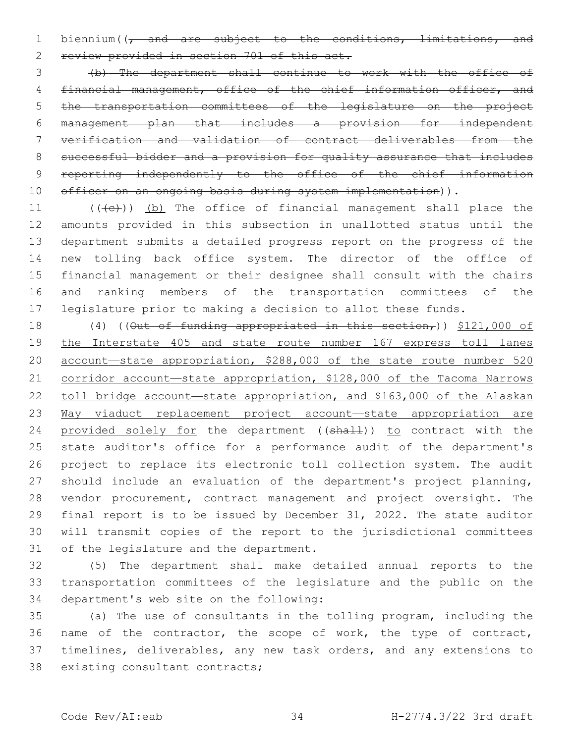biennium((, and are subject to the conditions, limitations, and review provided in section 701 of this act.

(b) The department shall continue to work with the office of financial management, office of the chief information officer, and the transportation committees of the legislature on the project management plan that includes a provision for independent verification and validation of contract deliverables from the successful bidder and a provision for quality assurance that includes reporting independently to the office of the chief information officer on an ongoing basis during system implementation)).

(((c))) (b) The office of financial management shall place the amounts provided in this subsection in unallotted status until the department submits a detailed progress report on the progress of the new tolling back office system. The director of the office of financial management or their designee shall consult with the chairs and ranking members of the transportation committees of the legislature prior to making a decision to allot these funds.

(4) ((Out of funding appropriated in this section,)) $121,000 of the Interstate 405 and state route number 167 express toll lanes account—state appropriation, $288,000 of the state route number 520 corridor account—state appropriation, $128,000 of the Tacoma Narrows toll bridge account—state appropriation, and $163,000 of the Alaskan Way viaduct replacement project account—state appropriation are provided solely for the department ((shall)) to contract with the state auditor's office for a performance audit of the department's project to replace its electronic toll collection system. The audit should include an evaluation of the department's project planning, vendor procurement, contract management and project oversight. The final report is to be issued by December 31, 2022. The state auditor will transmit copies of the report to the jurisdictional committees of the legislature and the department.

(5) The department shall make detailed annual reports to the transportation committees of the legislature and the public on the department's web site on the following:

(a) The use of consultants in the tolling program, including the name of the contractor, the scope of work, the type of contract, timelines, deliverables, any new task orders, and any extensions to existing consultant contracts;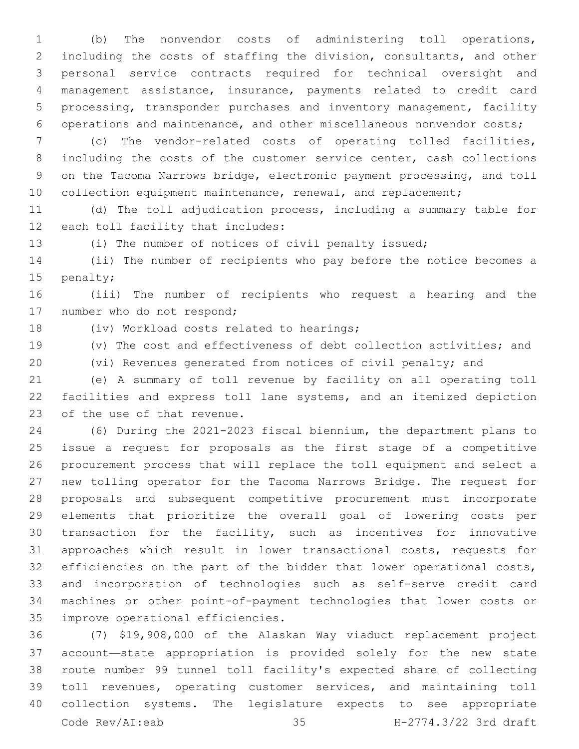(b) The nonvendor costs of administering toll operations, including the costs of staffing the division, consultants, and other personal service contracts required for technical oversight and management assistance, insurance, payments related to credit card processing, transponder purchases and inventory management, facility operations and maintenance, and other miscellaneous nonvendor costs;

(c) The vendor-related costs of operating tolled facilities, including the costs of the customer service center, cash collections on the Tacoma Narrows bridge, electronic payment processing, and toll collection equipment maintenance, renewal, and replacement;

(d) The toll adjudication process, including a summary table for each toll facility that includes:

(i) The number of notices of civil penalty issued;

(ii) The number of recipients who pay before the notice becomes a penalty;

(iii) The number of recipients who request a hearing and the number who do not respond;

(iv) Workload costs related to hearings;

(v) The cost and effectiveness of debt collection activities; and

(vi) Revenues generated from notices of civil penalty; and

(e) A summary of toll revenue by facility on all operating toll facilities and express toll lane systems, and an itemized depiction of the use of that revenue.

(6) During the 2021-2023 fiscal biennium, the department plans to issue a request for proposals as the first stage of a competitive procurement process that will replace the toll equipment and select a new tolling operator for the Tacoma Narrows Bridge. The request for proposals and subsequent competitive procurement must incorporate elements that prioritize the overall goal of lowering costs per transaction for the facility, such as incentives for innovative approaches which result in lower transactional costs, requests for efficiencies on the part of the bidder that lower operational costs, and incorporation of technologies such as self-serve credit card machines or other point-of-payment technologies that lower costs or improve operational efficiencies.

(7) $19,908,000 of the Alaskan Way viaduct replacement project account—state appropriation is provided solely for the new state route number 99 tunnel toll facility's expected share of collecting toll revenues, operating customer services, and maintaining toll collection systems. The legislature expects to see appropriate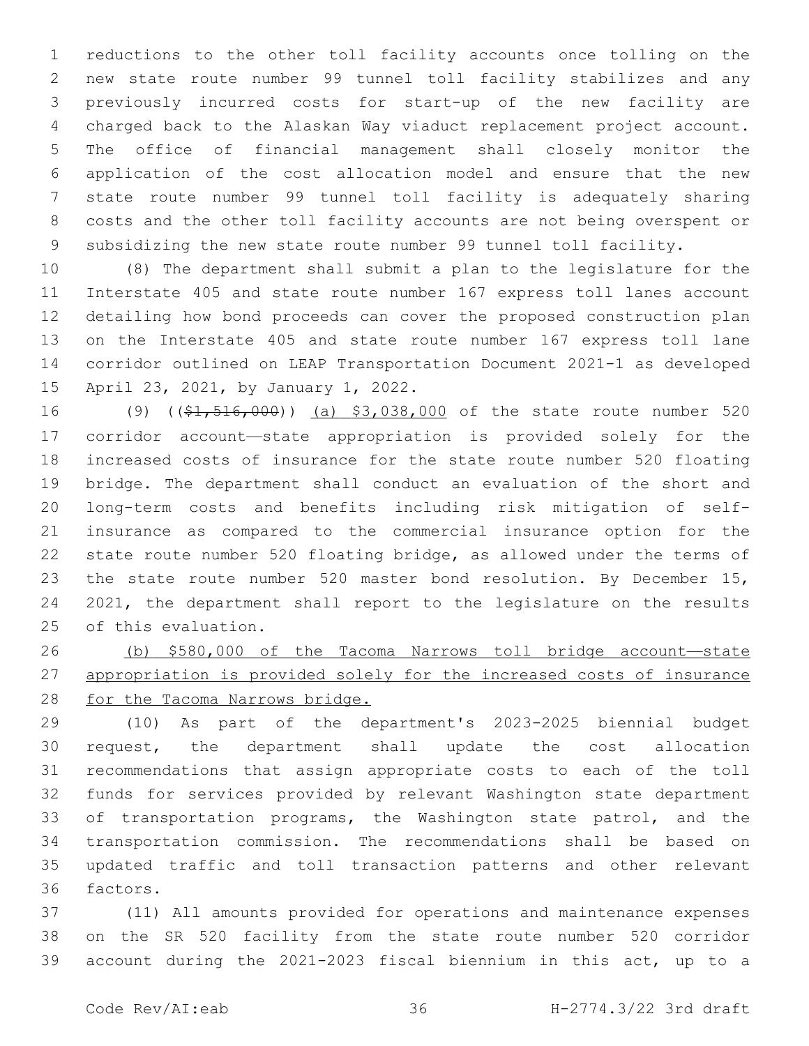reductions to the other toll facility accounts once tolling on the new state route number 99 tunnel toll facility stabilizes and any previously incurred costs for start-up of the new facility are charged back to the Alaskan Way viaduct replacement project account. The office of financial management shall closely monitor the application of the cost allocation model and ensure that the new state route number 99 tunnel toll facility is adequately sharing costs and the other toll facility accounts are not being overspent or subsidizing the new state route number 99 tunnel toll facility.

(8) The department shall submit a plan to the legislature for the Interstate 405 and state route number 167 express toll lanes account detailing how bond proceeds can cover the proposed construction plan on the Interstate 405 and state route number 167 express toll lane corridor outlined on LEAP Transportation Document 2021-1 as developed April 23, 2021, by January 1, 2022.

(9) ((~~$1,516,000~~)) <u>(a) $3,038,000</u> of the state route number 520 corridor account—state appropriation is provided solely for the increased costs of insurance for the state route number 520 floating bridge. The department shall conduct an evaluation of the short and long-term costs and benefits including risk mitigation of self-insurance as compared to the commercial insurance option for the state route number 520 floating bridge, as allowed under the terms of the state route number 520 master bond resolution. By December 15, 2021, the department shall report to the legislature on the results of this evaluation.

<u>(b) $580,000 of the Tacoma Narrows toll bridge account—state appropriation is provided solely for the increased costs of insurance for the Tacoma Narrows bridge.</u>

(10) As part of the department's 2023-2025 biennial budget request, the department shall update the cost allocation recommendations that assign appropriate costs to each of the toll funds for services provided by relevant Washington state department of transportation programs, the Washington state patrol, and the transportation commission. The recommendations shall be based on updated traffic and toll transaction patterns and other relevant factors.

(11) All amounts provided for operations and maintenance expenses on the SR 520 facility from the state route number 520 corridor account during the 2021-2023 fiscal biennium in this act, up to a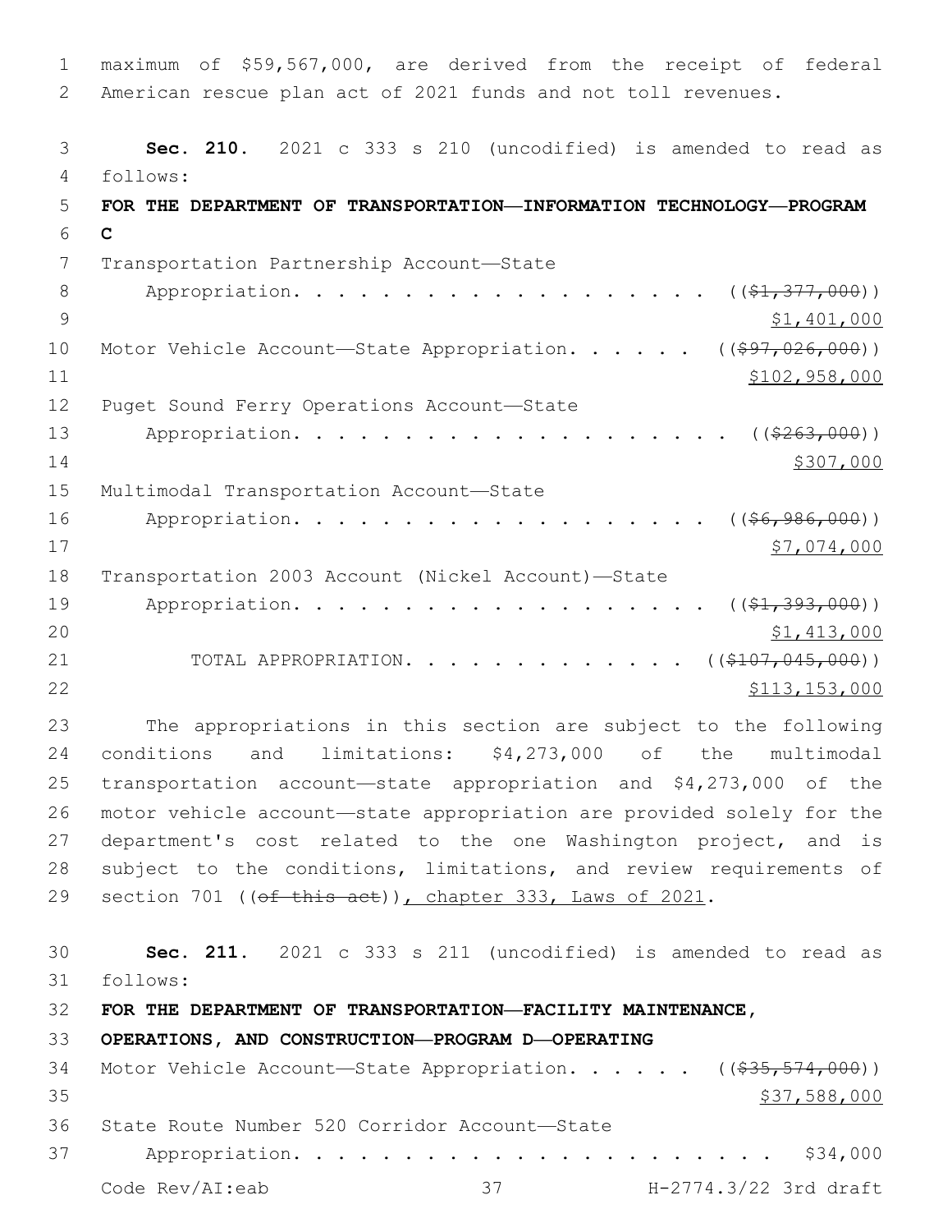maximum of $59,567,000, are derived from the receipt of federal American rescue plan act of 2021 funds and not toll revenues.

**Sec. 210.** 2021 c 333 s 210 (uncodified) is amended to read as follows:

**FOR THE DEPARTMENT OF TRANSPORTATION—INFORMATION TECHNOLOGY—PROGRAM C**

Transportation Partnership Account—State Appropriation. . . . . . . . . . . . . . . . . . . . ((~~$1,377,000~~)) $1,401,000

Motor Vehicle Account—State Appropriation. . . . . . ((~~$97,026,000~~)) $102,958,000

Puget Sound Ferry Operations Account—State Appropriation. . . . . . . . . . . . . . . . . . . . ((~~$263,000~~)) $307,000

Multimodal Transportation Account—State Appropriation. . . . . . . . . . . . . . . . . . . . ((~~$6,986,000~~)) $7,074,000

Transportation 2003 Account (Nickel Account)—State Appropriation. . . . . . . . . . . . . . . . . . . . ((~~$1,393,000~~)) $1,413,000

TOTAL APPROPRIATION. . . . . . . . . . . . . ((~~$107,045,000~~)) $113,153,000

The appropriations in this section are subject to the following conditions and limitations: $4,273,000 of the multimodal transportation account—state appropriation and $4,273,000 of the motor vehicle account—state appropriation are provided solely for the department's cost related to the one Washington project, and is subject to the conditions, limitations, and review requirements of section 701 ((~~of this act~~)), chapter 333, Laws of 2021.

**Sec. 211.** 2021 c 333 s 211 (uncodified) is amended to read as follows:

**FOR THE DEPARTMENT OF TRANSPORTATION—FACILITY MAINTENANCE, OPERATIONS, AND CONSTRUCTION—PROGRAM D—OPERATING**

Motor Vehicle Account—State Appropriation. . . . . . ((~~$35,574,000~~)) $37,588,000

State Route Number 520 Corridor Account—State Appropriation. . . . . . . . . . . . . . . . . . . . . . $34,000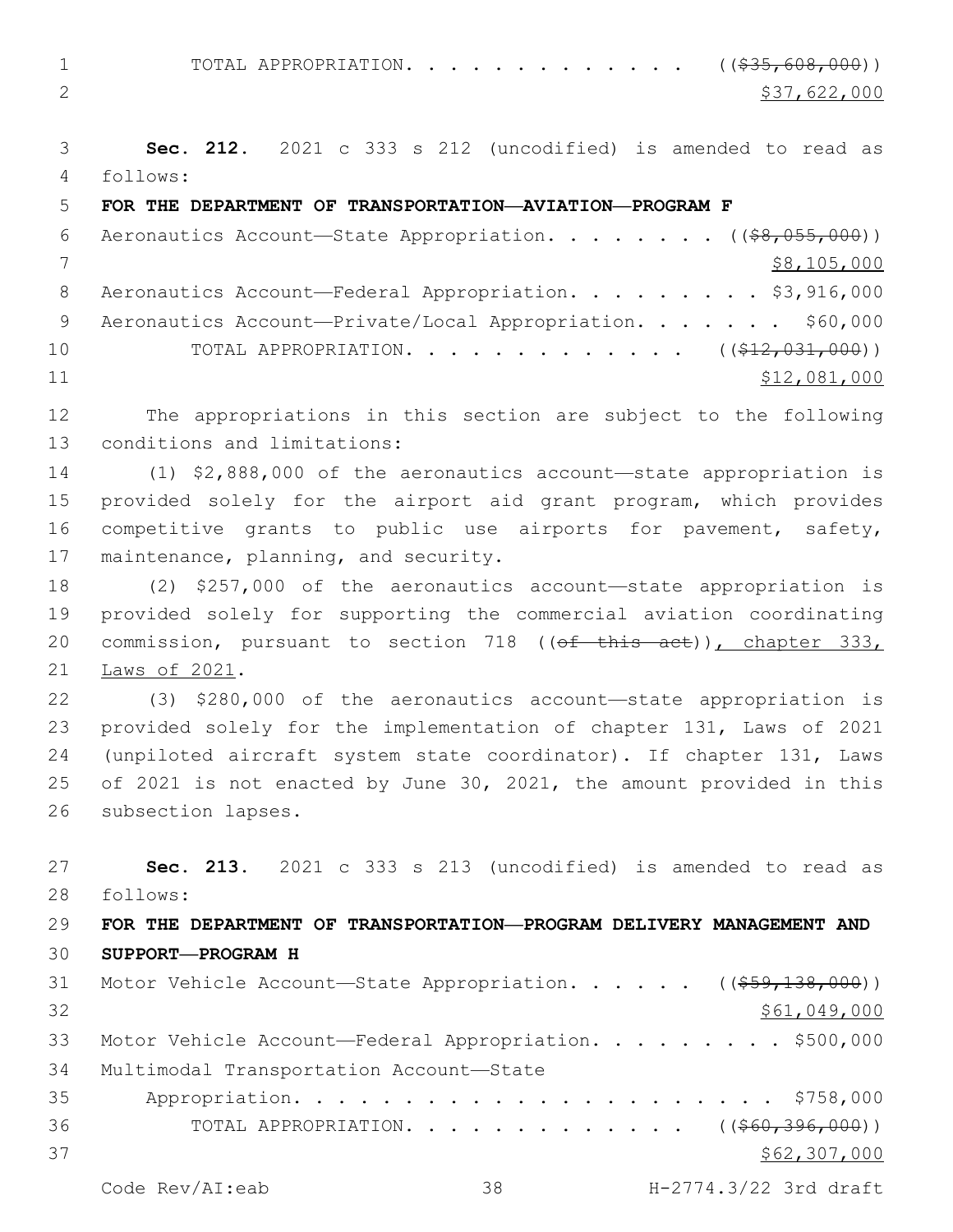TOTAL APPROPRIATION. . . . . . . . . . . . . . ((~~$35,608,000~~))
$37,622,000

**Sec. 212.** 2021 c 333 s 212 (uncodified) is amended to read as follows:

**FOR THE DEPARTMENT OF TRANSPORTATION—AVIATION—PROGRAM F**

Aeronautics Account—State Appropriation. . . . . . . . ((~~$8,055,000~~))
$8,105,000

Aeronautics Account—Federal Appropriation. . . . . . . . . $3,916,000

Aeronautics Account—Private/Local Appropriation. . . . . . . $60,000

TOTAL APPROPRIATION. . . . . . . . . . . . . . ((~~$12,031,000~~))
$12,081,000

The appropriations in this section are subject to the following conditions and limitations:

(1) $2,888,000 of the aeronautics account—state appropriation is provided solely for the airport aid grant program, which provides competitive grants to public use airports for pavement, safety, maintenance, planning, and security.

(2) $257,000 of the aeronautics account—state appropriation is provided solely for supporting the commercial aviation coordinating commission, pursuant to section 718 ((~~of this act~~)), chapter 333, Laws of 2021.

(3) $280,000 of the aeronautics account—state appropriation is provided solely for the implementation of chapter 131, Laws of 2021 (unpiloted aircraft system state coordinator). If chapter 131, Laws of 2021 is not enacted by June 30, 2021, the amount provided in this subsection lapses.

**Sec. 213.** 2021 c 333 s 213 (uncodified) is amended to read as follows:

**FOR THE DEPARTMENT OF TRANSPORTATION—PROGRAM DELIVERY MANAGEMENT AND SUPPORT—PROGRAM H**

Motor Vehicle Account—State Appropriation. . . . . . ((~~$59,138,000~~))
$61,049,000

Motor Vehicle Account—Federal Appropriation. . . . . . . . . $500,000

Multimodal Transportation Account—State Appropriation. . . . . . . . . . . . . . . . . . . . . . . . $758,000

TOTAL APPROPRIATION. . . . . . . . . . . . . . ((~~$60,396,000~~))
$62,307,000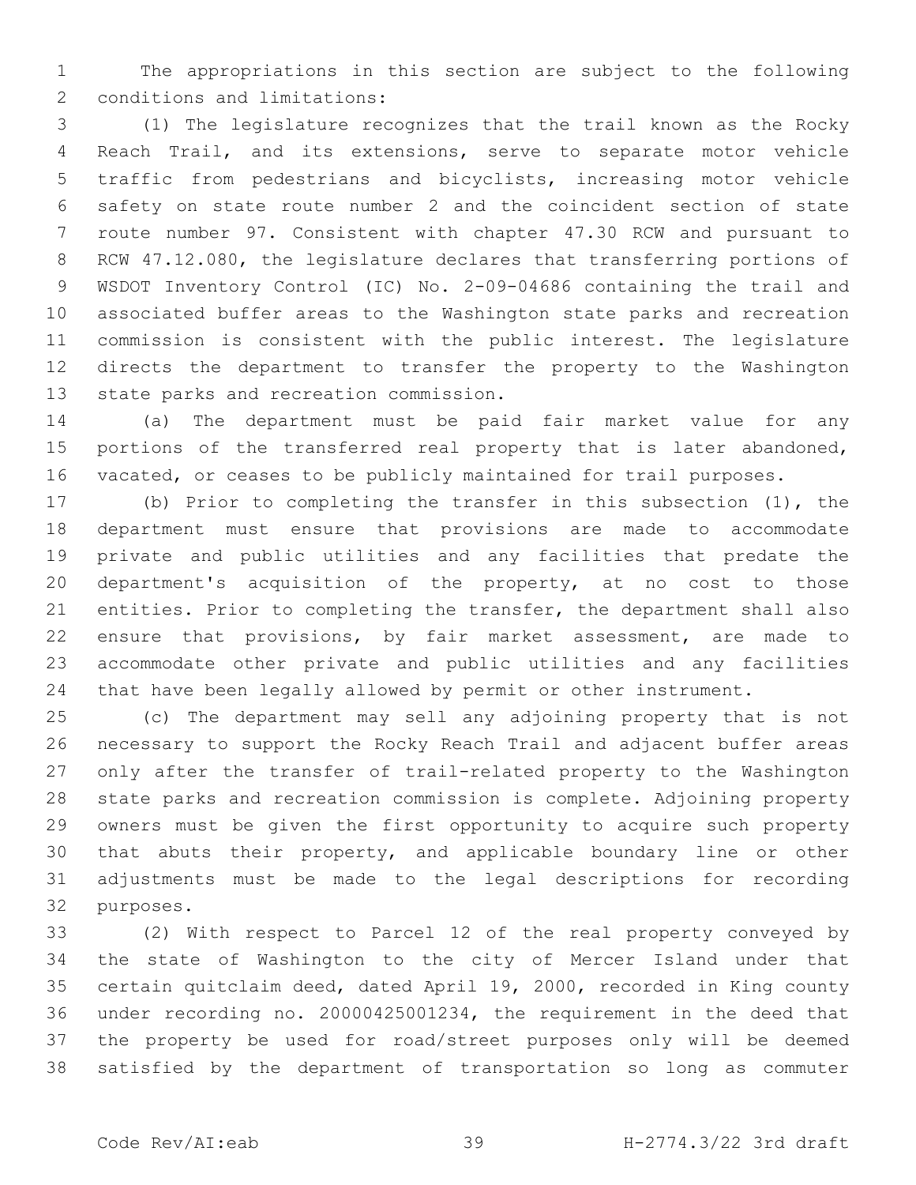The appropriations in this section are subject to the following conditions and limitations:

(1) The legislature recognizes that the trail known as the Rocky Reach Trail, and its extensions, serve to separate motor vehicle traffic from pedestrians and bicyclists, increasing motor vehicle safety on state route number 2 and the coincident section of state route number 97. Consistent with chapter 47.30 RCW and pursuant to RCW 47.12.080, the legislature declares that transferring portions of WSDOT Inventory Control (IC) No. 2-09-04686 containing the trail and associated buffer areas to the Washington state parks and recreation commission is consistent with the public interest. The legislature directs the department to transfer the property to the Washington state parks and recreation commission.

(a) The department must be paid fair market value for any portions of the transferred real property that is later abandoned, vacated, or ceases to be publicly maintained for trail purposes.

(b) Prior to completing the transfer in this subsection (1), the department must ensure that provisions are made to accommodate private and public utilities and any facilities that predate the department's acquisition of the property, at no cost to those entities. Prior to completing the transfer, the department shall also ensure that provisions, by fair market assessment, are made to accommodate other private and public utilities and any facilities that have been legally allowed by permit or other instrument.

(c) The department may sell any adjoining property that is not necessary to support the Rocky Reach Trail and adjacent buffer areas only after the transfer of trail-related property to the Washington state parks and recreation commission is complete. Adjoining property owners must be given the first opportunity to acquire such property that abuts their property, and applicable boundary line or other adjustments must be made to the legal descriptions for recording purposes.

(2) With respect to Parcel 12 of the real property conveyed by the state of Washington to the city of Mercer Island under that certain quitclaim deed, dated April 19, 2000, recorded in King county under recording no. 20000425001234, the requirement in the deed that the property be used for road/street purposes only will be deemed satisfied by the department of transportation so long as commuter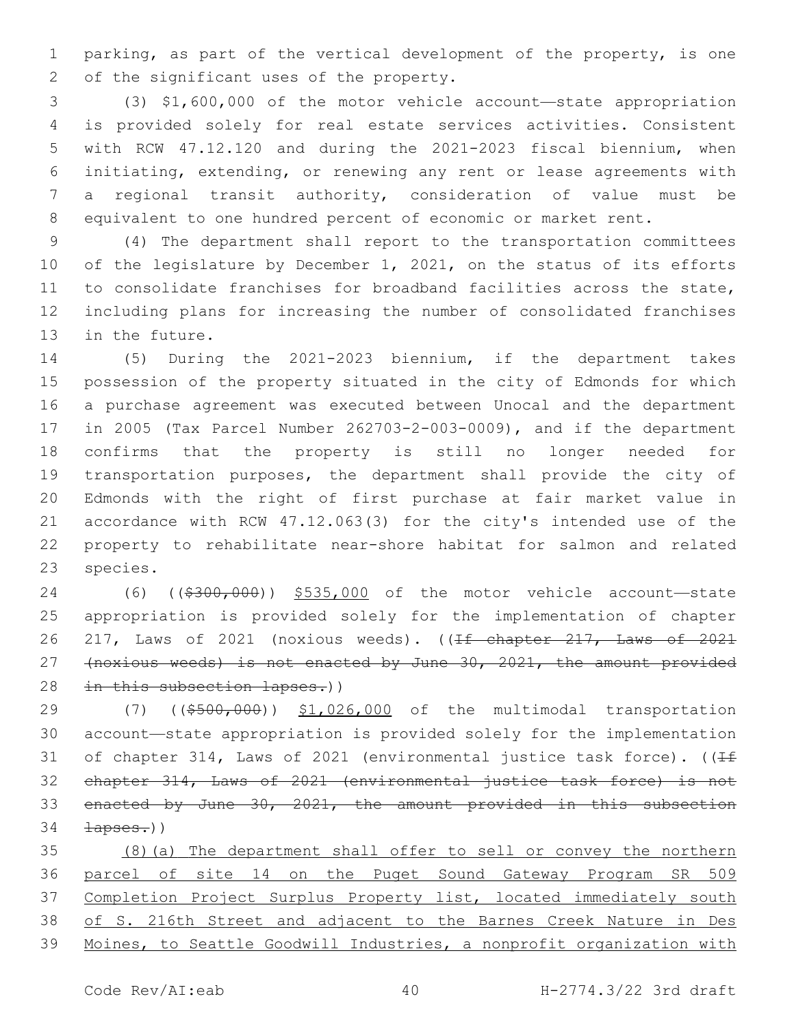parking, as part of the vertical development of the property, is one of the significant uses of the property.

(3) $1,600,000 of the motor vehicle account—state appropriation is provided solely for real estate services activities. Consistent with RCW 47.12.120 and during the 2021-2023 fiscal biennium, when initiating, extending, or renewing any rent or lease agreements with a regional transit authority, consideration of value must be equivalent to one hundred percent of economic or market rent.

(4) The department shall report to the transportation committees of the legislature by December 1, 2021, on the status of its efforts to consolidate franchises for broadband facilities across the state, including plans for increasing the number of consolidated franchises in the future.

(5) During the 2021-2023 biennium, if the department takes possession of the property situated in the city of Edmonds for which a purchase agreement was executed between Unocal and the department in 2005 (Tax Parcel Number 262703-2-003-0009), and if the department confirms that the property is still no longer needed for transportation purposes, the department shall provide the city of Edmonds with the right of first purchase at fair market value in accordance with RCW 47.12.063(3) for the city's intended use of the property to rehabilitate near-shore habitat for salmon and related species.

(6) ((~~$300,000~~)) <u>$535,000</u> of the motor vehicle account—state appropriation is provided solely for the implementation of chapter 217, Laws of 2021 (noxious weeds). ((~~If chapter 217, Laws of 2021 (noxious weeds) is not enacted by June 30, 2021, the amount provided in this subsection lapses.~~))

(7) ((~~$500,000~~)) <u>$1,026,000</u> of the multimodal transportation account—state appropriation is provided solely for the implementation of chapter 314, Laws of 2021 (environmental justice task force). ((~~If chapter 314, Laws of 2021 (environmental justice task force) is not enacted by June 30, 2021, the amount provided in this subsection lapses.~~))

<u>(8)(a) The department shall offer to sell or convey the northern parcel of site 14 on the Puget Sound Gateway Program SR 509 Completion Project Surplus Property list, located immediately south of S. 216th Street and adjacent to the Barnes Creek Nature in Des Moines, to Seattle Goodwill Industries, a nonprofit organization with</u>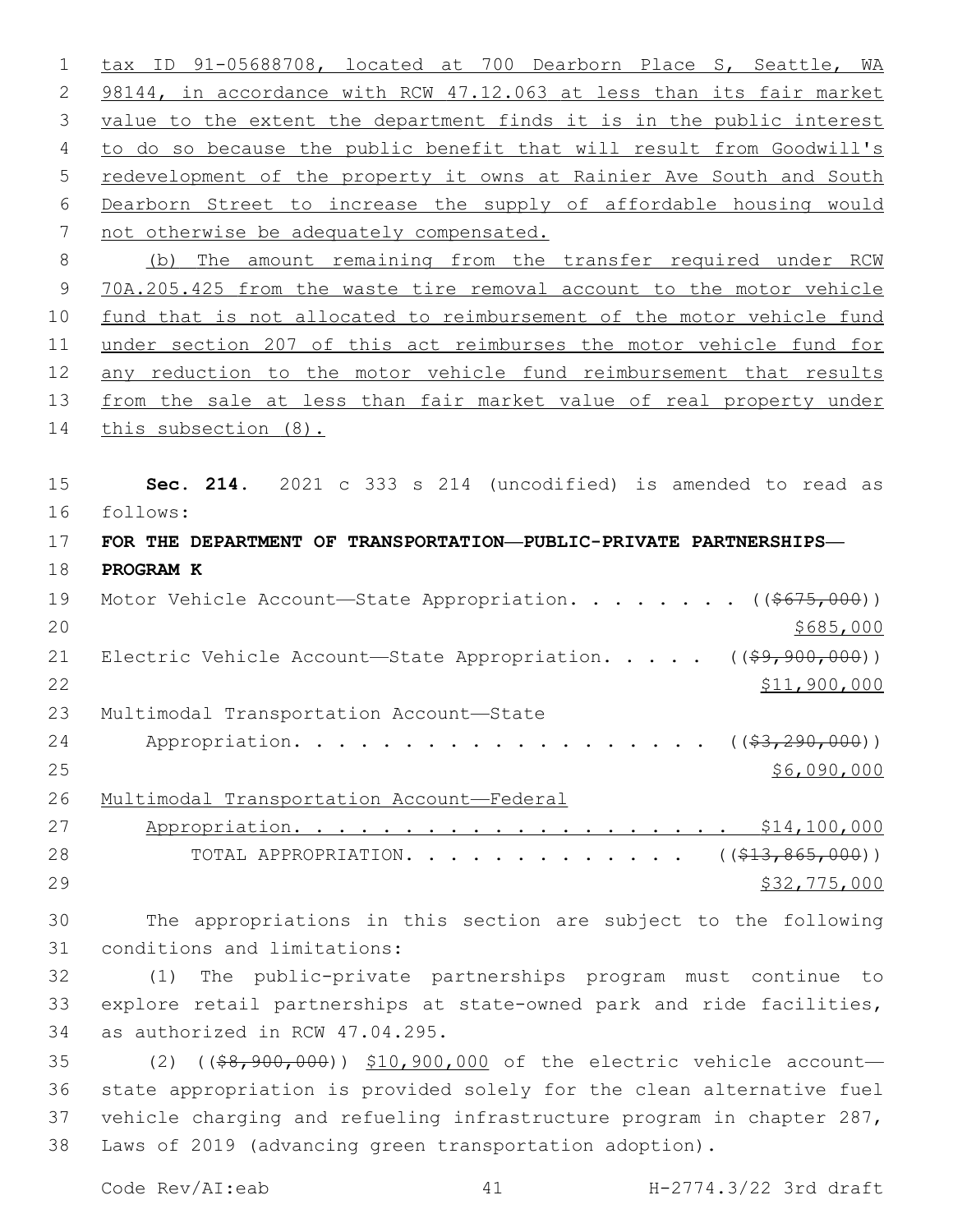tax ID 91-05688708, located at 700 Dearborn Place S, Seattle, WA 98144, in accordance with RCW 47.12.063 at less than its fair market value to the extent the department finds it is in the public interest to do so because the public benefit that will result from Goodwill's redevelopment of the property it owns at Rainier Ave South and South Dearborn Street to increase the supply of affordable housing would not otherwise be adequately compensated.

(b) The amount remaining from the transfer required under RCW 70A.205.425 from the waste tire removal account to the motor vehicle fund that is not allocated to reimbursement of the motor vehicle fund under section 207 of this act reimburses the motor vehicle fund for any reduction to the motor vehicle fund reimbursement that results from the sale at less than fair market value of real property under this subsection (8).

**Sec. 214.** 2021 c 333 s 214 (uncodified) is amended to read as follows:

**FOR THE DEPARTMENT OF TRANSPORTATION—PUBLIC-PRIVATE PARTNERSHIPS—PROGRAM K**

Motor Vehicle Account—State Appropriation. . . . . . . . ((~~$675,000~~)) $685,000

Electric Vehicle Account—State Appropriation. . . . . ((~~$9,900,000~~)) $11,900,000

Multimodal Transportation Account—State Appropriation. . . . . . . . . . . . . . . . . . . ((~~$3,290,000~~)) $6,090,000

Multimodal Transportation Account—Federal Appropriation. . . . . . . . . . . . . . . . . . . . $14,100,000

TOTAL APPROPRIATION. . . . . . . . . . . . . ((~~$13,865,000~~)) $32,775,000

The appropriations in this section are subject to the following conditions and limitations:

(1) The public-private partnerships program must continue to explore retail partnerships at state-owned park and ride facilities, as authorized in RCW 47.04.295.

(2) ((~~$8,900,000~~)) $10,900,000 of the electric vehicle account—state appropriation is provided solely for the clean alternative fuel vehicle charging and refueling infrastructure program in chapter 287, Laws of 2019 (advancing green transportation adoption).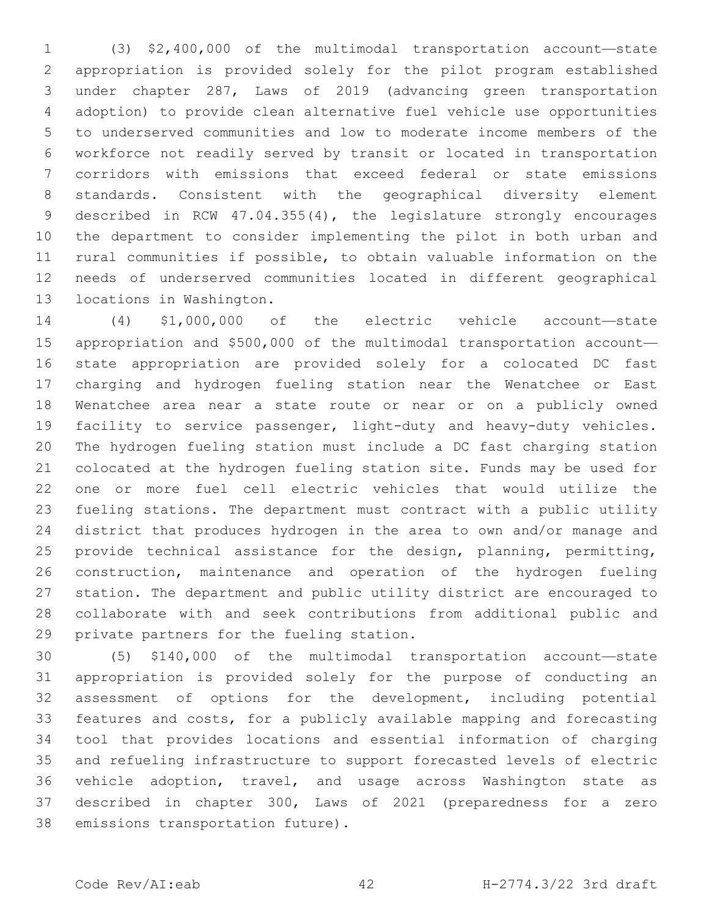(3) $2,400,000 of the multimodal transportation account—state appropriation is provided solely for the pilot program established under chapter 287, Laws of 2019 (advancing green transportation adoption) to provide clean alternative fuel vehicle use opportunities to underserved communities and low to moderate income members of the workforce not readily served by transit or located in transportation corridors with emissions that exceed federal or state emissions standards. Consistent with the geographical diversity element described in RCW 47.04.355(4), the legislature strongly encourages the department to consider implementing the pilot in both urban and rural communities if possible, to obtain valuable information on the needs of underserved communities located in different geographical locations in Washington.

(4) $1,000,000 of the electric vehicle account—state appropriation and $500,000 of the multimodal transportation account—state appropriation are provided solely for a colocated DC fast charging and hydrogen fueling station near the Wenatchee or East Wenatchee area near a state route or near or on a publicly owned facility to service passenger, light-duty and heavy-duty vehicles. The hydrogen fueling station must include a DC fast charging station colocated at the hydrogen fueling station site. Funds may be used for one or more fuel cell electric vehicles that would utilize the fueling stations. The department must contract with a public utility district that produces hydrogen in the area to own and/or manage and provide technical assistance for the design, planning, permitting, construction, maintenance and operation of the hydrogen fueling station. The department and public utility district are encouraged to collaborate with and seek contributions from additional public and private partners for the fueling station.

(5) $140,000 of the multimodal transportation account—state appropriation is provided solely for the purpose of conducting an assessment of options for the development, including potential features and costs, for a publicly available mapping and forecasting tool that provides locations and essential information of charging and refueling infrastructure to support forecasted levels of electric vehicle adoption, travel, and usage across Washington state as described in chapter 300, Laws of 2021 (preparedness for a zero emissions transportation future).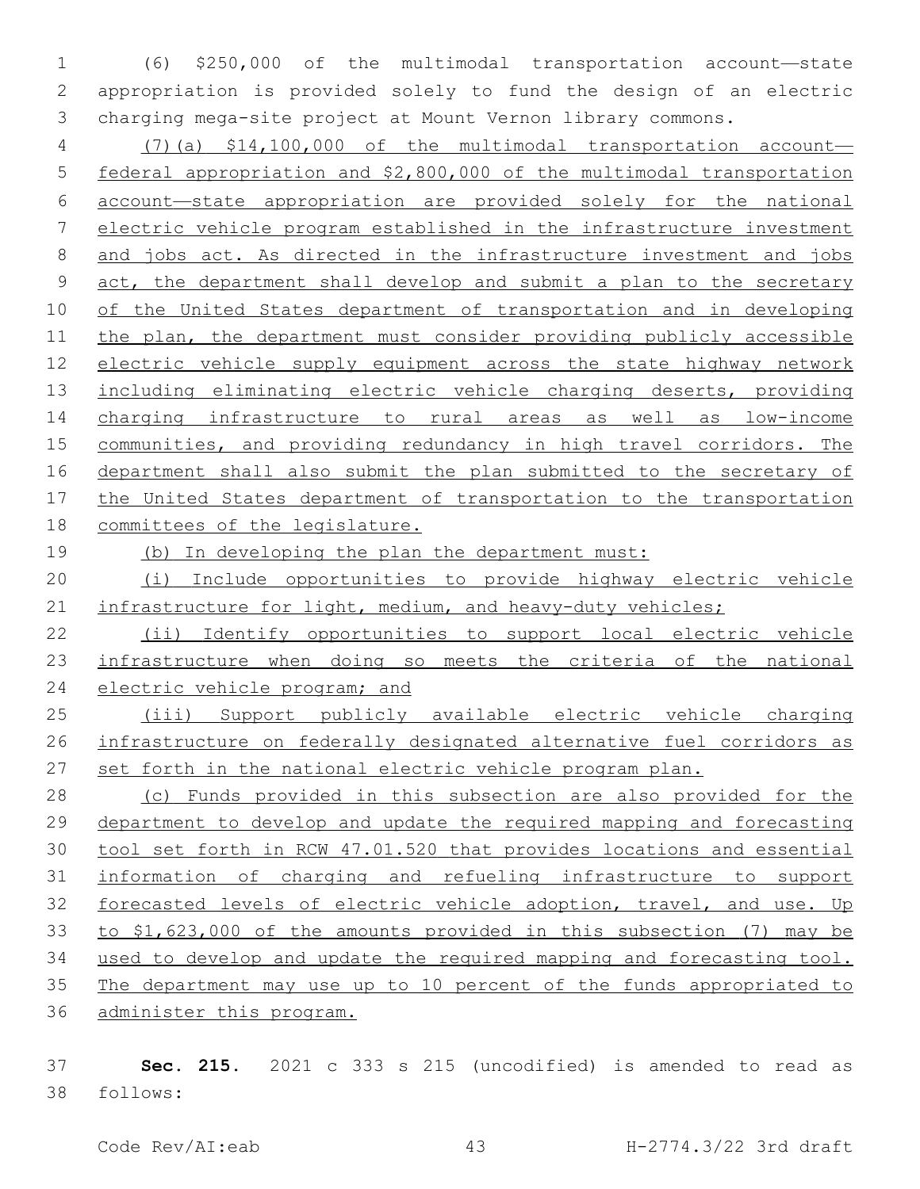(6) $250,000 of the multimodal transportation account—state appropriation is provided solely to fund the design of an electric charging mega-site project at Mount Vernon library commons.

(7)(a) $14,100,000 of the multimodal transportation account—federal appropriation and $2,800,000 of the multimodal transportation account—state appropriation are provided solely for the national electric vehicle program established in the infrastructure investment and jobs act. As directed in the infrastructure investment and jobs act, the department shall develop and submit a plan to the secretary of the United States department of transportation and in developing the plan, the department must consider providing publicly accessible electric vehicle supply equipment across the state highway network including eliminating electric vehicle charging deserts, providing charging infrastructure to rural areas as well as low-income communities, and providing redundancy in high travel corridors. The department shall also submit the plan submitted to the secretary of the United States department of transportation to the transportation committees of the legislature.

(b) In developing the plan the department must:

(i) Include opportunities to provide highway electric vehicle infrastructure for light, medium, and heavy-duty vehicles;

(ii) Identify opportunities to support local electric vehicle infrastructure when doing so meets the criteria of the national electric vehicle program; and

(iii) Support publicly available electric vehicle charging infrastructure on federally designated alternative fuel corridors as set forth in the national electric vehicle program plan.

(c) Funds provided in this subsection are also provided for the department to develop and update the required mapping and forecasting tool set forth in RCW 47.01.520 that provides locations and essential information of charging and refueling infrastructure to support forecasted levels of electric vehicle adoption, travel, and use. Up to $1,623,000 of the amounts provided in this subsection (7) may be used to develop and update the required mapping and forecasting tool. The department may use up to 10 percent of the funds appropriated to administer this program.

**Sec. 215.** 2021 c 333 s 215 (uncodified) is amended to read as follows: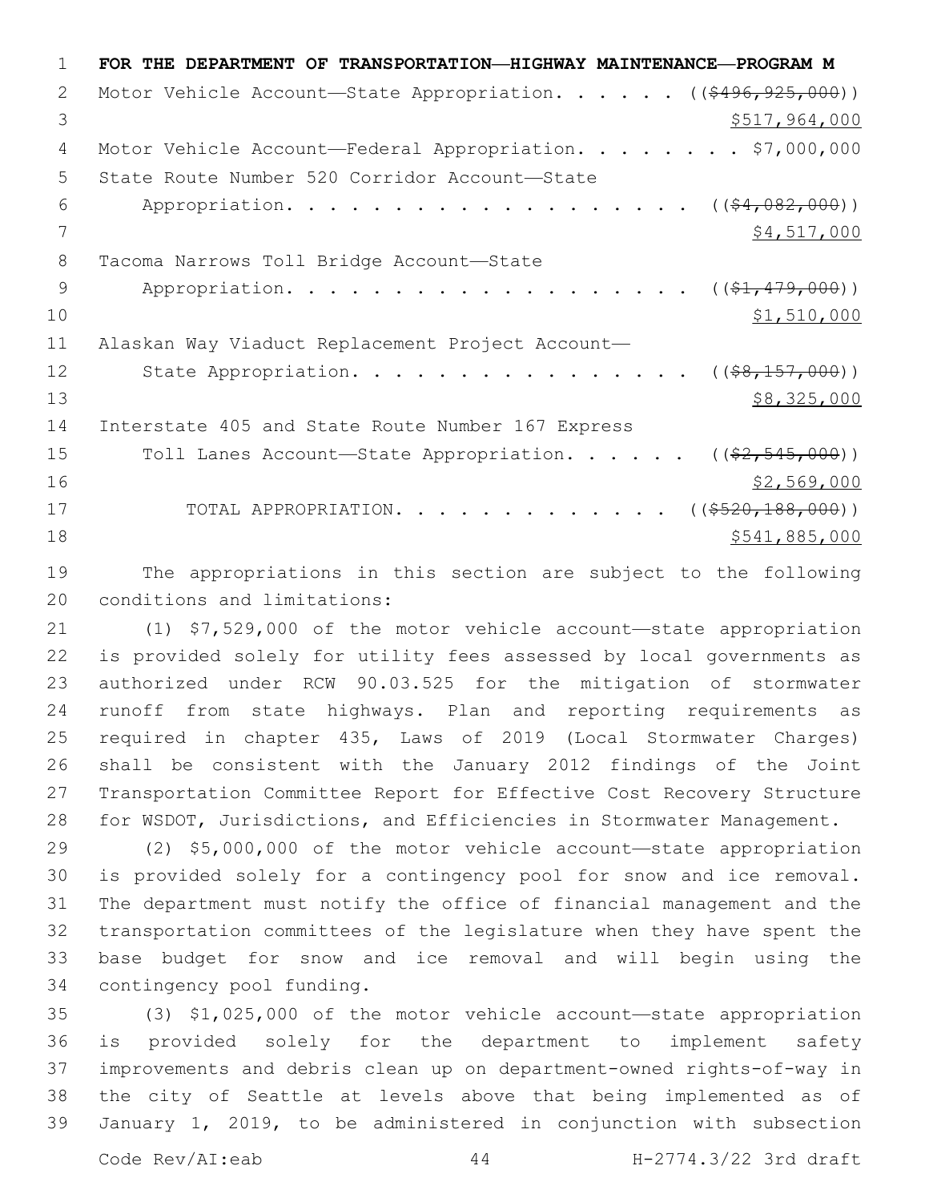**FOR THE DEPARTMENT OF TRANSPORTATION—HIGHWAY MAINTENANCE—PROGRAM M**

Motor Vehicle Account—State Appropriation. . . . . . (( ~~$496,925,000~~ ))
$517,964,000

Motor Vehicle Account—Federal Appropriation. . . . . . . . $7,000,000

State Route Number 520 Corridor Account—State
Appropriation. . . . . . . . . . . . . . . . . . . (( ~~$4,082,000~~ ))
$4,517,000

Tacoma Narrows Toll Bridge Account—State
Appropriation. . . . . . . . . . . . . . . . . . . (( ~~$1,479,000~~ ))
$1,510,000

Alaskan Way Viaduct Replacement Project Account—
State Appropriation. . . . . . . . . . . . . . . . (( ~~$8,157,000~~ ))
$8,325,000

Interstate 405 and State Route Number 167 Express
Toll Lanes Account—State Appropriation. . . . . . (( ~~$2,545,000~~ ))
$2,569,000

TOTAL APPROPRIATION. . . . . . . . . . . . . . (( ~~$520,188,000~~ ))
$541,885,000

The appropriations in this section are subject to the following conditions and limitations:

(1) $7,529,000 of the motor vehicle account—state appropriation is provided solely for utility fees assessed by local governments as authorized under RCW 90.03.525 for the mitigation of stormwater runoff from state highways. Plan and reporting requirements as required in chapter 435, Laws of 2019 (Local Stormwater Charges) shall be consistent with the January 2012 findings of the Joint Transportation Committee Report for Effective Cost Recovery Structure for WSDOT, Jurisdictions, and Efficiencies in Stormwater Management.

(2) $5,000,000 of the motor vehicle account—state appropriation is provided solely for a contingency pool for snow and ice removal. The department must notify the office of financial management and the transportation committees of the legislature when they have spent the base budget for snow and ice removal and will begin using the contingency pool funding.

(3) $1,025,000 of the motor vehicle account—state appropriation is provided solely for the department to implement safety improvements and debris clean up on department-owned rights-of-way in the city of Seattle at levels above that being implemented as of January 1, 2019, to be administered in conjunction with subsection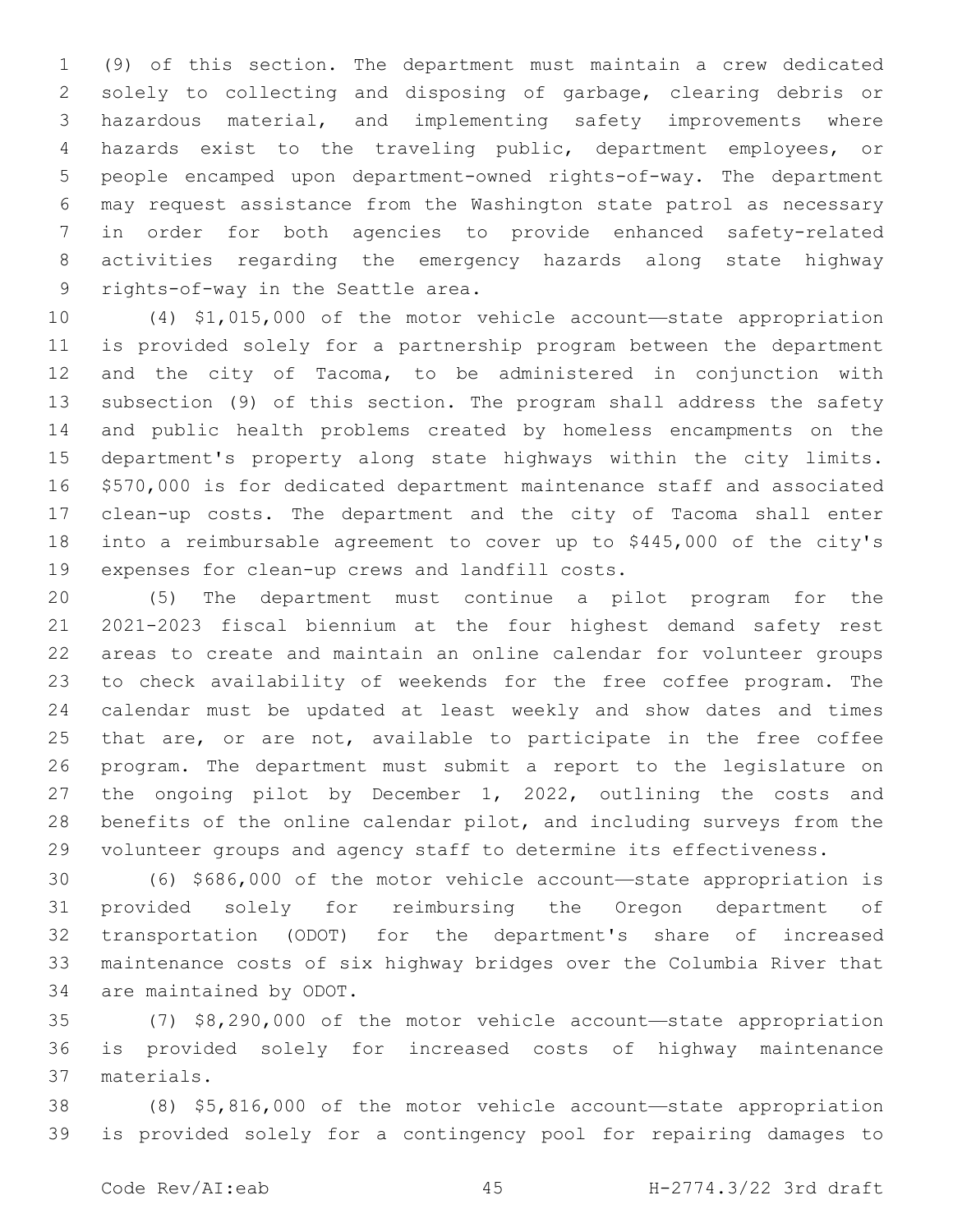(9) of this section. The department must maintain a crew dedicated solely to collecting and disposing of garbage, clearing debris or hazardous material, and implementing safety improvements where hazards exist to the traveling public, department employees, or people encamped upon department-owned rights-of-way. The department may request assistance from the Washington state patrol as necessary in order for both agencies to provide enhanced safety-related activities regarding the emergency hazards along state highway rights-of-way in the Seattle area.

(4) $1,015,000 of the motor vehicle account—state appropriation is provided solely for a partnership program between the department and the city of Tacoma, to be administered in conjunction with subsection (9) of this section. The program shall address the safety and public health problems created by homeless encampments on the department's property along state highways within the city limits. $570,000 is for dedicated department maintenance staff and associated clean-up costs. The department and the city of Tacoma shall enter into a reimbursable agreement to cover up to $445,000 of the city's expenses for clean-up crews and landfill costs.

(5) The department must continue a pilot program for the 2021-2023 fiscal biennium at the four highest demand safety rest areas to create and maintain an online calendar for volunteer groups to check availability of weekends for the free coffee program. The calendar must be updated at least weekly and show dates and times that are, or are not, available to participate in the free coffee program. The department must submit a report to the legislature on the ongoing pilot by December 1, 2022, outlining the costs and benefits of the online calendar pilot, and including surveys from the volunteer groups and agency staff to determine its effectiveness.

(6) $686,000 of the motor vehicle account—state appropriation is provided solely for reimbursing the Oregon department of transportation (ODOT) for the department's share of increased maintenance costs of six highway bridges over the Columbia River that are maintained by ODOT.

(7) $8,290,000 of the motor vehicle account—state appropriation is provided solely for increased costs of highway maintenance materials.

(8) $5,816,000 of the motor vehicle account—state appropriation is provided solely for a contingency pool for repairing damages to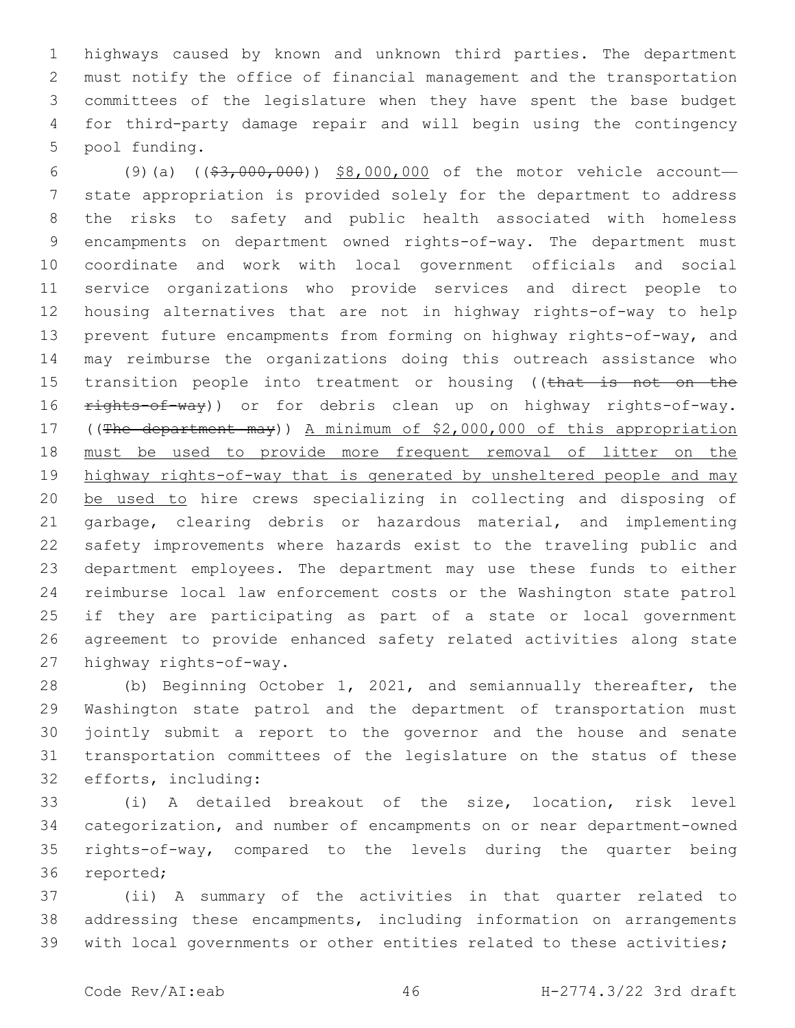highways caused by known and unknown third parties. The department must notify the office of financial management and the transportation committees of the legislature when they have spent the base budget for third-party damage repair and will begin using the contingency pool funding.

(9)(a) ((~~$3,000,000~~)) <u>$8,000,000</u> of the motor vehicle account—state appropriation is provided solely for the department to address the risks to safety and public health associated with homeless encampments on department owned rights-of-way. The department must coordinate and work with local government officials and social service organizations who provide services and direct people to housing alternatives that are not in highway rights-of-way to help prevent future encampments from forming on highway rights-of-way, and may reimburse the organizations doing this outreach assistance who transition people into treatment or housing ((~~that is not on the rights-of-way~~)) or for debris clean up on highway rights-of-way. ((~~The department may~~)) <u>A minimum of $2,000,000 of this appropriation must be used to provide more frequent removal of litter on the highway rights-of-way that is generated by unsheltered people and may be used to</u> hire crews specializing in collecting and disposing of garbage, clearing debris or hazardous material, and implementing safety improvements where hazards exist to the traveling public and department employees. The department may use these funds to either reimburse local law enforcement costs or the Washington state patrol if they are participating as part of a state or local government agreement to provide enhanced safety related activities along state highway rights-of-way.

(b) Beginning October 1, 2021, and semiannually thereafter, the Washington state patrol and the department of transportation must jointly submit a report to the governor and the house and senate transportation committees of the legislature on the status of these efforts, including:

(i) A detailed breakout of the size, location, risk level categorization, and number of encampments on or near department-owned rights-of-way, compared to the levels during the quarter being reported;

(ii) A summary of the activities in that quarter related to addressing these encampments, including information on arrangements with local governments or other entities related to these activities;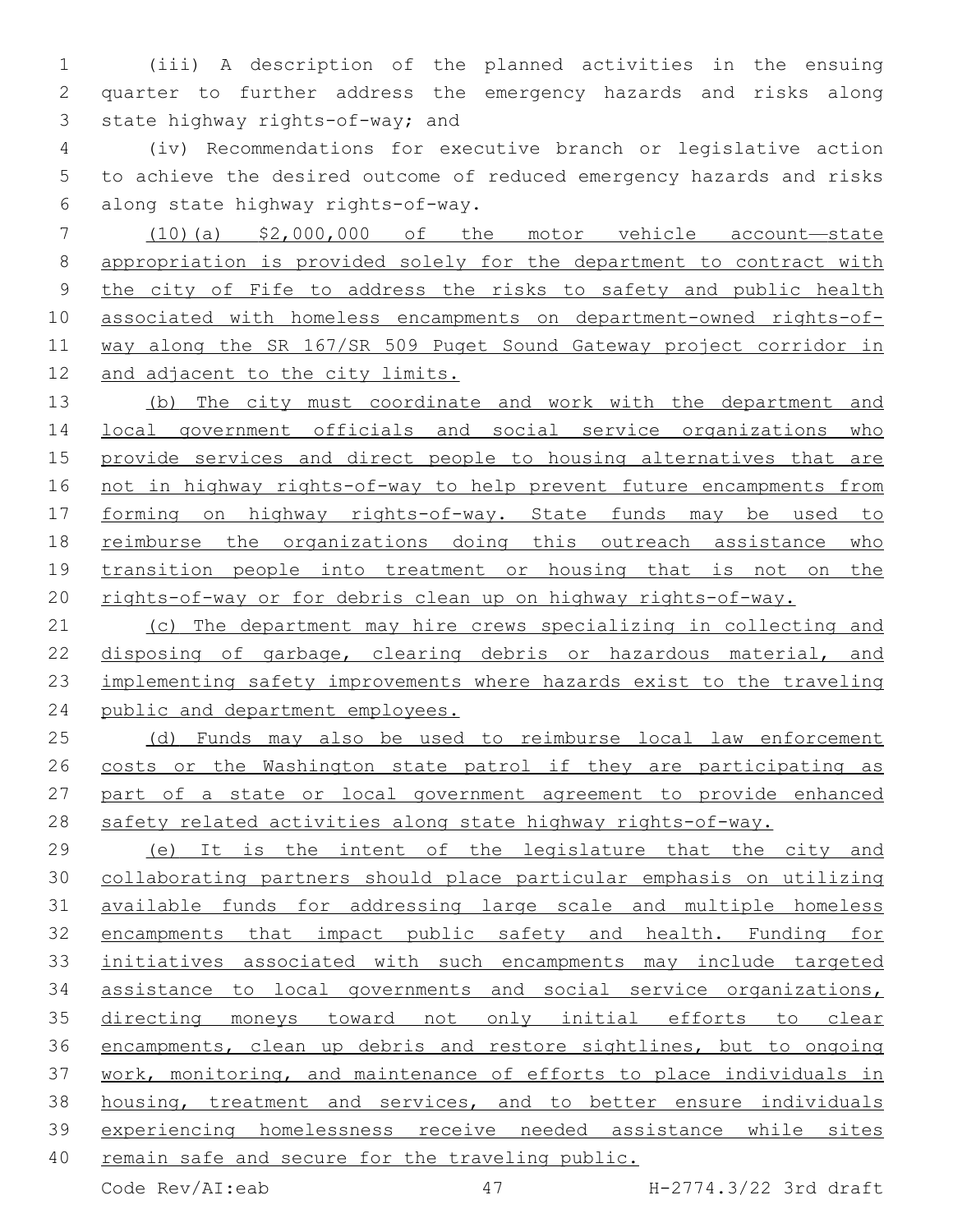(iii) A description of the planned activities in the ensuing quarter to further address the emergency hazards and risks along state highway rights-of-way; and

(iv) Recommendations for executive branch or legislative action to achieve the desired outcome of reduced emergency hazards and risks along state highway rights-of-way.

(10)(a) $2,000,000 of the motor vehicle account—state appropriation is provided solely for the department to contract with the city of Fife to address the risks to safety and public health associated with homeless encampments on department-owned rights-of-way along the SR 167/SR 509 Puget Sound Gateway project corridor in and adjacent to the city limits.

(b) The city must coordinate and work with the department and local government officials and social service organizations who provide services and direct people to housing alternatives that are not in highway rights-of-way to help prevent future encampments from forming on highway rights-of-way. State funds may be used to reimburse the organizations doing this outreach assistance who transition people into treatment or housing that is not on the rights-of-way or for debris clean up on highway rights-of-way.

(c) The department may hire crews specializing in collecting and disposing of garbage, clearing debris or hazardous material, and implementing safety improvements where hazards exist to the traveling public and department employees.

(d) Funds may also be used to reimburse local law enforcement costs or the Washington state patrol if they are participating as part of a state or local government agreement to provide enhanced safety related activities along state highway rights-of-way.

(e) It is the intent of the legislature that the city and collaborating partners should place particular emphasis on utilizing available funds for addressing large scale and multiple homeless encampments that impact public safety and health. Funding for initiatives associated with such encampments may include targeted assistance to local governments and social service organizations, directing moneys toward not only initial efforts to clear encampments, clean up debris and restore sightlines, but to ongoing work, monitoring, and maintenance of efforts to place individuals in housing, treatment and services, and to better ensure individuals experiencing homelessness receive needed assistance while sites remain safe and secure for the traveling public.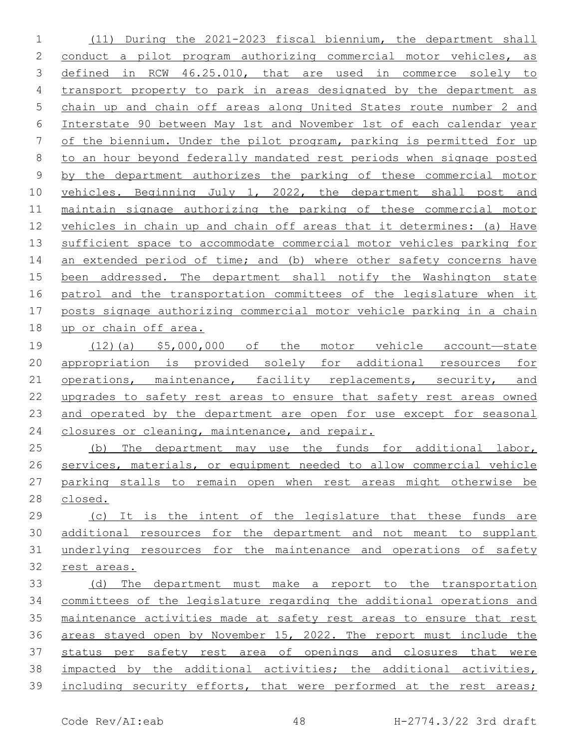(11) During the 2021-2023 fiscal biennium, the department shall conduct a pilot program authorizing commercial motor vehicles, as defined in RCW 46.25.010, that are used in commerce solely to transport property to park in areas designated by the department as chain up and chain off areas along United States route number 2 and Interstate 90 between May 1st and November 1st of each calendar year of the biennium. Under the pilot program, parking is permitted for up to an hour beyond federally mandated rest periods when signage posted by the department authorizes the parking of these commercial motor vehicles. Beginning July 1, 2022, the department shall post and maintain signage authorizing the parking of these commercial motor vehicles in chain up and chain off areas that it determines: (a) Have sufficient space to accommodate commercial motor vehicles parking for an extended period of time; and (b) where other safety concerns have been addressed. The department shall notify the Washington state patrol and the transportation committees of the legislature when it posts signage authorizing commercial motor vehicle parking in a chain up or chain off area.

(12)(a) $5,000,000 of the motor vehicle account—state appropriation is provided solely for additional resources for operations, maintenance, facility replacements, security, and upgrades to safety rest areas to ensure that safety rest areas owned and operated by the department are open for use except for seasonal closures or cleaning, maintenance, and repair.

(b) The department may use the funds for additional labor, services, materials, or equipment needed to allow commercial vehicle parking stalls to remain open when rest areas might otherwise be closed.

(c) It is the intent of the legislature that these funds are additional resources for the department and not meant to supplant underlying resources for the maintenance and operations of safety rest areas.

(d) The department must make a report to the transportation committees of the legislature regarding the additional operations and maintenance activities made at safety rest areas to ensure that rest areas stayed open by November 15, 2022. The report must include the status per safety rest area of openings and closures that were impacted by the additional activities; the additional activities, including security efforts, that were performed at the rest areas;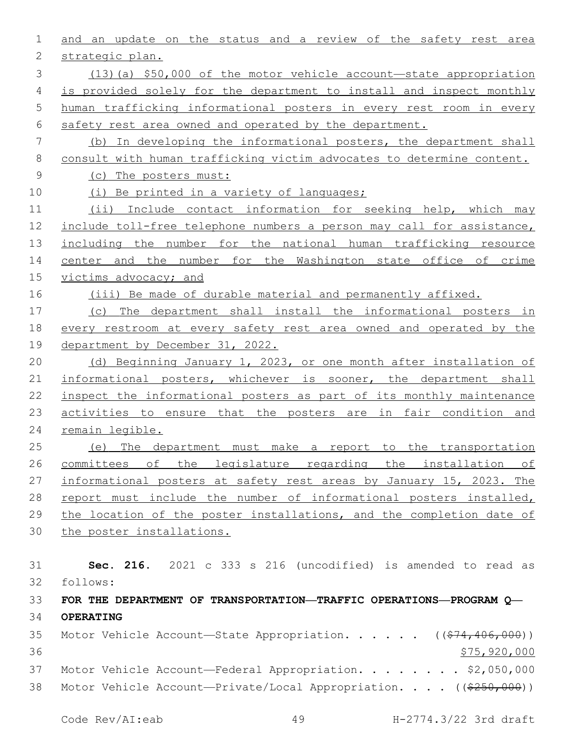and an update on the status and a review of the safety rest area strategic plan.

(13)(a) $50,000 of the motor vehicle account—state appropriation is provided solely for the department to install and inspect monthly human trafficking informational posters in every rest room in every safety rest area owned and operated by the department.

(b) In developing the informational posters, the department shall consult with human trafficking victim advocates to determine content.

(c) The posters must:

(i) Be printed in a variety of languages;

(ii) Include contact information for seeking help, which may include toll-free telephone numbers a person may call for assistance, including the number for the national human trafficking resource center and the number for the Washington state office of crime victims advocacy; and

(iii) Be made of durable material and permanently affixed.

(c) The department shall install the informational posters in every restroom at every safety rest area owned and operated by the department by December 31, 2022.

(d) Beginning January 1, 2023, or one month after installation of informational posters, whichever is sooner, the department shall inspect the informational posters as part of its monthly maintenance activities to ensure that the posters are in fair condition and remain legible.

(e) The department must make a report to the transportation committees of the legislature regarding the installation of informational posters at safety rest areas by January 15, 2023. The report must include the number of informational posters installed, the location of the poster installations, and the completion date of the poster installations.

**Sec. 216.** 2021 c 333 s 216 (uncodified) is amended to read as follows:

**FOR THE DEPARTMENT OF TRANSPORTATION—TRAFFIC OPERATIONS—PROGRAM Q—OPERATING**

Motor Vehicle Account—State Appropriation. . . . . . ((~~$74,406,000~~))
$75,920,000

Motor Vehicle Account—Federal Appropriation. . . . . . . . $2,050,000

Motor Vehicle Account—Private/Local Appropriation. . . . ((~~$250,000~~))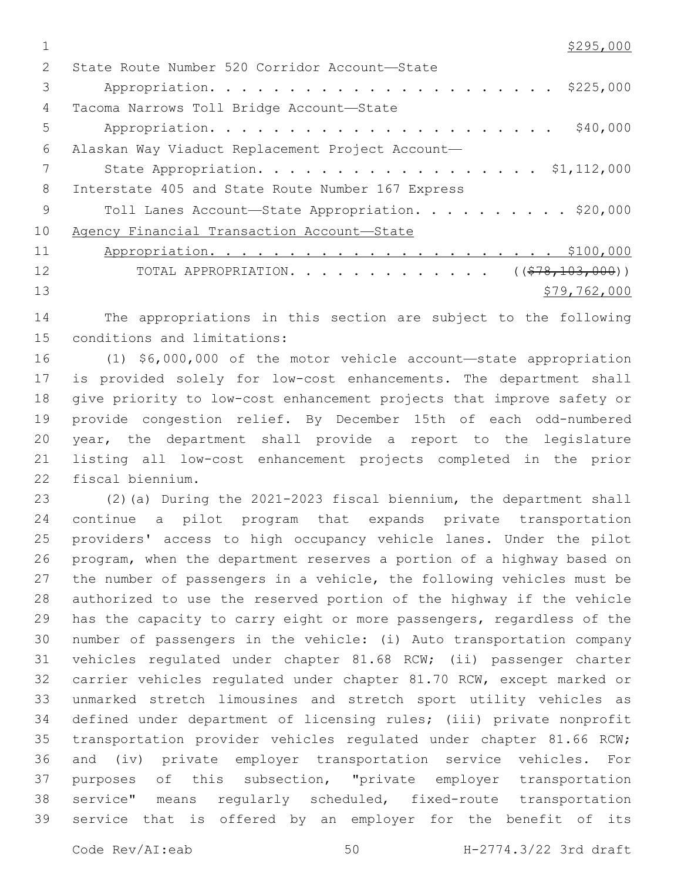$295,000

State Route Number 520 Corridor Account—State Appropriation. . . . . . . . . . . . . . . . . . . . . . $225,000

Tacoma Narrows Toll Bridge Account—State Appropriation. . . . . . . . . . . . . . . . . . . . . . $40,000

Alaskan Way Viaduct Replacement Project Account—State Appropriation. . . . . . . . . . . . . . . . . . $1,112,000

Interstate 405 and State Route Number 167 Express Toll Lanes Account—State Appropriation. . . . . . . . . . $20,000

Agency Financial Transaction Account—State Appropriation. . . . . . . . . . . . . . . . . . . . . . $100,000

TOTAL APPROPRIATION. . . . . . . . . . . . . ~~(($78,103,000))~~ $79,762,000

The appropriations in this section are subject to the following conditions and limitations:

(1) $6,000,000 of the motor vehicle account—state appropriation is provided solely for low-cost enhancements. The department shall give priority to low-cost enhancement projects that improve safety or provide congestion relief. By December 15th of each odd-numbered year, the department shall provide a report to the legislature listing all low-cost enhancement projects completed in the prior fiscal biennium.

(2)(a) During the 2021-2023 fiscal biennium, the department shall continue a pilot program that expands private transportation providers' access to high occupancy vehicle lanes. Under the pilot program, when the department reserves a portion of a highway based on the number of passengers in a vehicle, the following vehicles must be authorized to use the reserved portion of the highway if the vehicle has the capacity to carry eight or more passengers, regardless of the number of passengers in the vehicle: (i) Auto transportation company vehicles regulated under chapter 81.68 RCW; (ii) passenger charter carrier vehicles regulated under chapter 81.70 RCW, except marked or unmarked stretch limousines and stretch sport utility vehicles as defined under department of licensing rules; (iii) private nonprofit transportation provider vehicles regulated under chapter 81.66 RCW; and (iv) private employer transportation service vehicles. For purposes of this subsection, "private employer transportation service" means regularly scheduled, fixed-route transportation service that is offered by an employer for the benefit of its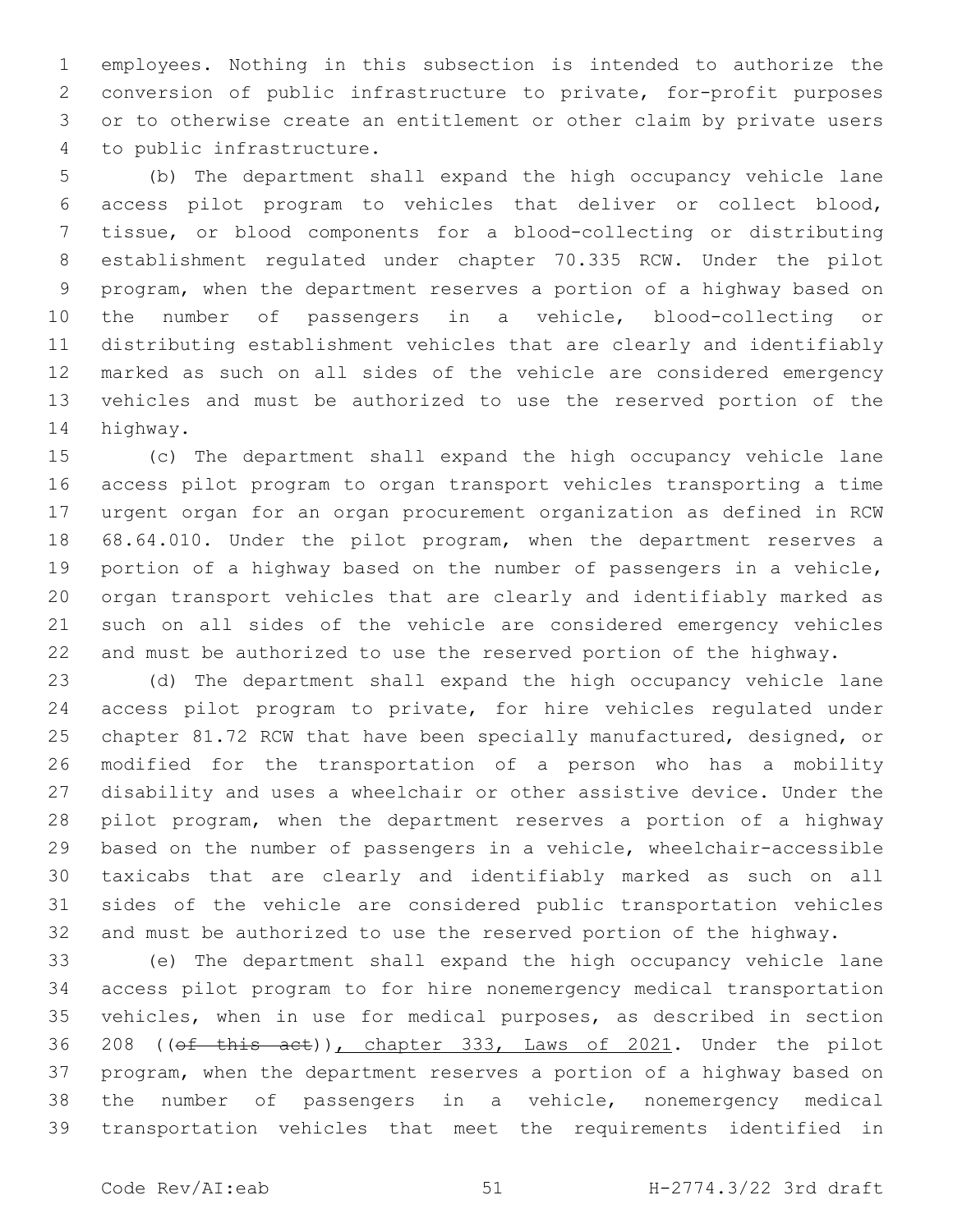employees. Nothing in this subsection is intended to authorize the conversion of public infrastructure to private, for-profit purposes or to otherwise create an entitlement or other claim by private users to public infrastructure.

(b) The department shall expand the high occupancy vehicle lane access pilot program to vehicles that deliver or collect blood, tissue, or blood components for a blood-collecting or distributing establishment regulated under chapter 70.335 RCW. Under the pilot program, when the department reserves a portion of a highway based on the number of passengers in a vehicle, blood-collecting or distributing establishment vehicles that are clearly and identifiably marked as such on all sides of the vehicle are considered emergency vehicles and must be authorized to use the reserved portion of the highway.

(c) The department shall expand the high occupancy vehicle lane access pilot program to organ transport vehicles transporting a time urgent organ for an organ procurement organization as defined in RCW 68.64.010. Under the pilot program, when the department reserves a portion of a highway based on the number of passengers in a vehicle, organ transport vehicles that are clearly and identifiably marked as such on all sides of the vehicle are considered emergency vehicles and must be authorized to use the reserved portion of the highway.

(d) The department shall expand the high occupancy vehicle lane access pilot program to private, for hire vehicles regulated under chapter 81.72 RCW that have been specially manufactured, designed, or modified for the transportation of a person who has a mobility disability and uses a wheelchair or other assistive device. Under the pilot program, when the department reserves a portion of a highway based on the number of passengers in a vehicle, wheelchair-accessible taxicabs that are clearly and identifiably marked as such on all sides of the vehicle are considered public transportation vehicles and must be authorized to use the reserved portion of the highway.

(e) The department shall expand the high occupancy vehicle lane access pilot program to for hire nonemergency medical transportation vehicles, when in use for medical purposes, as described in section 208 ((~~of this act~~)), chapter 333, Laws of 2021. Under the pilot program, when the department reserves a portion of a highway based on the number of passengers in a vehicle, nonemergency medical transportation vehicles that meet the requirements identified in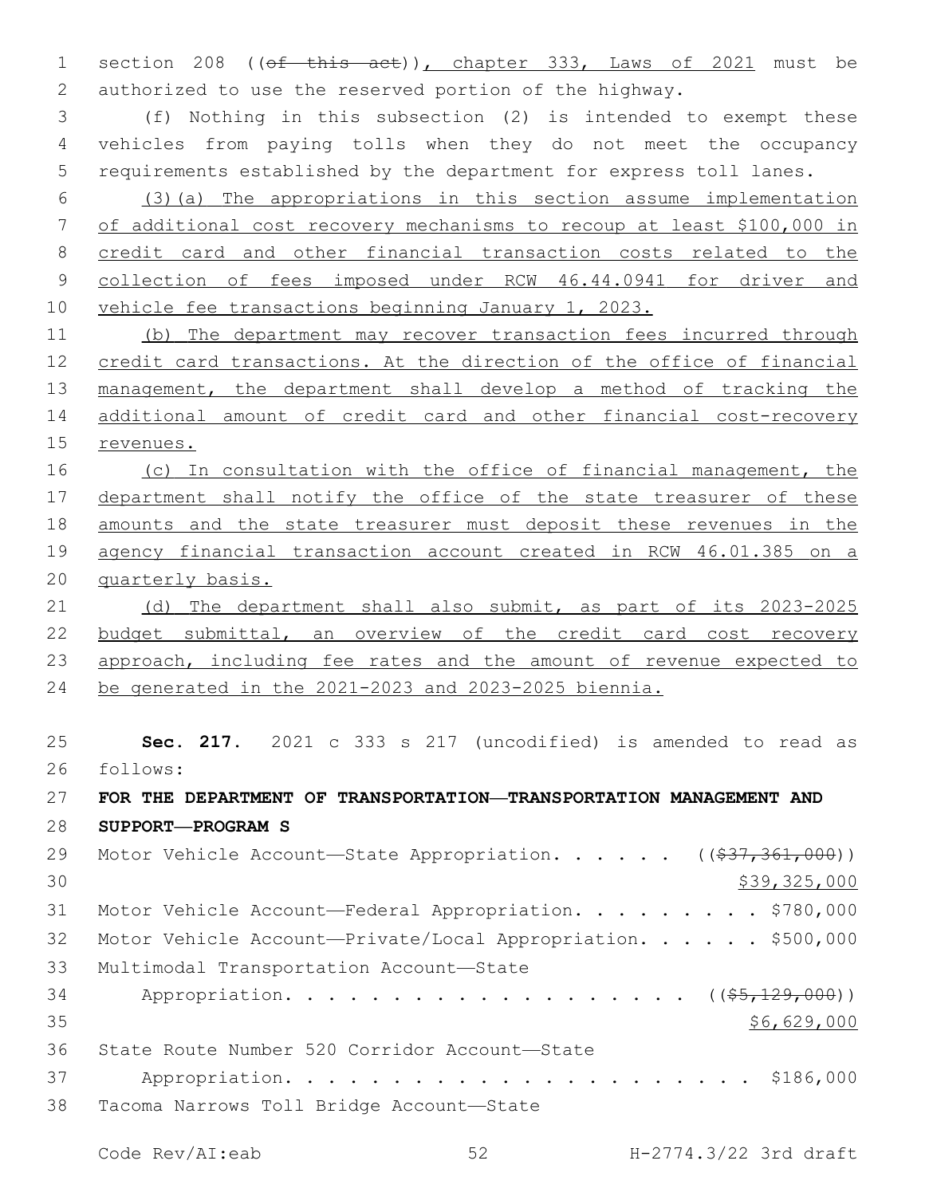section 208 ((~~of this act~~)), chapter 333, Laws of 2021 must be authorized to use the reserved portion of the highway.

(f) Nothing in this subsection (2) is intended to exempt these vehicles from paying tolls when they do not meet the occupancy requirements established by the department for express toll lanes.

(3)(a) The appropriations in this section assume implementation of additional cost recovery mechanisms to recoup at least $100,000 in credit card and other financial transaction costs related to the collection of fees imposed under RCW 46.44.0941 for driver and vehicle fee transactions beginning January 1, 2023.

(b) The department may recover transaction fees incurred through credit card transactions. At the direction of the office of financial management, the department shall develop a method of tracking the additional amount of credit card and other financial cost-recovery revenues.

(c) In consultation with the office of financial management, the department shall notify the office of the state treasurer of these amounts and the state treasurer must deposit these revenues in the agency financial transaction account created in RCW 46.01.385 on a quarterly basis.

(d) The department shall also submit, as part of its 2023-2025 budget submittal, an overview of the credit card cost recovery approach, including fee rates and the amount of revenue expected to be generated in the 2021-2023 and 2023-2025 biennia.

**Sec. 217.** 2021 c 333 s 217 (uncodified) is amended to read as follows:

**FOR THE DEPARTMENT OF TRANSPORTATION—TRANSPORTATION MANAGEMENT AND SUPPORT—PROGRAM S**

Motor Vehicle Account—State Appropriation. . . . . . ((~~$37,361,000~~))
$39,325,000

Motor Vehicle Account—Federal Appropriation. . . . . . . . . $780,000

Motor Vehicle Account—Private/Local Appropriation. . . . . . $500,000

Multimodal Transportation Account—State Appropriation. . . . . . . . . . . . . . . . . . . . ((~~$5,129,000~~))
$6,629,000

State Route Number 520 Corridor Account—State Appropriation. . . . . . . . . . . . . . . . . . . . . . . $186,000

Tacoma Narrows Toll Bridge Account—State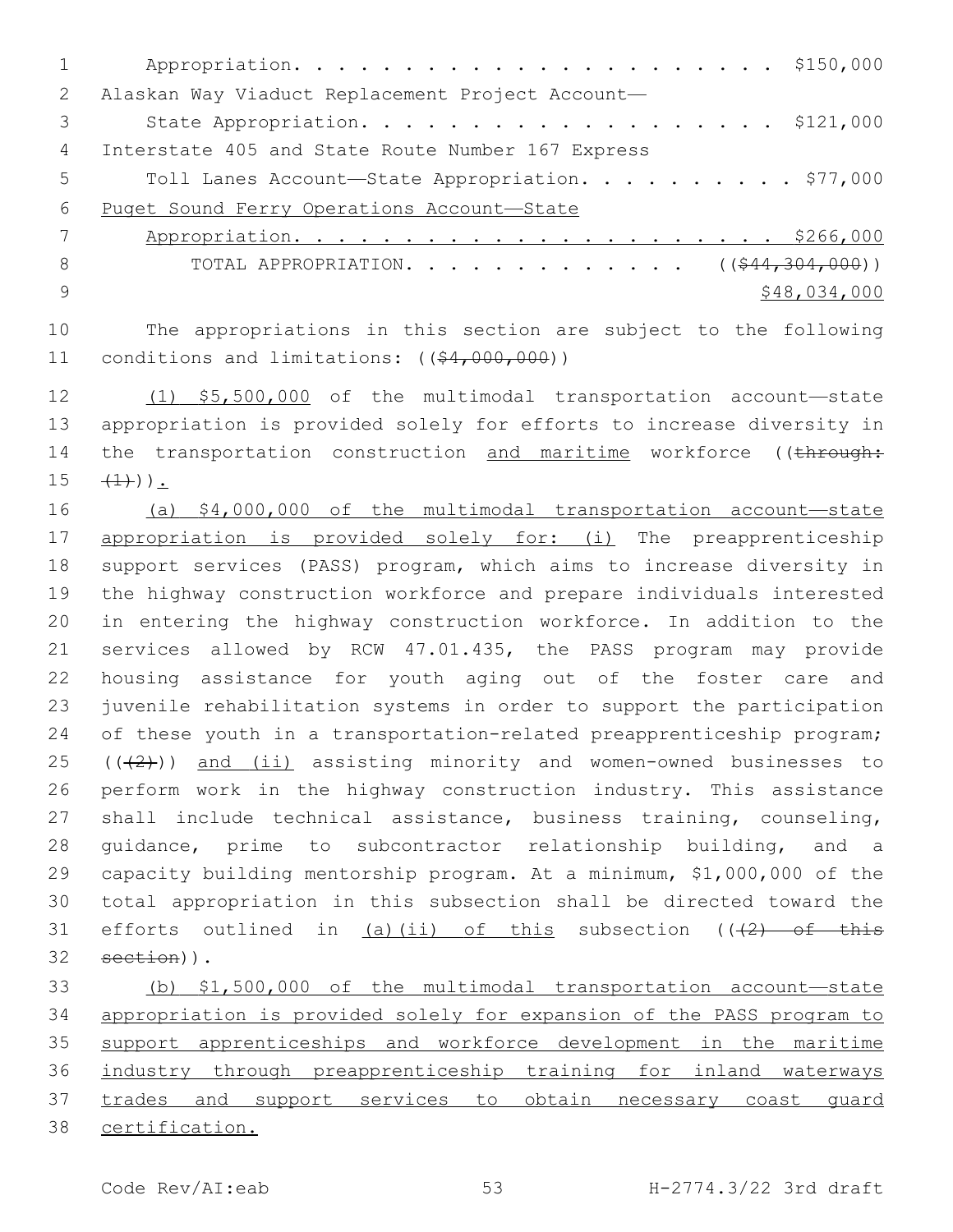Appropriation. . . . . . . . . . . . . . . . . . . . . . . $150,000

Alaskan Way Viaduct Replacement Project Account—
State Appropriation. . . . . . . . . . . . . . . . . . . . $121,000

Interstate 405 and State Route Number 167 Express
Toll Lanes Account—State Appropriation. . . . . . . . . . $77,000

Puget Sound Ferry Operations Account—State
Appropriation. . . . . . . . . . . . . . . . . . . . . . . $266,000

TOTAL APPROPRIATION. . . . . . . . . . . . . . (($44,304,000))
$48,034,000

The appropriations in this section are subject to the following conditions and limitations: (($4,000,000))

(1) $5,500,000 of the multimodal transportation account—state appropriation is provided solely for efforts to increase diversity in the transportation construction and maritime workforce ((through: (1))).

(a) $4,000,000 of the multimodal transportation account—state appropriation is provided solely for: (i) The preapprenticeship support services (PASS) program, which aims to increase diversity in the highway construction workforce and prepare individuals interested in entering the highway construction workforce. In addition to the services allowed by RCW 47.01.435, the PASS program may provide housing assistance for youth aging out of the foster care and juvenile rehabilitation systems in order to support the participation of these youth in a transportation-related preapprenticeship program; (((2))) and (ii) assisting minority and women-owned businesses to perform work in the highway construction industry. This assistance shall include technical assistance, business training, counseling, guidance, prime to subcontractor relationship building, and a capacity building mentorship program. At a minimum, $1,000,000 of the total appropriation in this subsection shall be directed toward the efforts outlined in (a)(ii) of this subsection (((2) of this section)).

(b) $1,500,000 of the multimodal transportation account—state appropriation is provided solely for expansion of the PASS program to support apprenticeships and workforce development in the maritime industry through preapprenticeship training for inland waterways trades and support services to obtain necessary coast guard certification.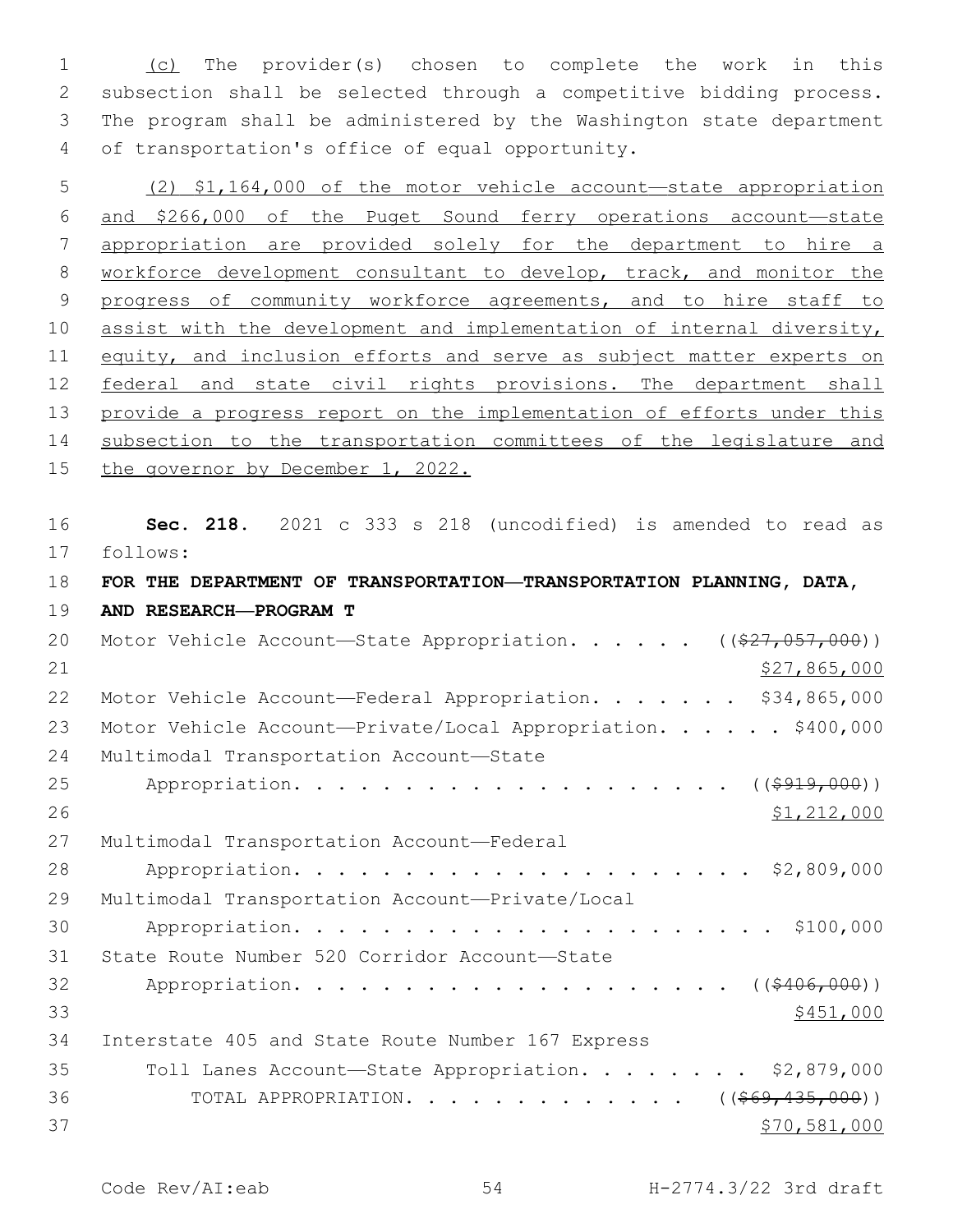(c) The provider(s) chosen to complete the work in this subsection shall be selected through a competitive bidding process. The program shall be administered by the Washington state department of transportation's office of equal opportunity.

(2) $1,164,000 of the motor vehicle account—state appropriation and $266,000 of the Puget Sound ferry operations account—state appropriation are provided solely for the department to hire a workforce development consultant to develop, track, and monitor the progress of community workforce agreements, and to hire staff to assist with the development and implementation of internal diversity, equity, and inclusion efforts and serve as subject matter experts on federal and state civil rights provisions. The department shall provide a progress report on the implementation of efforts under this subsection to the transportation committees of the legislature and the governor by December 1, 2022.

**Sec. 218.** 2021 c 333 s 218 (uncodified) is amended to read as follows:

**FOR THE DEPARTMENT OF TRANSPORTATION—TRANSPORTATION PLANNING, DATA, AND RESEARCH—PROGRAM T**

Motor Vehicle Account—State Appropriation. . . . . . ((~~$27,057,000~~)) $27,865,000

Motor Vehicle Account—Federal Appropriation. . . . . . . $34,865,000

Motor Vehicle Account—Private/Local Appropriation. . . . . . $400,000

Multimodal Transportation Account—State Appropriation. . . . . . . . . . . . . . . . . . . . ((~~$919,000~~)) $1,212,000

Multimodal Transportation Account—Federal Appropriation. . . . . . . . . . . . . . . . . . . . . . $2,809,000

Multimodal Transportation Account—Private/Local Appropriation. . . . . . . . . . . . . . . . . . . . . . $100,000

State Route Number 520 Corridor Account—State Appropriation. . . . . . . . . . . . . . . . . . . . ((~~$406,000~~)) $451,000

Interstate 405 and State Route Number 167 Express Toll Lanes Account—State Appropriation. . . . . . . . . $2,879,000

TOTAL APPROPRIATION. . . . . . . . . . . . . . ((~~$69,435,000~~)) $70,581,000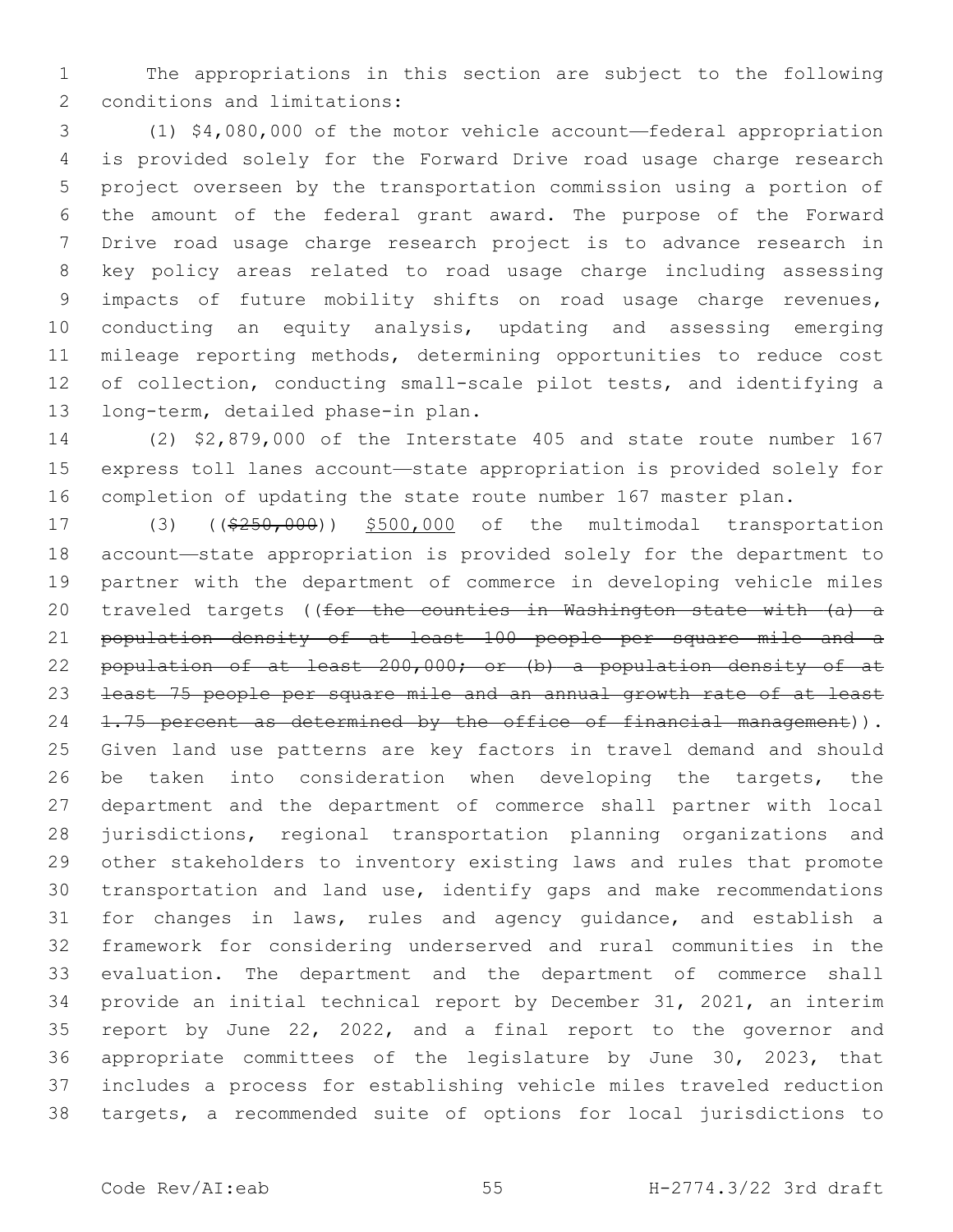The appropriations in this section are subject to the following conditions and limitations:

(1) $4,080,000 of the motor vehicle account—federal appropriation is provided solely for the Forward Drive road usage charge research project overseen by the transportation commission using a portion of the amount of the federal grant award. The purpose of the Forward Drive road usage charge research project is to advance research in key policy areas related to road usage charge including assessing impacts of future mobility shifts on road usage charge revenues, conducting an equity analysis, updating and assessing emerging mileage reporting methods, determining opportunities to reduce cost of collection, conducting small-scale pilot tests, and identifying a long-term, detailed phase-in plan.

(2) $2,879,000 of the Interstate 405 and state route number 167 express toll lanes account—state appropriation is provided solely for completion of updating the state route number 167 master plan.

(3) ((~~$250,000~~)) <u>$500,000</u> of the multimodal transportation account—state appropriation is provided solely for the department to partner with the department of commerce in developing vehicle miles traveled targets ((~~for the counties in Washington state with (a) a population density of at least 100 people per square mile and a population of at least 200,000; or (b) a population density of at least 75 people per square mile and an annual growth rate of at least 1.75 percent as determined by the office of financial management~~)). Given land use patterns are key factors in travel demand and should be taken into consideration when developing the targets, the department and the department of commerce shall partner with local jurisdictions, regional transportation planning organizations and other stakeholders to inventory existing laws and rules that promote transportation and land use, identify gaps and make recommendations for changes in laws, rules and agency guidance, and establish a framework for considering underserved and rural communities in the evaluation. The department and the department of commerce shall provide an initial technical report by December 31, 2021, an interim report by June 22, 2022, and a final report to the governor and appropriate committees of the legislature by June 30, 2023, that includes a process for establishing vehicle miles traveled reduction targets, a recommended suite of options for local jurisdictions to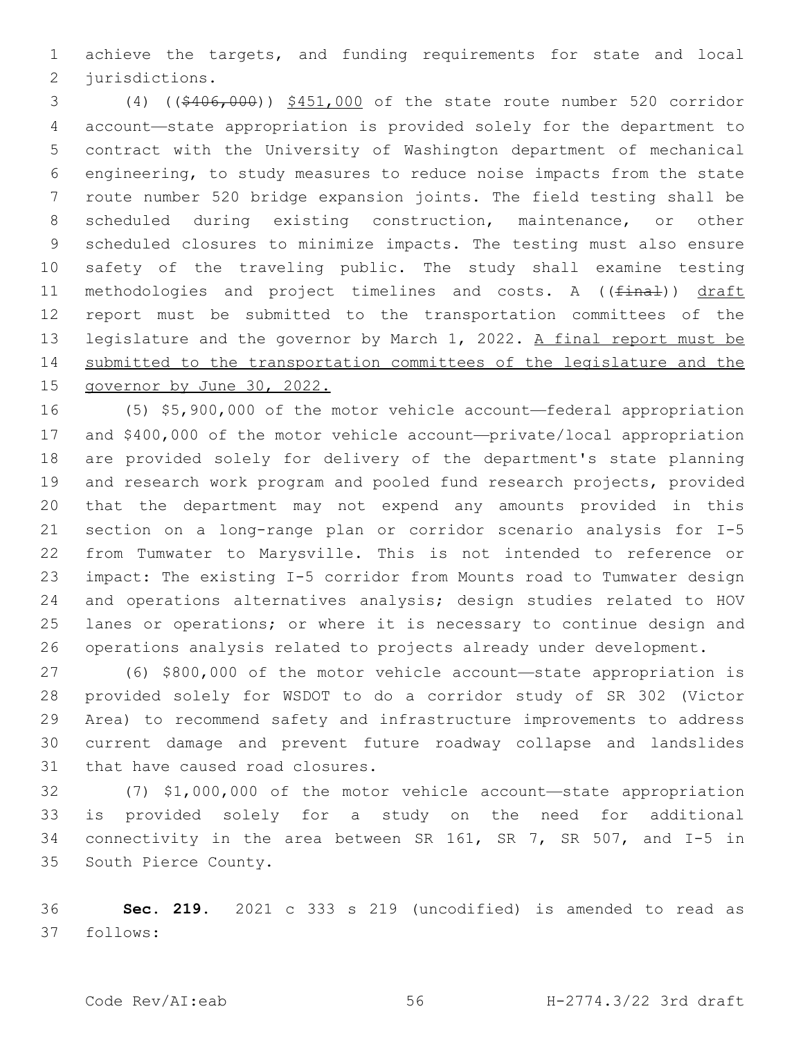achieve the targets, and funding requirements for state and local jurisdictions.

(4) (($406,000)) $451,000 of the state route number 520 corridor account—state appropriation is provided solely for the department to contract with the University of Washington department of mechanical engineering, to study measures to reduce noise impacts from the state route number 520 bridge expansion joints. The field testing shall be scheduled during existing construction, maintenance, or other scheduled closures to minimize impacts. The testing must also ensure safety of the traveling public. The study shall examine testing methodologies and project timelines and costs. A ((final)) draft report must be submitted to the transportation committees of the legislature and the governor by March 1, 2022. A final report must be submitted to the transportation committees of the legislature and the governor by June 30, 2022.

(5) $5,900,000 of the motor vehicle account—federal appropriation and $400,000 of the motor vehicle account—private/local appropriation are provided solely for delivery of the department's state planning and research work program and pooled fund research projects, provided that the department may not expend any amounts provided in this section on a long-range plan or corridor scenario analysis for I-5 from Tumwater to Marysville. This is not intended to reference or impact: The existing I-5 corridor from Mounts road to Tumwater design and operations alternatives analysis; design studies related to HOV lanes or operations; or where it is necessary to continue design and operations analysis related to projects already under development.

(6) $800,000 of the motor vehicle account—state appropriation is provided solely for WSDOT to do a corridor study of SR 302 (Victor Area) to recommend safety and infrastructure improvements to address current damage and prevent future roadway collapse and landslides that have caused road closures.

(7) $1,000,000 of the motor vehicle account—state appropriation is provided solely for a study on the need for additional connectivity in the area between SR 161, SR 7, SR 507, and I-5 in South Pierce County.

**Sec. 219.** 2021 c 333 s 219 (uncodified) is amended to read as follows: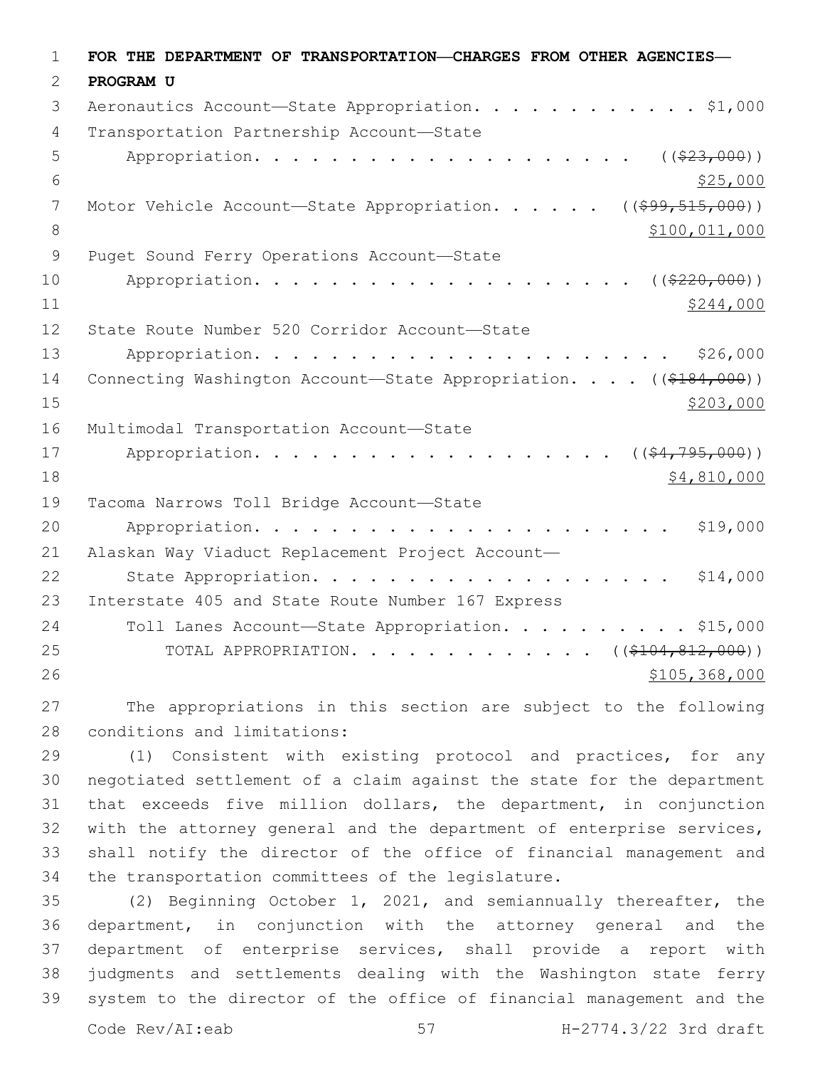**FOR THE DEPARTMENT OF TRANSPORTATION—CHARGES FROM OTHER AGENCIES—PROGRAM U**

Aeronautics Account—State Appropriation. . . . . . . . . . . . $1,000

Transportation Partnership Account—State Appropriation. . . . . . . . . . . . . . . . . . . . ((~~$23,000~~)) $25,000

Motor Vehicle Account—State Appropriation. . . . . . ((~~$99,515,000~~)) $100,011,000

Puget Sound Ferry Operations Account—State Appropriation. . . . . . . . . . . . . . . . . . . . ((~~$220,000~~)) $244,000

State Route Number 520 Corridor Account—State Appropriation. . . . . . . . . . . . . . . . . . . . . . $26,000

Connecting Washington Account—State Appropriation. . . . ((~~$184,000~~)) $203,000

Multimodal Transportation Account—State Appropriation. . . . . . . . . . . . . . . . . . . . ((~~$4,795,000~~)) $4,810,000

Tacoma Narrows Toll Bridge Account—State Appropriation. . . . . . . . . . . . . . . . . . . . . . $19,000

Alaskan Way Viaduct Replacement Project Account—State Appropriation. . . . . . . . . . . . . . . . . . . . $14,000

Interstate 405 and State Route Number 167 Express Toll Lanes Account—State Appropriation. . . . . . . . . . $15,000

TOTAL APPROPRIATION. . . . . . . . . . . . . ((~~$104,812,000~~)) $105,368,000

The appropriations in this section are subject to the following conditions and limitations:

(1) Consistent with existing protocol and practices, for any negotiated settlement of a claim against the state for the department that exceeds five million dollars, the department, in conjunction with the attorney general and the department of enterprise services, shall notify the director of the office of financial management and the transportation committees of the legislature.

(2) Beginning October 1, 2021, and semiannually thereafter, the department, in conjunction with the attorney general and the department of enterprise services, shall provide a report with judgments and settlements dealing with the Washington state ferry system to the director of the office of financial management and the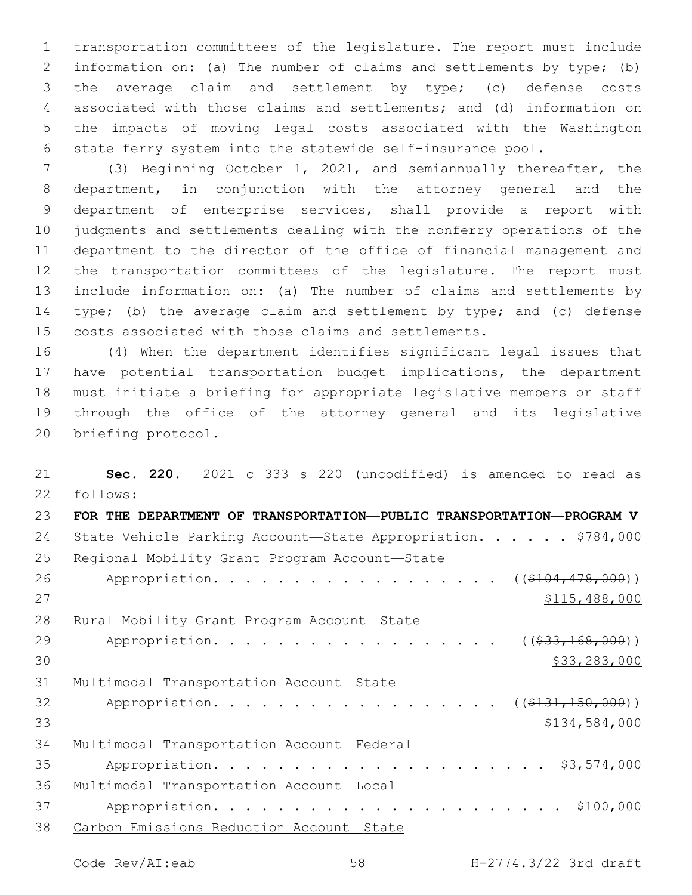transportation committees of the legislature. The report must include information on: (a) The number of claims and settlements by type; (b) the average claim and settlement by type; (c) defense costs associated with those claims and settlements; and (d) information on the impacts of moving legal costs associated with the Washington state ferry system into the statewide self-insurance pool.

(3) Beginning October 1, 2021, and semiannually thereafter, the department, in conjunction with the attorney general and the department of enterprise services, shall provide a report with judgments and settlements dealing with the nonferry operations of the department to the director of the office of financial management and the transportation committees of the legislature. The report must include information on: (a) The number of claims and settlements by type; (b) the average claim and settlement by type; and (c) defense costs associated with those claims and settlements.

(4) When the department identifies significant legal issues that have potential transportation budget implications, the department must initiate a briefing for appropriate legislative members or staff through the office of the attorney general and its legislative briefing protocol.

**Sec. 220.** 2021 c 333 s 220 (uncodified) is amended to read as follows:

**FOR THE DEPARTMENT OF TRANSPORTATION—PUBLIC TRANSPORTATION—PROGRAM V**

State Vehicle Parking Account—State Appropriation. . . . . . $784,000

Regional Mobility Grant Program Account—State Appropriation. . . . . . . . . . . . . . . . . . . (($104,478,000)) $115,488,000

Rural Mobility Grant Program Account—State Appropriation. . . . . . . . . . . . . . . . . . (($33,168,000)) $33,283,000

Multimodal Transportation Account—State Appropriation. . . . . . . . . . . . . . . . . . (($131,150,000)) $134,584,000

Multimodal Transportation Account—Federal Appropriation. . . . . . . . . . . . . . . . . . . . . . $3,574,000

Multimodal Transportation Account—Local Appropriation. . . . . . . . . . . . . . . . . . . . . . $100,000

Carbon Emissions Reduction Account—State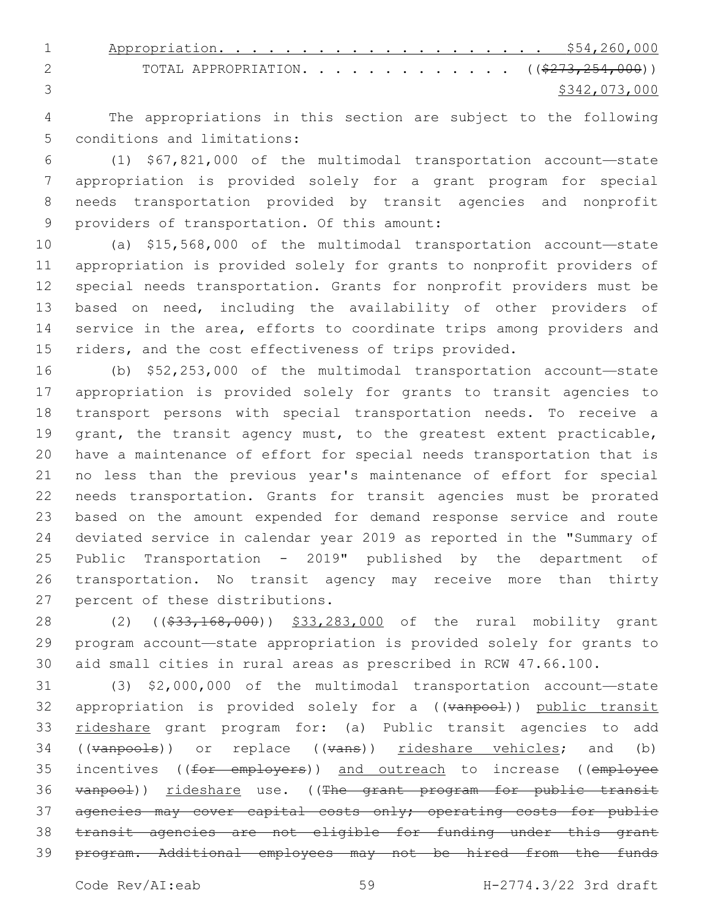Appropriation. . . . . . . . . . . . . . . . . . . . . $54,260,000

TOTAL APPROPRIATION. . . . . . . . . . . . . . ((~~$273,254,000~~))
$342,073,000

The appropriations in this section are subject to the following conditions and limitations:

(1) $67,821,000 of the multimodal transportation account—state appropriation is provided solely for a grant program for special needs transportation provided by transit agencies and nonprofit providers of transportation. Of this amount:

(a) $15,568,000 of the multimodal transportation account—state appropriation is provided solely for grants to nonprofit providers of special needs transportation. Grants for nonprofit providers must be based on need, including the availability of other providers of service in the area, efforts to coordinate trips among providers and riders, and the cost effectiveness of trips provided.

(b) $52,253,000 of the multimodal transportation account—state appropriation is provided solely for grants to transit agencies to transport persons with special transportation needs. To receive a grant, the transit agency must, to the greatest extent practicable, have a maintenance of effort for special needs transportation that is no less than the previous year's maintenance of effort for special needs transportation. Grants for transit agencies must be prorated based on the amount expended for demand response service and route deviated service in calendar year 2019 as reported in the "Summary of Public Transportation - 2019" published by the department of transportation. No transit agency may receive more than thirty percent of these distributions.

(2) ((~~$33,168,000~~)) <u>$33,283,000</u> of the rural mobility grant program account—state appropriation is provided solely for grants to aid small cities in rural areas as prescribed in RCW 47.66.100.

(3) $2,000,000 of the multimodal transportation account—state appropriation is provided solely for a ((~~vanpool~~)) <u>public transit rideshare</u> grant program for: (a) Public transit agencies to add ((~~vanpools~~)) or replace ((~~vans~~)) <u>rideshare vehicles</u>; and (b) incentives ((~~for employers~~)) <u>and outreach</u> to increase ((~~employee vanpool~~)) <u>rideshare</u> use. ((~~The grant program for public transit agencies may cover capital costs only; operating costs for public transit agencies are not eligible for funding under this grant program. Additional employees may not be hired from the funds~~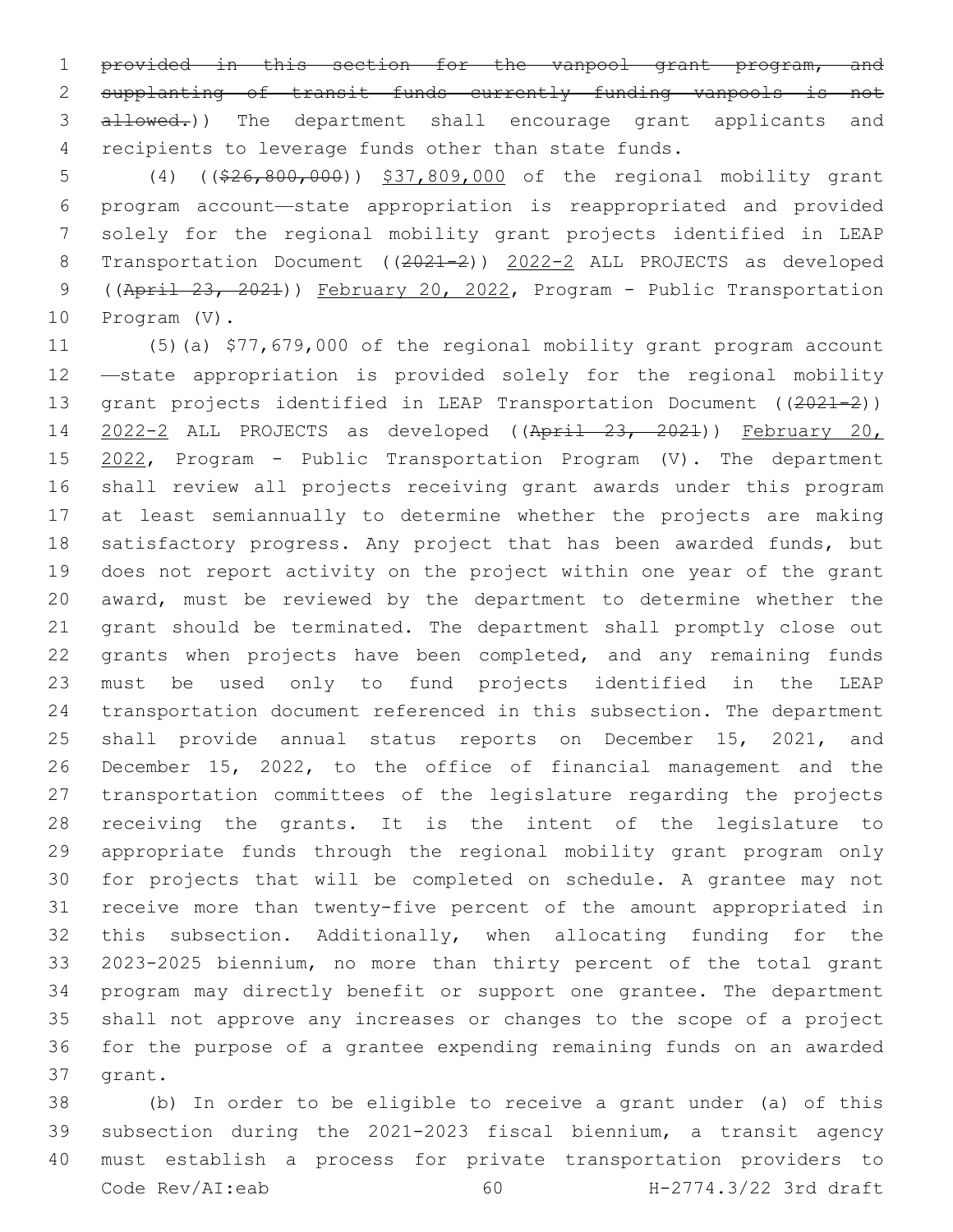~~provided in this section for the vanpool grant program, and supplanting of transit funds currently funding vanpools is not allowed.~~)) The department shall encourage grant applicants and recipients to leverage funds other than state funds.

(4) ((~~$26,800,000~~)) $37,809,000 of the regional mobility grant program account—state appropriation is reappropriated and provided solely for the regional mobility grant projects identified in LEAP Transportation Document ((~~2021-2~~)) 2022-2 ALL PROJECTS as developed ((~~April 23, 2021~~)) February 20, 2022, Program - Public Transportation Program (V).

(5)(a) $77,679,000 of the regional mobility grant program account—state appropriation is provided solely for the regional mobility grant projects identified in LEAP Transportation Document ((~~2021-2~~)) 2022-2 ALL PROJECTS as developed ((~~April 23, 2021~~)) February 20, 2022, Program - Public Transportation Program (V). The department shall review all projects receiving grant awards under this program at least semiannually to determine whether the projects are making satisfactory progress. Any project that has been awarded funds, but does not report activity on the project within one year of the grant award, must be reviewed by the department to determine whether the grant should be terminated. The department shall promptly close out grants when projects have been completed, and any remaining funds must be used only to fund projects identified in the LEAP transportation document referenced in this subsection. The department shall provide annual status reports on December 15, 2021, and December 15, 2022, to the office of financial management and the transportation committees of the legislature regarding the projects receiving the grants. It is the intent of the legislature to appropriate funds through the regional mobility grant program only for projects that will be completed on schedule. A grantee may not receive more than twenty-five percent of the amount appropriated in this subsection. Additionally, when allocating funding for the 2023-2025 biennium, no more than thirty percent of the total grant program may directly benefit or support one grantee. The department shall not approve any increases or changes to the scope of a project for the purpose of a grantee expending remaining funds on an awarded grant.

(b) In order to be eligible to receive a grant under (a) of this subsection during the 2021-2023 fiscal biennium, a transit agency must establish a process for private transportation providers to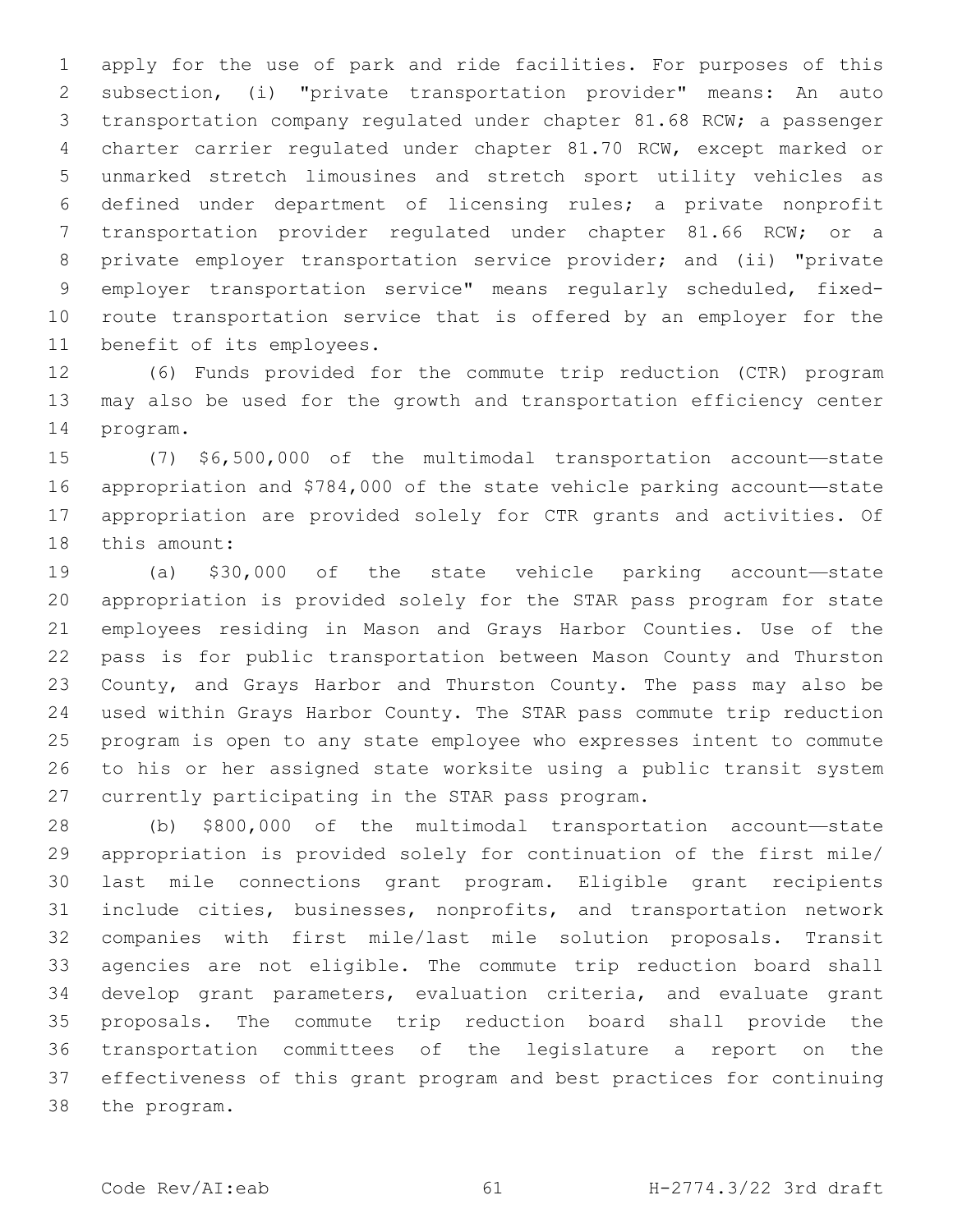apply for the use of park and ride facilities. For purposes of this subsection, (i) "private transportation provider" means: An auto transportation company regulated under chapter 81.68 RCW; a passenger charter carrier regulated under chapter 81.70 RCW, except marked or unmarked stretch limousines and stretch sport utility vehicles as defined under department of licensing rules; a private nonprofit transportation provider regulated under chapter 81.66 RCW; or a private employer transportation service provider; and (ii) "private employer transportation service" means regularly scheduled, fixed-route transportation service that is offered by an employer for the benefit of its employees.

(6) Funds provided for the commute trip reduction (CTR) program may also be used for the growth and transportation efficiency center program.

(7) $6,500,000 of the multimodal transportation account—state appropriation and $784,000 of the state vehicle parking account—state appropriation are provided solely for CTR grants and activities. Of this amount:

(a) $30,000 of the state vehicle parking account—state appropriation is provided solely for the STAR pass program for state employees residing in Mason and Grays Harbor Counties. Use of the pass is for public transportation between Mason County and Thurston County, and Grays Harbor and Thurston County. The pass may also be used within Grays Harbor County. The STAR pass commute trip reduction program is open to any state employee who expresses intent to commute to his or her assigned state worksite using a public transit system currently participating in the STAR pass program.

(b) $800,000 of the multimodal transportation account—state appropriation is provided solely for continuation of the first mile/last mile connections grant program. Eligible grant recipients include cities, businesses, nonprofits, and transportation network companies with first mile/last mile solution proposals. Transit agencies are not eligible. The commute trip reduction board shall develop grant parameters, evaluation criteria, and evaluate grant proposals. The commute trip reduction board shall provide the transportation committees of the legislature a report on the effectiveness of this grant program and best practices for continuing the program.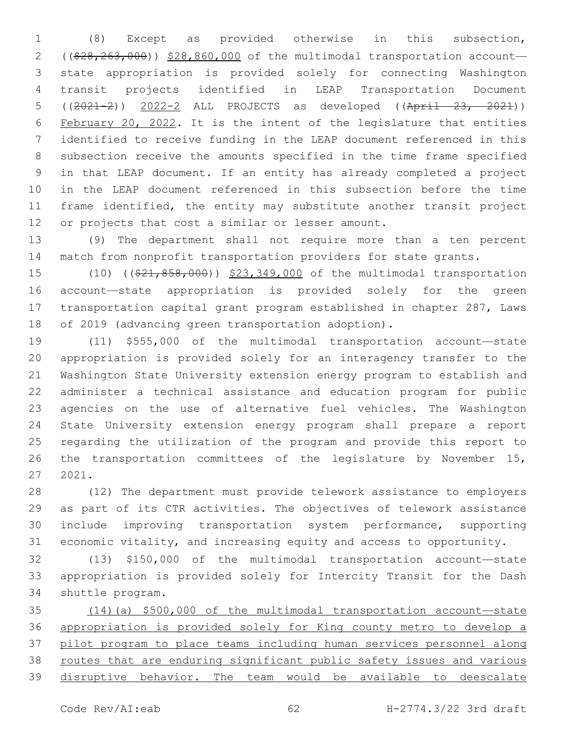(8) Except as provided otherwise in this subsection, (($28,263,000)) $28,860,000 of the multimodal transportation account—state appropriation is provided solely for connecting Washington transit projects identified in LEAP Transportation Document ((2021-2)) 2022-2 ALL PROJECTS as developed ((April 23, 2021)) February 20, 2022. It is the intent of the legislature that entities identified to receive funding in the LEAP document referenced in this subsection receive the amounts specified in the time frame specified in that LEAP document. If an entity has already completed a project in the LEAP document referenced in this subsection before the time frame identified, the entity may substitute another transit project or projects that cost a similar or lesser amount.

(9) The department shall not require more than a ten percent match from nonprofit transportation providers for state grants.

(10) (($21,858,000)) $23,349,000 of the multimodal transportation account—state appropriation is provided solely for the green transportation capital grant program established in chapter 287, Laws of 2019 (advancing green transportation adoption).

(11) $555,000 of the multimodal transportation account—state appropriation is provided solely for an interagency transfer to the Washington State University extension energy program to establish and administer a technical assistance and education program for public agencies on the use of alternative fuel vehicles. The Washington State University extension energy program shall prepare a report regarding the utilization of the program and provide this report to the transportation committees of the legislature by November 15, 2021.

(12) The department must provide telework assistance to employers as part of its CTR activities. The objectives of telework assistance include improving transportation system performance, supporting economic vitality, and increasing equity and access to opportunity.

(13) $150,000 of the multimodal transportation account—state appropriation is provided solely for Intercity Transit for the Dash shuttle program.

(14)(a) $500,000 of the multimodal transportation account—state appropriation is provided solely for King county metro to develop a pilot program to place teams including human services personnel along routes that are enduring significant public safety issues and various disruptive behavior. The team would be available to deescalate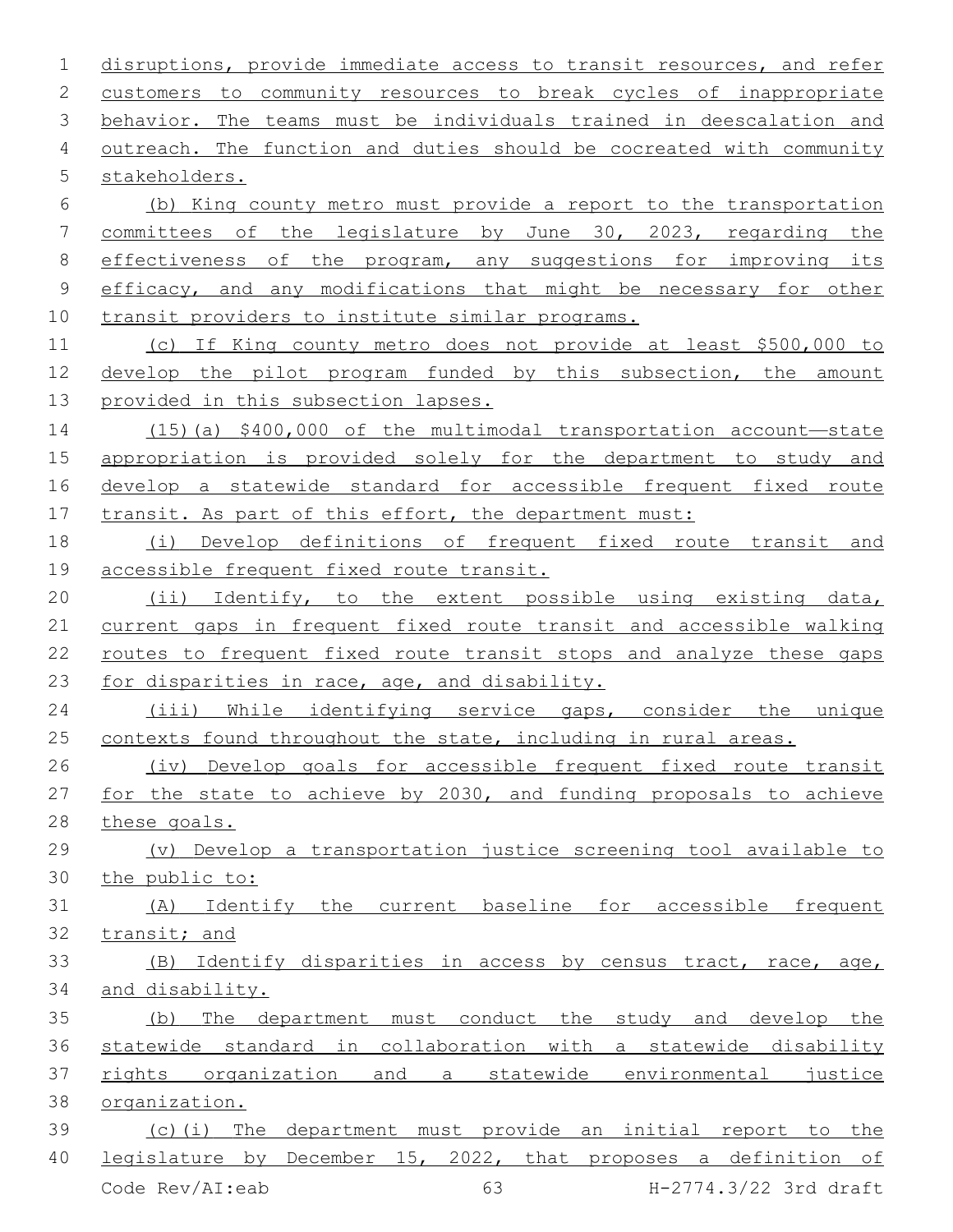disruptions, provide immediate access to transit resources, and refer customers to community resources to break cycles of inappropriate behavior. The teams must be individuals trained in deescalation and outreach. The function and duties should be cocreated with community stakeholders.

(b) King county metro must provide a report to the transportation committees of the legislature by June 30, 2023, regarding the effectiveness of the program, any suggestions for improving its efficacy, and any modifications that might be necessary for other transit providers to institute similar programs.

(c) If King county metro does not provide at least $500,000 to develop the pilot program funded by this subsection, the amount provided in this subsection lapses.

(15)(a) $400,000 of the multimodal transportation account—state appropriation is provided solely for the department to study and develop a statewide standard for accessible frequent fixed route transit. As part of this effort, the department must:

(i) Develop definitions of frequent fixed route transit and accessible frequent fixed route transit.

(ii) Identify, to the extent possible using existing data, current gaps in frequent fixed route transit and accessible walking routes to frequent fixed route transit stops and analyze these gaps for disparities in race, age, and disability.

(iii) While identifying service gaps, consider the unique contexts found throughout the state, including in rural areas.

(iv) Develop goals for accessible frequent fixed route transit for the state to achieve by 2030, and funding proposals to achieve these goals.

(v) Develop a transportation justice screening tool available to the public to:

(A) Identify the current baseline for accessible frequent transit; and

(B) Identify disparities in access by census tract, race, age, and disability.

(b) The department must conduct the study and develop the statewide standard in collaboration with a statewide disability rights organization and a statewide environmental justice organization.

(c)(i) The department must provide an initial report to the legislature by December 15, 2022, that proposes a definition of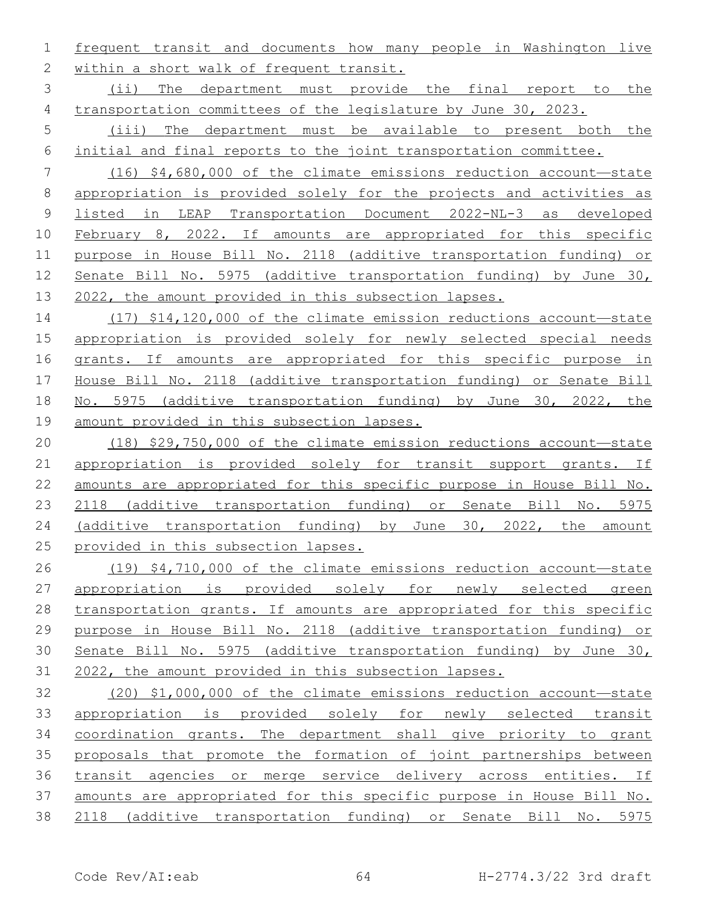frequent transit and documents how many people in Washington live within a short walk of frequent transit.

(ii) The department must provide the final report to the transportation committees of the legislature by June 30, 2023.

(iii) The department must be available to present both the initial and final reports to the joint transportation committee.

(16) $4,680,000 of the climate emissions reduction account—state appropriation is provided solely for the projects and activities as listed in LEAP Transportation Document 2022-NL-3 as developed February 8, 2022. If amounts are appropriated for this specific purpose in House Bill No. 2118 (additive transportation funding) or Senate Bill No. 5975 (additive transportation funding) by June 30, 2022, the amount provided in this subsection lapses.

(17) $14,120,000 of the climate emission reductions account—state appropriation is provided solely for newly selected special needs grants. If amounts are appropriated for this specific purpose in House Bill No. 2118 (additive transportation funding) or Senate Bill No. 5975 (additive transportation funding) by June 30, 2022, the amount provided in this subsection lapses.

(18) $29,750,000 of the climate emission reductions account—state appropriation is provided solely for transit support grants. If amounts are appropriated for this specific purpose in House Bill No. 2118 (additive transportation funding) or Senate Bill No. 5975 (additive transportation funding) by June 30, 2022, the amount provided in this subsection lapses.

(19) $4,710,000 of the climate emissions reduction account—state appropriation is provided solely for newly selected green transportation grants. If amounts are appropriated for this specific purpose in House Bill No. 2118 (additive transportation funding) or Senate Bill No. 5975 (additive transportation funding) by June 30, 2022, the amount provided in this subsection lapses.

(20) $1,000,000 of the climate emissions reduction account—state appropriation is provided solely for newly selected transit coordination grants. The department shall give priority to grant proposals that promote the formation of joint partnerships between transit agencies or merge service delivery across entities. If amounts are appropriated for this specific purpose in House Bill No. 2118 (additive transportation funding) or Senate Bill No. 5975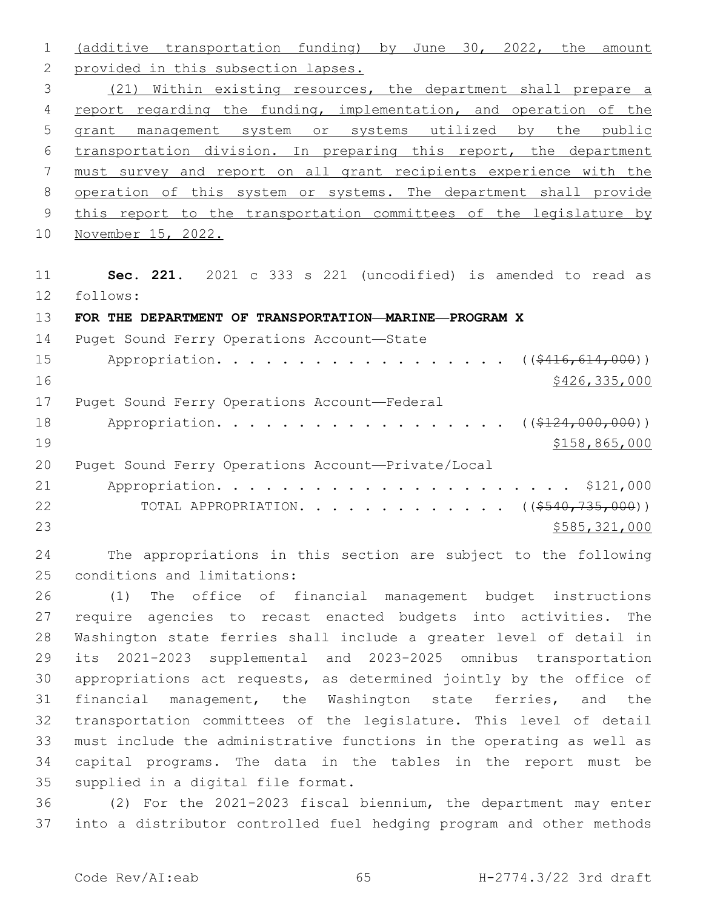(additive transportation funding) by June 30, 2022, the amount provided in this subsection lapses.

(21) Within existing resources, the department shall prepare a report regarding the funding, implementation, and operation of the grant management system or systems utilized by the public transportation division. In preparing this report, the department must survey and report on all grant recipients experience with the operation of this system or systems. The department shall provide this report to the transportation committees of the legislature by November 15, 2022.

**Sec. 221.** 2021 c 333 s 221 (uncodified) is amended to read as follows:

**FOR THE DEPARTMENT OF TRANSPORTATION—MARINE—PROGRAM X**

Puget Sound Ferry Operations Account—State Appropriation. . . . . . . . . . . . . . . . . . . . ((~~$416,614,000~~)) $426,335,000

Puget Sound Ferry Operations Account—Federal Appropriation. . . . . . . . . . . . . . . . . . . . ((~~$124,000,000~~)) $158,865,000

Puget Sound Ferry Operations Account—Private/Local Appropriation. . . . . . . . . . . . . . . . . . . . . . . . $121,000

TOTAL APPROPRIATION. . . . . . . . . . . . . . ((~~$540,735,000~~)) $585,321,000

The appropriations in this section are subject to the following conditions and limitations:

(1) The office of financial management budget instructions require agencies to recast enacted budgets into activities. The Washington state ferries shall include a greater level of detail in its 2021-2023 supplemental and 2023-2025 omnibus transportation appropriations act requests, as determined jointly by the office of financial management, the Washington state ferries, and the transportation committees of the legislature. This level of detail must include the administrative functions in the operating as well as capital programs. The data in the tables in the report must be supplied in a digital file format.

(2) For the 2021-2023 fiscal biennium, the department may enter into a distributor controlled fuel hedging program and other methods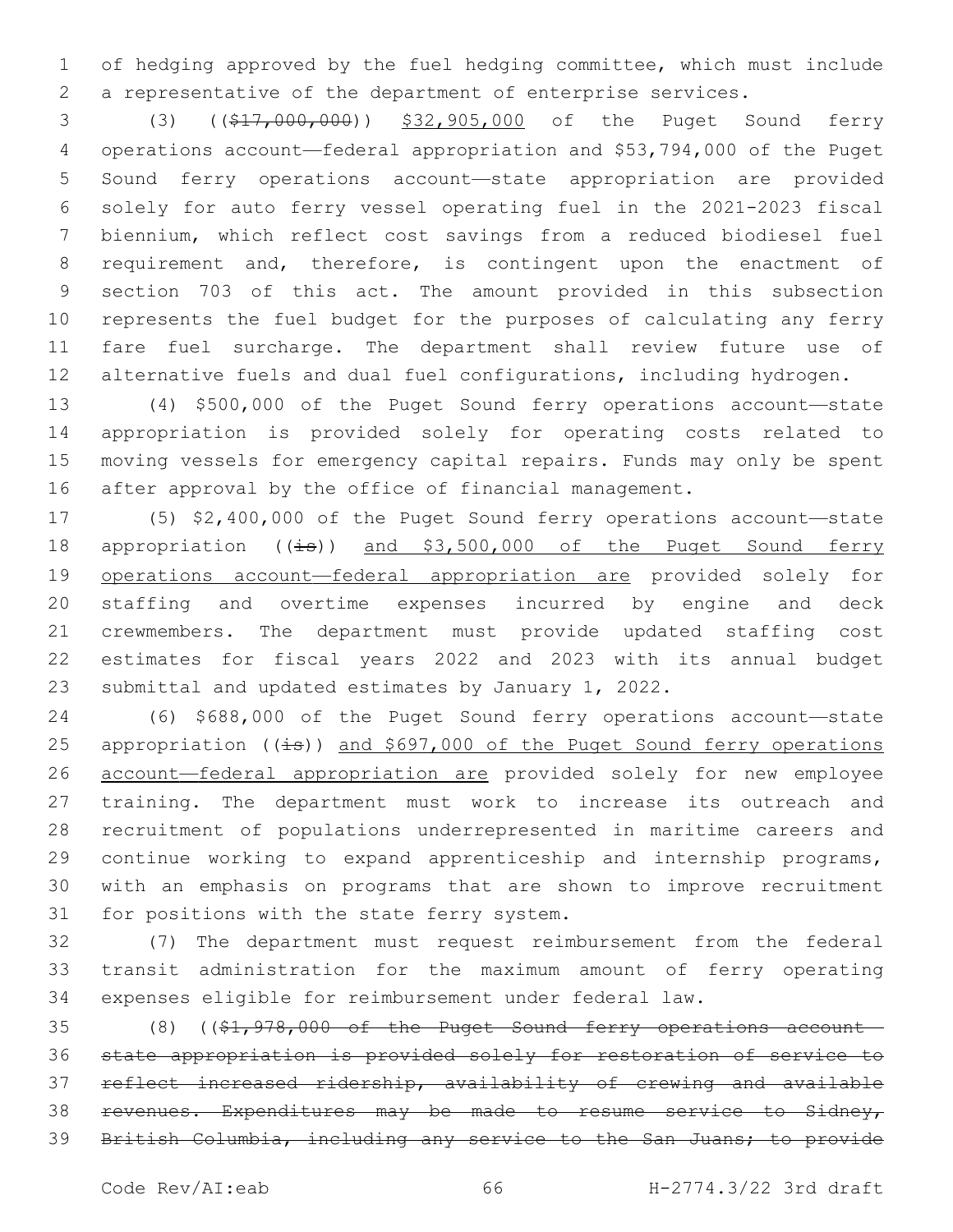of hedging approved by the fuel hedging committee, which must include a representative of the department of enterprise services.

(3) ((~~$17,000,000~~)) <u>$32,905,000</u> of the Puget Sound ferry operations account—federal appropriation and $53,794,000 of the Puget Sound ferry operations account—state appropriation are provided solely for auto ferry vessel operating fuel in the 2021-2023 fiscal biennium, which reflect cost savings from a reduced biodiesel fuel requirement and, therefore, is contingent upon the enactment of section 703 of this act. The amount provided in this subsection represents the fuel budget for the purposes of calculating any ferry fare fuel surcharge. The department shall review future use of alternative fuels and dual fuel configurations, including hydrogen.

(4) $500,000 of the Puget Sound ferry operations account—state appropriation is provided solely for operating costs related to moving vessels for emergency capital repairs. Funds may only be spent after approval by the office of financial management.

(5) $2,400,000 of the Puget Sound ferry operations account—state appropriation ((~~is~~)) <u>and $3,500,000 of the Puget Sound ferry operations account—federal appropriation are</u> provided solely for staffing and overtime expenses incurred by engine and deck crewmembers. The department must provide updated staffing cost estimates for fiscal years 2022 and 2023 with its annual budget submittal and updated estimates by January 1, 2022.

(6) $688,000 of the Puget Sound ferry operations account—state appropriation ((~~is~~)) <u>and $697,000 of the Puget Sound ferry operations account—federal appropriation are</u> provided solely for new employee training. The department must work to increase its outreach and recruitment of populations underrepresented in maritime careers and continue working to expand apprenticeship and internship programs, with an emphasis on programs that are shown to improve recruitment for positions with the state ferry system.

(7) The department must request reimbursement from the federal transit administration for the maximum amount of ferry operating expenses eligible for reimbursement under federal law.

(8) ((~~$1,978,000 of the Puget Sound ferry operations account—state appropriation is provided solely for restoration of service to reflect increased ridership, availability of crewing and available revenues. Expenditures may be made to resume service to Sidney, British Columbia, including any service to the San Juans; to provide~~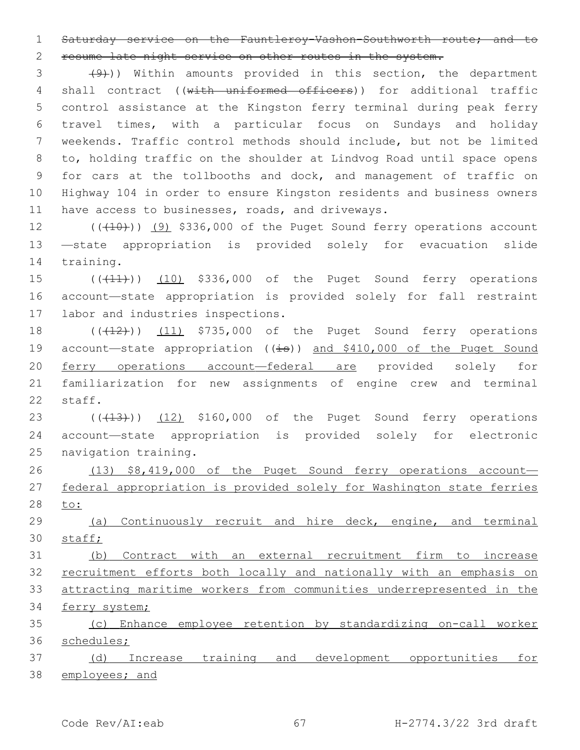~~Saturday service on the Fauntleroy-Vashon-Southworth route; and to resume late night service on other routes in the system.~~

~~(9)~~)) Within amounts provided in this section, the department shall contract ((~~with uniformed officers~~)) for additional traffic control assistance at the Kingston ferry terminal during peak ferry travel times, with a particular focus on Sundays and holiday weekends. Traffic control methods should include, but not be limited to, holding traffic on the shoulder at Lindvog Road until space opens for cars at the tollbooths and dock, and management of traffic on Highway 104 in order to ensure Kingston residents and business owners have access to businesses, roads, and driveways.

((~~(10)~~)) <u>(9)</u> $336,000 of the Puget Sound ferry operations account—state appropriation is provided solely for evacuation slide training.

((~~(11)~~)) <u>(10)</u> $336,000 of the Puget Sound ferry operations account—state appropriation is provided solely for fall restraint labor and industries inspections.

((~~(12)~~)) <u>(11)</u> $735,000 of the Puget Sound ferry operations account—state appropriation ((~~is~~)) <u>and $410,000 of the Puget Sound ferry operations account—federal are</u> provided solely for familiarization for new assignments of engine crew and terminal staff.

((~~(13)~~)) <u>(12)</u> $160,000 of the Puget Sound ferry operations account—state appropriation is provided solely for electronic navigation training.

<u>(13) $8,419,000 of the Puget Sound ferry operations account—federal appropriation is provided solely for Washington state ferries to:</u>

<u>(a) Continuously recruit and hire deck, engine, and terminal staff;</u>

<u>(b) Contract with an external recruitment firm to increase recruitment efforts both locally and nationally with an emphasis on attracting maritime workers from communities underrepresented in the ferry system;</u>

<u>(c) Enhance employee retention by standardizing on-call worker schedules;</u>

<u>(d) Increase training and development opportunities for employees; and</u>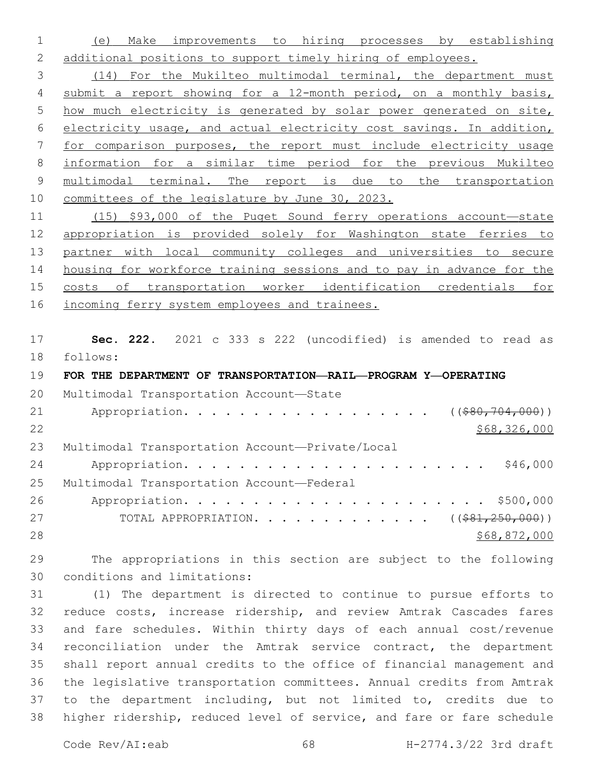(e) Make improvements to hiring processes by establishing additional positions to support timely hiring of employees.

(14) For the Mukilteo multimodal terminal, the department must submit a report showing for a 12-month period, on a monthly basis, how much electricity is generated by solar power generated on site, electricity usage, and actual electricity cost savings. In addition, for comparison purposes, the report must include electricity usage information for a similar time period for the previous Mukilteo multimodal terminal. The report is due to the transportation committees of the legislature by June 30, 2023.

(15) $93,000 of the Puget Sound ferry operations account—state appropriation is provided solely for Washington state ferries to partner with local community colleges and universities to secure housing for workforce training sessions and to pay in advance for the costs of transportation worker identification credentials for incoming ferry system employees and trainees.

**Sec. 222.** 2021 c 333 s 222 (uncodified) is amended to read as follows:

**FOR THE DEPARTMENT OF TRANSPORTATION—RAIL—PROGRAM Y—OPERATING**

Multimodal Transportation Account—State
Appropriation. . . . . . . . . . . . . . . . . . . ((~~$80,704,000~~))
$68,326,000

Multimodal Transportation Account—Private/Local
Appropriation. . . . . . . . . . . . . . . . . . . . . . . $46,000

Multimodal Transportation Account—Federal
Appropriation. . . . . . . . . . . . . . . . . . . . . . . $500,000

TOTAL APPROPRIATION. . . . . . . . . . . . . ((~~$81,250,000~~))
$68,872,000

The appropriations in this section are subject to the following conditions and limitations:

(1) The department is directed to continue to pursue efforts to reduce costs, increase ridership, and review Amtrak Cascades fares and fare schedules. Within thirty days of each annual cost/revenue reconciliation under the Amtrak service contract, the department shall report annual credits to the office of financial management and the legislative transportation committees. Annual credits from Amtrak to the department including, but not limited to, credits due to higher ridership, reduced level of service, and fare or fare schedule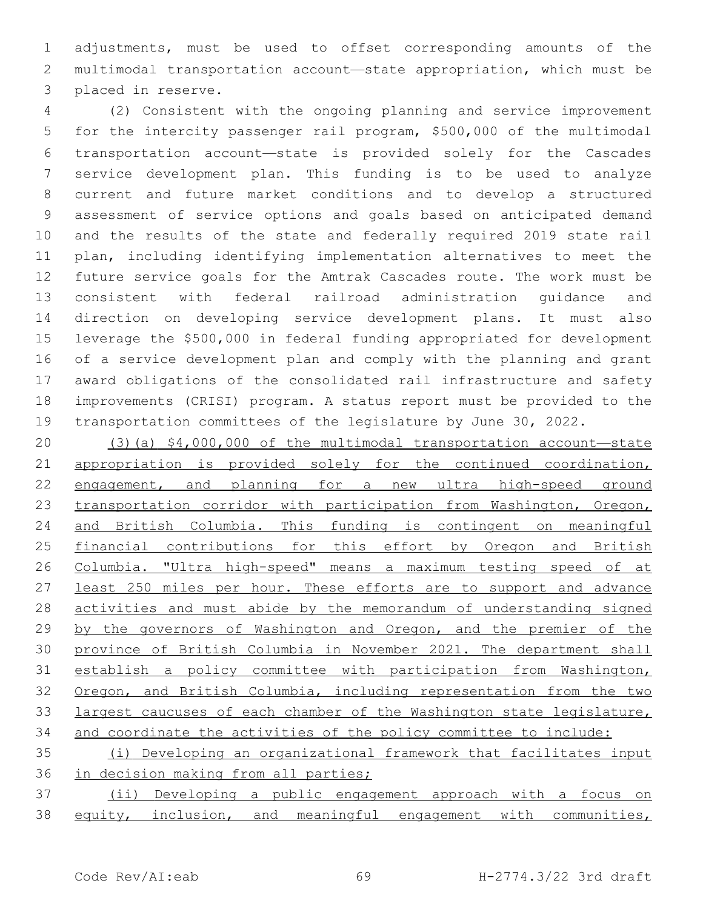adjustments, must be used to offset corresponding amounts of the multimodal transportation account—state appropriation, which must be placed in reserve.

(2) Consistent with the ongoing planning and service improvement for the intercity passenger rail program, $500,000 of the multimodal transportation account—state is provided solely for the Cascades service development plan. This funding is to be used to analyze current and future market conditions and to develop a structured assessment of service options and goals based on anticipated demand and the results of the state and federally required 2019 state rail plan, including identifying implementation alternatives to meet the future service goals for the Amtrak Cascades route. The work must be consistent with federal railroad administration guidance and direction on developing service development plans. It must also leverage the $500,000 in federal funding appropriated for development of a service development plan and comply with the planning and grant award obligations of the consolidated rail infrastructure and safety improvements (CRISI) program. A status report must be provided to the transportation committees of the legislature by June 30, 2022.

<u>(3)(a) $4,000,000 of the multimodal transportation account—state appropriation is provided solely for the continued coordination, engagement, and planning for a new ultra high-speed ground transportation corridor with participation from Washington, Oregon, and British Columbia. This funding is contingent on meaningful financial contributions for this effort by Oregon and British Columbia. "Ultra high-speed" means a maximum testing speed of at least 250 miles per hour. These efforts are to support and advance activities and must abide by the memorandum of understanding signed by the governors of Washington and Oregon, and the premier of the province of British Columbia in November 2021. The department shall establish a policy committee with participation from Washington, Oregon, and British Columbia, including representation from the two largest caucuses of each chamber of the Washington state legislature, and coordinate the activities of the policy committee to include:</u>

<u>(i) Developing an organizational framework that facilitates input in decision making from all parties;</u>

<u>(ii) Developing a public engagement approach with a focus on equity, inclusion, and meaningful engagement with communities,</u>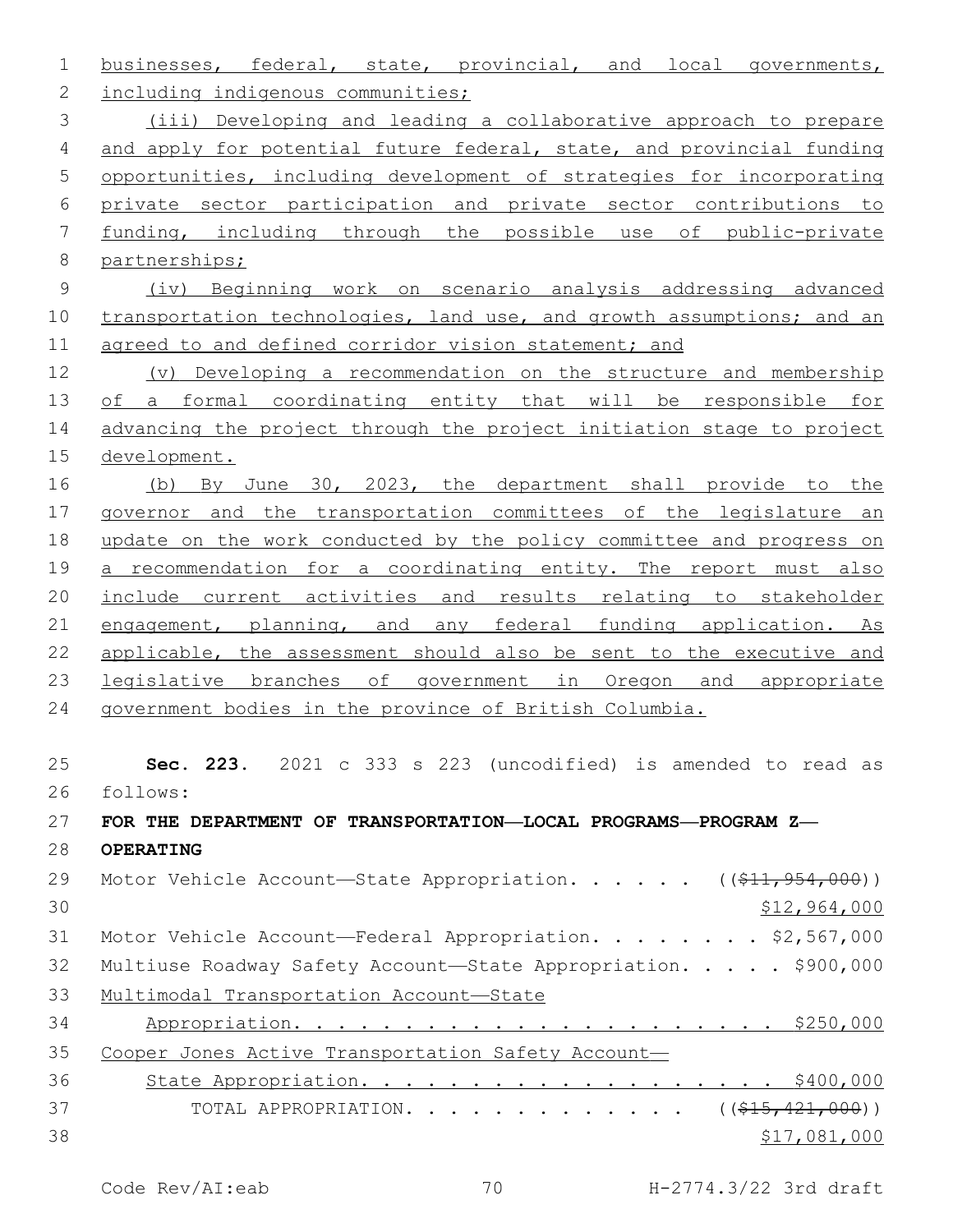businesses, federal, state, provincial, and local governments, including indigenous communities;

(iii) Developing and leading a collaborative approach to prepare and apply for potential future federal, state, and provincial funding opportunities, including development of strategies for incorporating private sector participation and private sector contributions to funding, including through the possible use of public-private partnerships;

(iv) Beginning work on scenario analysis addressing advanced transportation technologies, land use, and growth assumptions; and an agreed to and defined corridor vision statement; and

(v) Developing a recommendation on the structure and membership of a formal coordinating entity that will be responsible for advancing the project through the project initiation stage to project development.

(b) By June 30, 2023, the department shall provide to the governor and the transportation committees of the legislature an update on the work conducted by the policy committee and progress on a recommendation for a coordinating entity. The report must also include current activities and results relating to stakeholder engagement, planning, and any federal funding application. As applicable, the assessment should also be sent to the executive and legislative branches of government in Oregon and appropriate government bodies in the province of British Columbia.

**Sec. 223.** 2021 c 333 s 223 (uncodified) is amended to read as follows:

**FOR THE DEPARTMENT OF TRANSPORTATION—LOCAL PROGRAMS—PROGRAM Z—OPERATING**

Motor Vehicle Account—State Appropriation. . . . . . ((~~$11,954,000~~)) $12,964,000

Motor Vehicle Account—Federal Appropriation. . . . . . . . $2,567,000

Multiuse Roadway Safety Account—State Appropriation. . . . . $900,000

Multimodal Transportation Account—State Appropriation. . . . . . . . . . . . . . . . . . . . . . $250,000

Cooper Jones Active Transportation Safety Account—State Appropriation. . . . . . . . . . . . . . . . . . . $400,000

TOTAL APPROPRIATION. . . . . . . . . . . . . . ((~~$15,421,000~~)) $17,081,000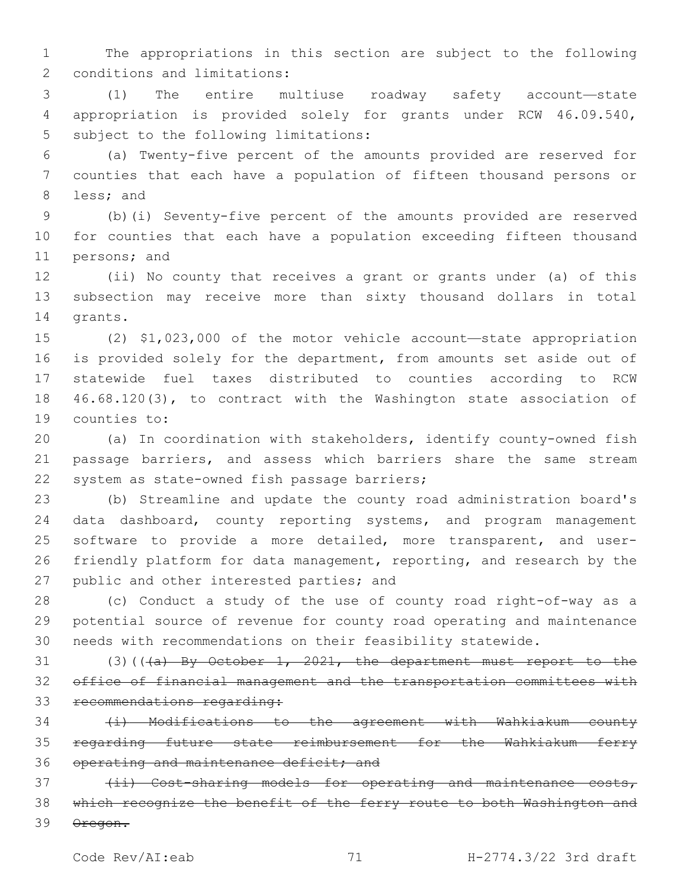The appropriations in this section are subject to the following conditions and limitations:

(1) The entire multiuse roadway safety account—state appropriation is provided solely for grants under RCW 46.09.540, subject to the following limitations:

(a) Twenty-five percent of the amounts provided are reserved for counties that each have a population of fifteen thousand persons or less; and

(b)(i) Seventy-five percent of the amounts provided are reserved for counties that each have a population exceeding fifteen thousand persons; and

(ii) No county that receives a grant or grants under (a) of this subsection may receive more than sixty thousand dollars in total grants.

(2) $1,023,000 of the motor vehicle account—state appropriation is provided solely for the department, from amounts set aside out of statewide fuel taxes distributed to counties according to RCW 46.68.120(3), to contract with the Washington state association of counties to:

(a) In coordination with stakeholders, identify county-owned fish passage barriers, and assess which barriers share the same stream system as state-owned fish passage barriers;

(b) Streamline and update the county road administration board's data dashboard, county reporting systems, and program management software to provide a more detailed, more transparent, and user-friendly platform for data management, reporting, and research by the public and other interested parties; and

(c) Conduct a study of the use of county road right-of-way as a potential source of revenue for county road operating and maintenance needs with recommendations on their feasibility statewide.

(3)((~~(a) By October 1, 2021, the department must report to the office of financial management and the transportation committees with recommendations regarding:~~

~~(i) Modifications to the agreement with Wahkiakum county regarding future state reimbursement for the Wahkiakum ferry operating and maintenance deficit; and~~

~~(ii) Cost-sharing models for operating and maintenance costs, which recognize the benefit of the ferry route to both Washington and Oregon.~~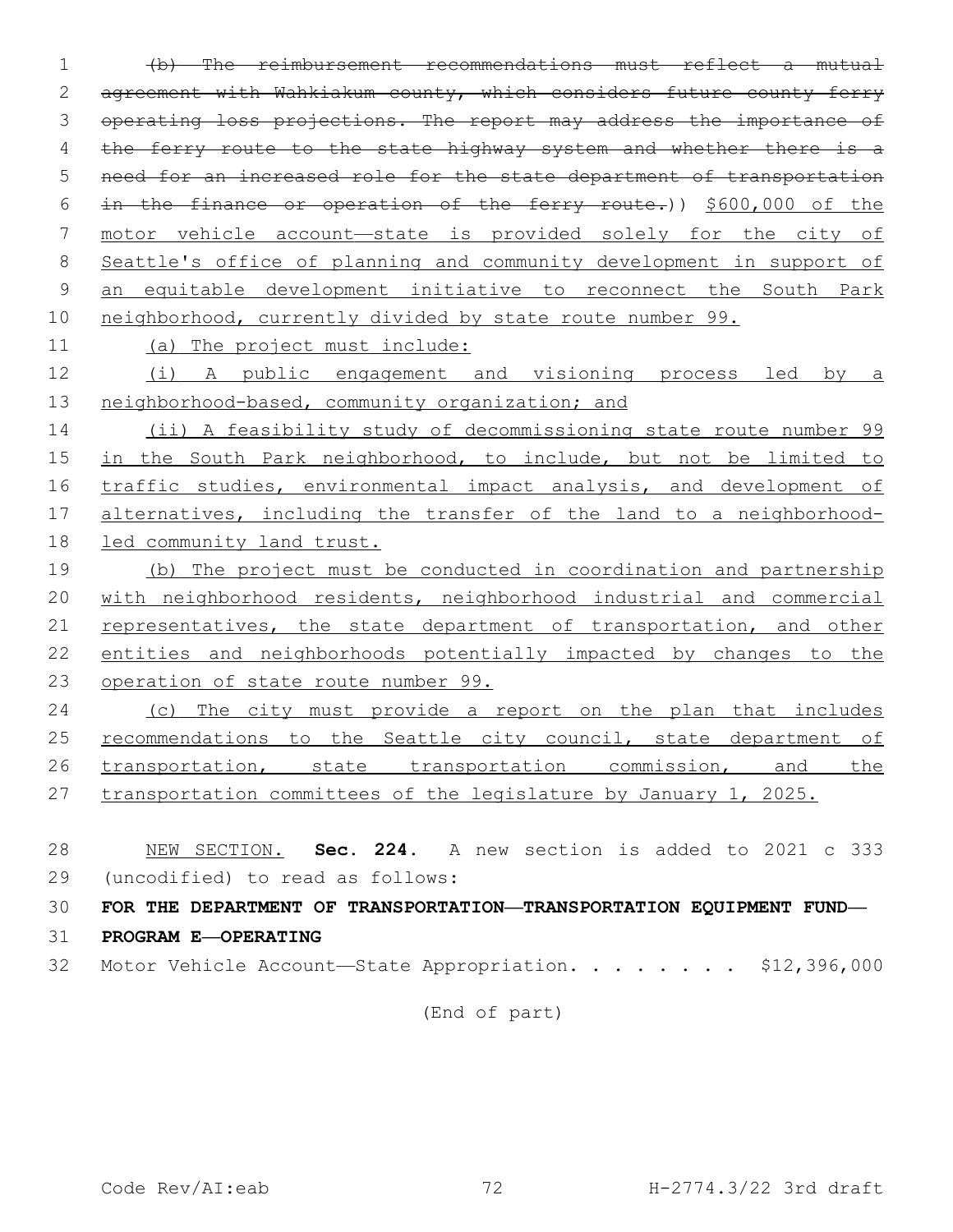~~(b) The reimbursement recommendations must reflect a mutual agreement with Wahkiakum county, which considers future county ferry operating loss projections. The report may address the importance of the ferry route to the state highway system and whether there is a need for an increased role for the state department of transportation in the finance or operation of the ferry route.~~)) <u>$600,000 of the motor vehicle account—state is provided solely for the city of Seattle's office of planning and community development in support of an equitable development initiative to reconnect the South Park neighborhood, currently divided by state route number 99.</u>

<u>(a) The project must include:</u>

<u>(i) A public engagement and visioning process led by a neighborhood-based, community organization; and</u>

<u>(ii) A feasibility study of decommissioning state route number 99 in the South Park neighborhood, to include, but not be limited to traffic studies, environmental impact analysis, and development of alternatives, including the transfer of the land to a neighborhood-led community land trust.</u>

<u>(b) The project must be conducted in coordination and partnership with neighborhood residents, neighborhood industrial and commercial representatives, the state department of transportation, and other entities and neighborhoods potentially impacted by changes to the operation of state route number 99.</u>

<u>(c) The city must provide a report on the plan that includes recommendations to the Seattle city council, state department of transportation, state transportation commission, and the transportation committees of the legislature by January 1, 2025.</u>

<u>NEW SECTION.</u> **Sec. 224.** A new section is added to 2021 c 333 (uncodified) to read as follows:

**FOR THE DEPARTMENT OF TRANSPORTATION—TRANSPORTATION EQUIPMENT FUND—PROGRAM E—OPERATING**

Motor Vehicle Account—State Appropriation. . . . . . . . $12,396,000

(End of part)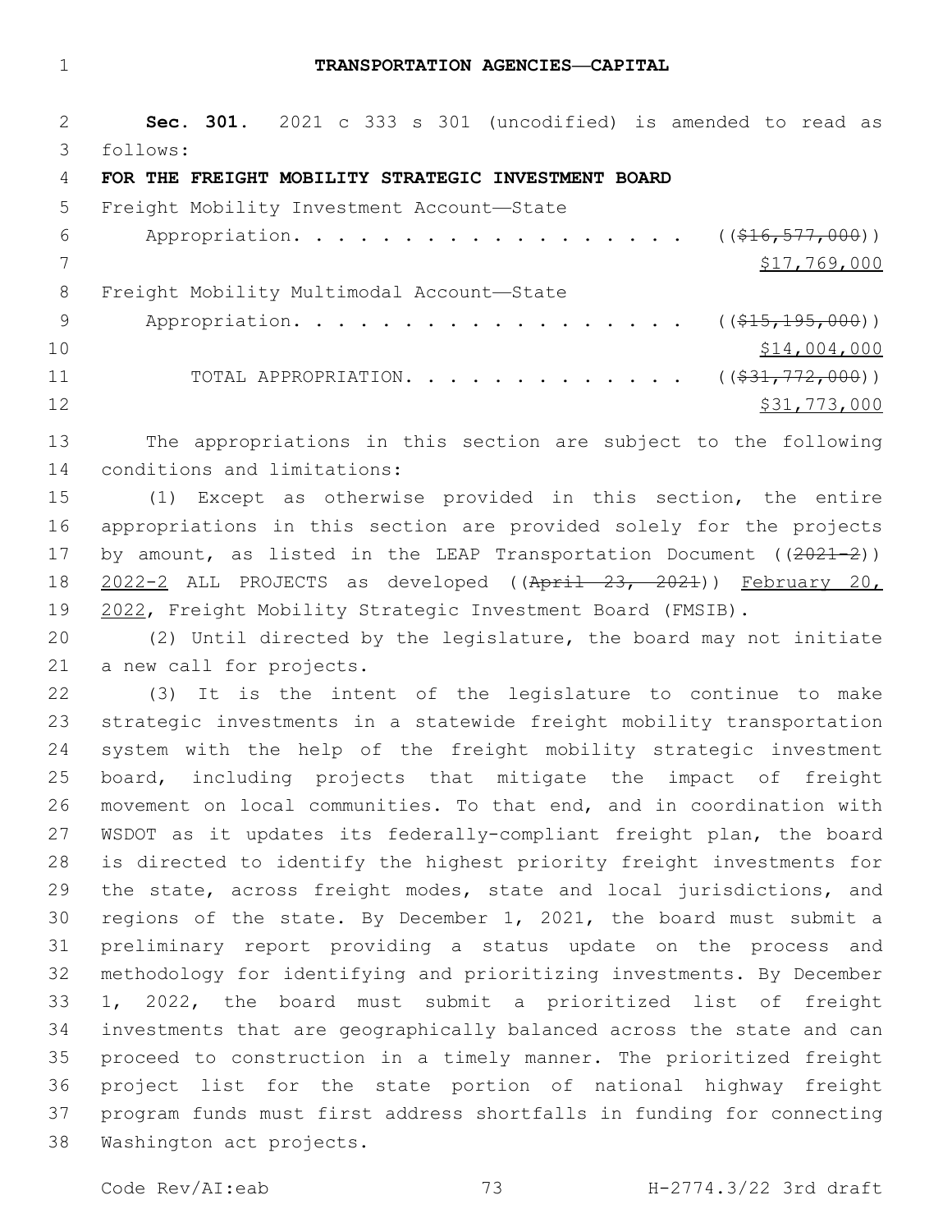## TRANSPORTATION AGENCIES—CAPITAL

**Sec. 301.** 2021 c 333 s 301 (uncodified) is amended to read as follows:

**FOR THE FREIGHT MOBILITY STRATEGIC INVESTMENT BOARD**

Freight Mobility Investment Account—State
Appropriation. . . . . . . . . . . . . . . . . . . ((~~$16,577,000~~))
<u>$17,769,000</u>

Freight Mobility Multimodal Account—State
Appropriation. . . . . . . . . . . . . . . . . . . ((~~$15,195,000~~))
<u>$14,004,000</u>

TOTAL APPROPRIATION. . . . . . . . . . . . . ((~~$31,772,000~~))
<u>$31,773,000</u>

The appropriations in this section are subject to the following conditions and limitations:

(1) Except as otherwise provided in this section, the entire appropriations in this section are provided solely for the projects by amount, as listed in the LEAP Transportation Document ((~~2021-2~~)) <u>2022-2</u> ALL PROJECTS as developed ((~~April 23, 2021~~)) <u>February 20, 2022</u>, Freight Mobility Strategic Investment Board (FMSIB).

(2) Until directed by the legislature, the board may not initiate a new call for projects.

(3) It is the intent of the legislature to continue to make strategic investments in a statewide freight mobility transportation system with the help of the freight mobility strategic investment board, including projects that mitigate the impact of freight movement on local communities. To that end, and in coordination with WSDOT as it updates its federally-compliant freight plan, the board is directed to identify the highest priority freight investments for the state, across freight modes, state and local jurisdictions, and regions of the state. By December 1, 2021, the board must submit a preliminary report providing a status update on the process and methodology for identifying and prioritizing investments. By December 1, 2022, the board must submit a prioritized list of freight investments that are geographically balanced across the state and can proceed to construction in a timely manner. The prioritized freight project list for the state portion of national highway freight program funds must first address shortfalls in funding for connecting Washington act projects.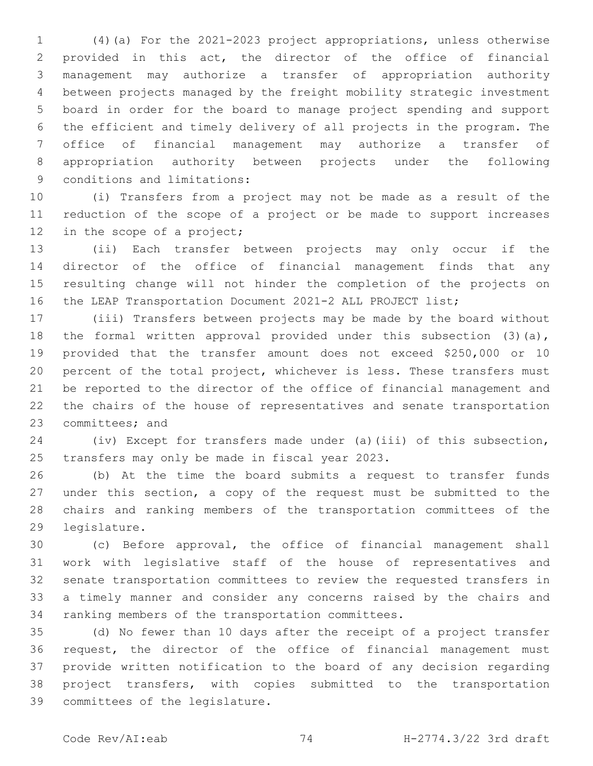(4)(a) For the 2021-2023 project appropriations, unless otherwise provided in this act, the director of the office of financial management may authorize a transfer of appropriation authority between projects managed by the freight mobility strategic investment board in order for the board to manage project spending and support the efficient and timely delivery of all projects in the program. The office of financial management may authorize a transfer of appropriation authority between projects under the following conditions and limitations:

(i) Transfers from a project may not be made as a result of the reduction of the scope of a project or be made to support increases in the scope of a project;

(ii) Each transfer between projects may only occur if the director of the office of financial management finds that any resulting change will not hinder the completion of the projects on the LEAP Transportation Document 2021-2 ALL PROJECT list;

(iii) Transfers between projects may be made by the board without the formal written approval provided under this subsection (3)(a), provided that the transfer amount does not exceed $250,000 or 10 percent of the total project, whichever is less. These transfers must be reported to the director of the office of financial management and the chairs of the house of representatives and senate transportation committees; and

(iv) Except for transfers made under (a)(iii) of this subsection, transfers may only be made in fiscal year 2023.

(b) At the time the board submits a request to transfer funds under this section, a copy of the request must be submitted to the chairs and ranking members of the transportation committees of the legislature.

(c) Before approval, the office of financial management shall work with legislative staff of the house of representatives and senate transportation committees to review the requested transfers in a timely manner and consider any concerns raised by the chairs and ranking members of the transportation committees.

(d) No fewer than 10 days after the receipt of a project transfer request, the director of the office of financial management must provide written notification to the board of any decision regarding project transfers, with copies submitted to the transportation committees of the legislature.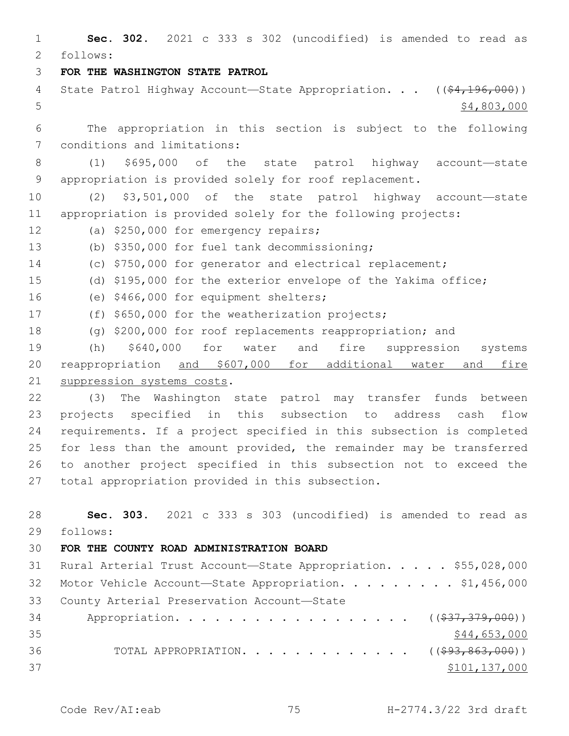**Sec. 302.** 2021 c 333 s 302 (uncodified) is amended to read as follows:

**FOR THE WASHINGTON STATE PATROL**

State Patrol Highway Account—State Appropriation. . . ((~~$4,196,000~~)) <u>$4,803,000</u>

The appropriation in this section is subject to the following conditions and limitations:

(1) $695,000 of the state patrol highway account—state appropriation is provided solely for roof replacement.

(2) $3,501,000 of the state patrol highway account—state appropriation is provided solely for the following projects:

(a) $250,000 for emergency repairs;

(b) $350,000 for fuel tank decommissioning;

(c) $750,000 for generator and electrical replacement;

(d) $195,000 for the exterior envelope of the Yakima office;

(e) $466,000 for equipment shelters;

(f) $650,000 for the weatherization projects;

(g) $200,000 for roof replacements reappropriation; and

(h) $640,000 for water and fire suppression systems reappropriation <u>and $607,000 for additional water and fire suppression systems costs</u>.

(3) The Washington state patrol may transfer funds between projects specified in this subsection to address cash flow requirements. If a project specified in this subsection is completed for less than the amount provided, the remainder may be transferred to another project specified in this subsection not to exceed the total appropriation provided in this subsection.

**Sec. 303.** 2021 c 333 s 303 (uncodified) is amended to read as follows:

**FOR THE COUNTY ROAD ADMINISTRATION BOARD**

Rural Arterial Trust Account—State Appropriation. . . . . $55,028,000

Motor Vehicle Account—State Appropriation. . . . . . . . . $1,456,000

County Arterial Preservation Account—State Appropriation. . . . . . . . . . . . . . . . . . ((~~$37,379,000~~)) <u>$44,653,000</u>

TOTAL APPROPRIATION. . . . . . . . . . . . . ((~~$93,863,000~~)) <u>$101,137,000</u>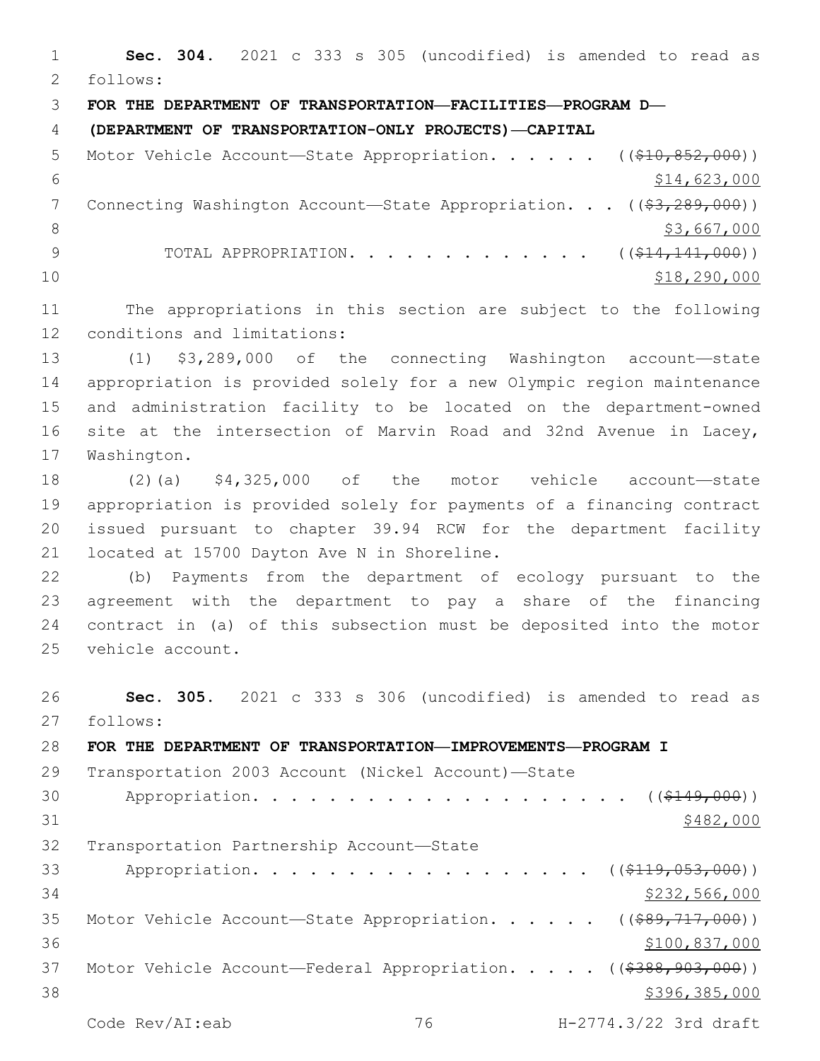**Sec. 304.** 2021 c 333 s 305 (uncodified) is amended to read as follows:

**FOR THE DEPARTMENT OF TRANSPORTATION—FACILITIES—PROGRAM D—(DEPARTMENT OF TRANSPORTATION-ONLY PROJECTS)—CAPITAL**

Motor Vehicle Account—State Appropriation. . . . . . ((~~$10,852,000~~)) $14,623,000

Connecting Washington Account—State Appropriation. . . ((~~$3,289,000~~)) $3,667,000

TOTAL APPROPRIATION. . . . . . . . . . . . . ((~~$14,141,000~~)) $18,290,000

The appropriations in this section are subject to the following conditions and limitations:

(1) $3,289,000 of the connecting Washington account—state appropriation is provided solely for a new Olympic region maintenance and administration facility to be located on the department-owned site at the intersection of Marvin Road and 32nd Avenue in Lacey, Washington.

(2)(a) $4,325,000 of the motor vehicle account—state appropriation is provided solely for payments of a financing contract issued pursuant to chapter 39.94 RCW for the department facility located at 15700 Dayton Ave N in Shoreline.

(b) Payments from the department of ecology pursuant to the agreement with the department to pay a share of the financing contract in (a) of this subsection must be deposited into the motor vehicle account.

**Sec. 305.** 2021 c 333 s 306 (uncodified) is amended to read as follows:

**FOR THE DEPARTMENT OF TRANSPORTATION—IMPROVEMENTS—PROGRAM I**

Transportation 2003 Account (Nickel Account)—State Appropriation. . . . . . . . . . . . . . . . . . . . ((~~$149,000~~)) $482,000

Transportation Partnership Account—State Appropriation. . . . . . . . . . . . . . . . . . ((~~$119,053,000~~)) $232,566,000

Motor Vehicle Account—State Appropriation. . . . . . ((~~$89,717,000~~)) $100,837,000

Motor Vehicle Account—Federal Appropriation. . . . . ((~~$388,903,000~~)) $396,385,000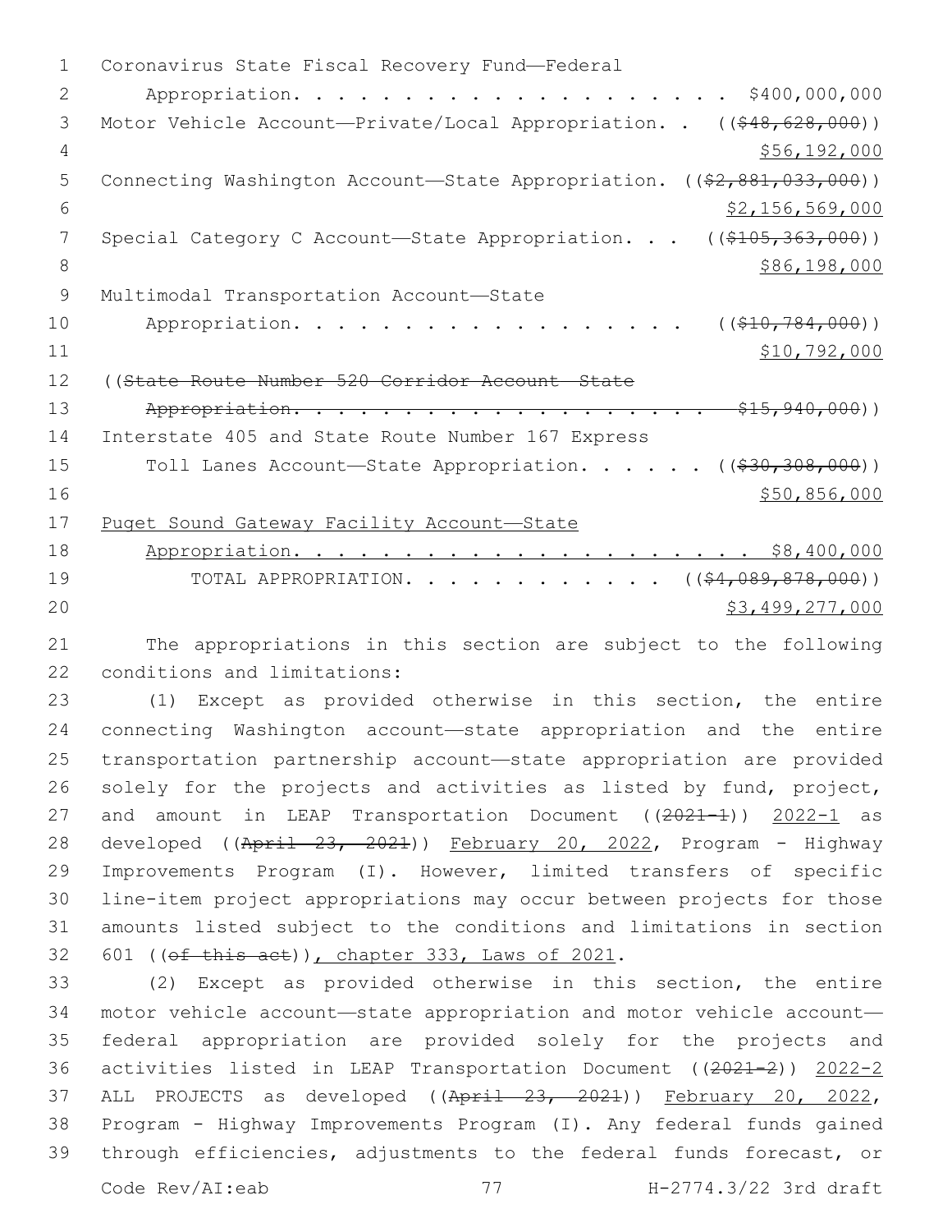Coronavirus State Fiscal Recovery Fund—Federal
Appropriation. . . . . . . . . . . . . . . . . . . . . $400,000,000

Motor Vehicle Account—Private/Local Appropriation. . ((~~$48,628,000~~))
$56,192,000

Connecting Washington Account—State Appropriation. ((~~$2,881,033,000~~))
$2,156,569,000

Special Category C Account—State Appropriation. . . ((~~$105,363,000~~))
$86,198,000

Multimodal Transportation Account—State
Appropriation. . . . . . . . . . . . . . . . . . ((~~$10,784,000~~))
$10,792,000

((~~State Route Number 520 Corridor Account—State~~
~~Appropriation. . . . . . . . . . . . . . . . . . . . . $15,940,000~~))

Interstate 405 and State Route Number 167 Express
Toll Lanes Account—State Appropriation. . . . . . ((~~$30,308,000~~))
$50,856,000

Puget Sound Gateway Facility Account—State
Appropriation. . . . . . . . . . . . . . . . . . . . . $8,400,000

TOTAL APPROPRIATION. . . . . . . . . . . . . ((~~$4,089,878,000~~))
$3,499,277,000

The appropriations in this section are subject to the following conditions and limitations:

(1) Except as provided otherwise in this section, the entire connecting Washington account—state appropriation and the entire transportation partnership account—state appropriation are provided solely for the projects and activities as listed by fund, project, and amount in LEAP Transportation Document ((~~2021-1~~)) 2022-1 as developed ((~~April 23, 2021~~)) February 20, 2022, Program - Highway Improvements Program (I). However, limited transfers of specific line-item project appropriations may occur between projects for those amounts listed subject to the conditions and limitations in section 601 ((~~of this act~~)), chapter 333, Laws of 2021.

(2) Except as provided otherwise in this section, the entire motor vehicle account—state appropriation and motor vehicle account—federal appropriation are provided solely for the projects and activities listed in LEAP Transportation Document ((~~2021-2~~)) 2022-2 ALL PROJECTS as developed ((~~April 23, 2021~~)) February 20, 2022, Program - Highway Improvements Program (I). Any federal funds gained through efficiencies, adjustments to the federal funds forecast, or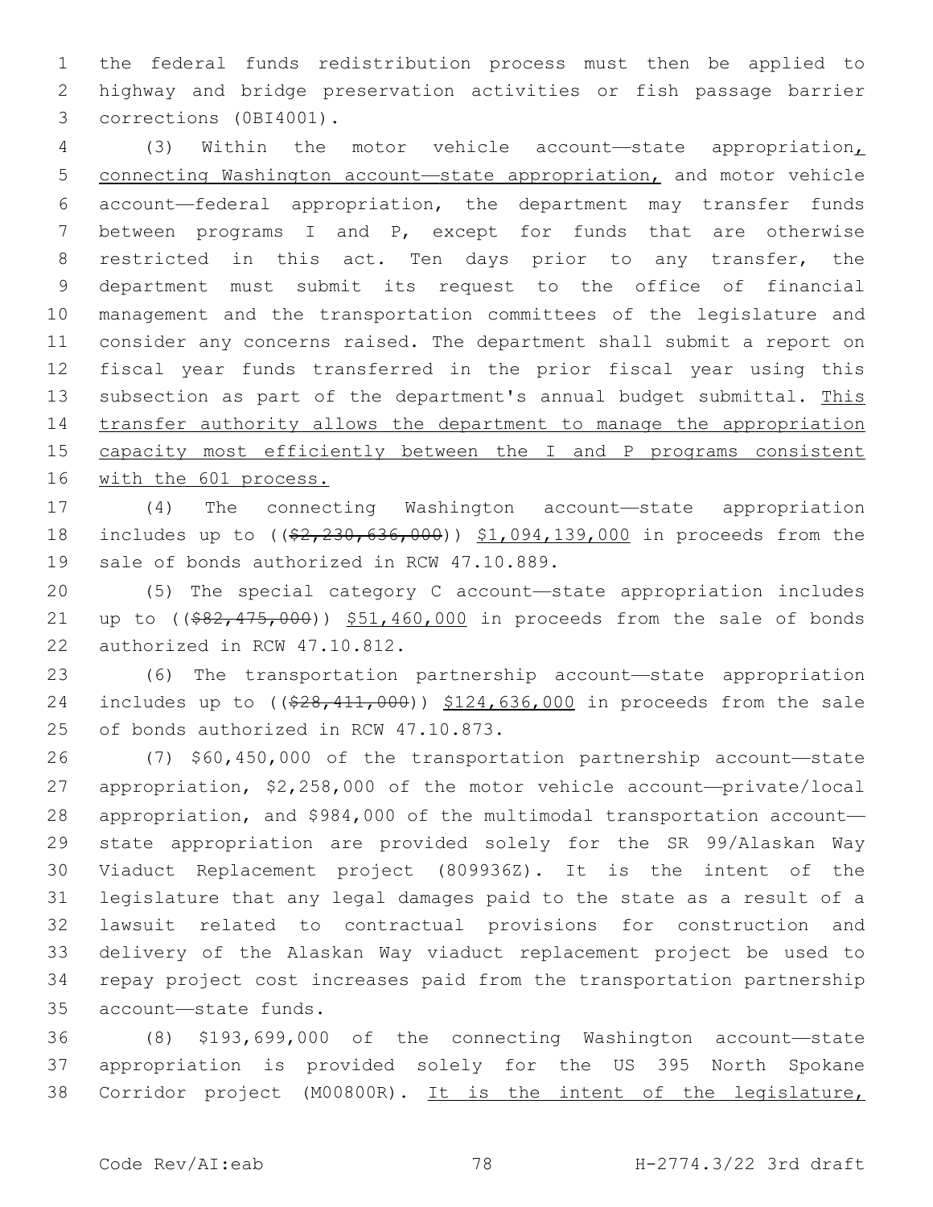the federal funds redistribution process must then be applied to highway and bridge preservation activities or fish passage barrier corrections (0BI4001).

(3) Within the motor vehicle account—state appropriation, connecting Washington account—state appropriation, and motor vehicle account—federal appropriation, the department may transfer funds between programs I and P, except for funds that are otherwise restricted in this act. Ten days prior to any transfer, the department must submit its request to the office of financial management and the transportation committees of the legislature and consider any concerns raised. The department shall submit a report on fiscal year funds transferred in the prior fiscal year using this subsection as part of the department's annual budget submittal. This transfer authority allows the department to manage the appropriation capacity most efficiently between the I and P programs consistent with the 601 process.

(4) The connecting Washington account—state appropriation includes up to ((~~$2,230,636,000~~)) $1,094,139,000 in proceeds from the sale of bonds authorized in RCW 47.10.889.

(5) The special category C account—state appropriation includes up to ((~~$82,475,000~~)) $51,460,000 in proceeds from the sale of bonds authorized in RCW 47.10.812.

(6) The transportation partnership account—state appropriation includes up to ((~~$28,411,000~~)) $124,636,000 in proceeds from the sale of bonds authorized in RCW 47.10.873.

(7) $60,450,000 of the transportation partnership account—state appropriation, $2,258,000 of the motor vehicle account—private/local appropriation, and $984,000 of the multimodal transportation account—state appropriation are provided solely for the SR 99/Alaskan Way Viaduct Replacement project (809936Z). It is the intent of the legislature that any legal damages paid to the state as a result of a lawsuit related to contractual provisions for construction and delivery of the Alaskan Way viaduct replacement project be used to repay project cost increases paid from the transportation partnership account—state funds.

(8) $193,699,000 of the connecting Washington account—state appropriation is provided solely for the US 395 North Spokane Corridor project (M00800R). It is the intent of the legislature,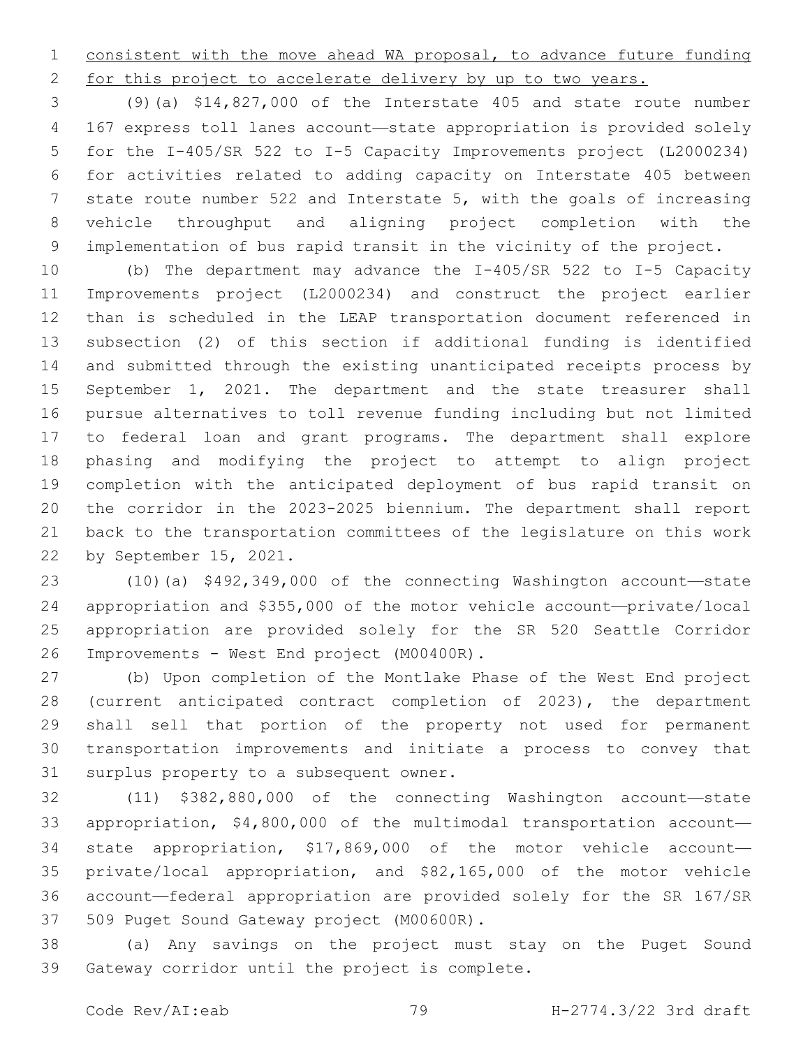consistent with the move ahead WA proposal, to advance future funding for this project to accelerate delivery by up to two years.

(9)(a) $14,827,000 of the Interstate 405 and state route number 167 express toll lanes account—state appropriation is provided solely for the I-405/SR 522 to I-5 Capacity Improvements project (L2000234) for activities related to adding capacity on Interstate 405 between state route number 522 and Interstate 5, with the goals of increasing vehicle throughput and aligning project completion with the implementation of bus rapid transit in the vicinity of the project.

(b) The department may advance the I-405/SR 522 to I-5 Capacity Improvements project (L2000234) and construct the project earlier than is scheduled in the LEAP transportation document referenced in subsection (2) of this section if additional funding is identified and submitted through the existing unanticipated receipts process by September 1, 2021. The department and the state treasurer shall pursue alternatives to toll revenue funding including but not limited to federal loan and grant programs. The department shall explore phasing and modifying the project to attempt to align project completion with the anticipated deployment of bus rapid transit on the corridor in the 2023-2025 biennium. The department shall report back to the transportation committees of the legislature on this work by September 15, 2021.

(10)(a) $492,349,000 of the connecting Washington account—state appropriation and $355,000 of the motor vehicle account—private/local appropriation are provided solely for the SR 520 Seattle Corridor Improvements - West End project (M00400R).

(b) Upon completion of the Montlake Phase of the West End project (current anticipated contract completion of 2023), the department shall sell that portion of the property not used for permanent transportation improvements and initiate a process to convey that surplus property to a subsequent owner.

(11) $382,880,000 of the connecting Washington account—state appropriation, $4,800,000 of the multimodal transportation account—state appropriation, $17,869,000 of the motor vehicle account—private/local appropriation, and $82,165,000 of the motor vehicle account—federal appropriation are provided solely for the SR 167/SR 509 Puget Sound Gateway project (M00600R).

(a) Any savings on the project must stay on the Puget Sound Gateway corridor until the project is complete.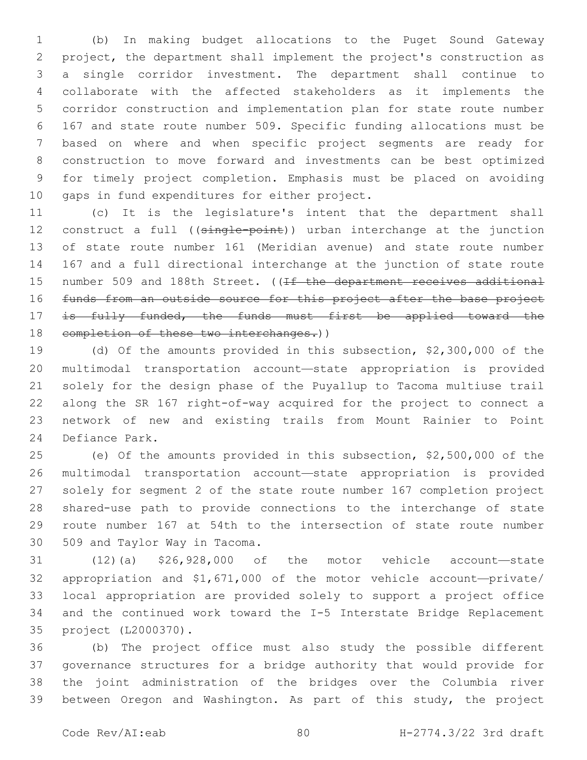(b) In making budget allocations to the Puget Sound Gateway project, the department shall implement the project's construction as a single corridor investment. The department shall continue to collaborate with the affected stakeholders as it implements the corridor construction and implementation plan for state route number 167 and state route number 509. Specific funding allocations must be based on where and when specific project segments are ready for construction to move forward and investments can be best optimized for timely project completion. Emphasis must be placed on avoiding gaps in fund expenditures for either project.

(c) It is the legislature's intent that the department shall construct a full ((~~single-point~~)) urban interchange at the junction of state route number 161 (Meridian avenue) and state route number 167 and a full directional interchange at the junction of state route number 509 and 188th Street. ((~~If the department receives additional funds from an outside source for this project after the base project is fully funded, the funds must first be applied toward the completion of these two interchanges.~~))

(d) Of the amounts provided in this subsection, $2,300,000 of the multimodal transportation account—state appropriation is provided solely for the design phase of the Puyallup to Tacoma multiuse trail along the SR 167 right-of-way acquired for the project to connect a network of new and existing trails from Mount Rainier to Point Defiance Park.

(e) Of the amounts provided in this subsection, $2,500,000 of the multimodal transportation account—state appropriation is provided solely for segment 2 of the state route number 167 completion project shared-use path to provide connections to the interchange of state route number 167 at 54th to the intersection of state route number 509 and Taylor Way in Tacoma.

(12)(a) $26,928,000 of the motor vehicle account—state appropriation and $1,671,000 of the motor vehicle account—private/local appropriation are provided solely to support a project office and the continued work toward the I-5 Interstate Bridge Replacement project (L2000370).

(b) The project office must also study the possible different governance structures for a bridge authority that would provide for the joint administration of the bridges over the Columbia river between Oregon and Washington. As part of this study, the project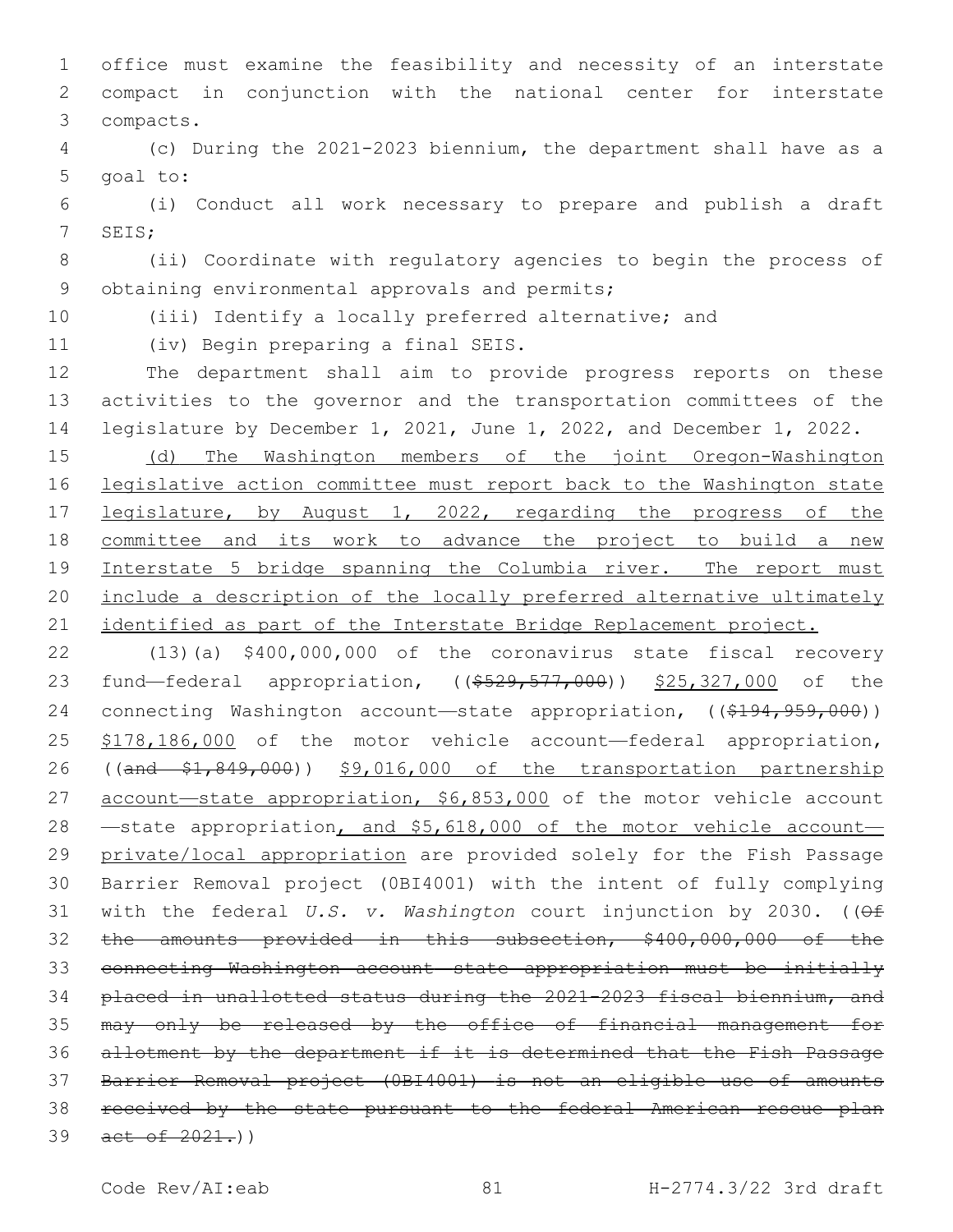office must examine the feasibility and necessity of an interstate compact in conjunction with the national center for interstate compacts.

(c) During the 2021-2023 biennium, the department shall have as a goal to:

(i) Conduct all work necessary to prepare and publish a draft SEIS;

(ii) Coordinate with regulatory agencies to begin the process of obtaining environmental approvals and permits;

(iii) Identify a locally preferred alternative; and

(iv) Begin preparing a final SEIS.

The department shall aim to provide progress reports on these activities to the governor and the transportation committees of the legislature by December 1, 2021, June 1, 2022, and December 1, 2022.

(d) The Washington members of the joint Oregon-Washington legislative action committee must report back to the Washington state legislature, by August 1, 2022, regarding the progress of the committee and its work to advance the project to build a new Interstate 5 bridge spanning the Columbia river. The report must include a description of the locally preferred alternative ultimately identified as part of the Interstate Bridge Replacement project.

(13)(a) $400,000,000 of the coronavirus state fiscal recovery fund—federal appropriation, (($529,577,000)) $25,327,000 of the connecting Washington account—state appropriation, (($194,959,000)) $178,186,000 of the motor vehicle account—federal appropriation, ((and $1,849,000)) $9,016,000 of the transportation partnership account—state appropriation, $6,853,000 of the motor vehicle account—state appropriation, and $5,618,000 of the motor vehicle account—private/local appropriation are provided solely for the Fish Passage Barrier Removal project (0BI4001) with the intent of fully complying with the federal *U.S. v. Washington* court injunction by 2030. ((Of the amounts provided in this subsection, $400,000,000 of the connecting Washington account—state appropriation must be initially placed in unallotted status during the 2021-2023 fiscal biennium, and may only be released by the office of financial management for allotment by the department if it is determined that the Fish Passage Barrier Removal project (0BI4001) is not an eligible use of amounts received by the state pursuant to the federal American rescue plan act of 2021.))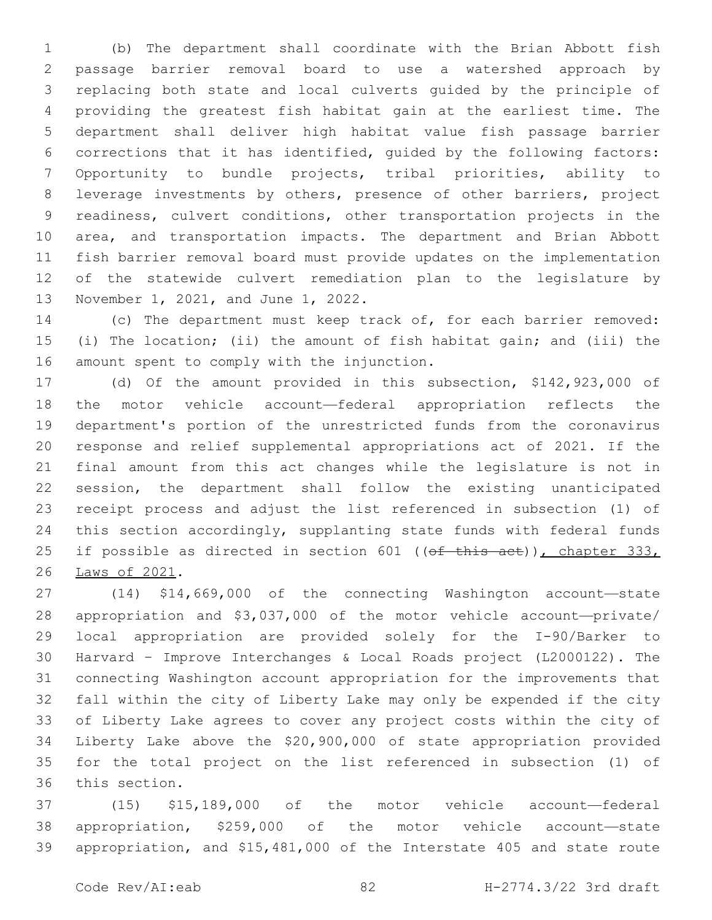(b) The department shall coordinate with the Brian Abbott fish passage barrier removal board to use a watershed approach by replacing both state and local culverts guided by the principle of providing the greatest fish habitat gain at the earliest time. The department shall deliver high habitat value fish passage barrier corrections that it has identified, guided by the following factors: Opportunity to bundle projects, tribal priorities, ability to leverage investments by others, presence of other barriers, project readiness, culvert conditions, other transportation projects in the area, and transportation impacts. The department and Brian Abbott fish barrier removal board must provide updates on the implementation of the statewide culvert remediation plan to the legislature by November 1, 2021, and June 1, 2022.

(c) The department must keep track of, for each barrier removed: (i) The location; (ii) the amount of fish habitat gain; and (iii) the amount spent to comply with the injunction.

(d) Of the amount provided in this subsection, $142,923,000 of the motor vehicle account—federal appropriation reflects the department's portion of the unrestricted funds from the coronavirus response and relief supplemental appropriations act of 2021. If the final amount from this act changes while the legislature is not in session, the department shall follow the existing unanticipated receipt process and adjust the list referenced in subsection (1) of this section accordingly, supplanting state funds with federal funds if possible as directed in section 601 ((~~of this act~~)), chapter 333, Laws of 2021.

(14) $14,669,000 of the connecting Washington account—state appropriation and $3,037,000 of the motor vehicle account—private/local appropriation are provided solely for the I-90/Barker to Harvard - Improve Interchanges & Local Roads project (L2000122). The connecting Washington account appropriation for the improvements that fall within the city of Liberty Lake may only be expended if the city of Liberty Lake agrees to cover any project costs within the city of Liberty Lake above the $20,900,000 of state appropriation provided for the total project on the list referenced in subsection (1) of this section.

(15) $15,189,000 of the motor vehicle account—federal appropriation, $259,000 of the motor vehicle account—state appropriation, and $15,481,000 of the Interstate 405 and state route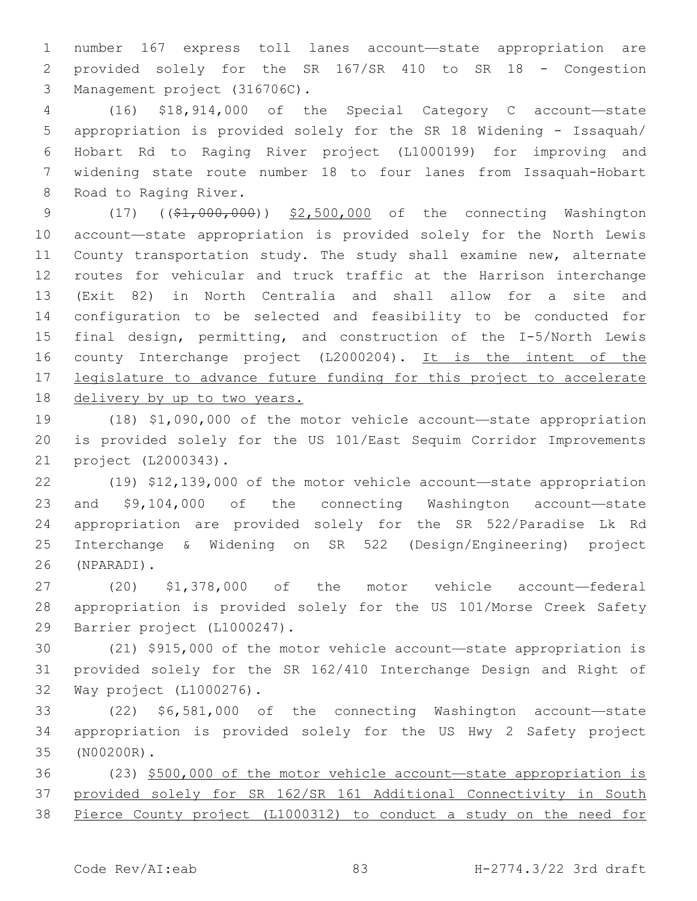number 167 express toll lanes account—state appropriation are provided solely for the SR 167/SR 410 to SR 18 - Congestion Management project (316706C).

(16) $18,914,000 of the Special Category C account—state appropriation is provided solely for the SR 18 Widening - Issaquah/Hobart Rd to Raging River project (L1000199) for improving and widening state route number 18 to four lanes from Issaquah-Hobart Road to Raging River.

(17) ((~~$1,000,000~~)) <u>$2,500,000</u> of the connecting Washington account—state appropriation is provided solely for the North Lewis County transportation study. The study shall examine new, alternate routes for vehicular and truck traffic at the Harrison interchange (Exit 82) in North Centralia and shall allow for a site and configuration to be selected and feasibility to be conducted for final design, permitting, and construction of the I-5/North Lewis county Interchange project (L2000204). <u>It is the intent of the legislature to advance future funding for this project to accelerate delivery by up to two years.</u>

(18) $1,090,000 of the motor vehicle account—state appropriation is provided solely for the US 101/East Sequim Corridor Improvements project (L2000343).

(19) $12,139,000 of the motor vehicle account—state appropriation and $9,104,000 of the connecting Washington account—state appropriation are provided solely for the SR 522/Paradise Lk Rd Interchange & Widening on SR 522 (Design/Engineering) project (NPARADI).

(20) $1,378,000 of the motor vehicle account—federal appropriation is provided solely for the US 101/Morse Creek Safety Barrier project (L1000247).

(21) $915,000 of the motor vehicle account—state appropriation is provided solely for the SR 162/410 Interchange Design and Right of Way project (L1000276).

(22) $6,581,000 of the connecting Washington account—state appropriation is provided solely for the US Hwy 2 Safety project (N00200R).

(23) <u>$500,000 of the motor vehicle account—state appropriation is provided solely for SR 162/SR 161 Additional Connectivity in South Pierce County project (L1000312) to conduct a study on the need for</u>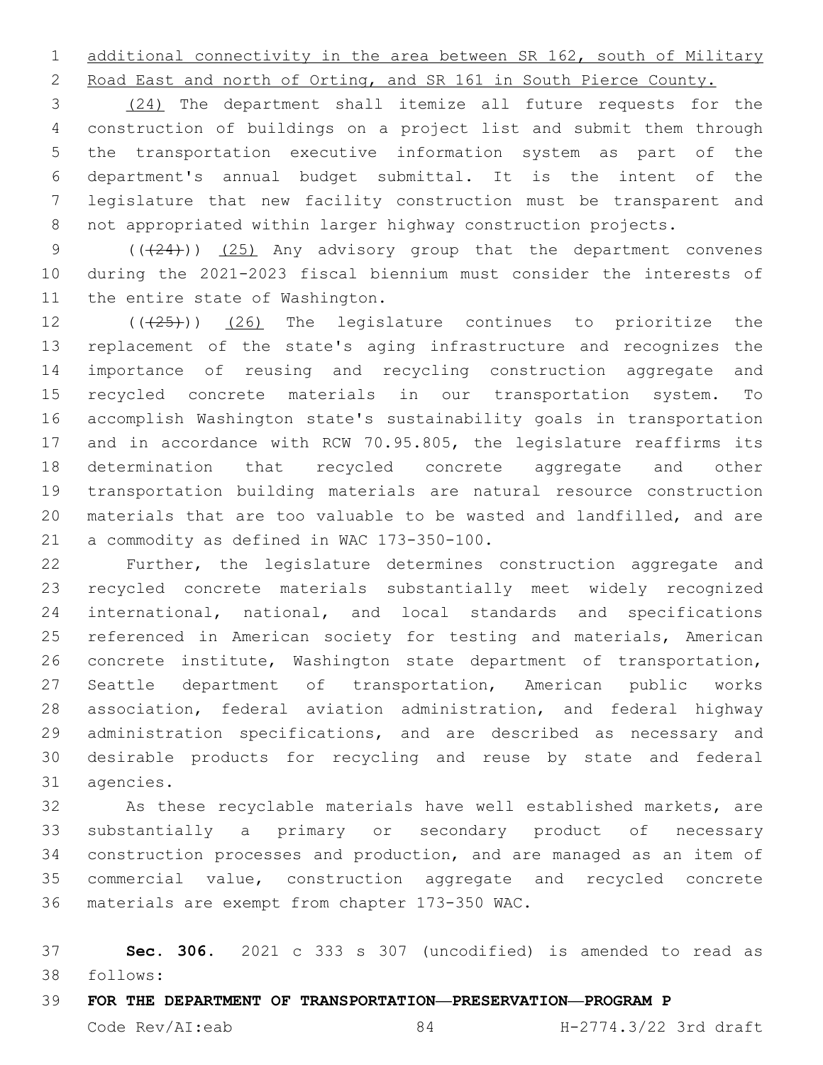additional connectivity in the area between SR 162, south of Military Road East and north of Orting, and SR 161 in South Pierce County.

(24) The department shall itemize all future requests for the construction of buildings on a project list and submit them through the transportation executive information system as part of the department's annual budget submittal. It is the intent of the legislature that new facility construction must be transparent and not appropriated within larger highway construction projects.

(((24))) (25) Any advisory group that the department convenes during the 2021-2023 fiscal biennium must consider the interests of the entire state of Washington.

(((25))) (26) The legislature continues to prioritize the replacement of the state's aging infrastructure and recognizes the importance of reusing and recycling construction aggregate and recycled concrete materials in our transportation system. To accomplish Washington state's sustainability goals in transportation and in accordance with RCW 70.95.805, the legislature reaffirms its determination that recycled concrete aggregate and other transportation building materials are natural resource construction materials that are too valuable to be wasted and landfilled, and are a commodity as defined in WAC 173-350-100.

Further, the legislature determines construction aggregate and recycled concrete materials substantially meet widely recognized international, national, and local standards and specifications referenced in American society for testing and materials, American concrete institute, Washington state department of transportation, Seattle department of transportation, American public works association, federal aviation administration, and federal highway administration specifications, and are described as necessary and desirable products for recycling and reuse by state and federal agencies.

As these recyclable materials have well established markets, are substantially a primary or secondary product of necessary construction processes and production, and are managed as an item of commercial value, construction aggregate and recycled concrete materials are exempt from chapter 173-350 WAC.

**Sec. 306.** 2021 c 333 s 307 (uncodified) is amended to read as follows:

**FOR THE DEPARTMENT OF TRANSPORTATION—PRESERVATION—PROGRAM P**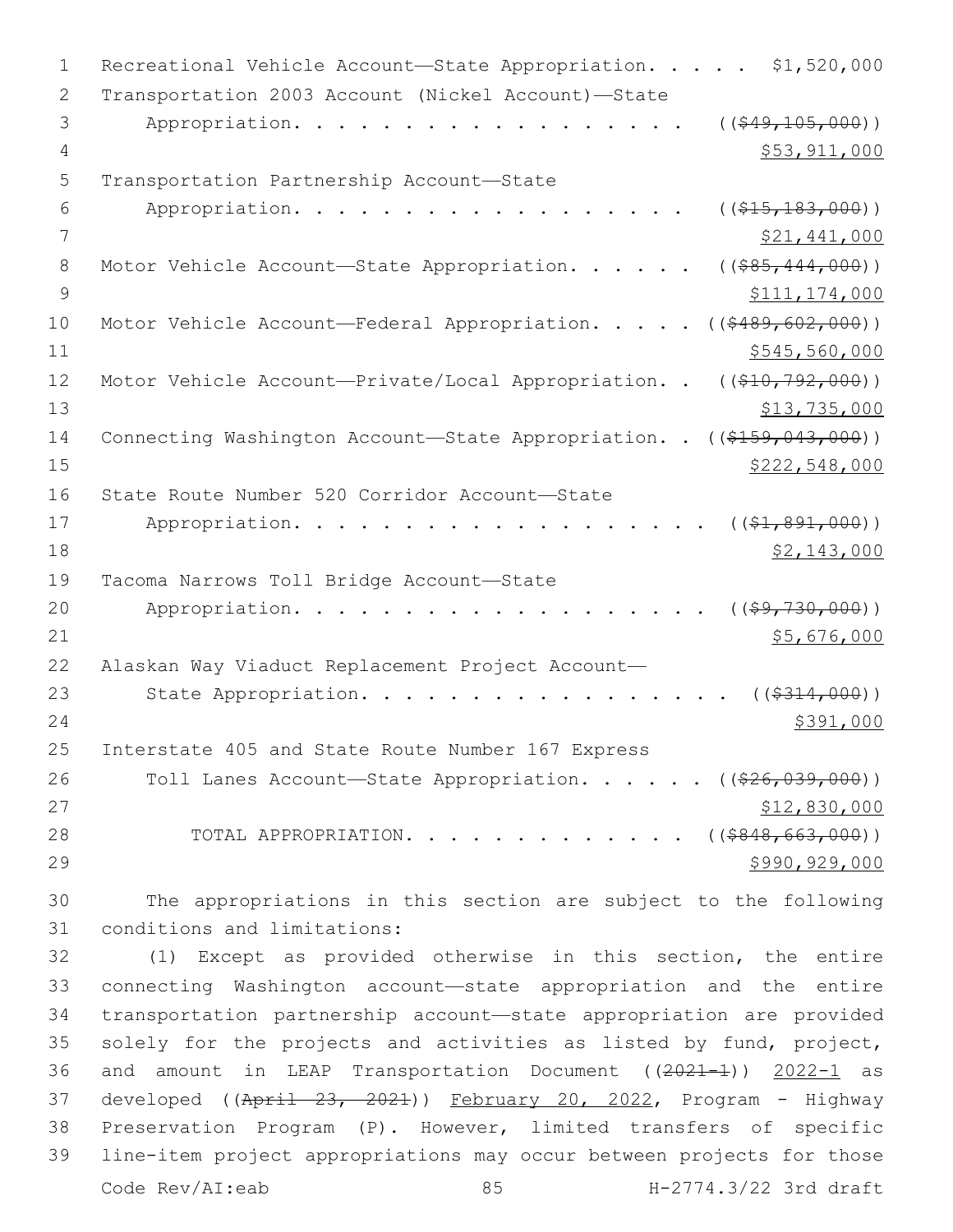Recreational Vehicle Account—State Appropriation. . . . . $1,520,000

Transportation 2003 Account (Nickel Account)—State Appropriation. . . . . . . . . . . . . . . . . . ((~~$49,105,000~~)) <u>$53,911,000</u>

Transportation Partnership Account—State Appropriation. . . . . . . . . . . . . . . . . . ((~~$15,183,000~~)) <u>$21,441,000</u>

Motor Vehicle Account—State Appropriation. . . . . . ((~~$85,444,000~~)) <u>$111,174,000</u>

Motor Vehicle Account—Federal Appropriation. . . . . ((~~$489,602,000~~)) <u>$545,560,000</u>

Motor Vehicle Account—Private/Local Appropriation. . ((~~$10,792,000~~)) <u>$13,735,000</u>

Connecting Washington Account—State Appropriation. . ((~~$159,043,000~~)) <u>$222,548,000</u>

State Route Number 520 Corridor Account—State Appropriation. . . . . . . . . . . . . . . . . . . ((~~$1,891,000~~)) <u>$2,143,000</u>

Tacoma Narrows Toll Bridge Account—State Appropriation. . . . . . . . . . . . . . . . . . . ((~~$9,730,000~~)) <u>$5,676,000</u>

Alaskan Way Viaduct Replacement Project Account—State Appropriation. . . . . . . . . . . . . . . . . ((~~$314,000~~)) <u>$391,000</u>

Interstate 405 and State Route Number 167 Express Toll Lanes Account—State Appropriation. . . . . . ((~~$26,039,000~~)) <u>$12,830,000</u>

TOTAL APPROPRIATION. . . . . . . . . . . . . . ((~~$848,663,000~~)) <u>$990,929,000</u>

The appropriations in this section are subject to the following conditions and limitations:

(1) Except as provided otherwise in this section, the entire connecting Washington account—state appropriation and the entire transportation partnership account—state appropriation are provided solely for the projects and activities as listed by fund, project, and amount in LEAP Transportation Document ((~~2021-1~~)) <u>2022-1</u> as developed ((~~April 23, 2021~~)) <u>February 20, 2022</u>, Program - Highway Preservation Program (P). However, limited transfers of specific line-item project appropriations may occur between projects for those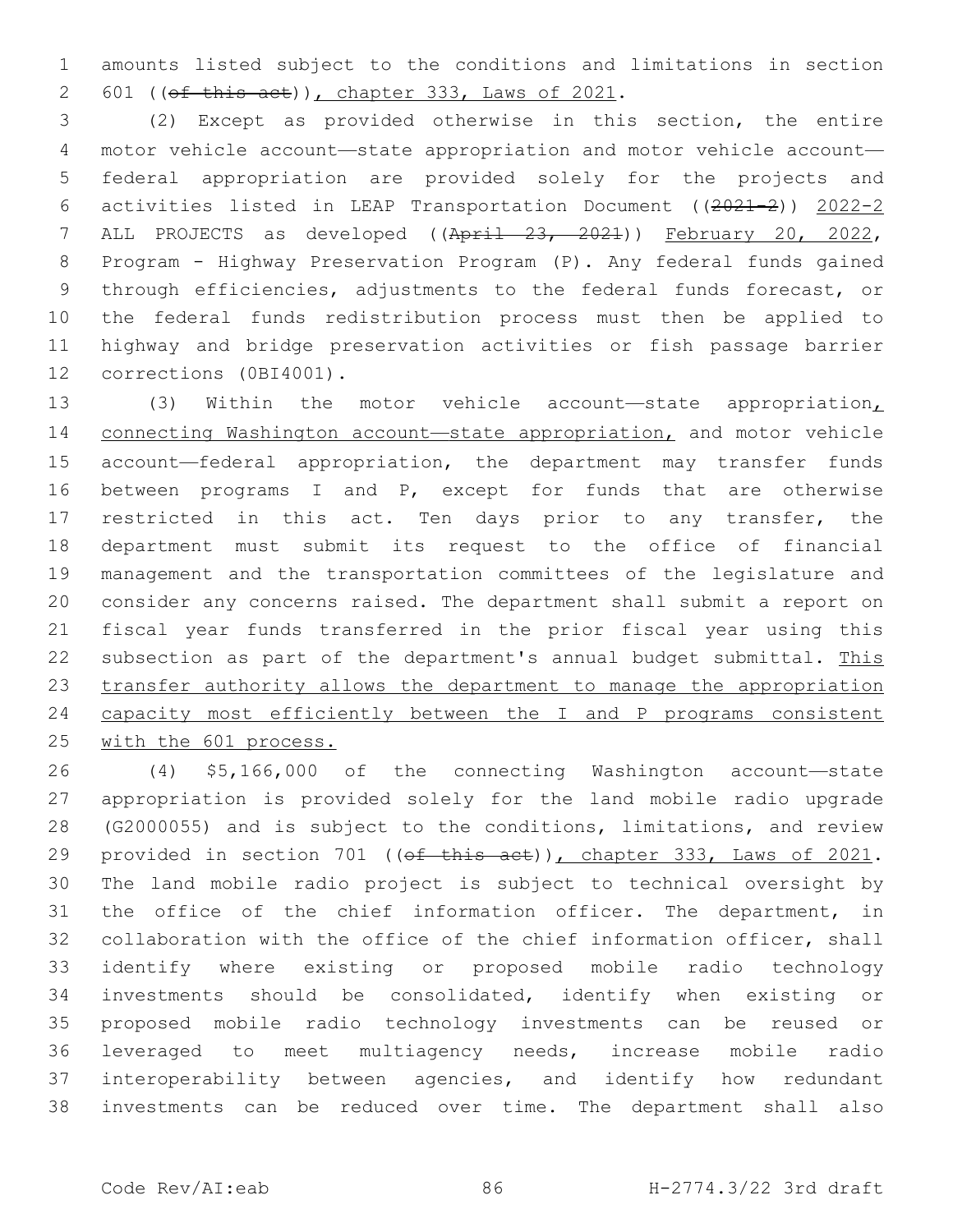amounts listed subject to the conditions and limitations in section 601 ((~~of this act~~)), chapter 333, Laws of 2021.

(2) Except as provided otherwise in this section, the entire motor vehicle account—state appropriation and motor vehicle account—federal appropriation are provided solely for the projects and activities listed in LEAP Transportation Document ((~~2021-2~~)) 2022-2 ALL PROJECTS as developed ((~~April 23, 2021~~)) February 20, 2022, Program - Highway Preservation Program (P). Any federal funds gained through efficiencies, adjustments to the federal funds forecast, or the federal funds redistribution process must then be applied to highway and bridge preservation activities or fish passage barrier corrections (0BI4001).

(3) Within the motor vehicle account—state appropriation, connecting Washington account—state appropriation, and motor vehicle account—federal appropriation, the department may transfer funds between programs I and P, except for funds that are otherwise restricted in this act. Ten days prior to any transfer, the department must submit its request to the office of financial management and the transportation committees of the legislature and consider any concerns raised. The department shall submit a report on fiscal year funds transferred in the prior fiscal year using this subsection as part of the department's annual budget submittal. This transfer authority allows the department to manage the appropriation capacity most efficiently between the I and P programs consistent with the 601 process.

(4) $5,166,000 of the connecting Washington account—state appropriation is provided solely for the land mobile radio upgrade (G2000055) and is subject to the conditions, limitations, and review provided in section 701 ((~~of this act~~)), chapter 333, Laws of 2021. The land mobile radio project is subject to technical oversight by the office of the chief information officer. The department, in collaboration with the office of the chief information officer, shall identify where existing or proposed mobile radio technology investments should be consolidated, identify when existing or proposed mobile radio technology investments can be reused or leveraged to meet multiagency needs, increase mobile radio interoperability between agencies, and identify how redundant investments can be reduced over time. The department shall also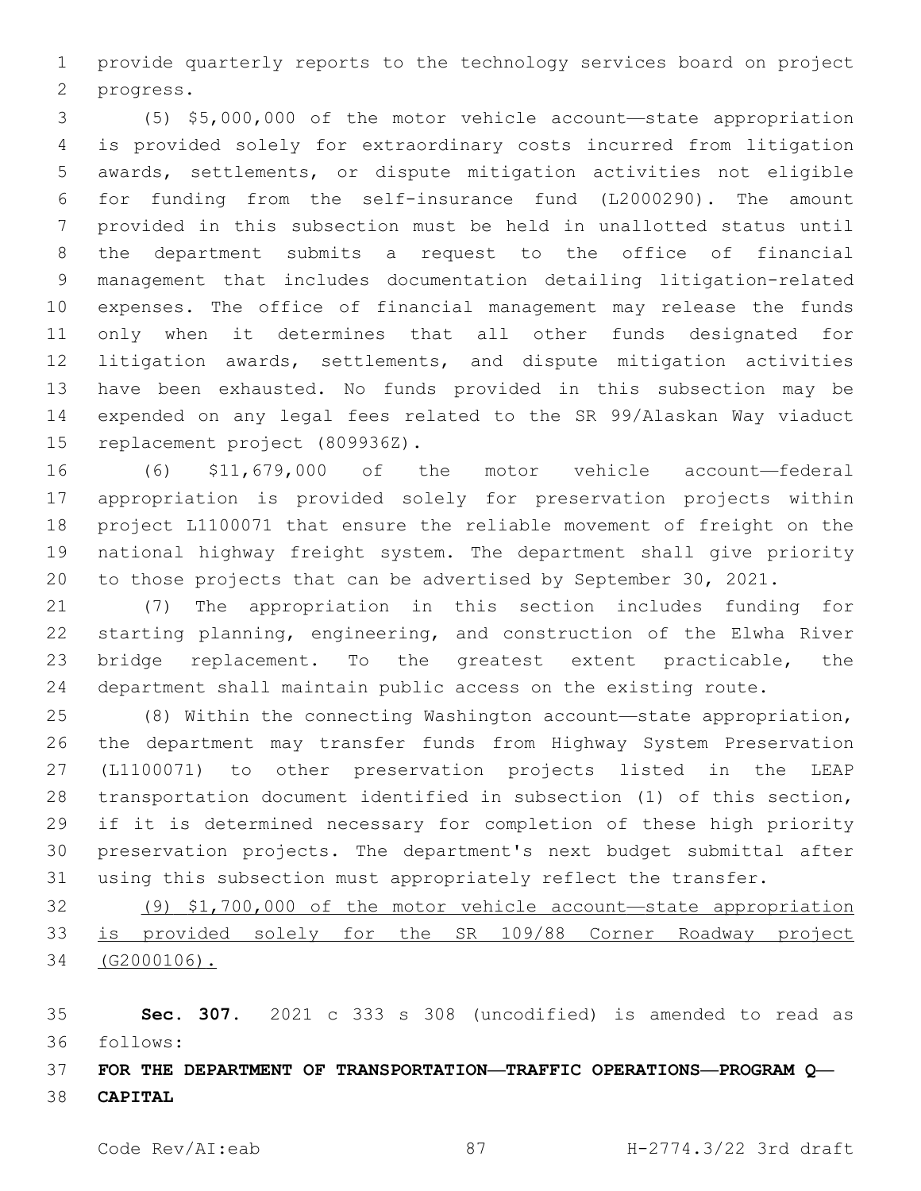provide quarterly reports to the technology services board on project progress.

(5) $5,000,000 of the motor vehicle account—state appropriation is provided solely for extraordinary costs incurred from litigation awards, settlements, or dispute mitigation activities not eligible for funding from the self-insurance fund (L2000290). The amount provided in this subsection must be held in unallotted status until the department submits a request to the office of financial management that includes documentation detailing litigation-related expenses. The office of financial management may release the funds only when it determines that all other funds designated for litigation awards, settlements, and dispute mitigation activities have been exhausted. No funds provided in this subsection may be expended on any legal fees related to the SR 99/Alaskan Way viaduct replacement project (809936Z).

(6) $11,679,000 of the motor vehicle account—federal appropriation is provided solely for preservation projects within project L1100071 that ensure the reliable movement of freight on the national highway freight system. The department shall give priority to those projects that can be advertised by September 30, 2021.

(7) The appropriation in this section includes funding for starting planning, engineering, and construction of the Elwha River bridge replacement. To the greatest extent practicable, the department shall maintain public access on the existing route.

(8) Within the connecting Washington account—state appropriation, the department may transfer funds from Highway System Preservation (L1100071) to other preservation projects listed in the LEAP transportation document identified in subsection (1) of this section, if it is determined necessary for completion of these high priority preservation projects. The department's next budget submittal after using this subsection must appropriately reflect the transfer.

<u>(9) $1,700,000 of the motor vehicle account—state appropriation is provided solely for the SR 109/88 Corner Roadway project (G2000106).</u>

**Sec. 307.** 2021 c 333 s 308 (uncodified) is amended to read as follows:

**FOR THE DEPARTMENT OF TRANSPORTATION—TRAFFIC OPERATIONS—PROGRAM Q—CAPITAL**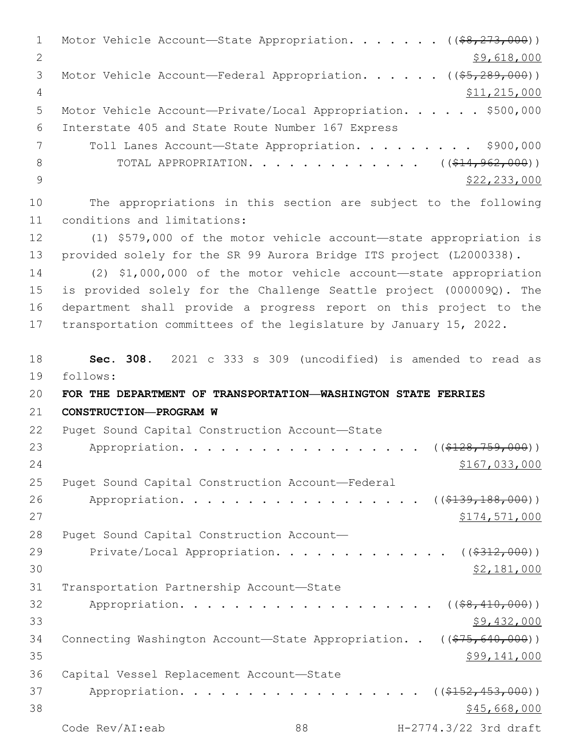Motor Vehicle Account—State Appropriation. . . . . . . ((~~$8,273,000~~))
$9,618,000

Motor Vehicle Account—Federal Appropriation. . . . . . ((~~$5,289,000~~))
$11,215,000

Motor Vehicle Account—Private/Local Appropriation. . . . . . $500,000

Interstate 405 and State Route Number 167 Express
Toll Lanes Account—State Appropriation. . . . . . . . . . $900,000

TOTAL APPROPRIATION. . . . . . . . . . . . . . ((~~$14,962,000~~))
$22,233,000

The appropriations in this section are subject to the following conditions and limitations:

(1) $579,000 of the motor vehicle account—state appropriation is provided solely for the SR 99 Aurora Bridge ITS project (L2000338).

(2) $1,000,000 of the motor vehicle account—state appropriation is provided solely for the Challenge Seattle project (000009Q). The department shall provide a progress report on this project to the transportation committees of the legislature by January 15, 2022.

**Sec. 308.** 2021 c 333 s 309 (uncodified) is amended to read as follows:

**FOR THE DEPARTMENT OF TRANSPORTATION—WASHINGTON STATE FERRIES CONSTRUCTION—PROGRAM W**

Puget Sound Capital Construction Account—State
Appropriation. . . . . . . . . . . . . . . . . . . ((~~$128,759,000~~))
$167,033,000

Puget Sound Capital Construction Account—Federal
Appropriation. . . . . . . . . . . . . . . . . . . ((~~$139,188,000~~))
$174,571,000

Puget Sound Capital Construction Account—
Private/Local Appropriation. . . . . . . . . . . . . ((~~$312,000~~))
$2,181,000

Transportation Partnership Account—State
Appropriation. . . . . . . . . . . . . . . . . . . ((~~$8,410,000~~))
$9,432,000

Connecting Washington Account—State Appropriation. . ((~~$75,640,000~~))
$99,141,000

Capital Vessel Replacement Account—State
Appropriation. . . . . . . . . . . . . . . . . . . ((~~$152,453,000~~))
$45,668,000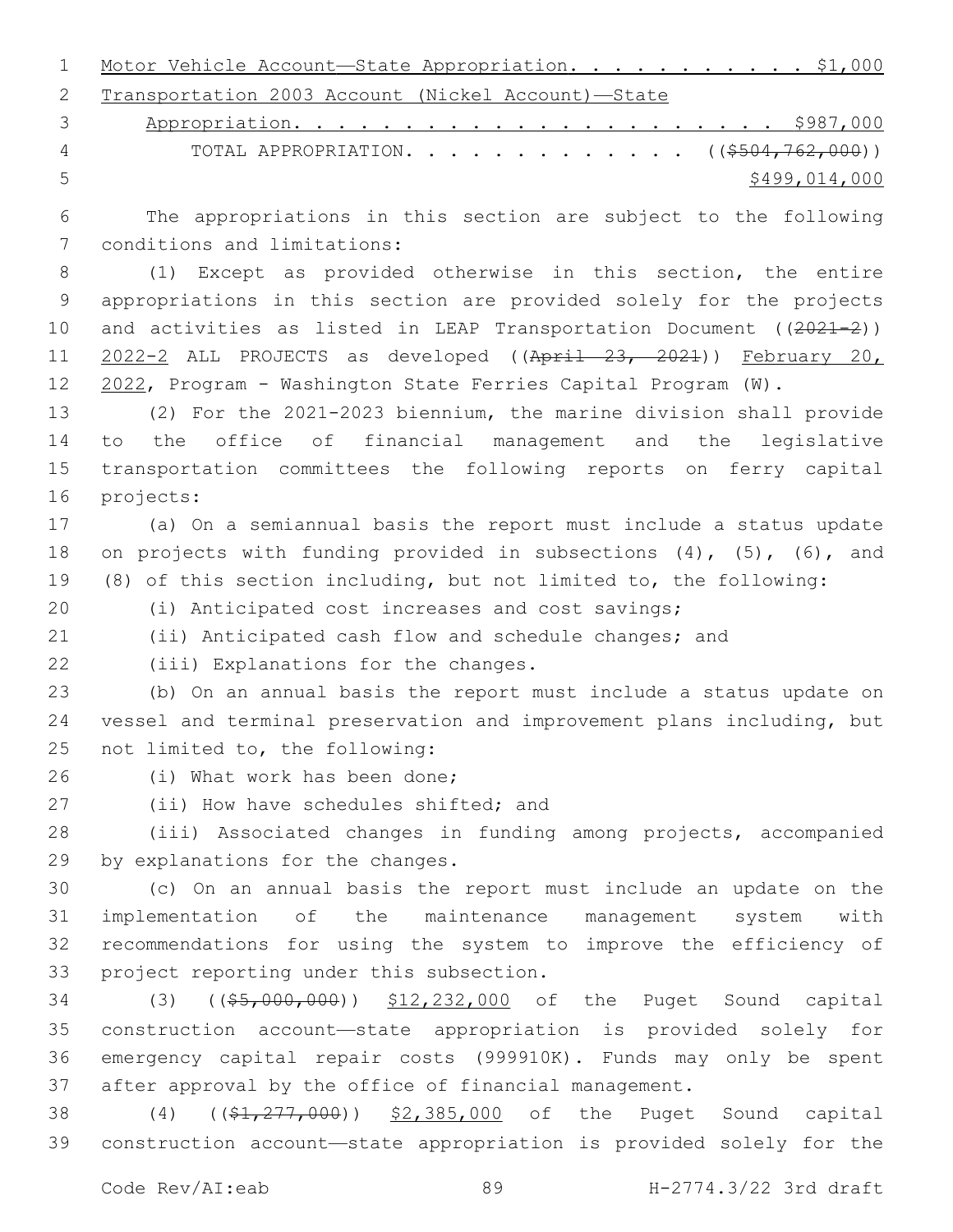Motor Vehicle Account—State Appropriation. . . . . . . . . . . $1,000
Transportation 2003 Account (Nickel Account)—State Appropriation. . . . . . . . . . . . . . . . . . . . . . $987,000
TOTAL APPROPRIATION. . . . . . . . . . . . . ~~(($504,762,000))~~ $499,014,000

The appropriations in this section are subject to the following conditions and limitations:

(1) Except as provided otherwise in this section, the entire appropriations in this section are provided solely for the projects and activities as listed in LEAP Transportation Document ~~((2021-2))~~ 2022-2 ALL PROJECTS as developed ~~((April 23, 2021))~~ February 20, 2022, Program - Washington State Ferries Capital Program (W).

(2) For the 2021-2023 biennium, the marine division shall provide to the office of financial management and the legislative transportation committees the following reports on ferry capital projects:

(a) On a semiannual basis the report must include a status update on projects with funding provided in subsections (4), (5), (6), and (8) of this section including, but not limited to, the following:

(i) Anticipated cost increases and cost savings;

(ii) Anticipated cash flow and schedule changes; and

(iii) Explanations for the changes.

(b) On an annual basis the report must include a status update on vessel and terminal preservation and improvement plans including, but not limited to, the following:

(i) What work has been done;

(ii) How have schedules shifted; and

(iii) Associated changes in funding among projects, accompanied by explanations for the changes.

(c) On an annual basis the report must include an update on the implementation of the maintenance management system with recommendations for using the system to improve the efficiency of project reporting under this subsection.

(3) ~~(($5,000,000))~~ $12,232,000 of the Puget Sound capital construction account—state appropriation is provided solely for emergency capital repair costs (999910K). Funds may only be spent after approval by the office of financial management.

(4) ~~(($1,277,000))~~ $2,385,000 of the Puget Sound capital construction account—state appropriation is provided solely for the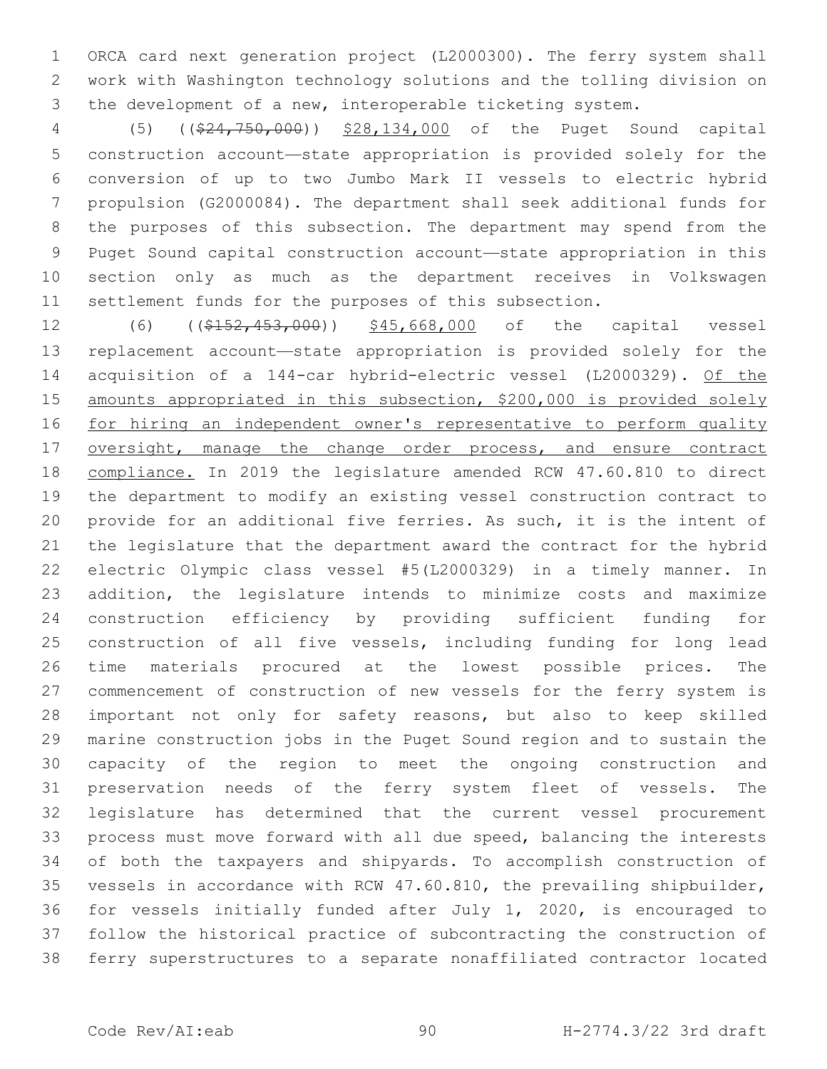ORCA card next generation project (L2000300). The ferry system shall work with Washington technology solutions and the tolling division on the development of a new, interoperable ticketing system.

(5) ((~~$24,750,000~~)) $28,134,000 of the Puget Sound capital construction account—state appropriation is provided solely for the conversion of up to two Jumbo Mark II vessels to electric hybrid propulsion (G2000084). The department shall seek additional funds for the purposes of this subsection. The department may spend from the Puget Sound capital construction account—state appropriation in this section only as much as the department receives in Volkswagen settlement funds for the purposes of this subsection.

(6) ((~~$152,453,000~~)) $45,668,000 of the capital vessel replacement account—state appropriation is provided solely for the acquisition of a 144-car hybrid-electric vessel (L2000329). Of the amounts appropriated in this subsection, $200,000 is provided solely for hiring an independent owner's representative to perform quality oversight, manage the change order process, and ensure contract compliance. In 2019 the legislature amended RCW 47.60.810 to direct the department to modify an existing vessel construction contract to provide for an additional five ferries. As such, it is the intent of the legislature that the department award the contract for the hybrid electric Olympic class vessel #5(L2000329) in a timely manner. In addition, the legislature intends to minimize costs and maximize construction efficiency by providing sufficient funding for construction of all five vessels, including funding for long lead time materials procured at the lowest possible prices. The commencement of construction of new vessels for the ferry system is important not only for safety reasons, but also to keep skilled marine construction jobs in the Puget Sound region and to sustain the capacity of the region to meet the ongoing construction and preservation needs of the ferry system fleet of vessels. The legislature has determined that the current vessel procurement process must move forward with all due speed, balancing the interests of both the taxpayers and shipyards. To accomplish construction of vessels in accordance with RCW 47.60.810, the prevailing shipbuilder, for vessels initially funded after July 1, 2020, is encouraged to follow the historical practice of subcontracting the construction of ferry superstructures to a separate nonaffiliated contractor located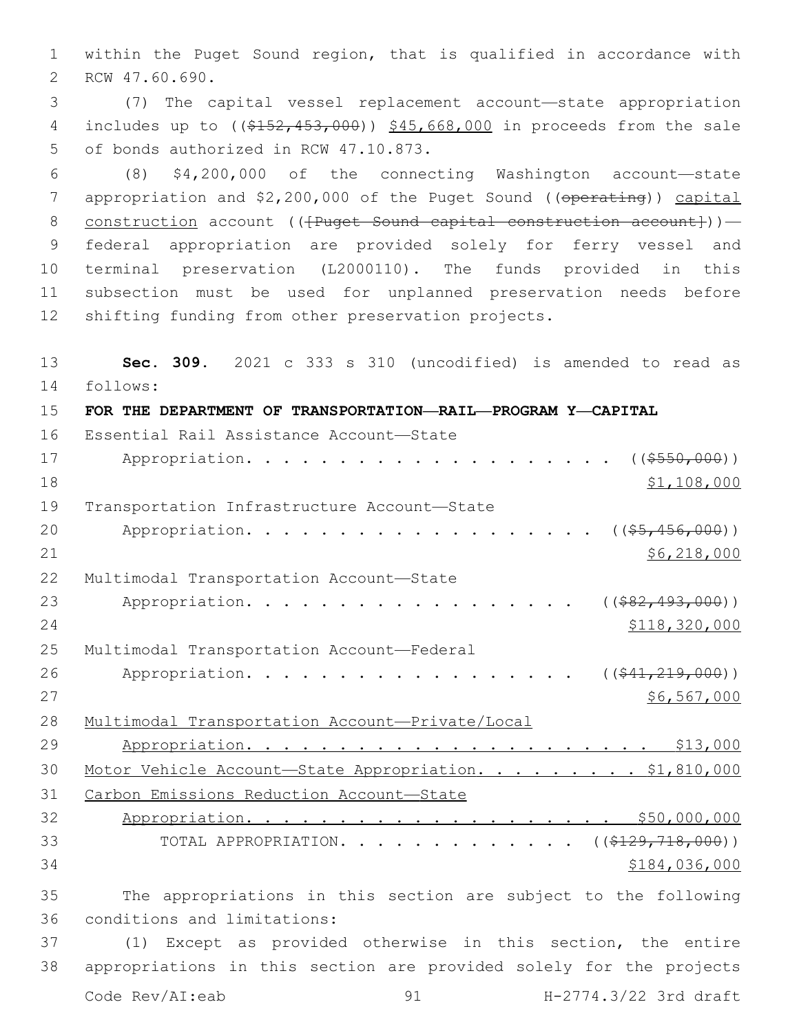within the Puget Sound region, that is qualified in accordance with RCW 47.60.690.

(7) The capital vessel replacement account—state appropriation includes up to ((~~$152,453,000~~)) <u>$45,668,000</u> in proceeds from the sale of bonds authorized in RCW 47.10.873.

(8) $4,200,000 of the connecting Washington account—state appropriation and $2,200,000 of the Puget Sound ((~~operating~~)) <u>capital construction</u> account ((~~[Puget Sound capital construction account]~~))—federal appropriation are provided solely for ferry vessel and terminal preservation (L2000110). The funds provided in this subsection must be used for unplanned preservation needs before shifting funding from other preservation projects.

**Sec. 309.** 2021 c 333 s 310 (uncodified) is amended to read as follows:

**FOR THE DEPARTMENT OF TRANSPORTATION—RAIL—PROGRAM Y—CAPITAL**

Essential Rail Assistance Account—State Appropriation. . . . . . . . . . . . . . . . . . . . ((~~$550,000~~)) <u>$1,108,000</u>

Transportation Infrastructure Account—State Appropriation. . . . . . . . . . . . . . . . . . . ((~~$5,456,000~~)) <u>$6,218,000</u>

Multimodal Transportation Account—State Appropriation. . . . . . . . . . . . . . . . . . ((~~$82,493,000~~)) <u>$118,320,000</u>

Multimodal Transportation Account—Federal Appropriation. . . . . . . . . . . . . . . . . . ((~~$41,219,000~~)) <u>$6,567,000</u>

<u>Multimodal Transportation Account—Private/Local Appropriation. . . . . . . . . . . . . . . . . . . . . . . $13,000</u>

<u>Motor Vehicle Account—State Appropriation. . . . . . . . . $1,810,000</u>

<u>Carbon Emissions Reduction Account—State Appropriation. . . . . . . . . . . . . . . . . . . . . $50,000,000</u>

TOTAL APPROPRIATION. . . . . . . . . . . . . . ((~~$129,718,000~~)) <u>$184,036,000</u>

The appropriations in this section are subject to the following conditions and limitations:

(1) Except as provided otherwise in this section, the entire appropriations in this section are provided solely for the projects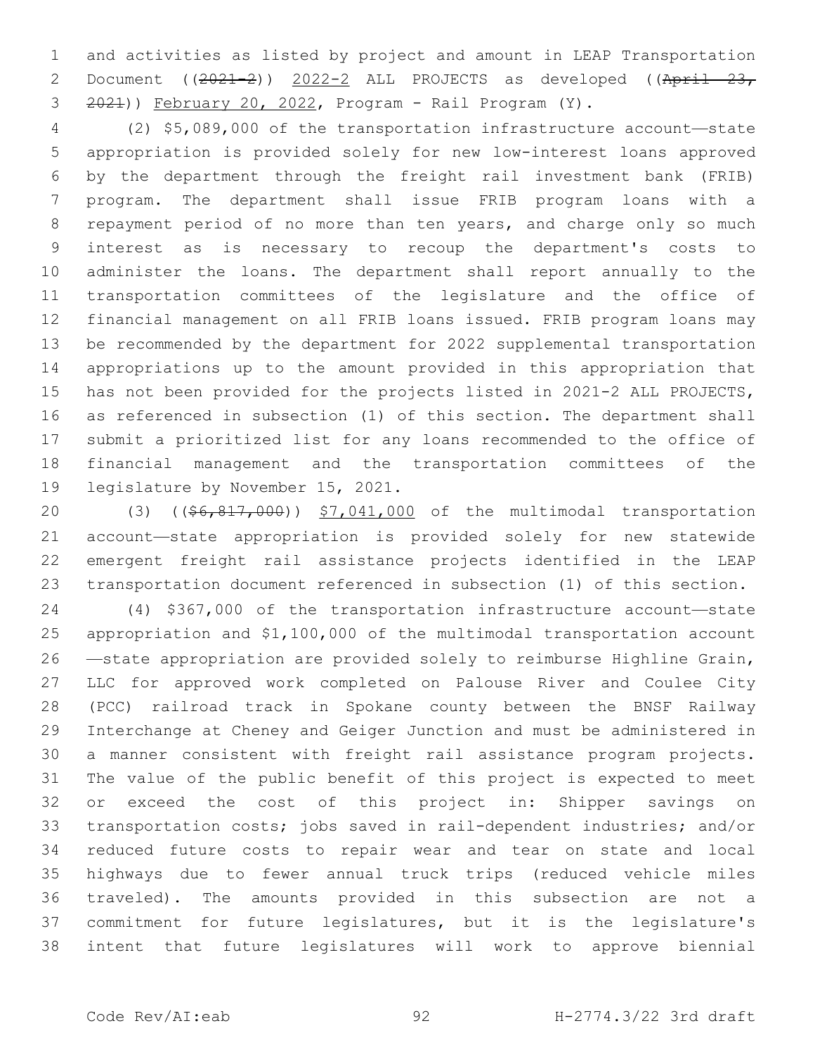and activities as listed by project and amount in LEAP Transportation Document ((~~2021-2~~)) 2022-2 ALL PROJECTS as developed ((~~April 23, 2021~~)) February 20, 2022, Program - Rail Program (Y).

(2) $5,089,000 of the transportation infrastructure account—state appropriation is provided solely for new low-interest loans approved by the department through the freight rail investment bank (FRIB) program. The department shall issue FRIB program loans with a repayment period of no more than ten years, and charge only so much interest as is necessary to recoup the department's costs to administer the loans. The department shall report annually to the transportation committees of the legislature and the office of financial management on all FRIB loans issued. FRIB program loans may be recommended by the department for 2022 supplemental transportation appropriations up to the amount provided in this appropriation that has not been provided for the projects listed in 2021-2 ALL PROJECTS, as referenced in subsection (1) of this section. The department shall submit a prioritized list for any loans recommended to the office of financial management and the transportation committees of the legislature by November 15, 2021.

(3) ((~~$6,817,000~~)) $7,041,000 of the multimodal transportation account—state appropriation is provided solely for new statewide emergent freight rail assistance projects identified in the LEAP transportation document referenced in subsection (1) of this section.

(4) $367,000 of the transportation infrastructure account—state appropriation and $1,100,000 of the multimodal transportation account—state appropriation are provided solely to reimburse Highline Grain, LLC for approved work completed on Palouse River and Coulee City (PCC) railroad track in Spokane county between the BNSF Railway Interchange at Cheney and Geiger Junction and must be administered in a manner consistent with freight rail assistance program projects. The value of the public benefit of this project is expected to meet or exceed the cost of this project in: Shipper savings on transportation costs; jobs saved in rail-dependent industries; and/or reduced future costs to repair wear and tear on state and local highways due to fewer annual truck trips (reduced vehicle miles traveled). The amounts provided in this subsection are not a commitment for future legislatures, but it is the legislature's intent that future legislatures will work to approve biennial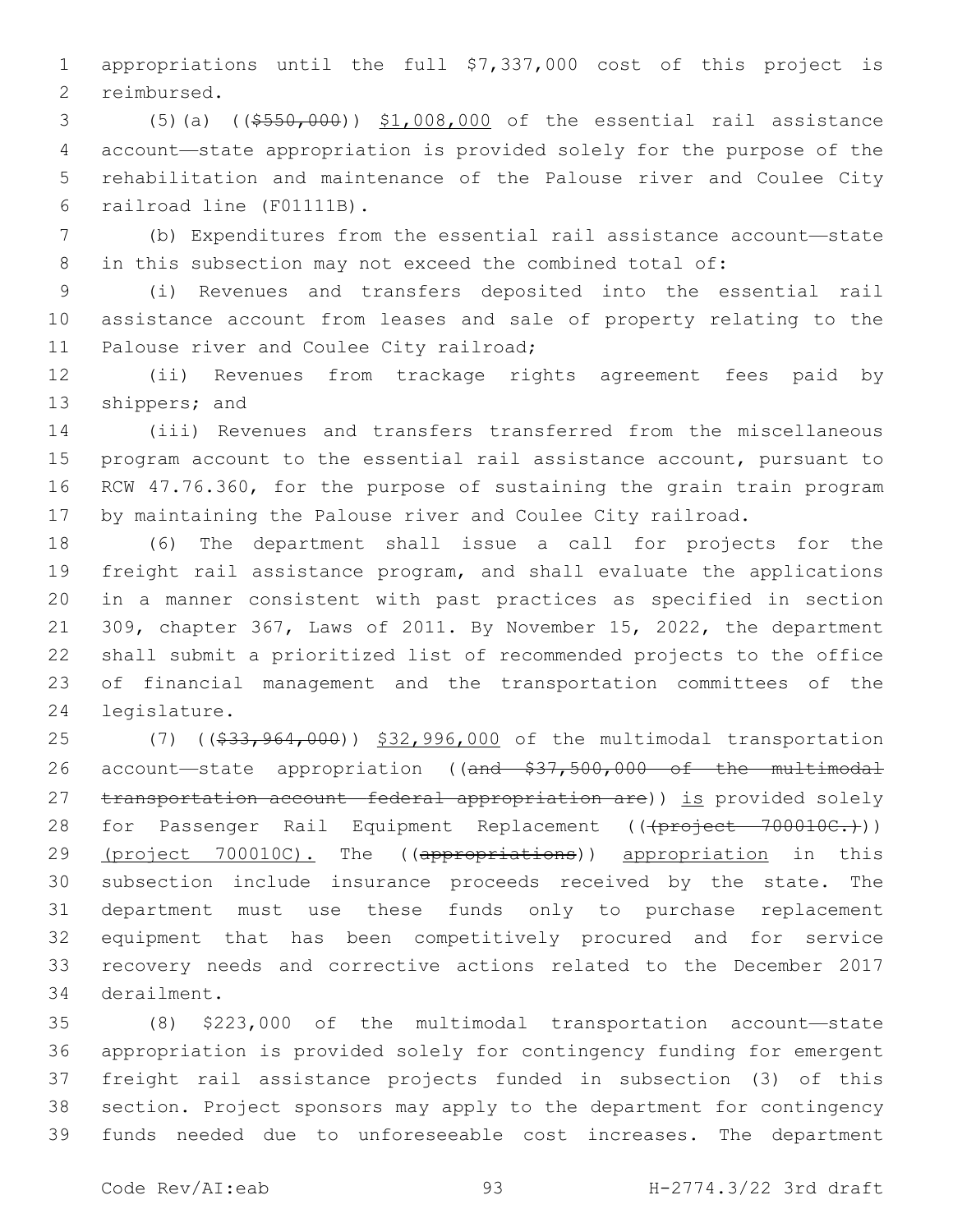appropriations until the full $7,337,000 cost of this project is reimbursed.

(5)(a) (($550,000)) $1,008,000 of the essential rail assistance account—state appropriation is provided solely for the purpose of the rehabilitation and maintenance of the Palouse river and Coulee City railroad line (F01111B).

(b) Expenditures from the essential rail assistance account—state in this subsection may not exceed the combined total of:

(i) Revenues and transfers deposited into the essential rail assistance account from leases and sale of property relating to the Palouse river and Coulee City railroad;

(ii) Revenues from trackage rights agreement fees paid by shippers; and

(iii) Revenues and transfers transferred from the miscellaneous program account to the essential rail assistance account, pursuant to RCW 47.76.360, for the purpose of sustaining the grain train program by maintaining the Palouse river and Coulee City railroad.

(6) The department shall issue a call for projects for the freight rail assistance program, and shall evaluate the applications in a manner consistent with past practices as specified in section 309, chapter 367, Laws of 2011. By November 15, 2022, the department shall submit a prioritized list of recommended projects to the office of financial management and the transportation committees of the legislature.

(7) (($33,964,000)) $32,996,000 of the multimodal transportation account—state appropriation ((and $37,500,000 of the multimodal transportation account—federal appropriation are)) is provided solely for Passenger Rail Equipment Replacement (((project 700010C.))) (project 700010C). The ((appropriations)) appropriation in this subsection include insurance proceeds received by the state. The department must use these funds only to purchase replacement equipment that has been competitively procured and for service recovery needs and corrective actions related to the December 2017 derailment.

(8) $223,000 of the multimodal transportation account—state appropriation is provided solely for contingency funding for emergent freight rail assistance projects funded in subsection (3) of this section. Project sponsors may apply to the department for contingency funds needed due to unforeseeable cost increases. The department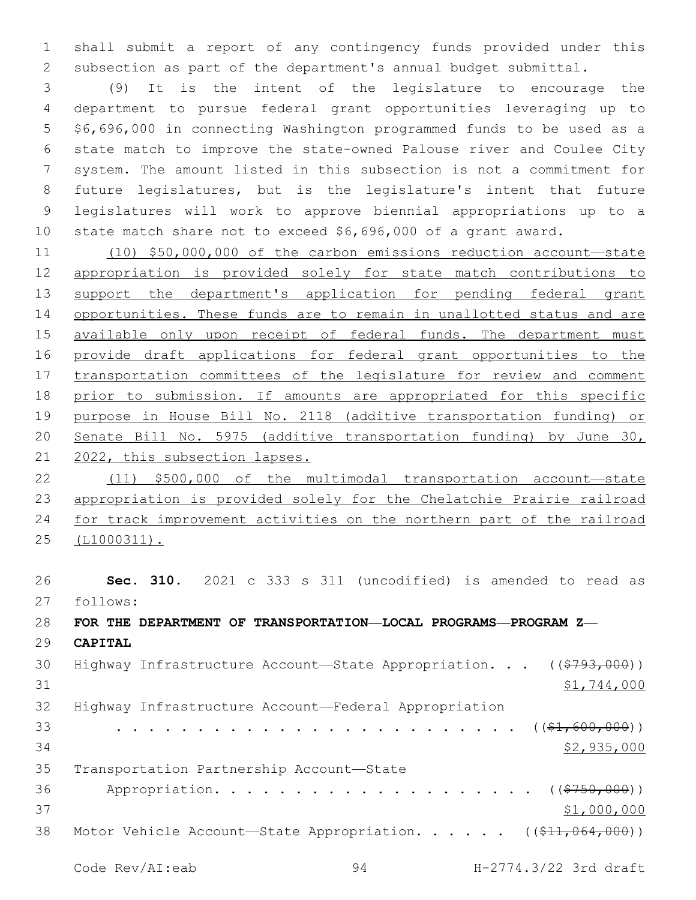shall submit a report of any contingency funds provided under this subsection as part of the department's annual budget submittal.

(9) It is the intent of the legislature to encourage the department to pursue federal grant opportunities leveraging up to $6,696,000 in connecting Washington programmed funds to be used as a state match to improve the state-owned Palouse river and Coulee City system. The amount listed in this subsection is not a commitment for future legislatures, but is the legislature's intent that future legislatures will work to approve biennial appropriations up to a state match share not to exceed $6,696,000 of a grant award.

(10) $50,000,000 of the carbon emissions reduction account—state appropriation is provided solely for state match contributions to support the department's application for pending federal grant opportunities. These funds are to remain in unallotted status and are available only upon receipt of federal funds. The department must provide draft applications for federal grant opportunities to the transportation committees of the legislature for review and comment prior to submission. If amounts are appropriated for this specific purpose in House Bill No. 2118 (additive transportation funding) or Senate Bill No. 5975 (additive transportation funding) by June 30, 2022, this subsection lapses.

(11) $500,000 of the multimodal transportation account—state appropriation is provided solely for the Chelatchie Prairie railroad for track improvement activities on the northern part of the railroad (L1000311).

**Sec. 310.** 2021 c 333 s 311 (uncodified) is amended to read as follows:

**FOR THE DEPARTMENT OF TRANSPORTATION—LOCAL PROGRAMS—PROGRAM Z—CAPITAL**

Highway Infrastructure Account—State Appropriation. . . ((~~$793,000~~)) $1,744,000

Highway Infrastructure Account—Federal Appropriation . . . . . . . . . . . . . . . . . . . . . . . . . ((~~$1,600,000~~)) $2,935,000

Transportation Partnership Account—State Appropriation. . . . . . . . . . . . . . . . . . . . ((~~$750,000~~)) $1,000,000

Motor Vehicle Account—State Appropriation. . . . . . ((~~$11,064,000~~))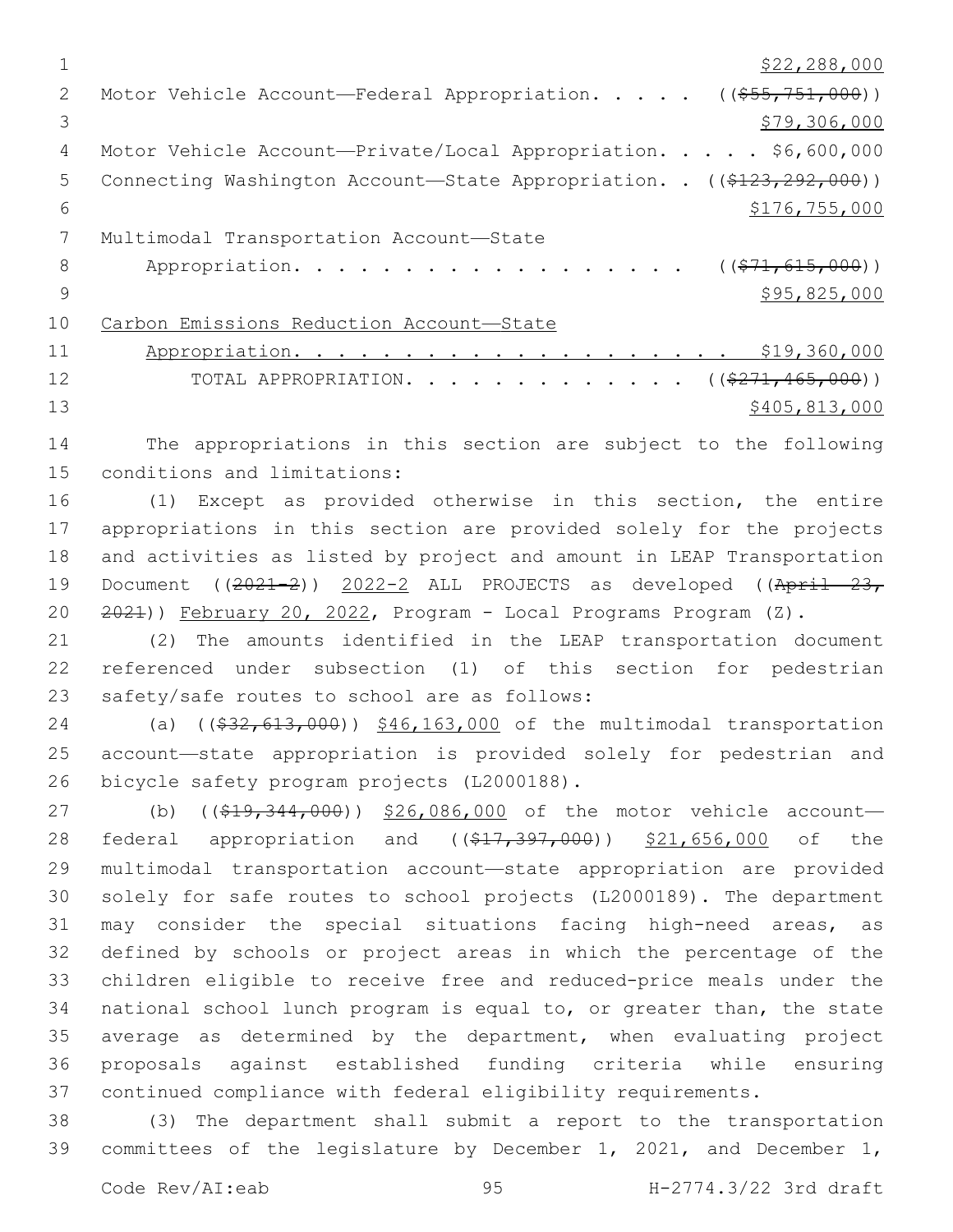$22,288,000

Motor Vehicle Account—Federal Appropriation. . . . . ((~~$55,751,000~~))
$79,306,000

Motor Vehicle Account—Private/Local Appropriation. . . . . $6,600,000

Connecting Washington Account—State Appropriation. . ((~~$123,292,000~~))
$176,755,000

Multimodal Transportation Account—State
Appropriation. . . . . . . . . . . . . . . . . . . ((~~$71,615,000~~))
$95,825,000

Carbon Emissions Reduction Account—State
Appropriation. . . . . . . . . . . . . . . . . . . . $19,360,000

TOTAL APPROPRIATION. . . . . . . . . . . . . ((~~$271,465,000~~))
$405,813,000

The appropriations in this section are subject to the following conditions and limitations:

(1) Except as provided otherwise in this section, the entire appropriations in this section are provided solely for the projects and activities as listed by project and amount in LEAP Transportation Document ((~~2021-2~~)) 2022-2 ALL PROJECTS as developed ((~~April 23, 2021~~)) February 20, 2022, Program - Local Programs Program (Z).

(2) The amounts identified in the LEAP transportation document referenced under subsection (1) of this section for pedestrian safety/safe routes to school are as follows:

(a) ((~~$32,613,000~~)) $46,163,000 of the multimodal transportation account—state appropriation is provided solely for pedestrian and bicycle safety program projects (L2000188).

(b) ((~~$19,344,000~~)) $26,086,000 of the motor vehicle account—federal appropriation and ((~~$17,397,000~~)) $21,656,000 of the multimodal transportation account—state appropriation are provided solely for safe routes to school projects (L2000189). The department may consider the special situations facing high-need areas, as defined by schools or project areas in which the percentage of the children eligible to receive free and reduced-price meals under the national school lunch program is equal to, or greater than, the state average as determined by the department, when evaluating project proposals against established funding criteria while ensuring continued compliance with federal eligibility requirements.

(3) The department shall submit a report to the transportation committees of the legislature by December 1, 2021, and December 1,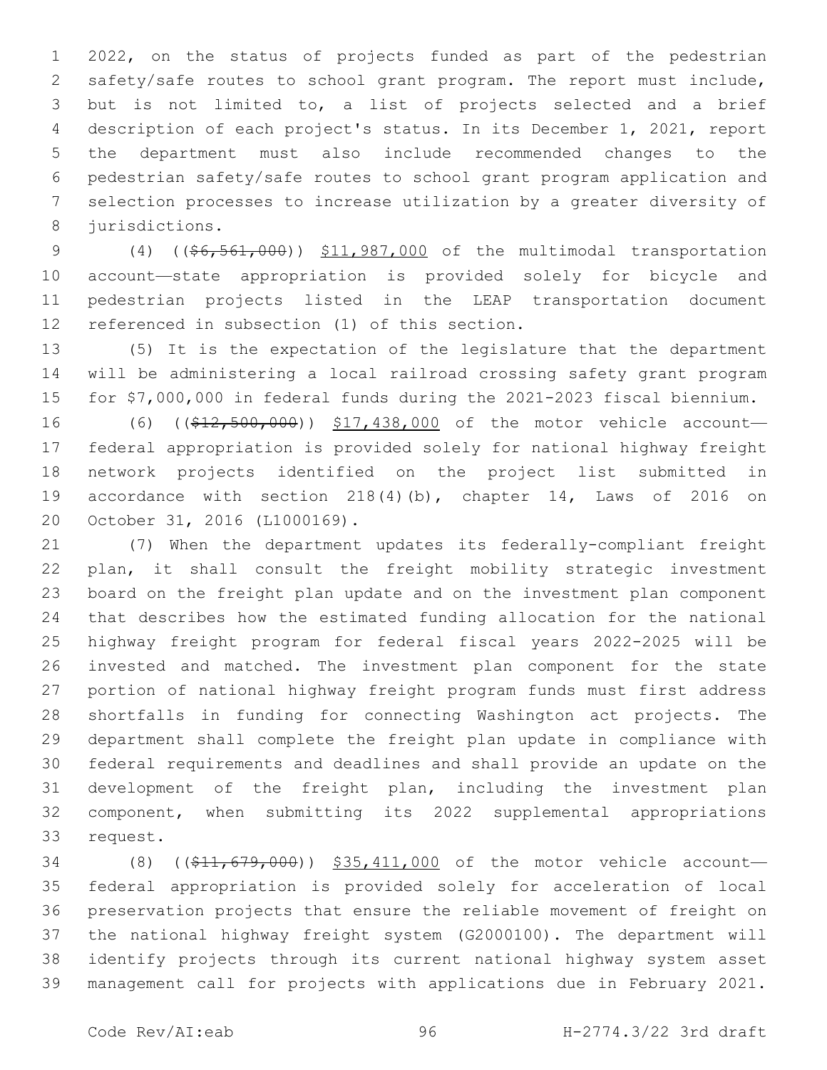2022, on the status of projects funded as part of the pedestrian safety/safe routes to school grant program. The report must include, but is not limited to, a list of projects selected and a brief description of each project's status. In its December 1, 2021, report the department must also include recommended changes to the pedestrian safety/safe routes to school grant program application and selection processes to increase utilization by a greater diversity of jurisdictions.

(4) ((~~$6,561,000~~)) $11,987,000 of the multimodal transportation account—state appropriation is provided solely for bicycle and pedestrian projects listed in the LEAP transportation document referenced in subsection (1) of this section.

(5) It is the expectation of the legislature that the department will be administering a local railroad crossing safety grant program for $7,000,000 in federal funds during the 2021-2023 fiscal biennium.

(6) ((~~$12,500,000~~)) $17,438,000 of the motor vehicle account—federal appropriation is provided solely for national highway freight network projects identified on the project list submitted in accordance with section 218(4)(b), chapter 14, Laws of 2016 on October 31, 2016 (L1000169).

(7) When the department updates its federally-compliant freight plan, it shall consult the freight mobility strategic investment board on the freight plan update and on the investment plan component that describes how the estimated funding allocation for the national highway freight program for federal fiscal years 2022-2025 will be invested and matched. The investment plan component for the state portion of national highway freight program funds must first address shortfalls in funding for connecting Washington act projects. The department shall complete the freight plan update in compliance with federal requirements and deadlines and shall provide an update on the development of the freight plan, including the investment plan component, when submitting its 2022 supplemental appropriations request.

(8) ((~~$11,679,000~~)) $35,411,000 of the motor vehicle account—federal appropriation is provided solely for acceleration of local preservation projects that ensure the reliable movement of freight on the national highway freight system (G2000100). The department will identify projects through its current national highway system asset management call for projects with applications due in February 2021.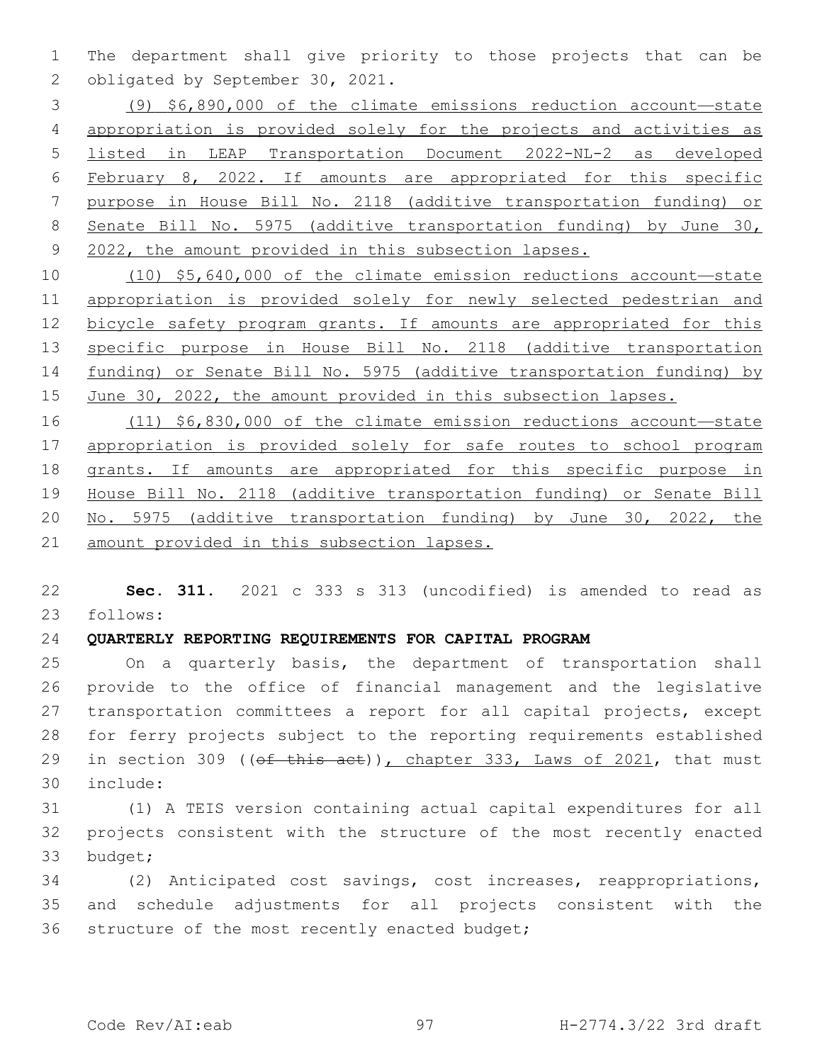The department shall give priority to those projects that can be obligated by September 30, 2021.

(9) $6,890,000 of the climate emissions reduction account—state appropriation is provided solely for the projects and activities as listed in LEAP Transportation Document 2022-NL-2 as developed February 8, 2022. If amounts are appropriated for this specific purpose in House Bill No. 2118 (additive transportation funding) or Senate Bill No. 5975 (additive transportation funding) by June 30, 2022, the amount provided in this subsection lapses.

(10) $5,640,000 of the climate emission reductions account—state appropriation is provided solely for newly selected pedestrian and bicycle safety program grants. If amounts are appropriated for this specific purpose in House Bill No. 2118 (additive transportation funding) or Senate Bill No. 5975 (additive transportation funding) by June 30, 2022, the amount provided in this subsection lapses.

(11) $6,830,000 of the climate emission reductions account—state appropriation is provided solely for safe routes to school program grants. If amounts are appropriated for this specific purpose in House Bill No. 2118 (additive transportation funding) or Senate Bill No. 5975 (additive transportation funding) by June 30, 2022, the amount provided in this subsection lapses.

**Sec. 311.** 2021 c 333 s 313 (uncodified) is amended to read as follows:

**QUARTERLY REPORTING REQUIREMENTS FOR CAPITAL PROGRAM**

On a quarterly basis, the department of transportation shall provide to the office of financial management and the legislative transportation committees a report for all capital projects, except for ferry projects subject to the reporting requirements established in section 309 ((~~of this act~~)), chapter 333, Laws of 2021, that must include:

(1) A TEIS version containing actual capital expenditures for all projects consistent with the structure of the most recently enacted budget;

(2) Anticipated cost savings, cost increases, reappropriations, and schedule adjustments for all projects consistent with the structure of the most recently enacted budget;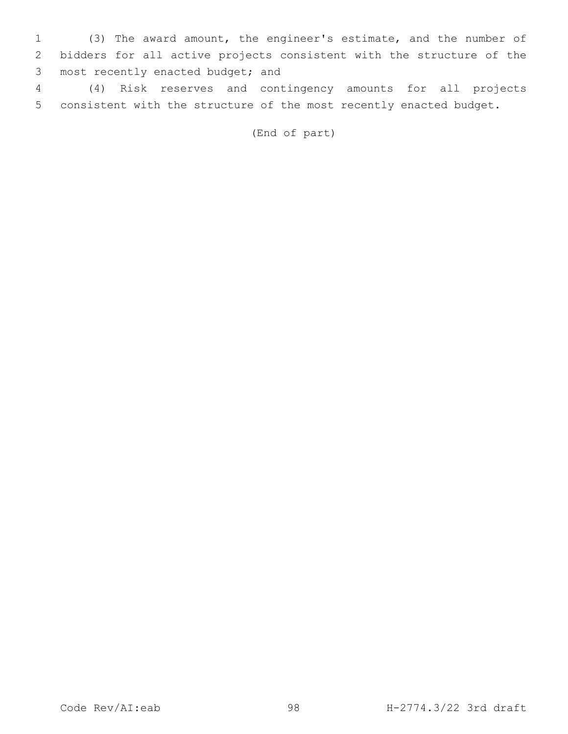(3) The award amount, the engineer's estimate, and the number of bidders for all active projects consistent with the structure of the most recently enacted budget; and

(4) Risk reserves and contingency amounts for all projects consistent with the structure of the most recently enacted budget.

(End of part)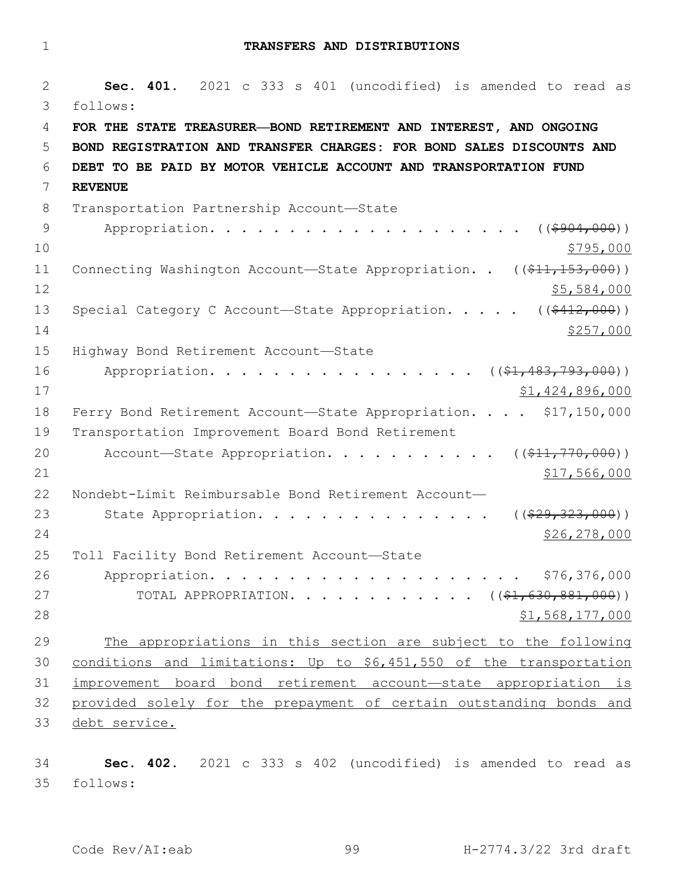## TRANSFERS AND DISTRIBUTIONS

**Sec. 401.** 2021 c 333 s 401 (uncodified) is amended to read as follows:

**FOR THE STATE TREASURER—BOND RETIREMENT AND INTEREST, AND ONGOING BOND REGISTRATION AND TRANSFER CHARGES: FOR BOND SALES DISCOUNTS AND DEBT TO BE PAID BY MOTOR VEHICLE ACCOUNT AND TRANSPORTATION FUND REVENUE**

Transportation Partnership Account—State Appropriation. . . . . . . . . . . . . . . . . . . . ((~~$904,000~~)) $795,000

Connecting Washington Account—State Appropriation. . ((~~$11,153,000~~)) $5,584,000

Special Category C Account—State Appropriation. . . . . ((~~$412,000~~)) $257,000

Highway Bond Retirement Account—State Appropriation. . . . . . . . . . . . . . . . . . ((~~$1,483,793,000~~)) $1,424,896,000

Ferry Bond Retirement Account—State Appropriation. . . . $17,150,000

Transportation Improvement Board Bond Retirement Account—State Appropriation. . . . . . . . . . . . ((~~$11,770,000~~)) $17,566,000

Nondebt-Limit Reimbursable Bond Retirement Account—State Appropriation. . . . . . . . . . . . . . . . ((~~$29,323,000~~)) $26,278,000

Toll Facility Bond Retirement Account—State Appropriation. . . . . . . . . . . . . . . . . . . . . $76,376,000

TOTAL APPROPRIATION. . . . . . . . . . . . . ((~~$1,630,881,000~~)) $1,568,177,000

The appropriations in this section are subject to the following conditions and limitations: Up to $6,451,550 of the transportation improvement board bond retirement account—state appropriation is provided solely for the prepayment of certain outstanding bonds and debt service.

**Sec. 402.** 2021 c 333 s 402 (uncodified) is amended to read as follows: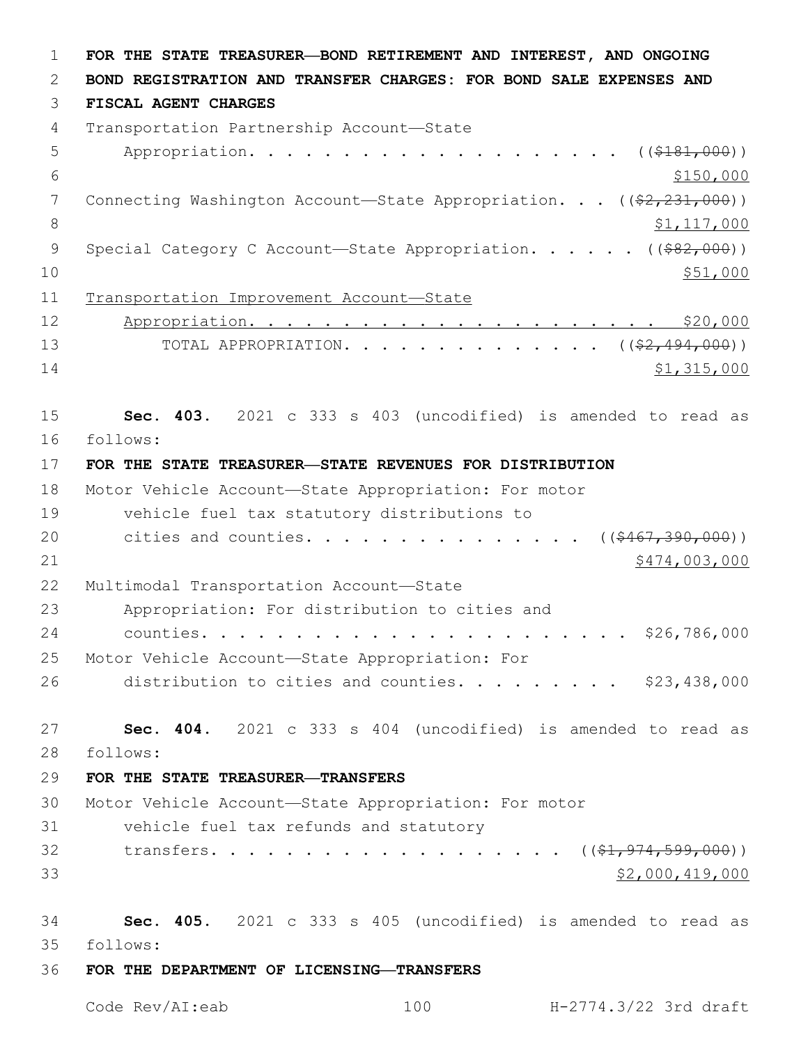**FOR THE STATE TREASURER—BOND RETIREMENT AND INTEREST, AND ONGOING BOND REGISTRATION AND TRANSFER CHARGES: FOR BOND SALE EXPENSES AND FISCAL AGENT CHARGES**

Transportation Partnership Account—State Appropriation. . . . . . . . . . . . . . . . . . . . ((~~$181,000~~))
<u>$150,000</u>

Connecting Washington Account—State Appropriation. . . ((~~$2,231,000~~))
<u>$1,117,000</u>

Special Category C Account—State Appropriation. . . . . . ((~~$82,000~~))
<u>$51,000</u>

<u>Transportation Improvement Account—State Appropriation. . . . . . . . . . . . . . . . . . . . . . $20,000</u>

TOTAL APPROPRIATION. . . . . . . . . . . . . . . ((~~$2,494,000~~))
<u>$1,315,000</u>

**Sec. 403.** 2021 c 333 s 403 (uncodified) is amended to read as follows:

**FOR THE STATE TREASURER—STATE REVENUES FOR DISTRIBUTION**

Motor Vehicle Account—State Appropriation: For motor vehicle fuel tax statutory distributions to cities and counties. . . . . . . . . . . . . . . (( ~~$467,390,000~~))
<u>$474,003,000</u>

Multimodal Transportation Account—State Appropriation: For distribution to cities and counties. . . . . . . . . . . . . . . . . . . . . . . . $26,786,000

Motor Vehicle Account—State Appropriation: For distribution to cities and counties. . . . . . . . . $23,438,000

**Sec. 404.** 2021 c 333 s 404 (uncodified) is amended to read as follows:

**FOR THE STATE TREASURER—TRANSFERS**

Motor Vehicle Account—State Appropriation: For motor vehicle fuel tax refunds and statutory transfers. . . . . . . . . . . . . . . . . . . . (( ~~$1,974,599,000~~))
<u>$2,000,419,000</u>

**Sec. 405.** 2021 c 333 s 405 (uncodified) is amended to read as follows:

**FOR THE DEPARTMENT OF LICENSING—TRANSFERS**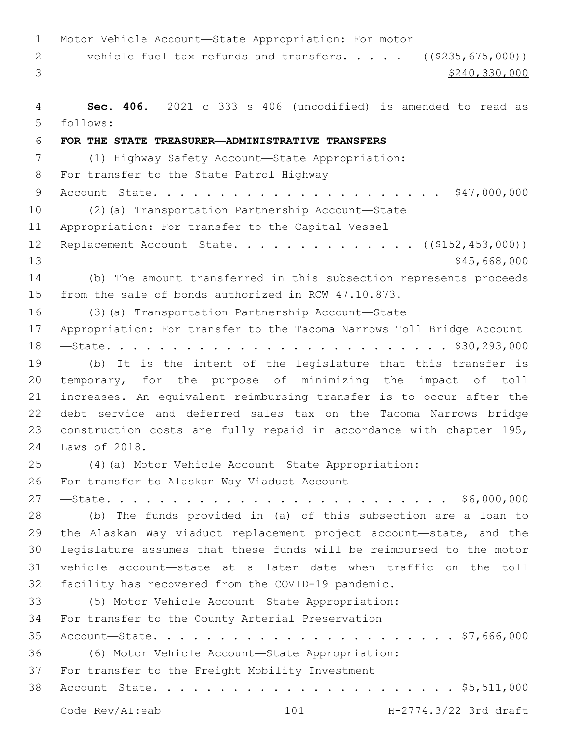Motor Vehicle Account—State Appropriation: For motor vehicle fuel tax refunds and transfers. . . . . ((~~$235,675,000~~))
$240,330,000

**Sec. 406.** 2021 c 333 s 406 (uncodified) is amended to read as follows:

**FOR THE STATE TREASURER—ADMINISTRATIVE TRANSFERS**

(1) Highway Safety Account—State Appropriation: For transfer to the State Patrol Highway Account—State. . . . . . . . . . . . . . . . . . . . . . . $47,000,000

(2)(a) Transportation Partnership Account—State Appropriation: For transfer to the Capital Vessel Replacement Account—State. . . . . . . . . . . . . . ((~~$152,453,000~~))
$45,668,000

(b) The amount transferred in this subsection represents proceeds from the sale of bonds authorized in RCW 47.10.873.

(3)(a) Transportation Partnership Account—State Appropriation: For transfer to the Tacoma Narrows Toll Bridge Account —State. . . . . . . . . . . . . . . . . . . . . . . . . $30,293,000

(b) It is the intent of the legislature that this transfer is temporary, for the purpose of minimizing the impact of toll increases. An equivalent reimbursing transfer is to occur after the debt service and deferred sales tax on the Tacoma Narrows bridge construction costs are fully repaid in accordance with chapter 195, Laws of 2018.

(4)(a) Motor Vehicle Account—State Appropriation: For transfer to Alaskan Way Viaduct Account —State. . . . . . . . . . . . . . . . . . . . . . . . . . $6,000,000

(b) The funds provided in (a) of this subsection are a loan to the Alaskan Way viaduct replacement project account—state, and the legislature assumes that these funds will be reimbursed to the motor vehicle account—state at a later date when traffic on the toll facility has recovered from the COVID-19 pandemic.

(5) Motor Vehicle Account—State Appropriation: For transfer to the County Arterial Preservation Account—State. . . . . . . . . . . . . . . . . . . . . . . . $7,666,000

(6) Motor Vehicle Account—State Appropriation: For transfer to the Freight Mobility Investment Account—State. . . . . . . . . . . . . . . . . . . . . . . . $5,511,000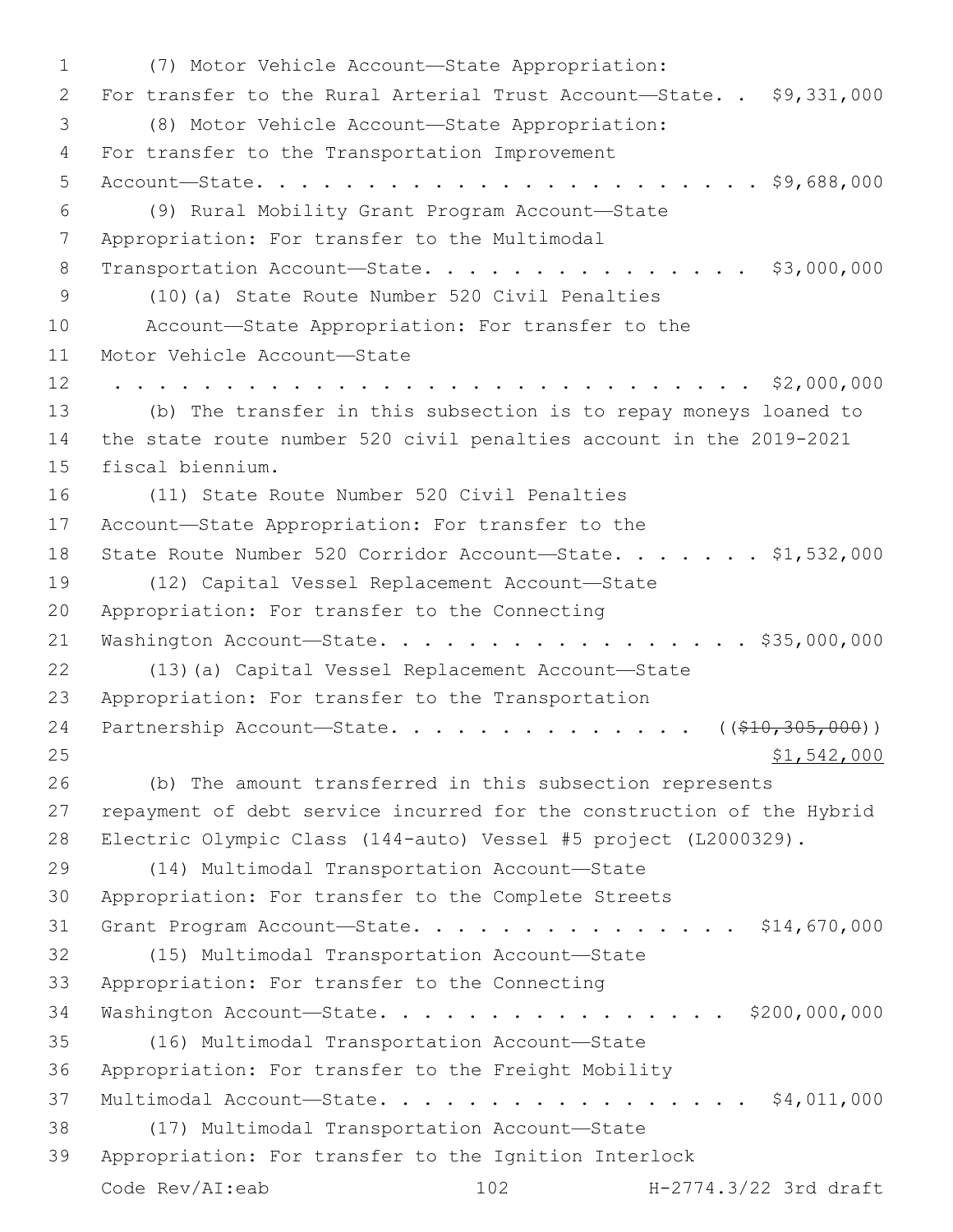(7) Motor Vehicle Account—State Appropriation:
For transfer to the Rural Arterial Trust Account—State. . $9,331,000

(8) Motor Vehicle Account—State Appropriation:
For transfer to the Transportation Improvement
Account—State. . . . . . . . . . . . . . . . . . . . . . . . $9,688,000

(9) Rural Mobility Grant Program Account—State
Appropriation: For transfer to the Multimodal
Transportation Account—State. . . . . . . . . . . . . . . . $3,000,000

(10)(a) State Route Number 520 Civil Penalties
Account—State Appropriation: For transfer to the
Motor Vehicle Account—State
. . . . . . . . . . . . . . . . . . . . . . . . . . . . . . . . $2,000,000

(b) The transfer in this subsection is to repay moneys loaned to the state route number 520 civil penalties account in the 2019-2021 fiscal biennium.

(11) State Route Number 520 Civil Penalties
Account—State Appropriation: For transfer to the
State Route Number 520 Corridor Account—State. . . . . . . $1,532,000

(12) Capital Vessel Replacement Account—State
Appropriation: For transfer to the Connecting
Washington Account—State. . . . . . . . . . . . . . . . . . $35,000,000

(13)(a) Capital Vessel Replacement Account—State
Appropriation: For transfer to the Transportation
Partnership Account—State. . . . . . . . . . . . . . . ((~~$10,305,000~~))
<u>$1,542,000</u>

(b) The amount transferred in this subsection represents repayment of debt service incurred for the construction of the Hybrid Electric Olympic Class (144-auto) Vessel #5 project (L2000329).

(14) Multimodal Transportation Account—State
Appropriation: For transfer to the Complete Streets
Grant Program Account—State. . . . . . . . . . . . . . . . $14,670,000

(15) Multimodal Transportation Account—State
Appropriation: For transfer to the Connecting
Washington Account—State. . . . . . . . . . . . . . . . . $200,000,000

(16) Multimodal Transportation Account—State
Appropriation: For transfer to the Freight Mobility
Multimodal Account—State. . . . . . . . . . . . . . . . . . $4,011,000

(17) Multimodal Transportation Account—State
Appropriation: For transfer to the Ignition Interlock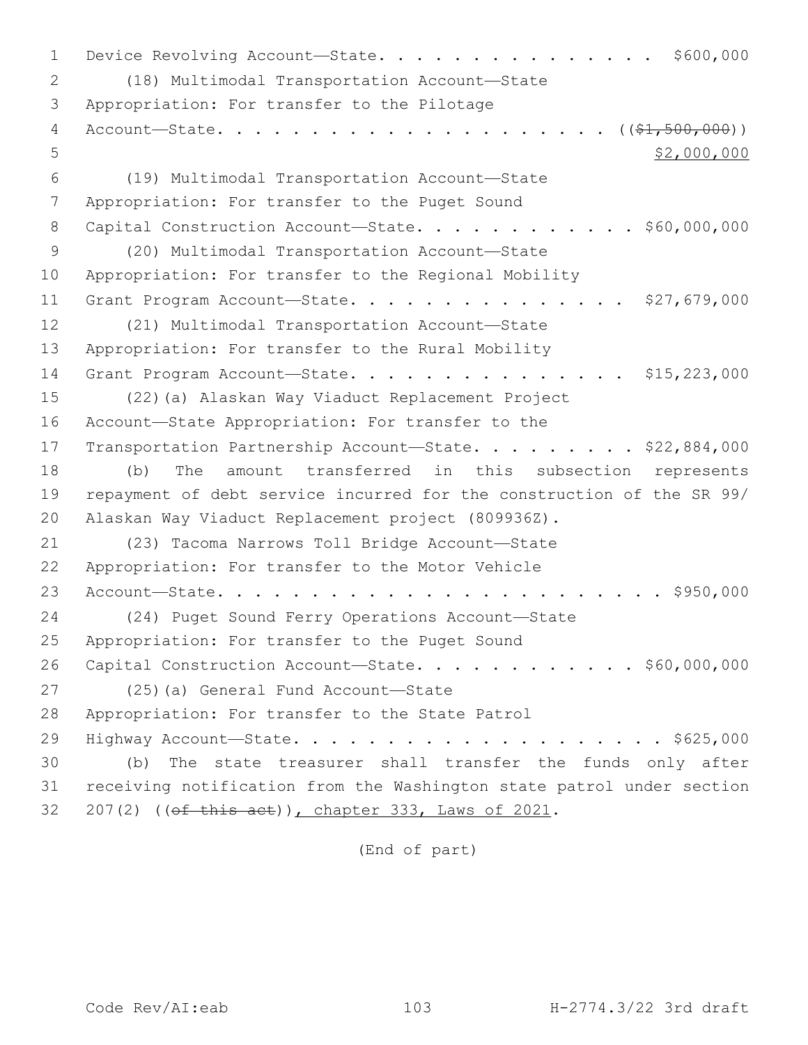Device Revolving Account—State. . . . . . . . . . . . . . . . $600,000

(18) Multimodal Transportation Account—State Appropriation: For transfer to the Pilotage Account—State. . . . . . . . . . . . . . . . . . . . . ((~~$1,500,000~~))
$2,000,000

(19) Multimodal Transportation Account—State Appropriation: For transfer to the Puget Sound Capital Construction Account—State. . . . . . . . . . . . $60,000,000

(20) Multimodal Transportation Account—State Appropriation: For transfer to the Regional Mobility Grant Program Account—State. . . . . . . . . . . . . . . $27,679,000

(21) Multimodal Transportation Account—State Appropriation: For transfer to the Rural Mobility Grant Program Account—State. . . . . . . . . . . . . . . $15,223,000

(22)(a) Alaskan Way Viaduct Replacement Project Account—State Appropriation: For transfer to the Transportation Partnership Account—State. . . . . . . . . $22,884,000

(b) The amount transferred in this subsection represents repayment of debt service incurred for the construction of the SR 99/ Alaskan Way Viaduct Replacement project (809936Z).

(23) Tacoma Narrows Toll Bridge Account—State Appropriation: For transfer to the Motor Vehicle Account—State. . . . . . . . . . . . . . . . . . . . . . . . $950,000

(24) Puget Sound Ferry Operations Account—State Appropriation: For transfer to the Puget Sound Capital Construction Account—State. . . . . . . . . . . . $60,000,000

(25)(a) General Fund Account—State Appropriation: For transfer to the State Patrol Highway Account—State. . . . . . . . . . . . . . . . . . . . $625,000

(b) The state treasurer shall transfer the funds only after receiving notification from the Washington state patrol under section 207(2) ((~~of this act~~)), chapter 333, Laws of 2021.

(End of part)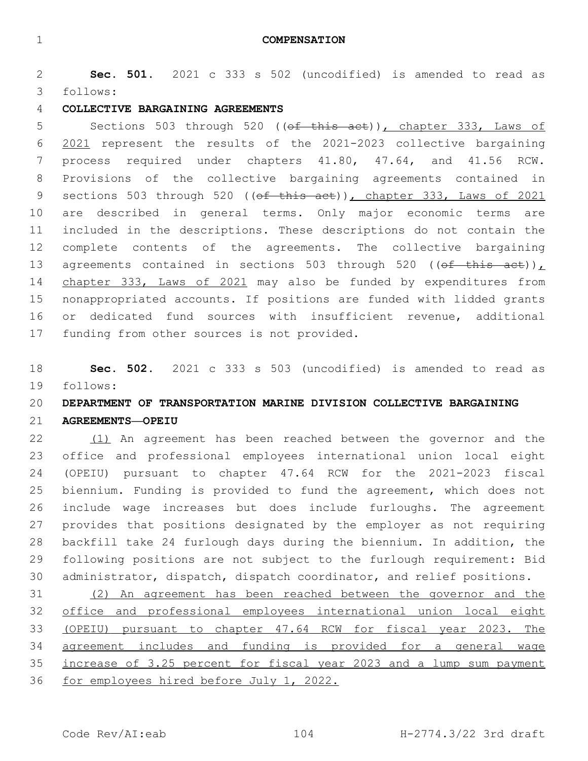# COMPENSATION

**Sec. 501.** 2021 c 333 s 502 (uncodified) is amended to read as follows:

**COLLECTIVE BARGAINING AGREEMENTS**

Sections 503 through 520 ((~~of this act~~)), chapter 333, Laws of 2021 represent the results of the 2021-2023 collective bargaining process required under chapters 41.80, 47.64, and 41.56 RCW. Provisions of the collective bargaining agreements contained in sections 503 through 520 ((~~of this act~~)), chapter 333, Laws of 2021 are described in general terms. Only major economic terms are included in the descriptions. These descriptions do not contain the complete contents of the agreements. The collective bargaining agreements contained in sections 503 through 520 ((~~of this act~~)), chapter 333, Laws of 2021 may also be funded by expenditures from nonappropriated accounts. If positions are funded with lidded grants or dedicated fund sources with insufficient revenue, additional funding from other sources is not provided.

**Sec. 502.** 2021 c 333 s 503 (uncodified) is amended to read as follows:

**DEPARTMENT OF TRANSPORTATION MARINE DIVISION COLLECTIVE BARGAINING AGREEMENTS—OPEIU**

(1) An agreement has been reached between the governor and the office and professional employees international union local eight (OPEIU) pursuant to chapter 47.64 RCW for the 2021-2023 fiscal biennium. Funding is provided to fund the agreement, which does not include wage increases but does include furloughs. The agreement provides that positions designated by the employer as not requiring backfill take 24 furlough days during the biennium. In addition, the following positions are not subject to the furlough requirement: Bid administrator, dispatch, dispatch coordinator, and relief positions.

(2) An agreement has been reached between the governor and the office and professional employees international union local eight (OPEIU) pursuant to chapter 47.64 RCW for fiscal year 2023. The agreement includes and funding is provided for a general wage increase of 3.25 percent for fiscal year 2023 and a lump sum payment for employees hired before July 1, 2022.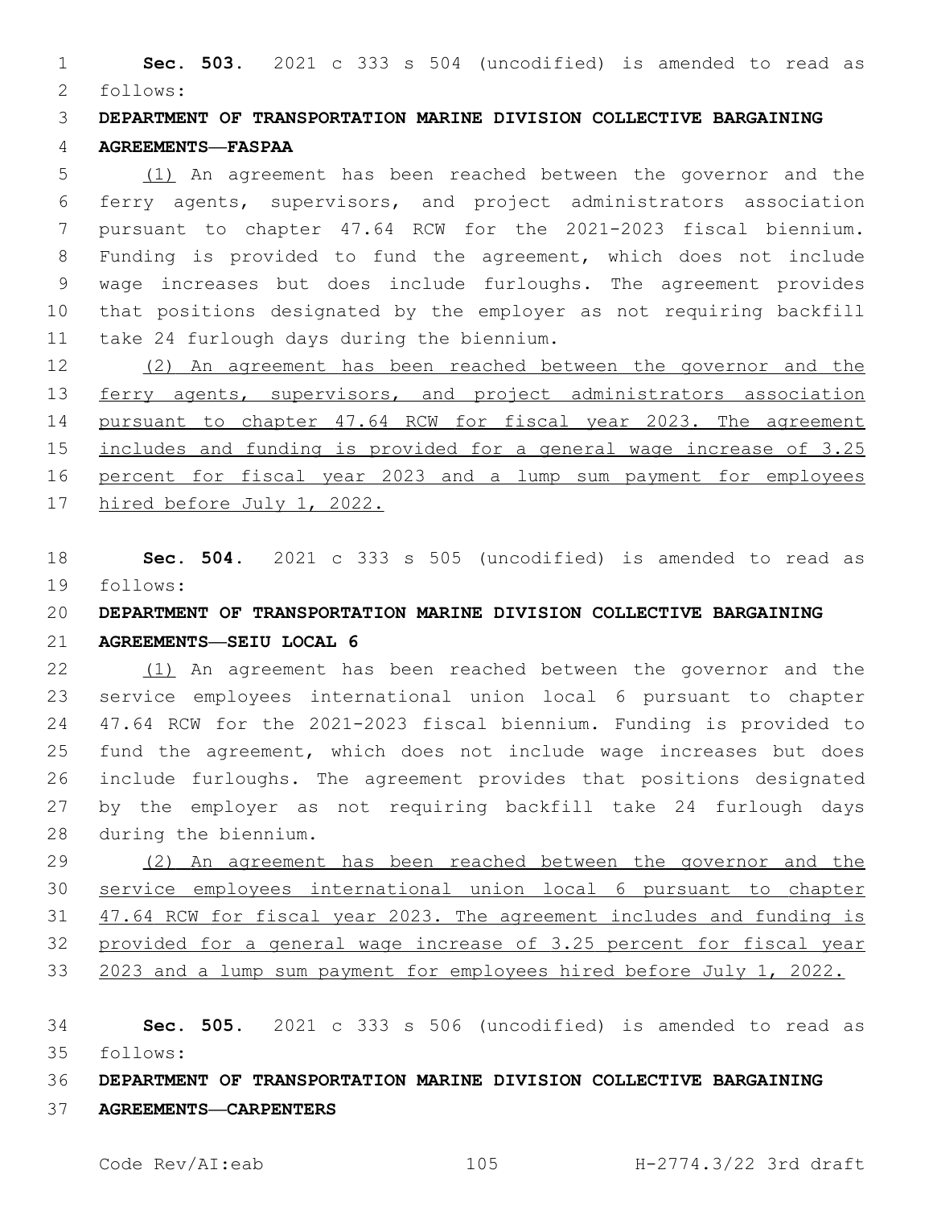**Sec. 503.** 2021 c 333 s 504 (uncodified) is amended to read as follows:

**DEPARTMENT OF TRANSPORTATION MARINE DIVISION COLLECTIVE BARGAINING AGREEMENTS—FASPAA**

(1) An agreement has been reached between the governor and the ferry agents, supervisors, and project administrators association pursuant to chapter 47.64 RCW for the 2021-2023 fiscal biennium. Funding is provided to fund the agreement, which does not include wage increases but does include furloughs. The agreement provides that positions designated by the employer as not requiring backfill take 24 furlough days during the biennium.

(2) An agreement has been reached between the governor and the ferry agents, supervisors, and project administrators association pursuant to chapter 47.64 RCW for fiscal year 2023. The agreement includes and funding is provided for a general wage increase of 3.25 percent for fiscal year 2023 and a lump sum payment for employees hired before July 1, 2022.

**Sec. 504.** 2021 c 333 s 505 (uncodified) is amended to read as follows:

**DEPARTMENT OF TRANSPORTATION MARINE DIVISION COLLECTIVE BARGAINING AGREEMENTS—SEIU LOCAL 6**

(1) An agreement has been reached between the governor and the service employees international union local 6 pursuant to chapter 47.64 RCW for the 2021-2023 fiscal biennium. Funding is provided to fund the agreement, which does not include wage increases but does include furloughs. The agreement provides that positions designated by the employer as not requiring backfill take 24 furlough days during the biennium.

(2) An agreement has been reached between the governor and the service employees international union local 6 pursuant to chapter 47.64 RCW for fiscal year 2023. The agreement includes and funding is provided for a general wage increase of 3.25 percent for fiscal year 2023 and a lump sum payment for employees hired before July 1, 2022.

**Sec. 505.** 2021 c 333 s 506 (uncodified) is amended to read as follows:

**DEPARTMENT OF TRANSPORTATION MARINE DIVISION COLLECTIVE BARGAINING AGREEMENTS—CARPENTERS**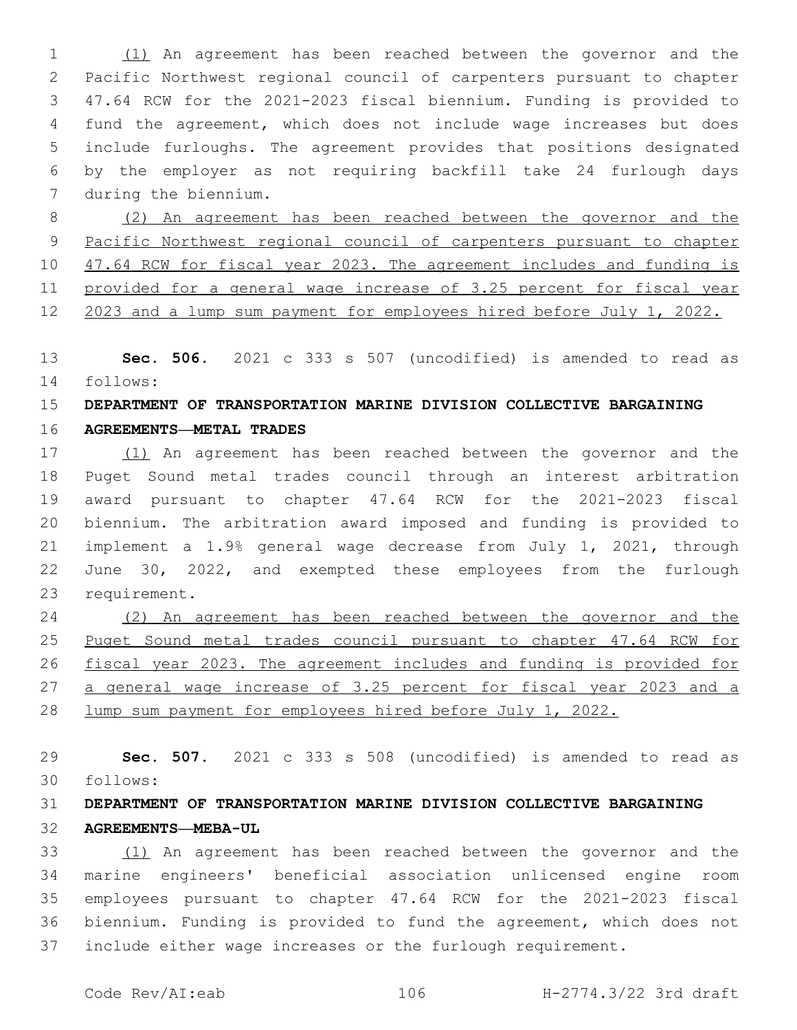(1) An agreement has been reached between the governor and the Pacific Northwest regional council of carpenters pursuant to chapter 47.64 RCW for the 2021-2023 fiscal biennium. Funding is provided to fund the agreement, which does not include wage increases but does include furloughs. The agreement provides that positions designated by the employer as not requiring backfill take 24 furlough days during the biennium.

(2) An agreement has been reached between the governor and the Pacific Northwest regional council of carpenters pursuant to chapter 47.64 RCW for fiscal year 2023. The agreement includes and funding is provided for a general wage increase of 3.25 percent for fiscal year 2023 and a lump sum payment for employees hired before July 1, 2022.

**Sec. 506.** 2021 c 333 s 507 (uncodified) is amended to read as follows:

**DEPARTMENT OF TRANSPORTATION MARINE DIVISION COLLECTIVE BARGAINING AGREEMENTS—METAL TRADES**

(1) An agreement has been reached between the governor and the Puget Sound metal trades council through an interest arbitration award pursuant to chapter 47.64 RCW for the 2021-2023 fiscal biennium. The arbitration award imposed and funding is provided to implement a 1.9% general wage decrease from July 1, 2021, through June 30, 2022, and exempted these employees from the furlough requirement.

(2) An agreement has been reached between the governor and the Puget Sound metal trades council pursuant to chapter 47.64 RCW for fiscal year 2023. The agreement includes and funding is provided for a general wage increase of 3.25 percent for fiscal year 2023 and a lump sum payment for employees hired before July 1, 2022.

**Sec. 507.** 2021 c 333 s 508 (uncodified) is amended to read as follows:

**DEPARTMENT OF TRANSPORTATION MARINE DIVISION COLLECTIVE BARGAINING AGREEMENTS—MEBA-UL**

(1) An agreement has been reached between the governor and the marine engineers' beneficial association unlicensed engine room employees pursuant to chapter 47.64 RCW for the 2021-2023 fiscal biennium. Funding is provided to fund the agreement, which does not include either wage increases or the furlough requirement.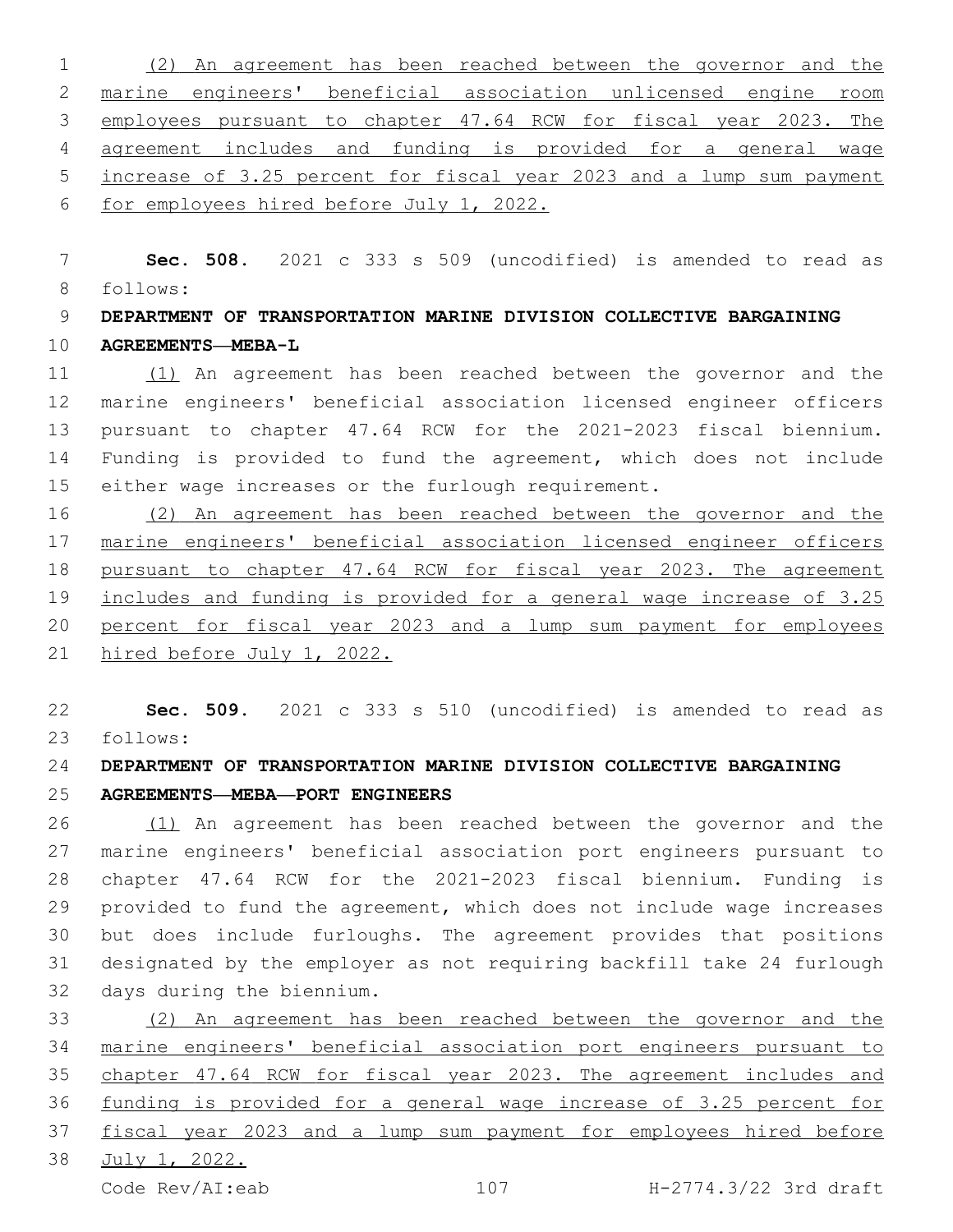(2) An agreement has been reached between the governor and the marine engineers' beneficial association unlicensed engine room employees pursuant to chapter 47.64 RCW for fiscal year 2023. The agreement includes and funding is provided for a general wage increase of 3.25 percent for fiscal year 2023 and a lump sum payment for employees hired before July 1, 2022.

**Sec. 508.** 2021 c 333 s 509 (uncodified) is amended to read as follows:

**DEPARTMENT OF TRANSPORTATION MARINE DIVISION COLLECTIVE BARGAINING AGREEMENTS—MEBA-L**

(1) An agreement has been reached between the governor and the marine engineers' beneficial association licensed engineer officers pursuant to chapter 47.64 RCW for the 2021-2023 fiscal biennium. Funding is provided to fund the agreement, which does not include either wage increases or the furlough requirement.

(2) An agreement has been reached between the governor and the marine engineers' beneficial association licensed engineer officers pursuant to chapter 47.64 RCW for fiscal year 2023. The agreement includes and funding is provided for a general wage increase of 3.25 percent for fiscal year 2023 and a lump sum payment for employees hired before July 1, 2022.

**Sec. 509.** 2021 c 333 s 510 (uncodified) is amended to read as follows:

**DEPARTMENT OF TRANSPORTATION MARINE DIVISION COLLECTIVE BARGAINING AGREEMENTS—MEBA—PORT ENGINEERS**

(1) An agreement has been reached between the governor and the marine engineers' beneficial association port engineers pursuant to chapter 47.64 RCW for the 2021-2023 fiscal biennium. Funding is provided to fund the agreement, which does not include wage increases but does include furloughs. The agreement provides that positions designated by the employer as not requiring backfill take 24 furlough days during the biennium.

(2) An agreement has been reached between the governor and the marine engineers' beneficial association port engineers pursuant to chapter 47.64 RCW for fiscal year 2023. The agreement includes and funding is provided for a general wage increase of 3.25 percent for fiscal year 2023 and a lump sum payment for employees hired before July 1, 2022.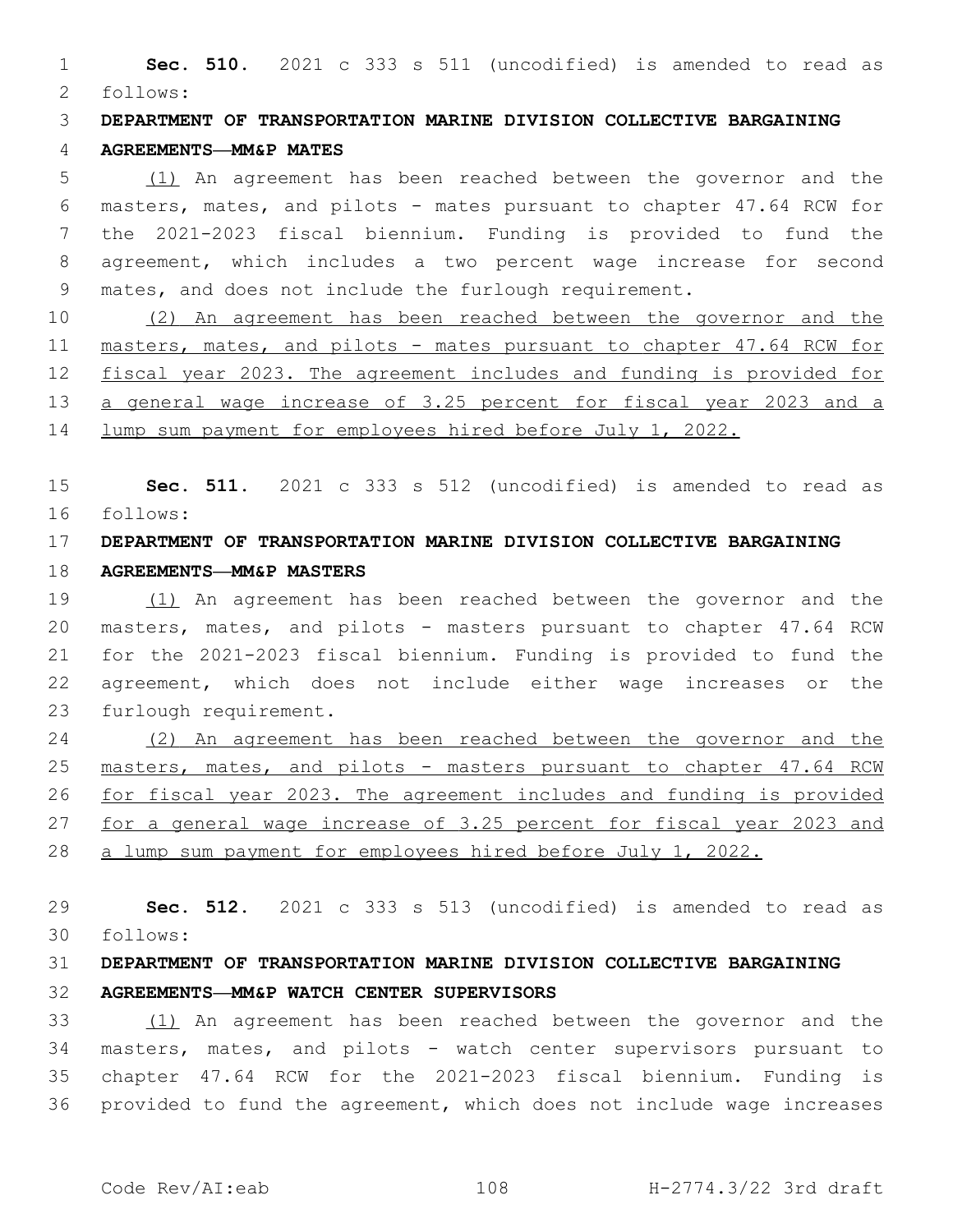**Sec. 510.** 2021 c 333 s 511 (uncodified) is amended to read as follows:

**DEPARTMENT OF TRANSPORTATION MARINE DIVISION COLLECTIVE BARGAINING AGREEMENTS—MM&P MATES**

(1) An agreement has been reached between the governor and the masters, mates, and pilots - mates pursuant to chapter 47.64 RCW for the 2021-2023 fiscal biennium. Funding is provided to fund the agreement, which includes a two percent wage increase for second mates, and does not include the furlough requirement.

(2) An agreement has been reached between the governor and the masters, mates, and pilots - mates pursuant to chapter 47.64 RCW for fiscal year 2023. The agreement includes and funding is provided for a general wage increase of 3.25 percent for fiscal year 2023 and a lump sum payment for employees hired before July 1, 2022.

**Sec. 511.** 2021 c 333 s 512 (uncodified) is amended to read as follows:

**DEPARTMENT OF TRANSPORTATION MARINE DIVISION COLLECTIVE BARGAINING AGREEMENTS—MM&P MASTERS**

(1) An agreement has been reached between the governor and the masters, mates, and pilots - masters pursuant to chapter 47.64 RCW for the 2021-2023 fiscal biennium. Funding is provided to fund the agreement, which does not include either wage increases or the furlough requirement.

(2) An agreement has been reached between the governor and the masters, mates, and pilots - masters pursuant to chapter 47.64 RCW for fiscal year 2023. The agreement includes and funding is provided for a general wage increase of 3.25 percent for fiscal year 2023 and a lump sum payment for employees hired before July 1, 2022.

**Sec. 512.** 2021 c 333 s 513 (uncodified) is amended to read as follows:

**DEPARTMENT OF TRANSPORTATION MARINE DIVISION COLLECTIVE BARGAINING AGREEMENTS—MM&P WATCH CENTER SUPERVISORS**

(1) An agreement has been reached between the governor and the masters, mates, and pilots - watch center supervisors pursuant to chapter 47.64 RCW for the 2021-2023 fiscal biennium. Funding is provided to fund the agreement, which does not include wage increases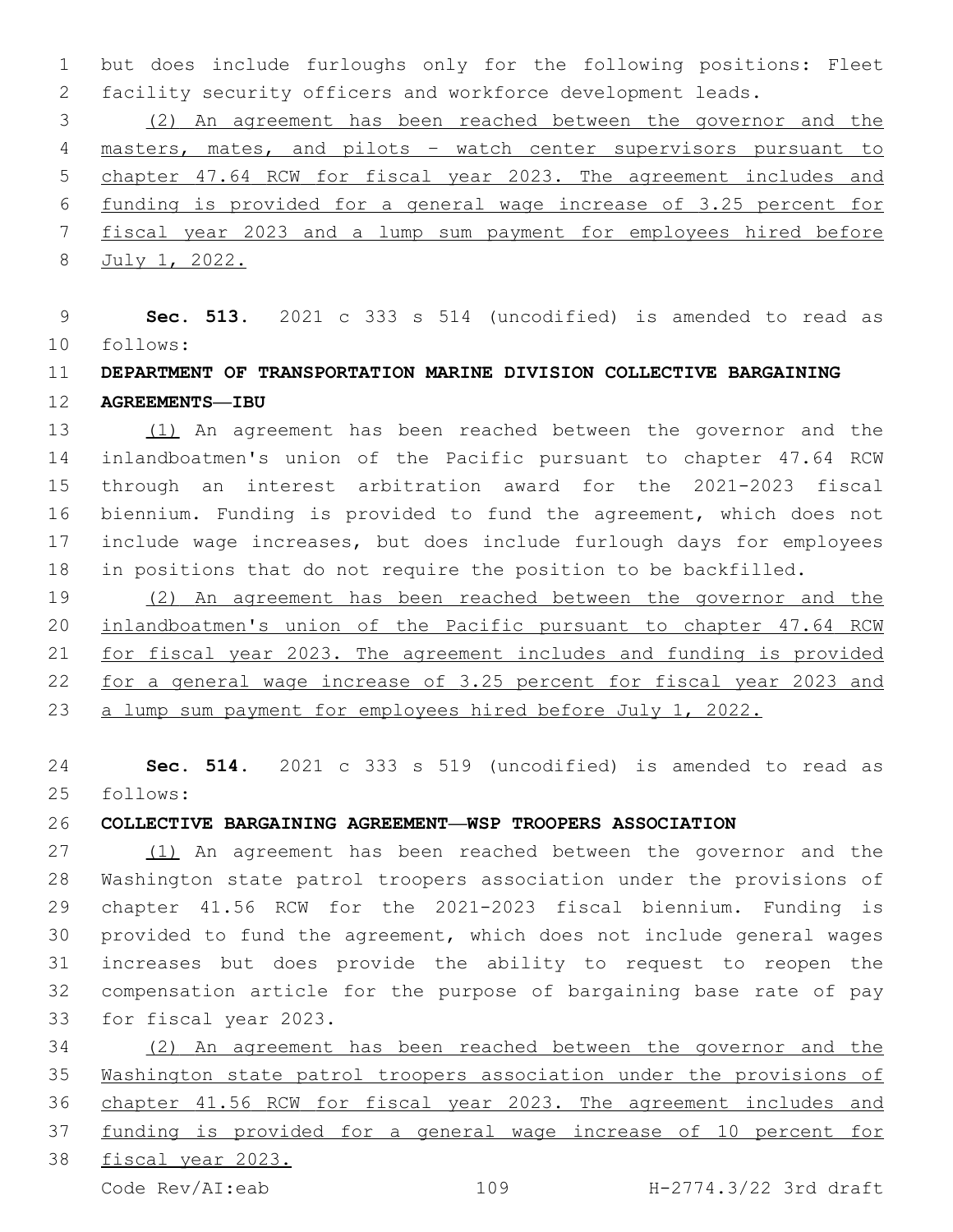but does include furloughs only for the following positions: Fleet facility security officers and workforce development leads.

(2) An agreement has been reached between the governor and the masters, mates, and pilots - watch center supervisors pursuant to chapter 47.64 RCW for fiscal year 2023. The agreement includes and funding is provided for a general wage increase of 3.25 percent for fiscal year 2023 and a lump sum payment for employees hired before July 1, 2022.

**Sec. 513.** 2021 c 333 s 514 (uncodified) is amended to read as follows:

**DEPARTMENT OF TRANSPORTATION MARINE DIVISION COLLECTIVE BARGAINING AGREEMENTS—IBU**

(1) An agreement has been reached between the governor and the inlandboatmen's union of the Pacific pursuant to chapter 47.64 RCW through an interest arbitration award for the 2021-2023 fiscal biennium. Funding is provided to fund the agreement, which does not include wage increases, but does include furlough days for employees in positions that do not require the position to be backfilled.

(2) An agreement has been reached between the governor and the inlandboatmen's union of the Pacific pursuant to chapter 47.64 RCW for fiscal year 2023. The agreement includes and funding is provided for a general wage increase of 3.25 percent for fiscal year 2023 and a lump sum payment for employees hired before July 1, 2022.

**Sec. 514.** 2021 c 333 s 519 (uncodified) is amended to read as follows:

**COLLECTIVE BARGAINING AGREEMENT—WSP TROOPERS ASSOCIATION**

(1) An agreement has been reached between the governor and the Washington state patrol troopers association under the provisions of chapter 41.56 RCW for the 2021-2023 fiscal biennium. Funding is provided to fund the agreement, which does not include general wages increases but does provide the ability to request to reopen the compensation article for the purpose of bargaining base rate of pay for fiscal year 2023.

(2) An agreement has been reached between the governor and the Washington state patrol troopers association under the provisions of chapter 41.56 RCW for fiscal year 2023. The agreement includes and funding is provided for a general wage increase of 10 percent for fiscal year 2023.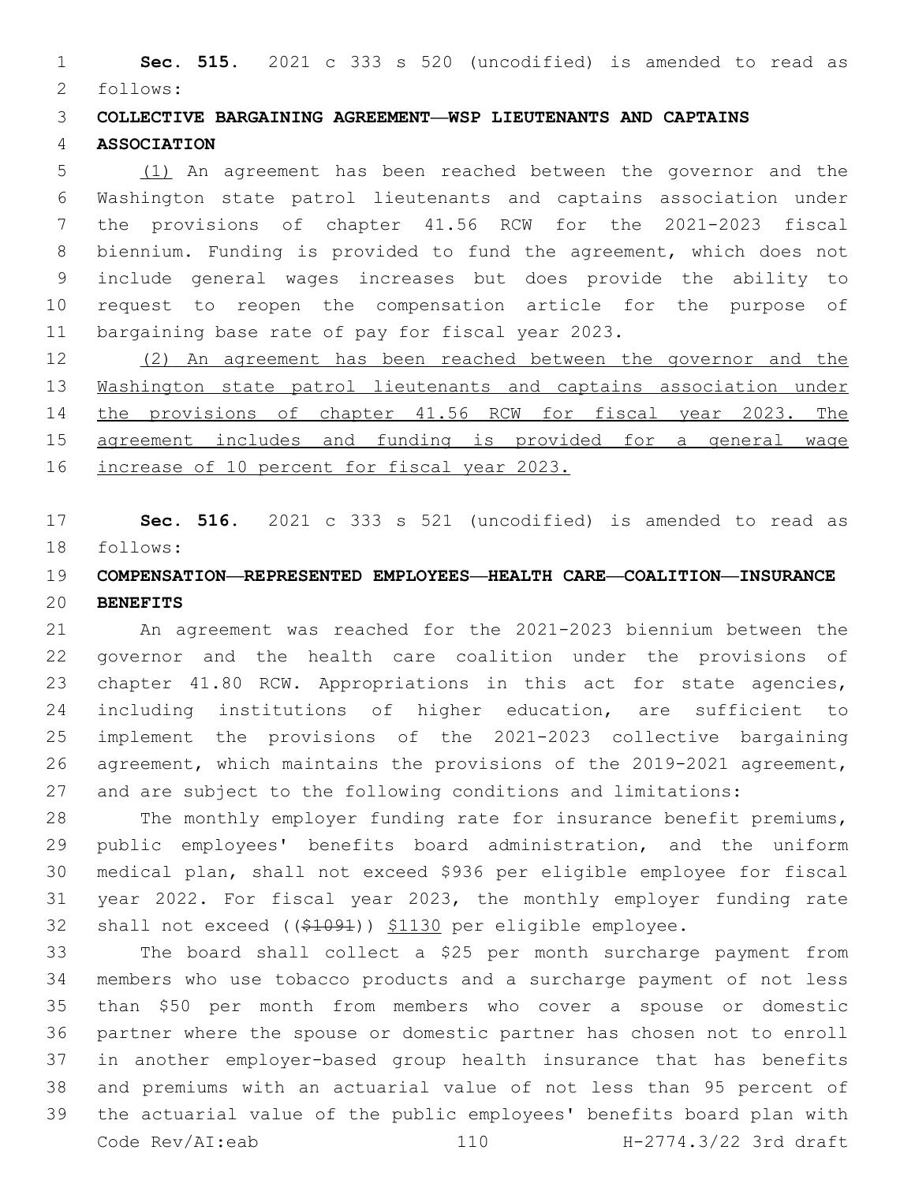**Sec. 515.** 2021 c 333 s 520 (uncodified) is amended to read as follows:

**COLLECTIVE BARGAINING AGREEMENT—WSP LIEUTENANTS AND CAPTAINS ASSOCIATION**

(1) An agreement has been reached between the governor and the Washington state patrol lieutenants and captains association under the provisions of chapter 41.56 RCW for the 2021-2023 fiscal biennium. Funding is provided to fund the agreement, which does not include general wages increases but does provide the ability to request to reopen the compensation article for the purpose of bargaining base rate of pay for fiscal year 2023.

(2) An agreement has been reached between the governor and the Washington state patrol lieutenants and captains association under the provisions of chapter 41.56 RCW for fiscal year 2023. The agreement includes and funding is provided for a general wage increase of 10 percent for fiscal year 2023.

**Sec. 516.** 2021 c 333 s 521 (uncodified) is amended to read as follows:

**COMPENSATION—REPRESENTED EMPLOYEES—HEALTH CARE—COALITION—INSURANCE BENEFITS**

An agreement was reached for the 2021-2023 biennium between the governor and the health care coalition under the provisions of chapter 41.80 RCW. Appropriations in this act for state agencies, including institutions of higher education, are sufficient to implement the provisions of the 2021-2023 collective bargaining agreement, which maintains the provisions of the 2019-2021 agreement, and are subject to the following conditions and limitations:

The monthly employer funding rate for insurance benefit premiums, public employees' benefits board administration, and the uniform medical plan, shall not exceed $936 per eligible employee for fiscal year 2022. For fiscal year 2023, the monthly employer funding rate shall not exceed ((~~$1091~~)) $1130 per eligible employee.

The board shall collect a $25 per month surcharge payment from members who use tobacco products and a surcharge payment of not less than $50 per month from members who cover a spouse or domestic partner where the spouse or domestic partner has chosen not to enroll in another employer-based group health insurance that has benefits and premiums with an actuarial value of not less than 95 percent of the actuarial value of the public employees' benefits board plan with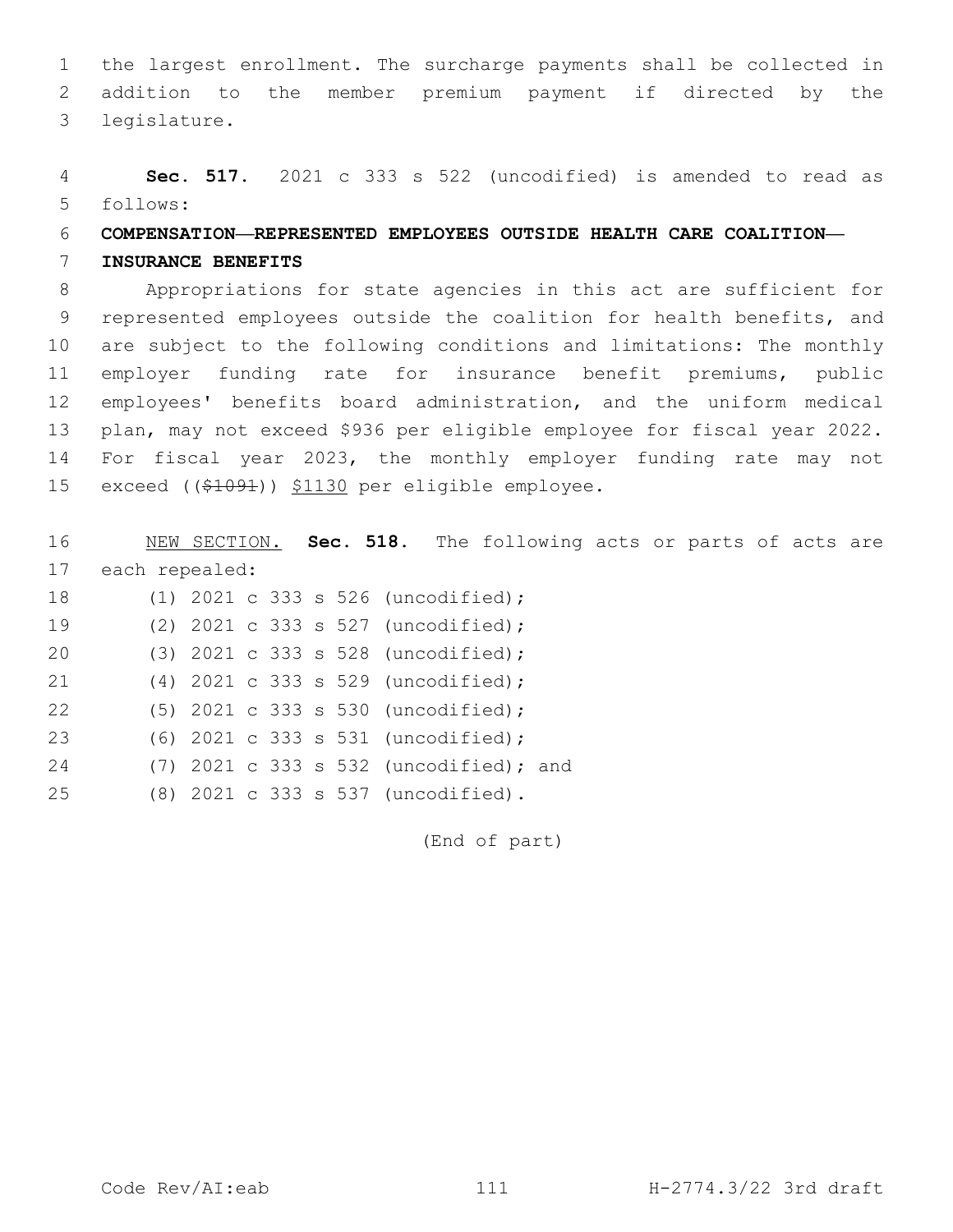the largest enrollment. The surcharge payments shall be collected in addition to the member premium payment if directed by the legislature.

**Sec. 517.** 2021 c 333 s 522 (uncodified) is amended to read as follows:

**COMPENSATION—REPRESENTED EMPLOYEES OUTSIDE HEALTH CARE COALITION—INSURANCE BENEFITS**

Appropriations for state agencies in this act are sufficient for represented employees outside the coalition for health benefits, and are subject to the following conditions and limitations: The monthly employer funding rate for insurance benefit premiums, public employees' benefits board administration, and the uniform medical plan, may not exceed $936 per eligible employee for fiscal year 2022. For fiscal year 2023, the monthly employer funding rate may not exceed ((~~$1091~~)) <u>$1130</u> per eligible employee.

<u>NEW SECTION.</u> **Sec. 518.** The following acts or parts of acts are each repealed:

(1) 2021 c 333 s 526 (uncodified);

(2) 2021 c 333 s 527 (uncodified);

(3) 2021 c 333 s 528 (uncodified);

(4) 2021 c 333 s 529 (uncodified);

(5) 2021 c 333 s 530 (uncodified);

(6) 2021 c 333 s 531 (uncodified);

(7) 2021 c 333 s 532 (uncodified); and

(8) 2021 c 333 s 537 (uncodified).

(End of part)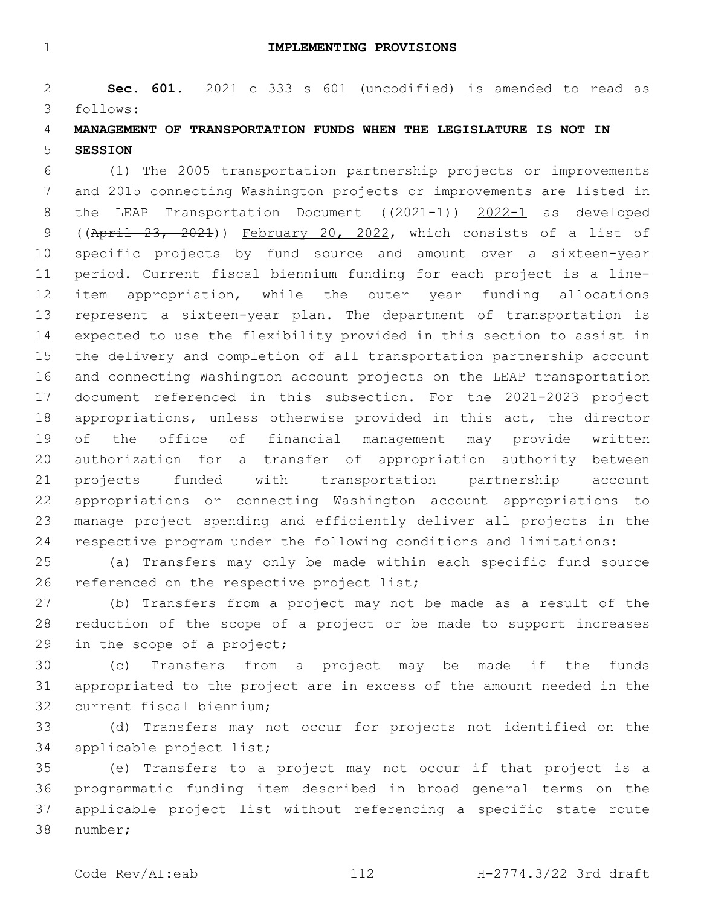# IMPLEMENTING PROVISIONS

**Sec. 601.** 2021 c 333 s 601 (uncodified) is amended to read as follows:

**MANAGEMENT OF TRANSPORTATION FUNDS WHEN THE LEGISLATURE IS NOT IN SESSION**

(1) The 2005 transportation partnership projects or improvements and 2015 connecting Washington projects or improvements are listed in the LEAP Transportation Document ((~~2021-1~~)) 2022-1 as developed ((~~April 23, 2021~~)) February 20, 2022, which consists of a list of specific projects by fund source and amount over a sixteen-year period. Current fiscal biennium funding for each project is a line-item appropriation, while the outer year funding allocations represent a sixteen-year plan. The department of transportation is expected to use the flexibility provided in this section to assist in the delivery and completion of all transportation partnership account and connecting Washington account projects on the LEAP transportation document referenced in this subsection. For the 2021-2023 project appropriations, unless otherwise provided in this act, the director of the office of financial management may provide written authorization for a transfer of appropriation authority between projects funded with transportation partnership account appropriations or connecting Washington account appropriations to manage project spending and efficiently deliver all projects in the respective program under the following conditions and limitations:

(a) Transfers may only be made within each specific fund source referenced on the respective project list;

(b) Transfers from a project may not be made as a result of the reduction of the scope of a project or be made to support increases in the scope of a project;

(c) Transfers from a project may be made if the funds appropriated to the project are in excess of the amount needed in the current fiscal biennium;

(d) Transfers may not occur for projects not identified on the applicable project list;

(e) Transfers to a project may not occur if that project is a programmatic funding item described in broad general terms on the applicable project list without referencing a specific state route number;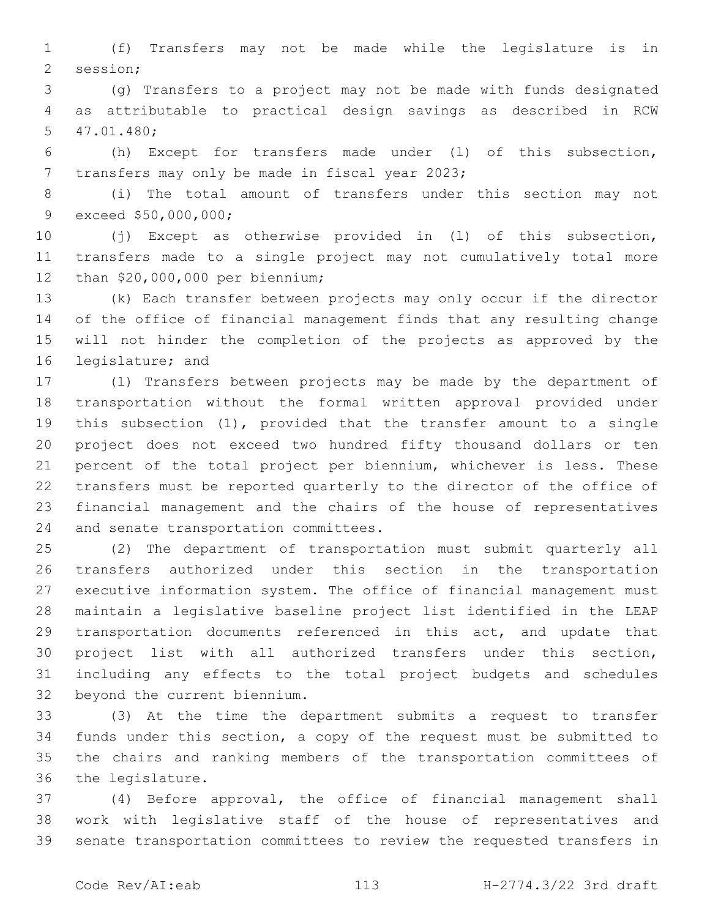(f) Transfers may not be made while the legislature is in session;

(g) Transfers to a project may not be made with funds designated as attributable to practical design savings as described in RCW 47.01.480;

(h) Except for transfers made under (l) of this subsection, transfers may only be made in fiscal year 2023;

(i) The total amount of transfers under this section may not exceed $50,000,000;

(j) Except as otherwise provided in (l) of this subsection, transfers made to a single project may not cumulatively total more than $20,000,000 per biennium;

(k) Each transfer between projects may only occur if the director of the office of financial management finds that any resulting change will not hinder the completion of the projects as approved by the legislature; and

(l) Transfers between projects may be made by the department of transportation without the formal written approval provided under this subsection (1), provided that the transfer amount to a single project does not exceed two hundred fifty thousand dollars or ten percent of the total project per biennium, whichever is less. These transfers must be reported quarterly to the director of the office of financial management and the chairs of the house of representatives and senate transportation committees.

(2) The department of transportation must submit quarterly all transfers authorized under this section in the transportation executive information system. The office of financial management must maintain a legislative baseline project list identified in the LEAP transportation documents referenced in this act, and update that project list with all authorized transfers under this section, including any effects to the total project budgets and schedules beyond the current biennium.

(3) At the time the department submits a request to transfer funds under this section, a copy of the request must be submitted to the chairs and ranking members of the transportation committees of the legislature.

(4) Before approval, the office of financial management shall work with legislative staff of the house of representatives and senate transportation committees to review the requested transfers in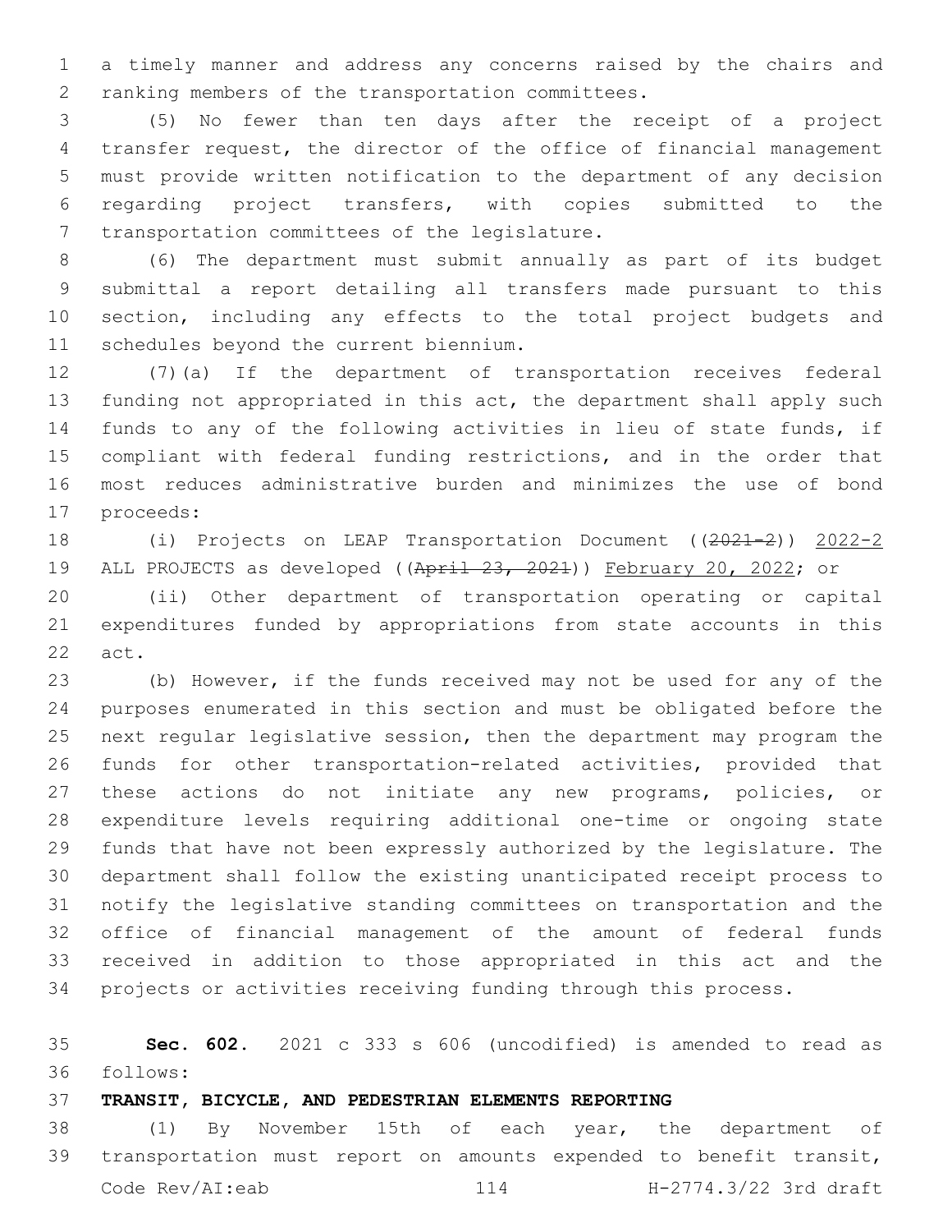a timely manner and address any concerns raised by the chairs and ranking members of the transportation committees.

(5) No fewer than ten days after the receipt of a project transfer request, the director of the office of financial management must provide written notification to the department of any decision regarding project transfers, with copies submitted to the transportation committees of the legislature.

(6) The department must submit annually as part of its budget submittal a report detailing all transfers made pursuant to this section, including any effects to the total project budgets and schedules beyond the current biennium.

(7)(a) If the department of transportation receives federal funding not appropriated in this act, the department shall apply such funds to any of the following activities in lieu of state funds, if compliant with federal funding restrictions, and in the order that most reduces administrative burden and minimizes the use of bond proceeds:

(i) Projects on LEAP Transportation Document ((~~2021-2~~)) <u>2022-2</u> ALL PROJECTS as developed ((~~April 23, 2021~~)) <u>February 20, 2022</u>; or

(ii) Other department of transportation operating or capital expenditures funded by appropriations from state accounts in this act.

(b) However, if the funds received may not be used for any of the purposes enumerated in this section and must be obligated before the next regular legislative session, then the department may program the funds for other transportation-related activities, provided that these actions do not initiate any new programs, policies, or expenditure levels requiring additional one-time or ongoing state funds that have not been expressly authorized by the legislature. The department shall follow the existing unanticipated receipt process to notify the legislative standing committees on transportation and the office of financial management of the amount of federal funds received in addition to those appropriated in this act and the projects or activities receiving funding through this process.

**Sec. 602.** 2021 c 333 s 606 (uncodified) is amended to read as follows:

**TRANSIT, BICYCLE, AND PEDESTRIAN ELEMENTS REPORTING**

(1) By November 15th of each year, the department of transportation must report on amounts expended to benefit transit,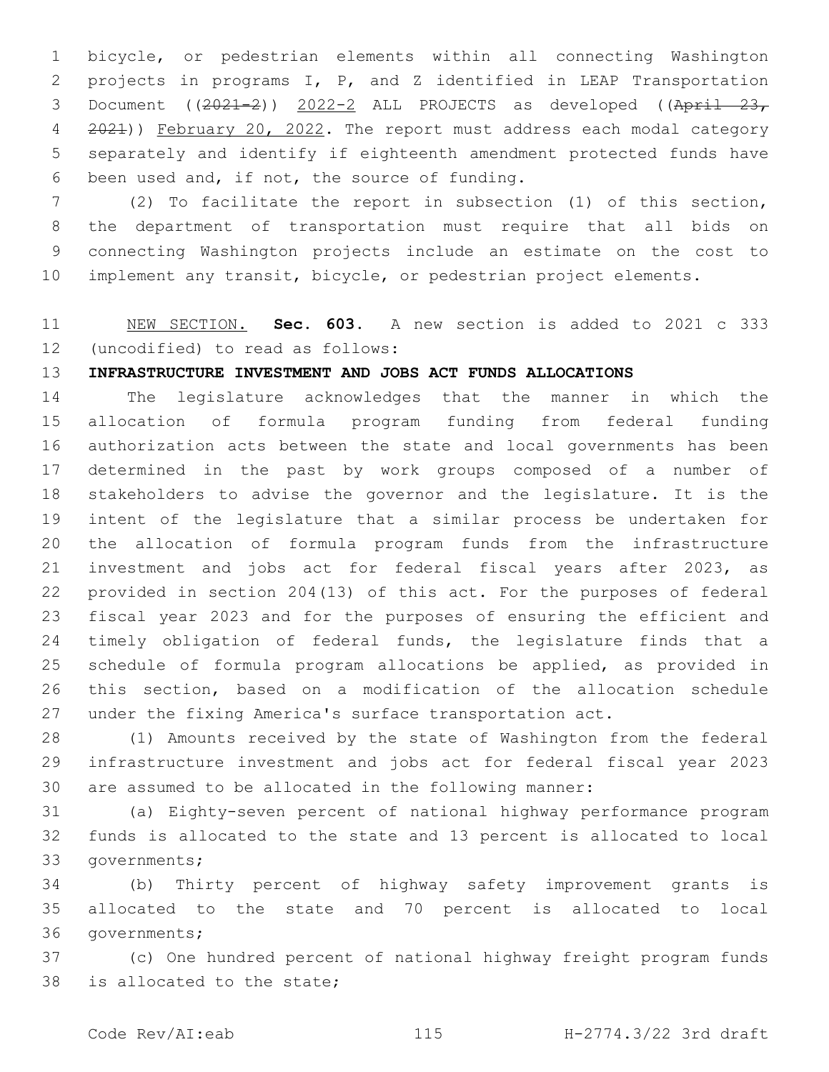bicycle, or pedestrian elements within all connecting Washington projects in programs I, P, and Z identified in LEAP Transportation Document ((~~2021-2~~)) <u>2022-2</u> ALL PROJECTS as developed ((~~April 23, 2021~~)) <u>February 20, 2022</u>. The report must address each modal category separately and identify if eighteenth amendment protected funds have been used and, if not, the source of funding.

(2) To facilitate the report in subsection (1) of this section, the department of transportation must require that all bids on connecting Washington projects include an estimate on the cost to implement any transit, bicycle, or pedestrian project elements.

<u>NEW SECTION.</u> **Sec. 603.** A new section is added to 2021 c 333 (uncodified) to read as follows:

**INFRASTRUCTURE INVESTMENT AND JOBS ACT FUNDS ALLOCATIONS**

The legislature acknowledges that the manner in which the allocation of formula program funding from federal funding authorization acts between the state and local governments has been determined in the past by work groups composed of a number of stakeholders to advise the governor and the legislature. It is the intent of the legislature that a similar process be undertaken for the allocation of formula program funds from the infrastructure investment and jobs act for federal fiscal years after 2023, as provided in section 204(13) of this act. For the purposes of federal fiscal year 2023 and for the purposes of ensuring the efficient and timely obligation of federal funds, the legislature finds that a schedule of formula program allocations be applied, as provided in this section, based on a modification of the allocation schedule under the fixing America's surface transportation act.

(1) Amounts received by the state of Washington from the federal infrastructure investment and jobs act for federal fiscal year 2023 are assumed to be allocated in the following manner:

(a) Eighty-seven percent of national highway performance program funds is allocated to the state and 13 percent is allocated to local governments;

(b) Thirty percent of highway safety improvement grants is allocated to the state and 70 percent is allocated to local governments;

(c) One hundred percent of national highway freight program funds is allocated to the state;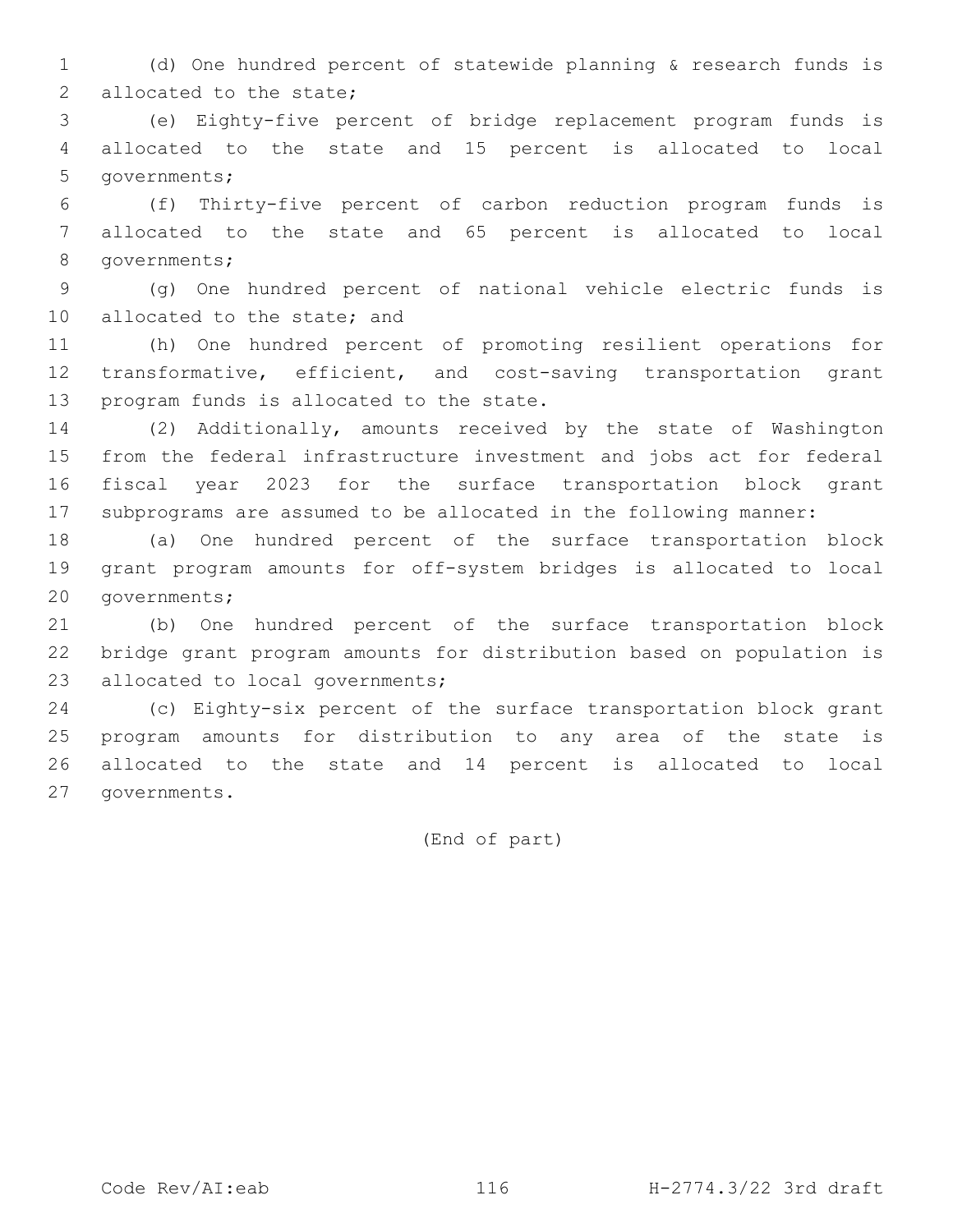(d) One hundred percent of statewide planning & research funds is allocated to the state;

(e) Eighty-five percent of bridge replacement program funds is allocated to the state and 15 percent is allocated to local governments;

(f) Thirty-five percent of carbon reduction program funds is allocated to the state and 65 percent is allocated to local governments;

(g) One hundred percent of national vehicle electric funds is allocated to the state; and

(h) One hundred percent of promoting resilient operations for transformative, efficient, and cost-saving transportation grant program funds is allocated to the state.

(2) Additionally, amounts received by the state of Washington from the federal infrastructure investment and jobs act for federal fiscal year 2023 for the surface transportation block grant subprograms are assumed to be allocated in the following manner:

(a) One hundred percent of the surface transportation block grant program amounts for off-system bridges is allocated to local governments;

(b) One hundred percent of the surface transportation block bridge grant program amounts for distribution based on population is allocated to local governments;

(c) Eighty-six percent of the surface transportation block grant program amounts for distribution to any area of the state is allocated to the state and 14 percent is allocated to local governments.

(End of part)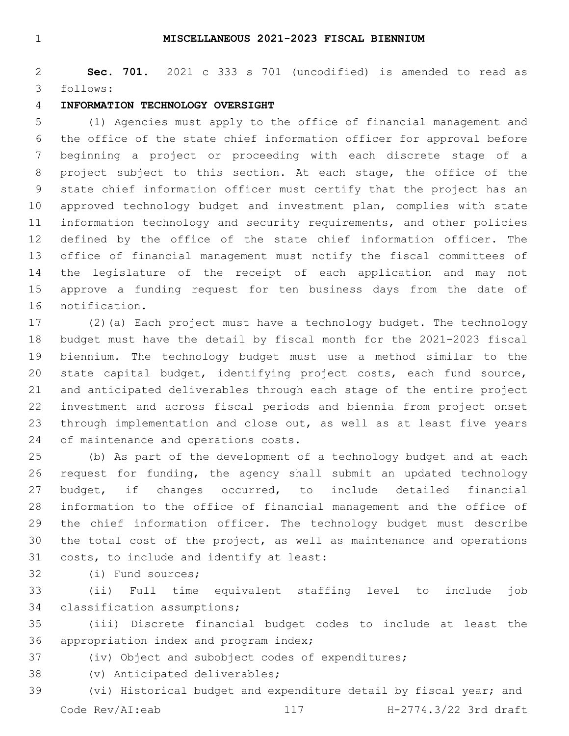**MISCELLANEOUS 2021-2023 FISCAL BIENNIUM**

**Sec. 701.** 2021 c 333 s 701 (uncodified) is amended to read as follows:

**INFORMATION TECHNOLOGY OVERSIGHT**

(1) Agencies must apply to the office of financial management and the office of the state chief information officer for approval before beginning a project or proceeding with each discrete stage of a project subject to this section. At each stage, the office of the state chief information officer must certify that the project has an approved technology budget and investment plan, complies with state information technology and security requirements, and other policies defined by the office of the state chief information officer. The office of financial management must notify the fiscal committees of the legislature of the receipt of each application and may not approve a funding request for ten business days from the date of notification.

(2)(a) Each project must have a technology budget. The technology budget must have the detail by fiscal month for the 2021-2023 fiscal biennium. The technology budget must use a method similar to the state capital budget, identifying project costs, each fund source, and anticipated deliverables through each stage of the entire project investment and across fiscal periods and biennia from project onset through implementation and close out, as well as at least five years of maintenance and operations costs.

(b) As part of the development of a technology budget and at each request for funding, the agency shall submit an updated technology budget, if changes occurred, to include detailed financial information to the office of financial management and the office of the chief information officer. The technology budget must describe the total cost of the project, as well as maintenance and operations costs, to include and identify at least:

(i) Fund sources;

(ii) Full time equivalent staffing level to include job classification assumptions;

(iii) Discrete financial budget codes to include at least the appropriation index and program index;

(iv) Object and subobject codes of expenditures;

(v) Anticipated deliverables;

(vi) Historical budget and expenditure detail by fiscal year; and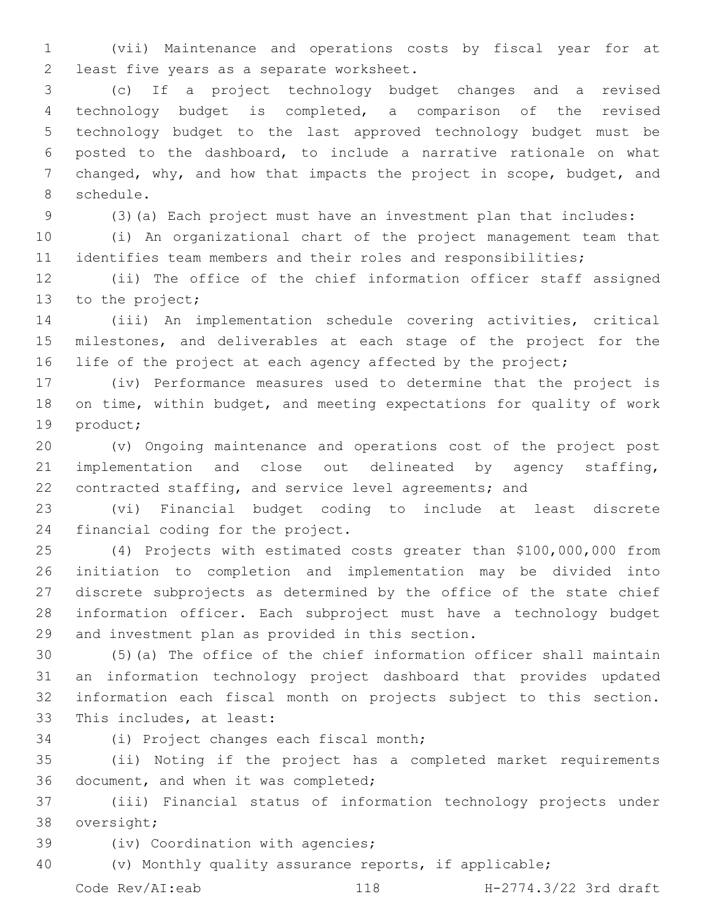(vii) Maintenance and operations costs by fiscal year for at least five years as a separate worksheet.

(c) If a project technology budget changes and a revised technology budget is completed, a comparison of the revised technology budget to the last approved technology budget must be posted to the dashboard, to include a narrative rationale on what changed, why, and how that impacts the project in scope, budget, and schedule.

(3)(a) Each project must have an investment plan that includes:

(i) An organizational chart of the project management team that identifies team members and their roles and responsibilities;

(ii) The office of the chief information officer staff assigned to the project;

(iii) An implementation schedule covering activities, critical milestones, and deliverables at each stage of the project for the life of the project at each agency affected by the project;

(iv) Performance measures used to determine that the project is on time, within budget, and meeting expectations for quality of work product;

(v) Ongoing maintenance and operations cost of the project post implementation and close out delineated by agency staffing, contracted staffing, and service level agreements; and

(vi) Financial budget coding to include at least discrete financial coding for the project.

(4) Projects with estimated costs greater than $100,000,000 from initiation to completion and implementation may be divided into discrete subprojects as determined by the office of the state chief information officer. Each subproject must have a technology budget and investment plan as provided in this section.

(5)(a) The office of the chief information officer shall maintain an information technology project dashboard that provides updated information each fiscal month on projects subject to this section. This includes, at least:

(i) Project changes each fiscal month;

(ii) Noting if the project has a completed market requirements document, and when it was completed;

(iii) Financial status of information technology projects under oversight;

(iv) Coordination with agencies;

(v) Monthly quality assurance reports, if applicable;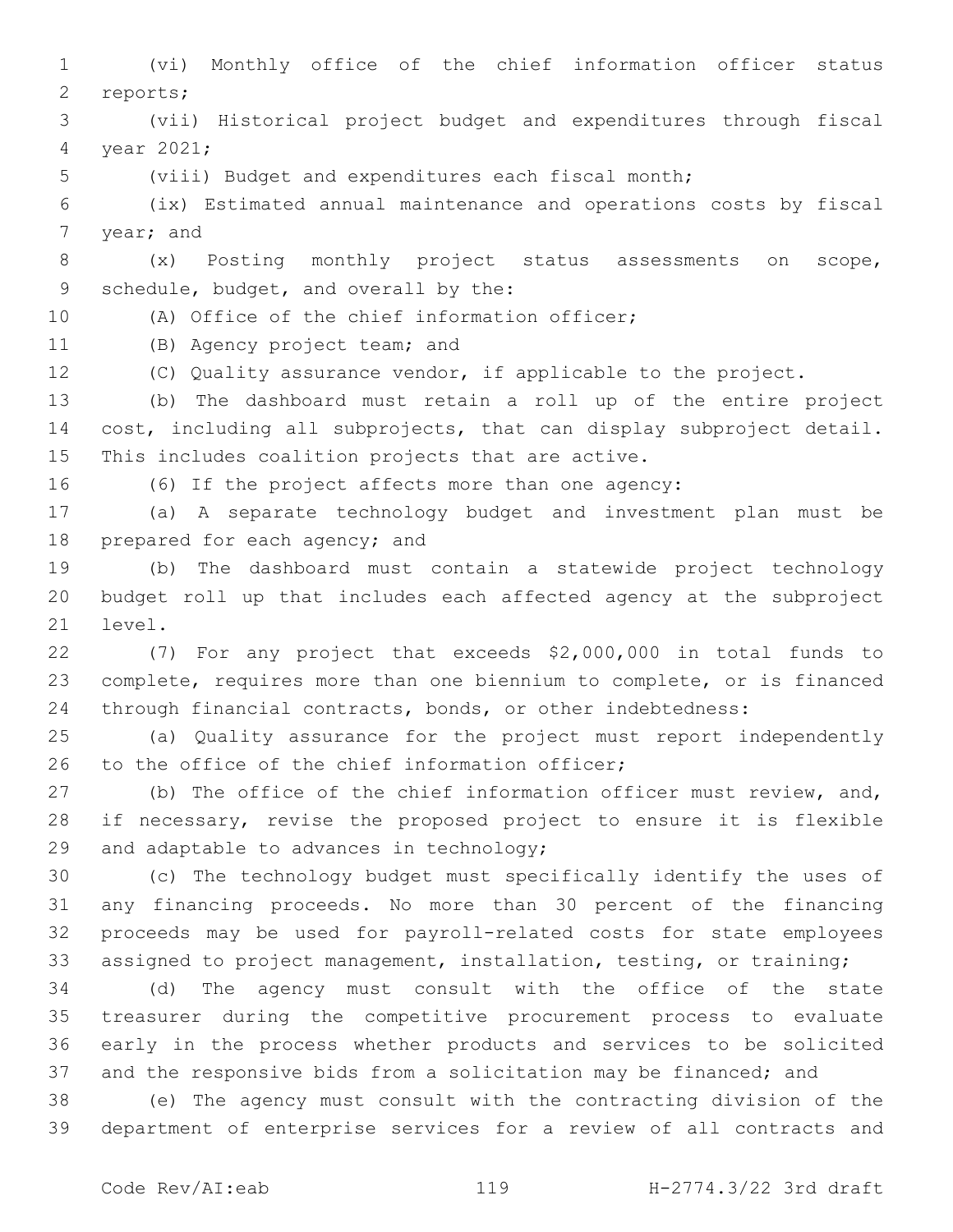(vi) Monthly office of the chief information officer status reports;

(vii) Historical project budget and expenditures through fiscal year 2021;

(viii) Budget and expenditures each fiscal month;

(ix) Estimated annual maintenance and operations costs by fiscal year; and

(x) Posting monthly project status assessments on scope, schedule, budget, and overall by the:

(A) Office of the chief information officer;

(B) Agency project team; and

(C) Quality assurance vendor, if applicable to the project.

(b) The dashboard must retain a roll up of the entire project cost, including all subprojects, that can display subproject detail. This includes coalition projects that are active.

(6) If the project affects more than one agency:

(a) A separate technology budget and investment plan must be prepared for each agency; and

(b) The dashboard must contain a statewide project technology budget roll up that includes each affected agency at the subproject level.

(7) For any project that exceeds $2,000,000 in total funds to complete, requires more than one biennium to complete, or is financed through financial contracts, bonds, or other indebtedness:

(a) Quality assurance for the project must report independently to the office of the chief information officer;

(b) The office of the chief information officer must review, and, if necessary, revise the proposed project to ensure it is flexible and adaptable to advances in technology;

(c) The technology budget must specifically identify the uses of any financing proceeds. No more than 30 percent of the financing proceeds may be used for payroll-related costs for state employees assigned to project management, installation, testing, or training;

(d) The agency must consult with the office of the state treasurer during the competitive procurement process to evaluate early in the process whether products and services to be solicited and the responsive bids from a solicitation may be financed; and

(e) The agency must consult with the contracting division of the department of enterprise services for a review of all contracts and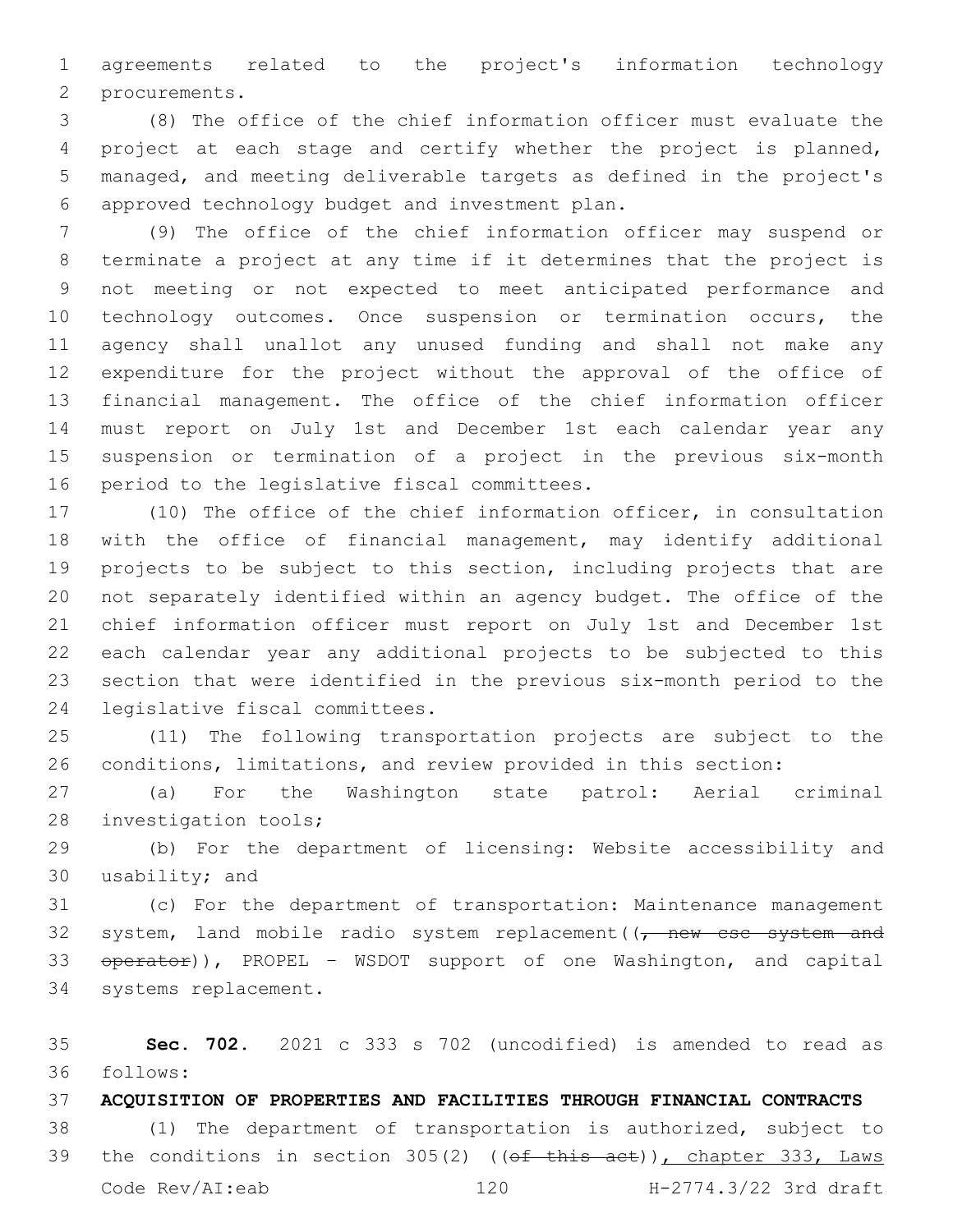agreements related to the project's information technology procurements.

(8) The office of the chief information officer must evaluate the project at each stage and certify whether the project is planned, managed, and meeting deliverable targets as defined in the project's approved technology budget and investment plan.

(9) The office of the chief information officer may suspend or terminate a project at any time if it determines that the project is not meeting or not expected to meet anticipated performance and technology outcomes. Once suspension or termination occurs, the agency shall unallot any unused funding and shall not make any expenditure for the project without the approval of the office of financial management. The office of the chief information officer must report on July 1st and December 1st each calendar year any suspension or termination of a project in the previous six-month period to the legislative fiscal committees.

(10) The office of the chief information officer, in consultation with the office of financial management, may identify additional projects to be subject to this section, including projects that are not separately identified within an agency budget. The office of the chief information officer must report on July 1st and December 1st each calendar year any additional projects to be subjected to this section that were identified in the previous six-month period to the legislative fiscal committees.

(11) The following transportation projects are subject to the conditions, limitations, and review provided in this section:

(a) For the Washington state patrol: Aerial criminal investigation tools;

(b) For the department of licensing: Website accessibility and usability; and

(c) For the department of transportation: Maintenance management system, land mobile radio system replacement((~~, new csc system and operator~~)), PROPEL - WSDOT support of one Washington, and capital systems replacement.

**Sec. 702.** 2021 c 333 s 702 (uncodified) is amended to read as follows:

**ACQUISITION OF PROPERTIES AND FACILITIES THROUGH FINANCIAL CONTRACTS**

(1) The department of transportation is authorized, subject to the conditions in section 305(2) ((~~of this act~~)), chapter 333, Laws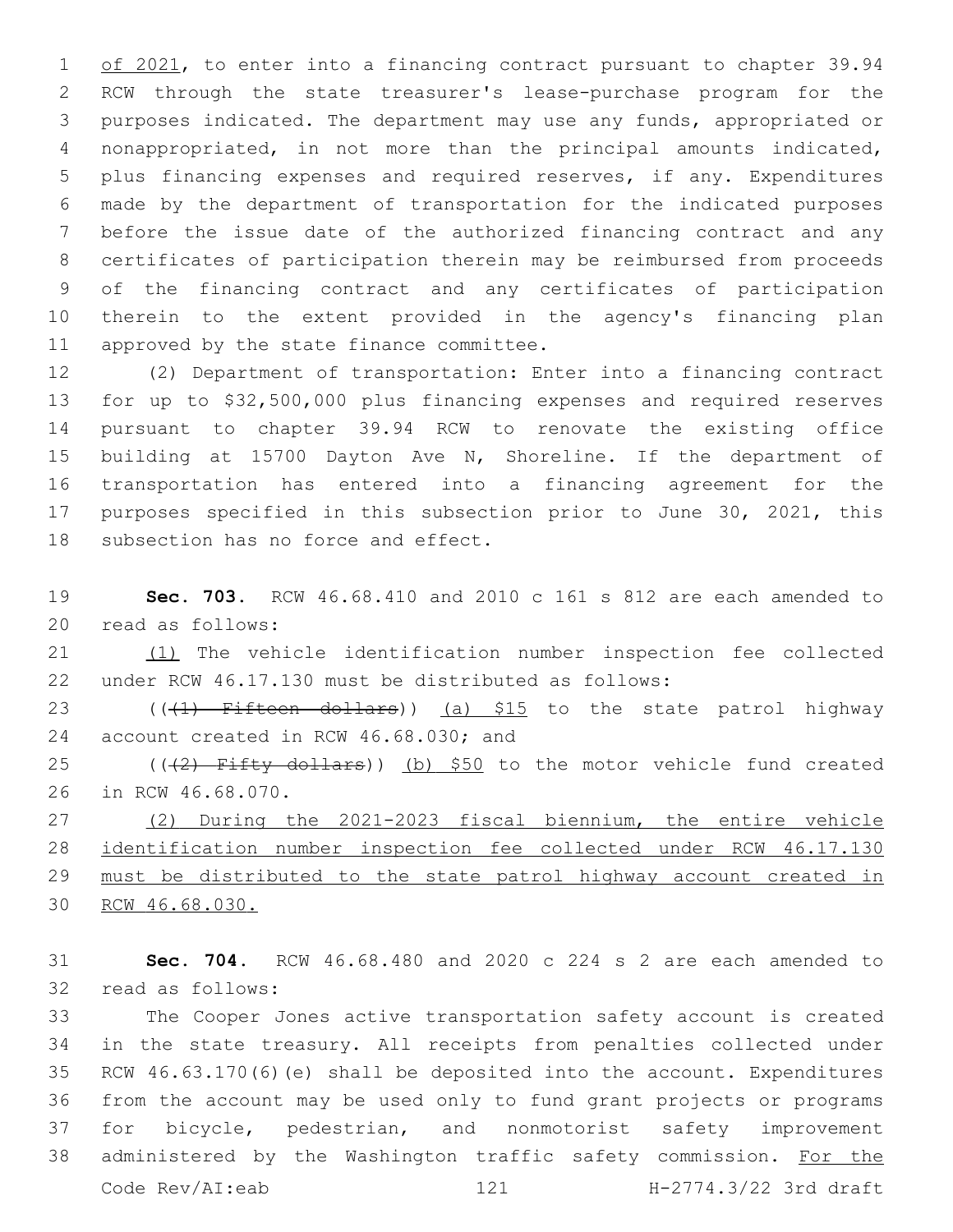of 2021, to enter into a financing contract pursuant to chapter 39.94 RCW through the state treasurer's lease-purchase program for the purposes indicated. The department may use any funds, appropriated or nonappropriated, in not more than the principal amounts indicated, plus financing expenses and required reserves, if any. Expenditures made by the department of transportation for the indicated purposes before the issue date of the authorized financing contract and any certificates of participation therein may be reimbursed from proceeds of the financing contract and any certificates of participation therein to the extent provided in the agency's financing plan approved by the state finance committee.

(2) Department of transportation: Enter into a financing contract for up to $32,500,000 plus financing expenses and required reserves pursuant to chapter 39.94 RCW to renovate the existing office building at 15700 Dayton Ave N, Shoreline. If the department of transportation has entered into a financing agreement for the purposes specified in this subsection prior to June 30, 2021, this subsection has no force and effect.

**Sec. 703.** RCW 46.68.410 and 2010 c 161 s 812 are each amended to read as follows:

(1) The vehicle identification number inspection fee collected under RCW 46.17.130 must be distributed as follows:

(((1) Fifteen dollars)) (a) $15 to the state patrol highway account created in RCW 46.68.030; and

(((2) Fifty dollars)) (b) $50 to the motor vehicle fund created in RCW 46.68.070.

(2) During the 2021-2023 fiscal biennium, the entire vehicle identification number inspection fee collected under RCW 46.17.130 must be distributed to the state patrol highway account created in RCW 46.68.030.

**Sec. 704.** RCW 46.68.480 and 2020 c 224 s 2 are each amended to read as follows:

The Cooper Jones active transportation safety account is created in the state treasury. All receipts from penalties collected under RCW 46.63.170(6)(e) shall be deposited into the account. Expenditures from the account may be used only to fund grant projects or programs for bicycle, pedestrian, and nonmotorist safety improvement administered by the Washington traffic safety commission. For the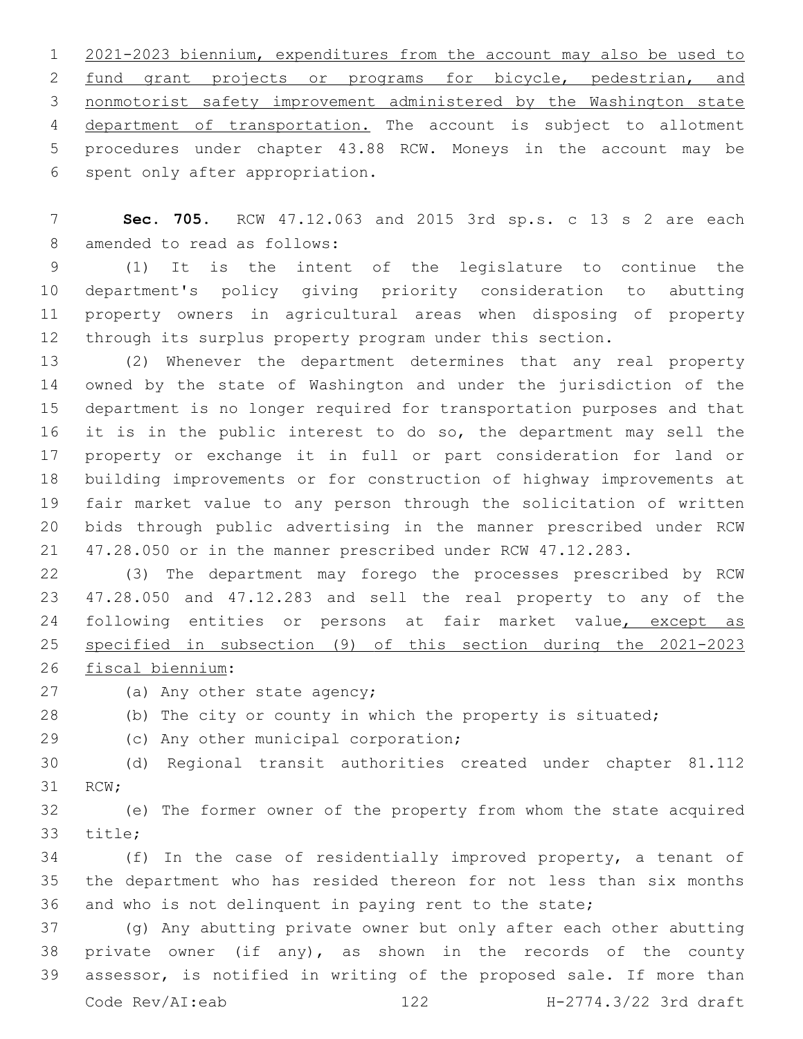2021-2023 biennium, expenditures from the account may also be used to fund grant projects or programs for bicycle, pedestrian, and nonmotorist safety improvement administered by the Washington state department of transportation. The account is subject to allotment procedures under chapter 43.88 RCW. Moneys in the account may be spent only after appropriation.

**Sec. 705.** RCW 47.12.063 and 2015 3rd sp.s. c 13 s 2 are each amended to read as follows:

(1) It is the intent of the legislature to continue the department's policy giving priority consideration to abutting property owners in agricultural areas when disposing of property through its surplus property program under this section.

(2) Whenever the department determines that any real property owned by the state of Washington and under the jurisdiction of the department is no longer required for transportation purposes and that it is in the public interest to do so, the department may sell the property or exchange it in full or part consideration for land or building improvements or for construction of highway improvements at fair market value to any person through the solicitation of written bids through public advertising in the manner prescribed under RCW 47.28.050 or in the manner prescribed under RCW 47.12.283.

(3) The department may forego the processes prescribed by RCW 47.28.050 and 47.12.283 and sell the real property to any of the following entities or persons at fair market value, except as specified in subsection (9) of this section during the 2021-2023 fiscal biennium:

(a) Any other state agency;

(b) The city or county in which the property is situated;

(c) Any other municipal corporation;

(d) Regional transit authorities created under chapter 81.112 RCW;

(e) The former owner of the property from whom the state acquired title;

(f) In the case of residentially improved property, a tenant of the department who has resided thereon for not less than six months and who is not delinquent in paying rent to the state;

(g) Any abutting private owner but only after each other abutting private owner (if any), as shown in the records of the county assessor, is notified in writing of the proposed sale. If more than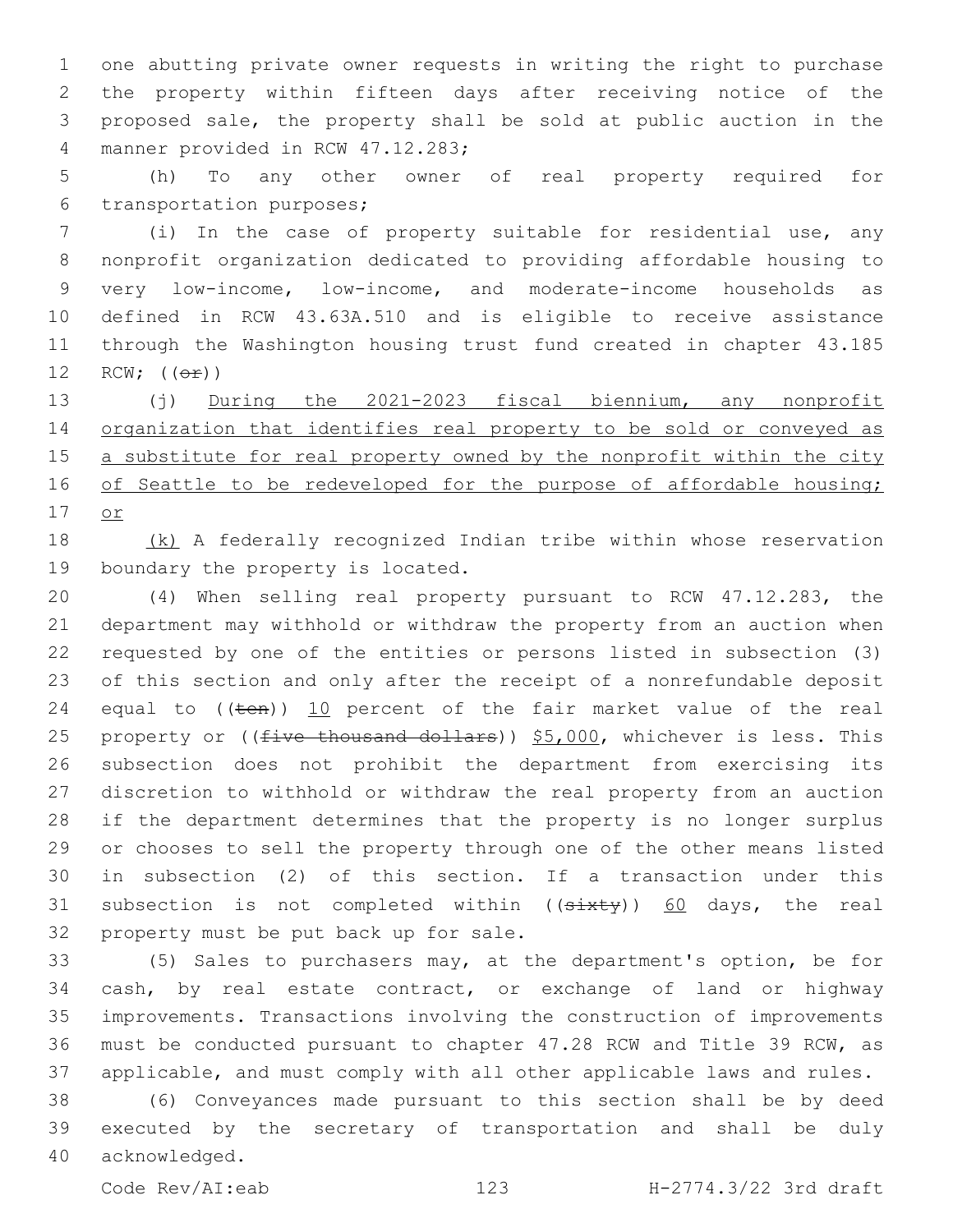one abutting private owner requests in writing the right to purchase the property within fifteen days after receiving notice of the proposed sale, the property shall be sold at public auction in the manner provided in RCW 47.12.283;

(h) To any other owner of real property required for transportation purposes;

(i) In the case of property suitable for residential use, any nonprofit organization dedicated to providing affordable housing to very low-income, low-income, and moderate-income households as defined in RCW 43.63A.510 and is eligible to receive assistance through the Washington housing trust fund created in chapter 43.185 RCW; ((~~or~~))

(j) <u>During the 2021-2023 fiscal biennium, any nonprofit organization that identifies real property to be sold or conveyed as a substitute for real property owned by the nonprofit within the city of Seattle to be redeveloped for the purpose of affordable housing; or</u>

<u>(k)</u> A federally recognized Indian tribe within whose reservation boundary the property is located.

(4) When selling real property pursuant to RCW 47.12.283, the department may withhold or withdraw the property from an auction when requested by one of the entities or persons listed in subsection (3) of this section and only after the receipt of a nonrefundable deposit equal to ((~~ten~~)) <u>10</u> percent of the fair market value of the real property or ((~~five thousand dollars~~)) <u>$5,000</u>, whichever is less. This subsection does not prohibit the department from exercising its discretion to withhold or withdraw the real property from an auction if the department determines that the property is no longer surplus or chooses to sell the property through one of the other means listed in subsection (2) of this section. If a transaction under this subsection is not completed within ((~~sixty~~)) <u>60</u> days, the real property must be put back up for sale.

(5) Sales to purchasers may, at the department's option, be for cash, by real estate contract, or exchange of land or highway improvements. Transactions involving the construction of improvements must be conducted pursuant to chapter 47.28 RCW and Title 39 RCW, as applicable, and must comply with all other applicable laws and rules.

(6) Conveyances made pursuant to this section shall be by deed executed by the secretary of transportation and shall be duly acknowledged.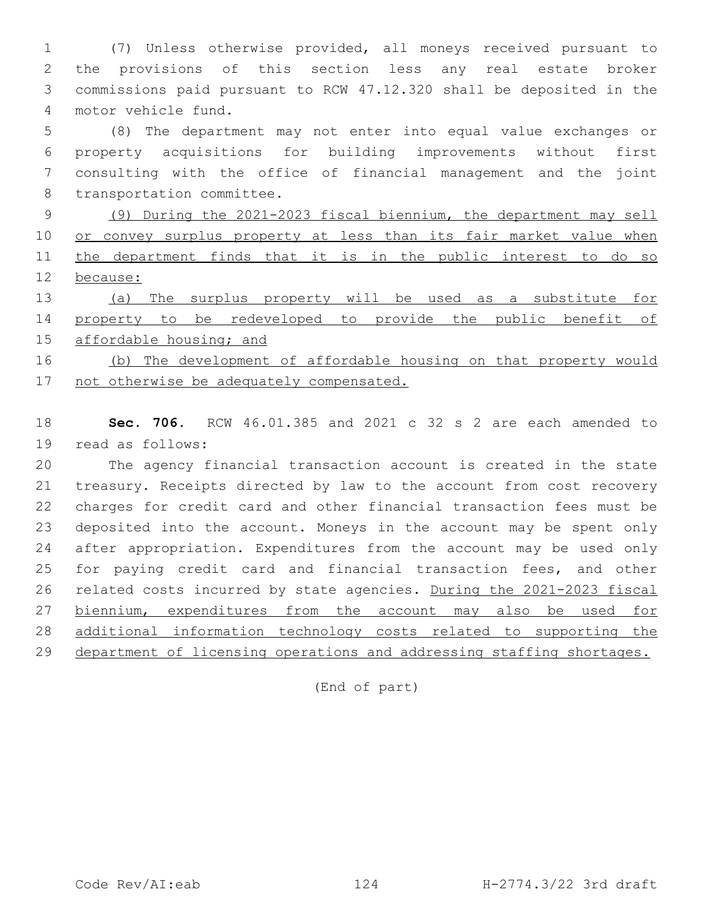(7) Unless otherwise provided, all moneys received pursuant to the provisions of this section less any real estate broker commissions paid pursuant to RCW 47.12.320 shall be deposited in the motor vehicle fund.

(8) The department may not enter into equal value exchanges or property acquisitions for building improvements without first consulting with the office of financial management and the joint transportation committee.

(9) During the 2021-2023 fiscal biennium, the department may sell or convey surplus property at less than its fair market value when the department finds that it is in the public interest to do so because:

(a) The surplus property will be used as a substitute for property to be redeveloped to provide the public benefit of affordable housing; and

(b) The development of affordable housing on that property would not otherwise be adequately compensated.

**Sec. 706.** RCW 46.01.385 and 2021 c 32 s 2 are each amended to read as follows:

The agency financial transaction account is created in the state treasury. Receipts directed by law to the account from cost recovery charges for credit card and other financial transaction fees must be deposited into the account. Moneys in the account may be spent only after appropriation. Expenditures from the account may be used only for paying credit card and financial transaction fees, and other related costs incurred by state agencies. During the 2021-2023 fiscal biennium, expenditures from the account may also be used for additional information technology costs related to supporting the department of licensing operations and addressing staffing shortages.

(End of part)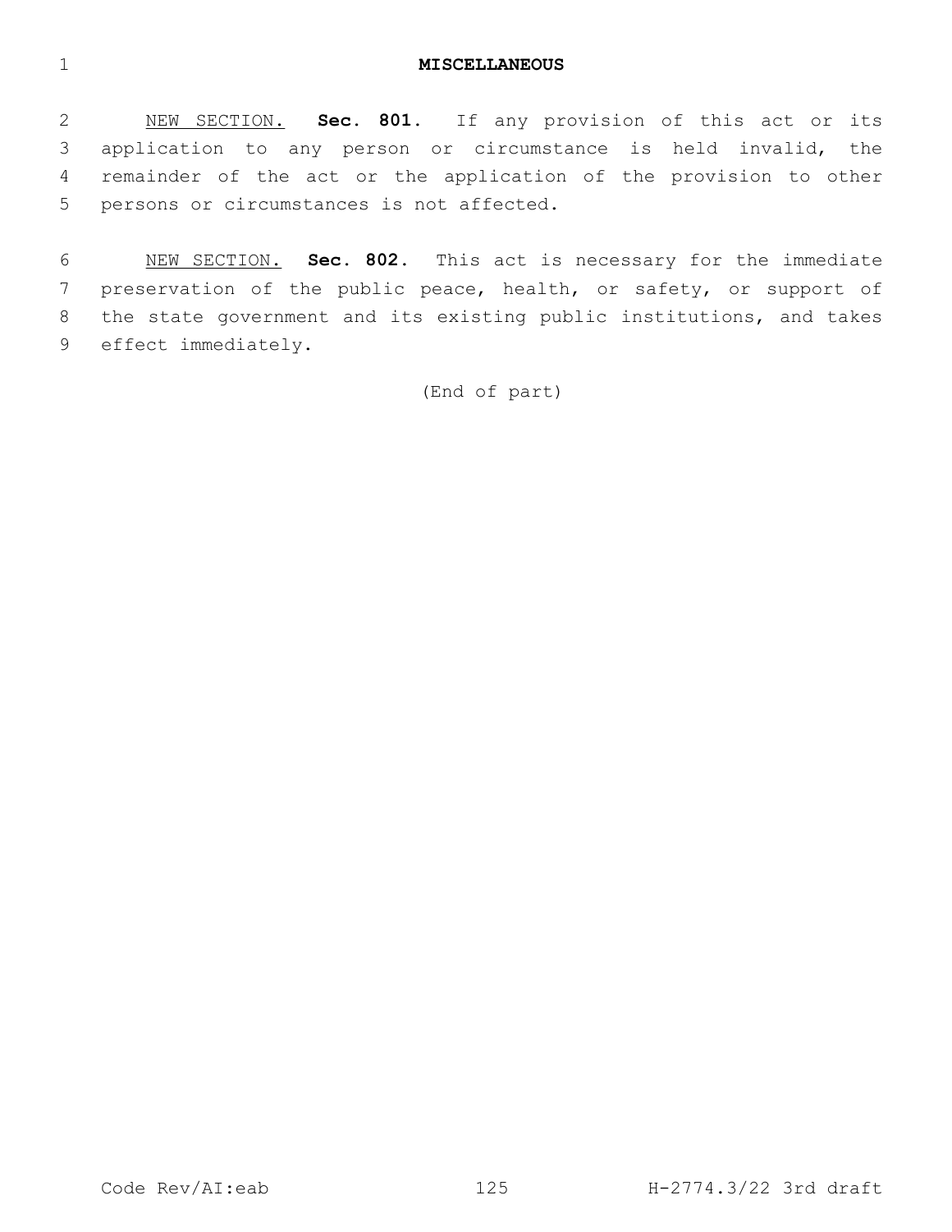## MISCELLANEOUS

NEW SECTION. **Sec. 801.** If any provision of this act or its application to any person or circumstance is held invalid, the remainder of the act or the application of the provision to other persons or circumstances is not affected.

NEW SECTION. **Sec. 802.** This act is necessary for the immediate preservation of the public peace, health, or safety, or support of the state government and its existing public institutions, and takes effect immediately.

(End of part)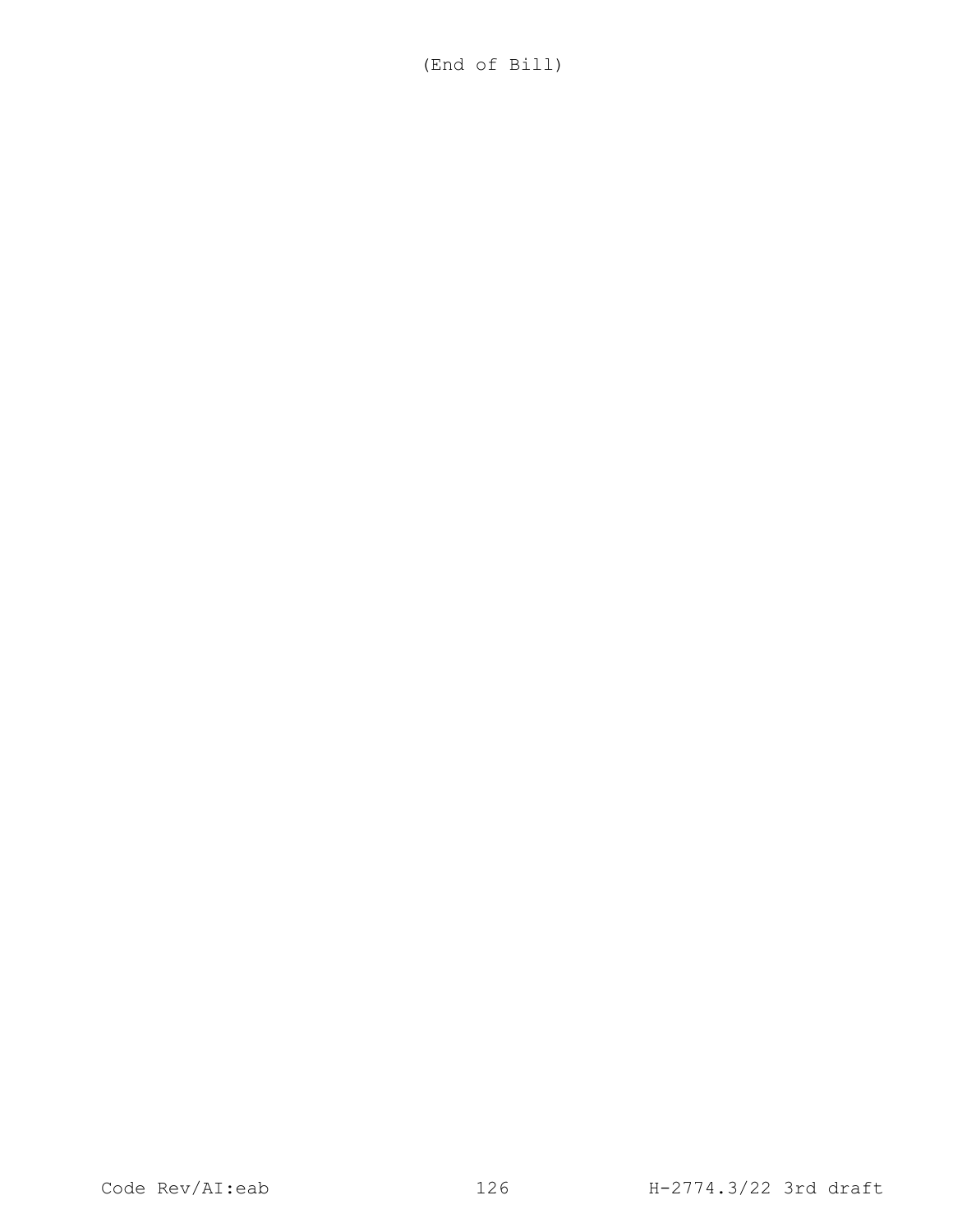(End of Bill)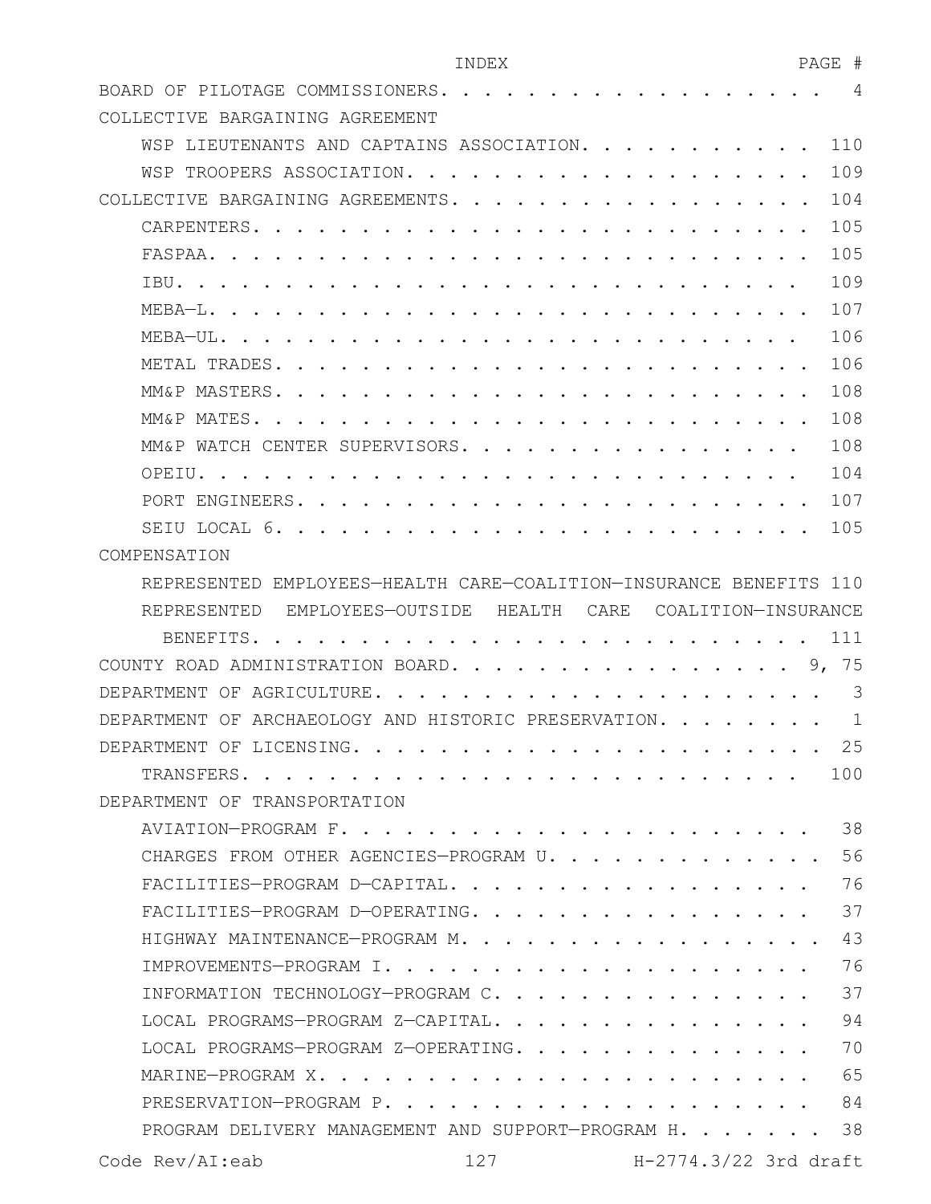INDEX PAGE #

BOARD OF PILOTAGE COMMISSIONERS. . . . . . . . . . . . . . . . . . . 4

COLLECTIVE BARGAINING AGREEMENT

- WSP LIEUTENANTS AND CAPTAINS ASSOCIATION. . . . . . . . . . . 110
- WSP TROOPERS ASSOCIATION. . . . . . . . . . . . . . . . . . . . 109

COLLECTIVE BARGAINING AGREEMENTS. . . . . . . . . . . . . . . . . . 104

- CARPENTERS. . . . . . . . . . . . . . . . . . . . . . . . . . . 105
- FASPAA. . . . . . . . . . . . . . . . . . . . . . . . . . . . . 105
- IBU. . . . . . . . . . . . . . . . . . . . . . . . . . . . . . 109
- MEBA—L. . . . . . . . . . . . . . . . . . . . . . . . . . . . . 107
- MEBA—UL. . . . . . . . . . . . . . . . . . . . . . . . . . . . 106
- METAL TRADES. . . . . . . . . . . . . . . . . . . . . . . . . . 106
- MM&P MASTERS. . . . . . . . . . . . . . . . . . . . . . . . . . 108
- MM&P MATES. . . . . . . . . . . . . . . . . . . . . . . . . . . 108
- MM&P WATCH CENTER SUPERVISORS. . . . . . . . . . . . . . . . . 108
- OPEIU. . . . . . . . . . . . . . . . . . . . . . . . . . . . . 104
- PORT ENGINEERS. . . . . . . . . . . . . . . . . . . . . . . . . 107
- SEIU LOCAL 6. . . . . . . . . . . . . . . . . . . . . . . . . . 105

COMPENSATION

- REPRESENTED EMPLOYEES—HEALTH CARE—COALITION—INSURANCE BENEFITS 110
- REPRESENTED EMPLOYEES—OUTSIDE HEALTH CARE COALITION—INSURANCE BENEFITS. . . . . . . . . . . . . . . . . . . . . . . . . . . 111

COUNTY ROAD ADMINISTRATION BOARD. . . . . . . . . . . . . . . . . 9, 75

DEPARTMENT OF AGRICULTURE. . . . . . . . . . . . . . . . . . . . . 3

DEPARTMENT OF ARCHAEOLOGY AND HISTORIC PRESERVATION. . . . . . . . 1

DEPARTMENT OF LICENSING. . . . . . . . . . . . . . . . . . . . . . 25

- TRANSFERS. . . . . . . . . . . . . . . . . . . . . . . . . . . 100

DEPARTMENT OF TRANSPORTATION

- AVIATION—PROGRAM F. . . . . . . . . . . . . . . . . . . . . . . 38
- CHARGES FROM OTHER AGENCIES—PROGRAM U. . . . . . . . . . . . . 56
- FACILITIES—PROGRAM D—CAPITAL. . . . . . . . . . . . . . . . . . 76
- FACILITIES—PROGRAM D—OPERATING. . . . . . . . . . . . . . . . . 37
- HIGHWAY MAINTENANCE—PROGRAM M. . . . . . . . . . . . . . . . . 43
- IMPROVEMENTS—PROGRAM I. . . . . . . . . . . . . . . . . . . . . 76
- INFORMATION TECHNOLOGY—PROGRAM C. . . . . . . . . . . . . . . . 37
- LOCAL PROGRAMS—PROGRAM Z—CAPITAL. . . . . . . . . . . . . . . . 94
- LOCAL PROGRAMS—PROGRAM Z—OPERATING. . . . . . . . . . . . . . . 70
- MARINE—PROGRAM X. . . . . . . . . . . . . . . . . . . . . . . . 65
- PRESERVATION—PROGRAM P. . . . . . . . . . . . . . . . . . . . . 84
- PROGRAM DELIVERY MANAGEMENT AND SUPPORT—PROGRAM H. . . . . . . 38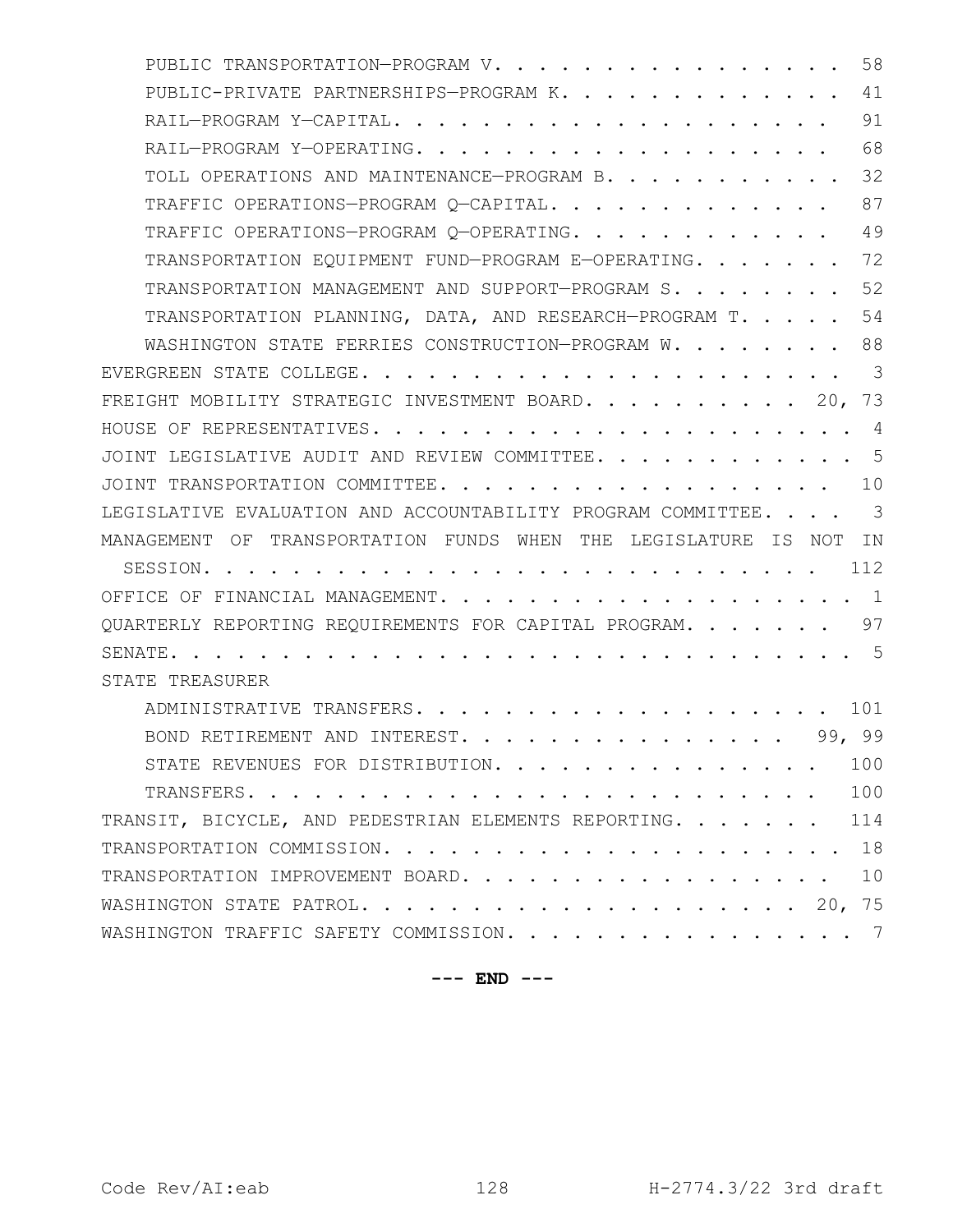PUBLIC TRANSPORTATION—PROGRAM V. . . . . . . . . . . . . . . . . 58
PUBLIC-PRIVATE PARTNERSHIPS—PROGRAM K. . . . . . . . . . . . . . 41
RAIL—PROGRAM Y—CAPITAL. . . . . . . . . . . . . . . . . . . . . 91
RAIL—PROGRAM Y—OPERATING. . . . . . . . . . . . . . . . . . . . 68
TOLL OPERATIONS AND MAINTENANCE—PROGRAM B. . . . . . . . . . . 32
TRAFFIC OPERATIONS—PROGRAM Q—CAPITAL. . . . . . . . . . . . . 87
TRAFFIC OPERATIONS—PROGRAM Q—OPERATING. . . . . . . . . . . . 49
TRANSPORTATION EQUIPMENT FUND—PROGRAM E—OPERATING. . . . . . . 72
TRANSPORTATION MANAGEMENT AND SUPPORT—PROGRAM S. . . . . . . . 52
TRANSPORTATION PLANNING, DATA, AND RESEARCH—PROGRAM T. . . . . 54
WASHINGTON STATE FERRIES CONSTRUCTION—PROGRAM W. . . . . . . . 88

EVERGREEN STATE COLLEGE. . . . . . . . . . . . . . . . . . . . . . 3
FREIGHT MOBILITY STRATEGIC INVESTMENT BOARD. . . . . . . . . . 20, 73
HOUSE OF REPRESENTATIVES. . . . . . . . . . . . . . . . . . . . . 4
JOINT LEGISLATIVE AUDIT AND REVIEW COMMITTEE. . . . . . . . . . . 5
JOINT TRANSPORTATION COMMITTEE. . . . . . . . . . . . . . . . . . 10
LEGISLATIVE EVALUATION AND ACCOUNTABILITY PROGRAM COMMITTEE. . . . 3
MANAGEMENT OF TRANSPORTATION FUNDS WHEN THE LEGISLATURE IS NOT IN SESSION. . . . . . . . . . . . . . . . . . . . . . . . . . . . 112
OFFICE OF FINANCIAL MANAGEMENT. . . . . . . . . . . . . . . . . . . 1
QUARTERLY REPORTING REQUIREMENTS FOR CAPITAL PROGRAM. . . . . . . 97
SENATE. . . . . . . . . . . . . . . . . . . . . . . . . . . . . . . 5
STATE TREASURER

ADMINISTRATIVE TRANSFERS. . . . . . . . . . . . . . . . . . . . 101
BOND RETIREMENT AND INTEREST. . . . . . . . . . . . . . . . . 99, 99
STATE REVENUES FOR DISTRIBUTION. . . . . . . . . . . . . . . . 100
TRANSFERS. . . . . . . . . . . . . . . . . . . . . . . . . . . 100

TRANSIT, BICYCLE, AND PEDESTRIAN ELEMENTS REPORTING. . . . . . . 114
TRANSPORTATION COMMISSION. . . . . . . . . . . . . . . . . . . . . 18
TRANSPORTATION IMPROVEMENT BOARD. . . . . . . . . . . . . . . . . 10
WASHINGTON STATE PATROL. . . . . . . . . . . . . . . . . . . . 20, 75
WASHINGTON TRAFFIC SAFETY COMMISSION. . . . . . . . . . . . . . . . 7

**--- END ---**